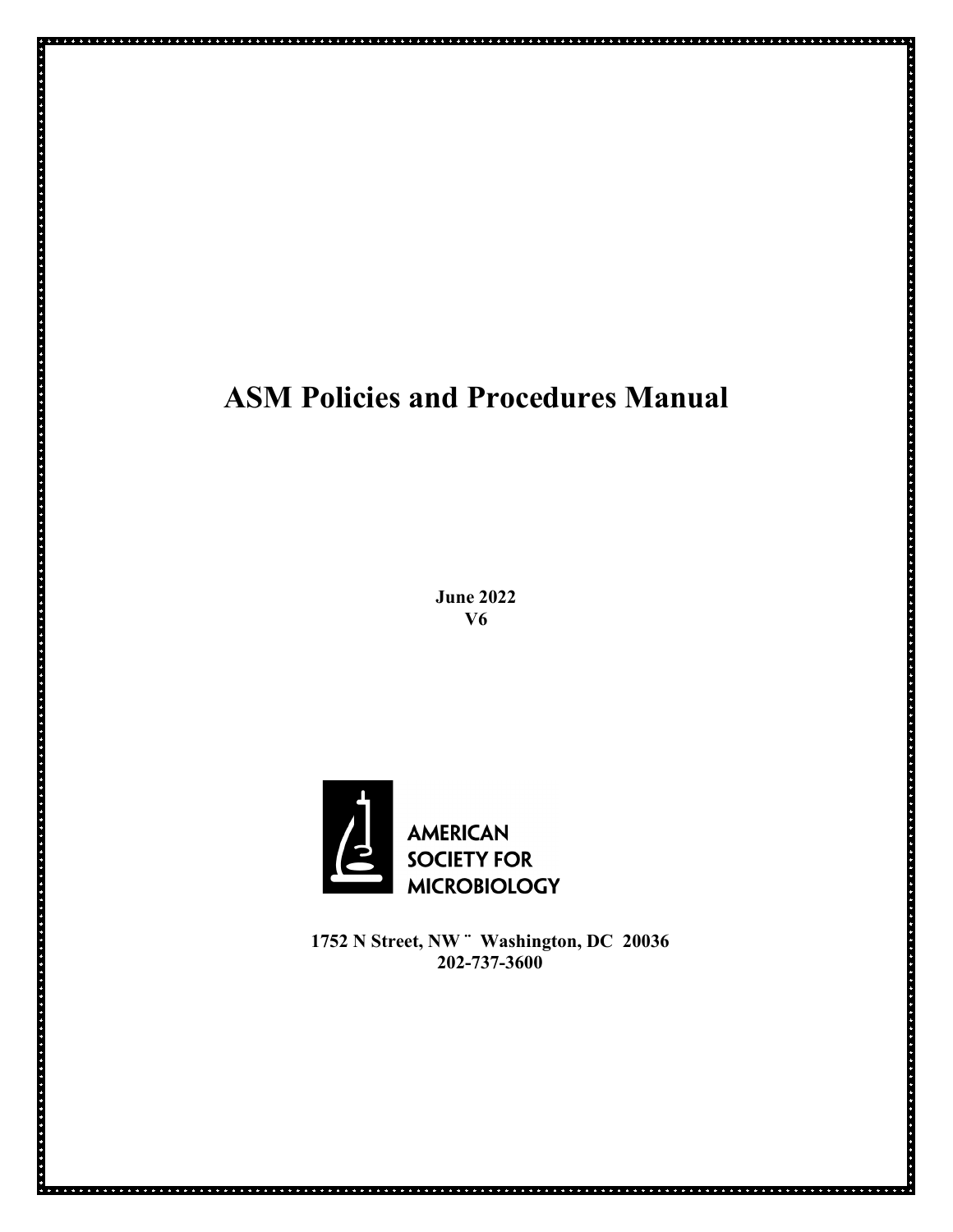# ASM Policies and Procedures Manual

**June 2022**
**V6**

AMERICAN
SOCIETY FOR
MICROBIOLOGY

**1752 N Street, NW ¨ Washington, DC 20036**
**202-737-3600**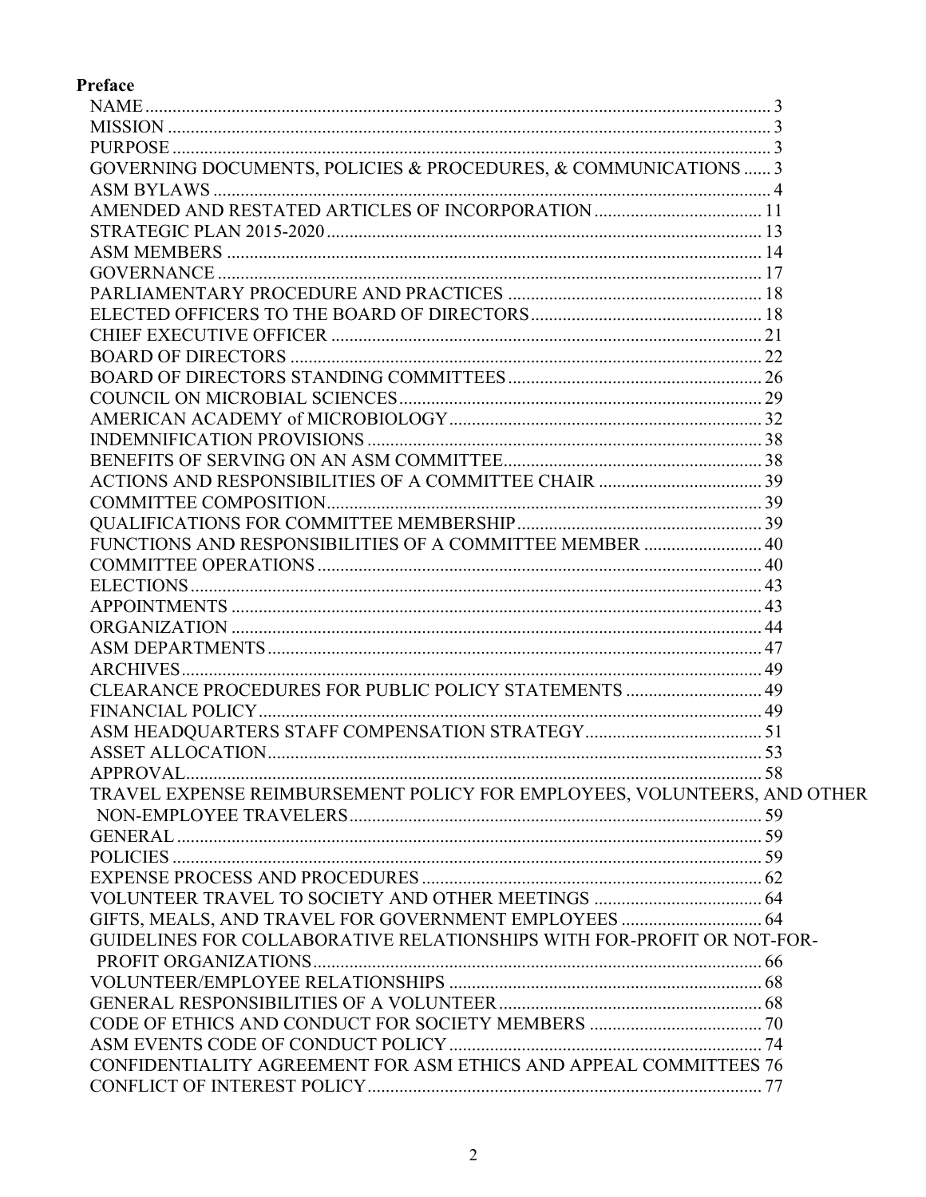**Preface**

- NAME ... 3
- MISSION ... 3
- PURPOSE ... 3
- GOVERNING DOCUMENTS, POLICIES & PROCEDURES, & COMMUNICATIONS ... 3
- ASM BYLAWS ... 4
- AMENDED AND RESTATED ARTICLES OF INCORPORATION ... 11
- STRATEGIC PLAN 2015-2020 ... 13
- ASM MEMBERS ... 14
- GOVERNANCE ... 17
- PARLIAMENTARY PROCEDURE AND PRACTICES ... 18
- ELECTED OFFICERS TO THE BOARD OF DIRECTORS ... 18
- CHIEF EXECUTIVE OFFICER ... 21
- BOARD OF DIRECTORS ... 22
- BOARD OF DIRECTORS STANDING COMMITTEES ... 26
- COUNCIL ON MICROBIAL SCIENCES ... 29
- AMERICAN ACADEMY of MICROBIOLOGY ... 32
- INDEMNIFICATION PROVISIONS ... 38
- BENEFITS OF SERVING ON AN ASM COMMITTEE ... 38
- ACTIONS AND RESPONSIBILITIES OF A COMMITTEE CHAIR ... 39
- COMMITTEE COMPOSITION ... 39
- QUALIFICATIONS FOR COMMITTEE MEMBERSHIP ... 39
- FUNCTIONS AND RESPONSIBILITIES OF A COMMITTEE MEMBER ... 40
- COMMITTEE OPERATIONS ... 40
- ELECTIONS ... 43
- APPOINTMENTS ... 43
- ORGANIZATION ... 44
- ASM DEPARTMENTS ... 47
- ARCHIVES ... 49
- CLEARANCE PROCEDURES FOR PUBLIC POLICY STATEMENTS ... 49
- FINANCIAL POLICY ... 49
- ASM HEADQUARTERS STAFF COMPENSATION STRATEGY ... 51
- ASSET ALLOCATION ... 53
- APPROVAL ... 58
- TRAVEL EXPENSE REIMBURSEMENT POLICY FOR EMPLOYEES, VOLUNTEERS, AND OTHER NON-EMPLOYEE TRAVELERS ... 59
- GENERAL ... 59
- POLICIES ... 59
- EXPENSE PROCESS AND PROCEDURES ... 62
- VOLUNTEER TRAVEL TO SOCIETY AND OTHER MEETINGS ... 64
- GIFTS, MEALS, AND TRAVEL FOR GOVERNMENT EMPLOYEES ... 64
- GUIDELINES FOR COLLABORATIVE RELATIONSHIPS WITH FOR-PROFIT OR NOT-FOR-PROFIT ORGANIZATIONS ... 66
- VOLUNTEER/EMPLOYEE RELATIONSHIPS ... 68
- GENERAL RESPONSIBILITIES OF A VOLUNTEER ... 68
- CODE OF ETHICS AND CONDUCT FOR SOCIETY MEMBERS ... 70
- ASM EVENTS CODE OF CONDUCT POLICY ... 74
- CONFIDENTIALITY AGREEMENT FOR ASM ETHICS AND APPEAL COMMITTEES 76
- CONFLICT OF INTEREST POLICY ... 77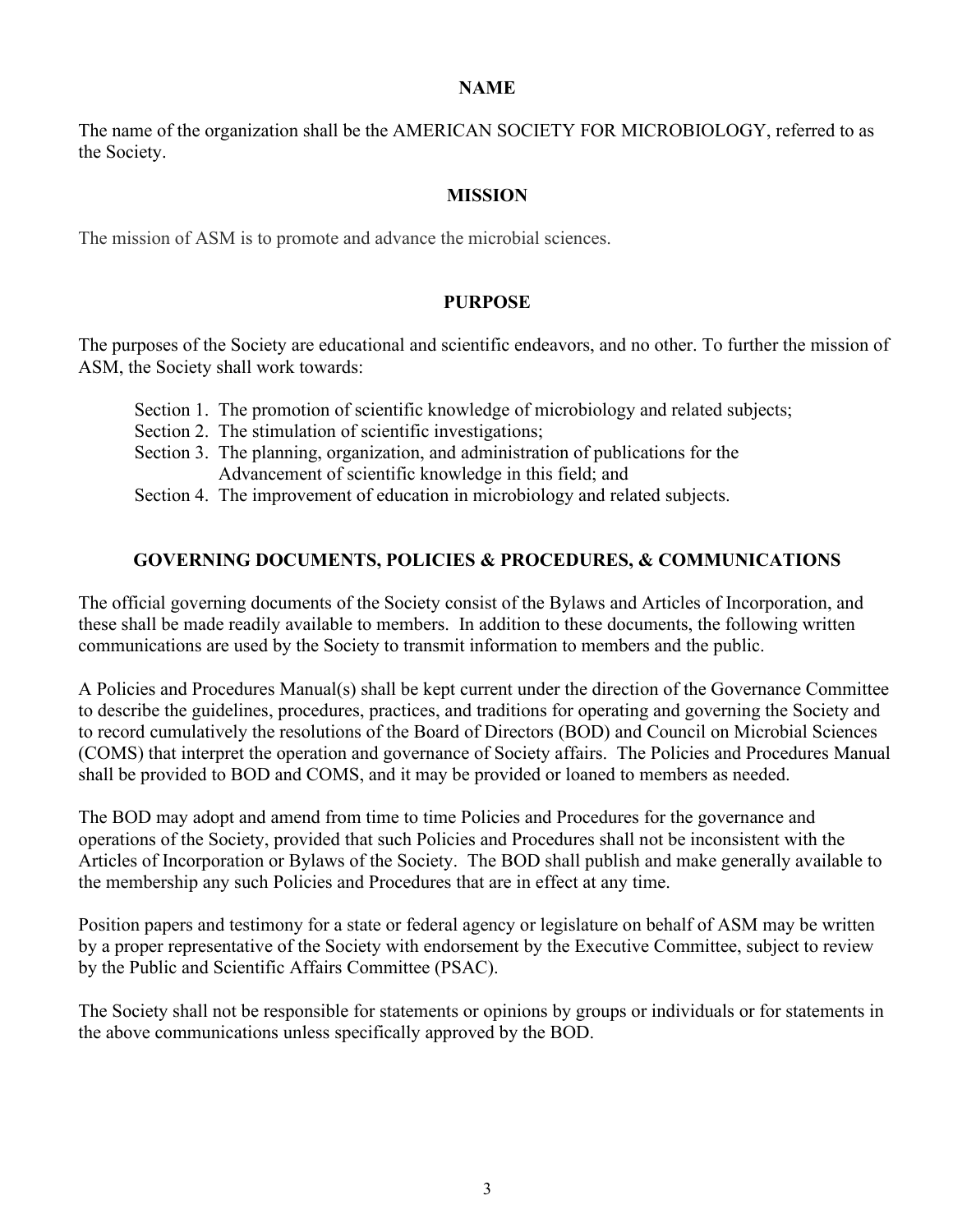## NAME

The name of the organization shall be the AMERICAN SOCIETY FOR MICROBIOLOGY, referred to as the Society.

## MISSION

The mission of ASM is to promote and advance the microbial sciences.

## PURPOSE

The purposes of the Society are educational and scientific endeavors, and no other. To further the mission of ASM, the Society shall work towards:

- Section 1. The promotion of scientific knowledge of microbiology and related subjects;
- Section 2. The stimulation of scientific investigations;
- Section 3. The planning, organization, and administration of publications for the Advancement of scientific knowledge in this field; and
- Section 4. The improvement of education in microbiology and related subjects.

## GOVERNING DOCUMENTS, POLICIES & PROCEDURES, & COMMUNICATIONS

The official governing documents of the Society consist of the Bylaws and Articles of Incorporation, and these shall be made readily available to members. In addition to these documents, the following written communications are used by the Society to transmit information to members and the public.

A Policies and Procedures Manual(s) shall be kept current under the direction of the Governance Committee to describe the guidelines, procedures, practices, and traditions for operating and governing the Society and to record cumulatively the resolutions of the Board of Directors (BOD) and Council on Microbial Sciences (COMS) that interpret the operation and governance of Society affairs. The Policies and Procedures Manual shall be provided to BOD and COMS, and it may be provided or loaned to members as needed.

The BOD may adopt and amend from time to time Policies and Procedures for the governance and operations of the Society, provided that such Policies and Procedures shall not be inconsistent with the Articles of Incorporation or Bylaws of the Society. The BOD shall publish and make generally available to the membership any such Policies and Procedures that are in effect at any time.

Position papers and testimony for a state or federal agency or legislature on behalf of ASM may be written by a proper representative of the Society with endorsement by the Executive Committee, subject to review by the Public and Scientific Affairs Committee (PSAC).

The Society shall not be responsible for statements or opinions by groups or individuals or for statements in the above communications unless specifically approved by the BOD.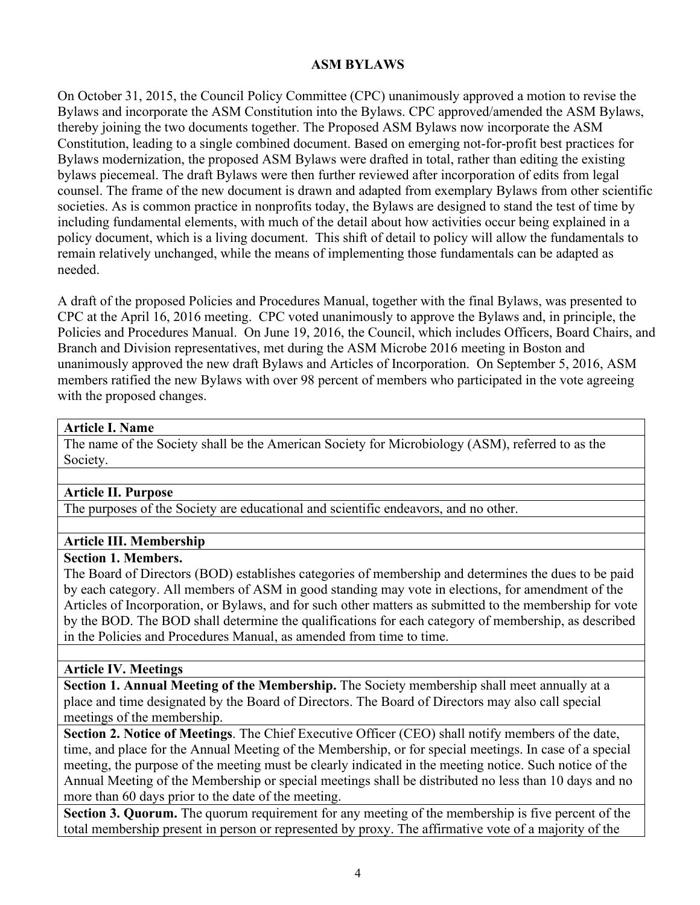# ASM BYLAWS

On October 31, 2015, the Council Policy Committee (CPC) unanimously approved a motion to revise the Bylaws and incorporate the ASM Constitution into the Bylaws. CPC approved/amended the ASM Bylaws, thereby joining the two documents together. The Proposed ASM Bylaws now incorporate the ASM Constitution, leading to a single combined document. Based on emerging not-for-profit best practices for Bylaws modernization, the proposed ASM Bylaws were drafted in total, rather than editing the existing bylaws piecemeal. The draft Bylaws were then further reviewed after incorporation of edits from legal counsel. The frame of the new document is drawn and adapted from exemplary Bylaws from other scientific societies. As is common practice in nonprofits today, the Bylaws are designed to stand the test of time by including fundamental elements, with much of the detail about how activities occur being explained in a policy document, which is a living document. This shift of detail to policy will allow the fundamentals to remain relatively unchanged, while the means of implementing those fundamentals can be adapted as needed.

A draft of the proposed Policies and Procedures Manual, together with the final Bylaws, was presented to CPC at the April 16, 2016 meeting. CPC voted unanimously to approve the Bylaws and, in principle, the Policies and Procedures Manual. On June 19, 2016, the Council, which includes Officers, Board Chairs, and Branch and Division representatives, met during the ASM Microbe 2016 meeting in Boston and unanimously approved the new draft Bylaws and Articles of Incorporation. On September 5, 2016, ASM members ratified the new Bylaws with over 98 percent of members who participated in the vote agreeing with the proposed changes.

## Article I. Name

The name of the Society shall be the American Society for Microbiology (ASM), referred to as the Society.

## Article II. Purpose

The purposes of the Society are educational and scientific endeavors, and no other.

## Article III. Membership

**Section 1. Members.**

The Board of Directors (BOD) establishes categories of membership and determines the dues to be paid by each category. All members of ASM in good standing may vote in elections, for amendment of the Articles of Incorporation, or Bylaws, and for such other matters as submitted to the membership for vote by the BOD. The BOD shall determine the qualifications for each category of membership, as described in the Policies and Procedures Manual, as amended from time to time.

## Article IV. Meetings

**Section 1. Annual Meeting of the Membership.** The Society membership shall meet annually at a place and time designated by the Board of Directors. The Board of Directors may also call special meetings of the membership.

**Section 2. Notice of Meetings**. The Chief Executive Officer (CEO) shall notify members of the date, time, and place for the Annual Meeting of the Membership, or for special meetings. In case of a special meeting, the purpose of the meeting must be clearly indicated in the meeting notice. Such notice of the Annual Meeting of the Membership or special meetings shall be distributed no less than 10 days and no more than 60 days prior to the date of the meeting.

**Section 3. Quorum.** The quorum requirement for any meeting of the membership is five percent of the total membership present in person or represented by proxy. The affirmative vote of a majority of the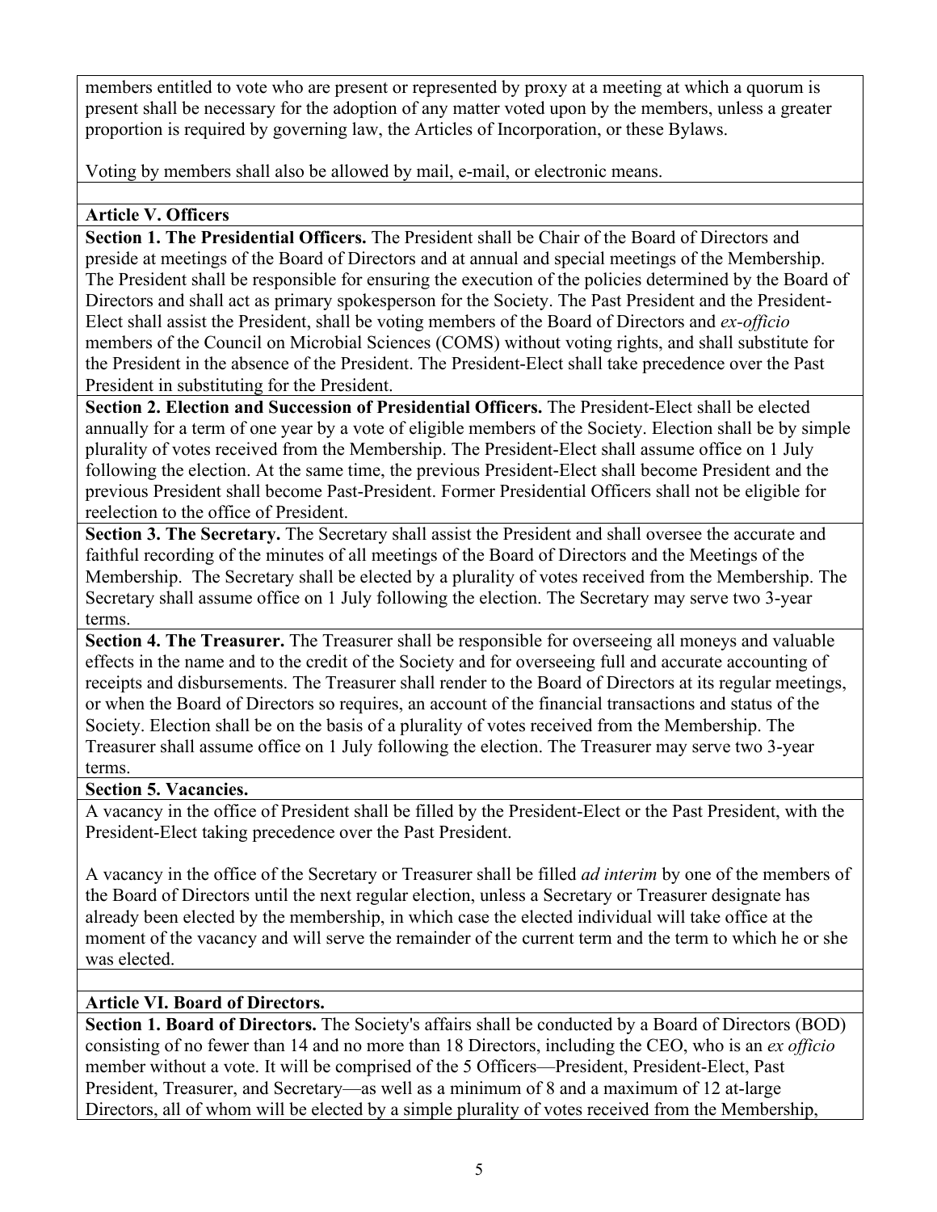members entitled to vote who are present or represented by proxy at a meeting at which a quorum is present shall be necessary for the adoption of any matter voted upon by the members, unless a greater proportion is required by governing law, the Articles of Incorporation, or these Bylaws.

Voting by members shall also be allowed by mail, e-mail, or electronic means.

## Article V. Officers

**Section 1. The Presidential Officers.** The President shall be Chair of the Board of Directors and preside at meetings of the Board of Directors and at annual and special meetings of the Membership. The President shall be responsible for ensuring the execution of the policies determined by the Board of Directors and shall act as primary spokesperson for the Society. The Past President and the President-Elect shall assist the President, shall be voting members of the Board of Directors and *ex-officio* members of the Council on Microbial Sciences (COMS) without voting rights, and shall substitute for the President in the absence of the President. The President-Elect shall take precedence over the Past President in substituting for the President.

**Section 2. Election and Succession of Presidential Officers.** The President-Elect shall be elected annually for a term of one year by a vote of eligible members of the Society. Election shall be by simple plurality of votes received from the Membership. The President-Elect shall assume office on 1 July following the election. At the same time, the previous President-Elect shall become President and the previous President shall become Past-President. Former Presidential Officers shall not be eligible for reelection to the office of President.

**Section 3. The Secretary.** The Secretary shall assist the President and shall oversee the accurate and faithful recording of the minutes of all meetings of the Board of Directors and the Meetings of the Membership. The Secretary shall be elected by a plurality of votes received from the Membership. The Secretary shall assume office on 1 July following the election. The Secretary may serve two 3-year terms.

**Section 4. The Treasurer.** The Treasurer shall be responsible for overseeing all moneys and valuable effects in the name and to the credit of the Society and for overseeing full and accurate accounting of receipts and disbursements. The Treasurer shall render to the Board of Directors at its regular meetings, or when the Board of Directors so requires, an account of the financial transactions and status of the Society. Election shall be on the basis of a plurality of votes received from the Membership. The Treasurer shall assume office on 1 July following the election. The Treasurer may serve two 3-year terms.

**Section 5. Vacancies.**

A vacancy in the office of President shall be filled by the President-Elect or the Past President, with the President-Elect taking precedence over the Past President.

A vacancy in the office of the Secretary or Treasurer shall be filled *ad interim* by one of the members of the Board of Directors until the next regular election, unless a Secretary or Treasurer designate has already been elected by the membership, in which case the elected individual will take office at the moment of the vacancy and will serve the remainder of the current term and the term to which he or she was elected.

## Article VI. Board of Directors.

**Section 1. Board of Directors.** The Society's affairs shall be conducted by a Board of Directors (BOD) consisting of no fewer than 14 and no more than 18 Directors, including the CEO, who is an *ex officio* member without a vote. It will be comprised of the 5 Officers—President, President-Elect, Past President, Treasurer, and Secretary—as well as a minimum of 8 and a maximum of 12 at-large Directors, all of whom will be elected by a simple plurality of votes received from the Membership,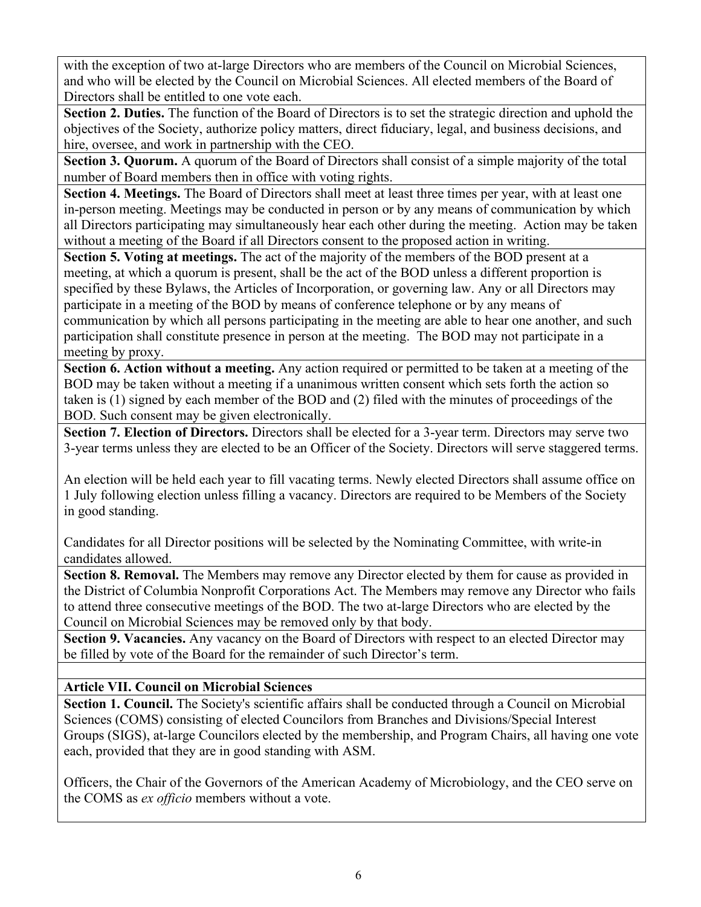with the exception of two at-large Directors who are members of the Council on Microbial Sciences, and who will be elected by the Council on Microbial Sciences. All elected members of the Board of Directors shall be entitled to one vote each.

**Section 2. Duties.** The function of the Board of Directors is to set the strategic direction and uphold the objectives of the Society, authorize policy matters, direct fiduciary, legal, and business decisions, and hire, oversee, and work in partnership with the CEO.

**Section 3. Quorum.** A quorum of the Board of Directors shall consist of a simple majority of the total number of Board members then in office with voting rights.

**Section 4. Meetings.** The Board of Directors shall meet at least three times per year, with at least one in-person meeting. Meetings may be conducted in person or by any means of communication by which all Directors participating may simultaneously hear each other during the meeting. Action may be taken without a meeting of the Board if all Directors consent to the proposed action in writing.

**Section 5. Voting at meetings.** The act of the majority of the members of the BOD present at a meeting, at which a quorum is present, shall be the act of the BOD unless a different proportion is specified by these Bylaws, the Articles of Incorporation, or governing law. Any or all Directors may participate in a meeting of the BOD by means of conference telephone or by any means of communication by which all persons participating in the meeting are able to hear one another, and such participation shall constitute presence in person at the meeting. The BOD may not participate in a meeting by proxy.

**Section 6. Action without a meeting.** Any action required or permitted to be taken at a meeting of the BOD may be taken without a meeting if a unanimous written consent which sets forth the action so taken is (1) signed by each member of the BOD and (2) filed with the minutes of proceedings of the BOD. Such consent may be given electronically.

**Section 7. Election of Directors.** Directors shall be elected for a 3-year term. Directors may serve two 3-year terms unless they are elected to be an Officer of the Society. Directors will serve staggered terms.

An election will be held each year to fill vacating terms. Newly elected Directors shall assume office on 1 July following election unless filling a vacancy. Directors are required to be Members of the Society in good standing.

Candidates for all Director positions will be selected by the Nominating Committee, with write-in candidates allowed.

**Section 8. Removal.** The Members may remove any Director elected by them for cause as provided in the District of Columbia Nonprofit Corporations Act. The Members may remove any Director who fails to attend three consecutive meetings of the BOD. The two at-large Directors who are elected by the Council on Microbial Sciences may be removed only by that body.

**Section 9. Vacancies.** Any vacancy on the Board of Directors with respect to an elected Director may be filled by vote of the Board for the remainder of such Director's term.

## Article VII. Council on Microbial Sciences

**Section 1. Council.** The Society's scientific affairs shall be conducted through a Council on Microbial Sciences (COMS) consisting of elected Councilors from Branches and Divisions/Special Interest Groups (SIGS), at-large Councilors elected by the membership, and Program Chairs, all having one vote each, provided that they are in good standing with ASM.

Officers, the Chair of the Governors of the American Academy of Microbiology, and the CEO serve on the COMS as *ex officio* members without a vote.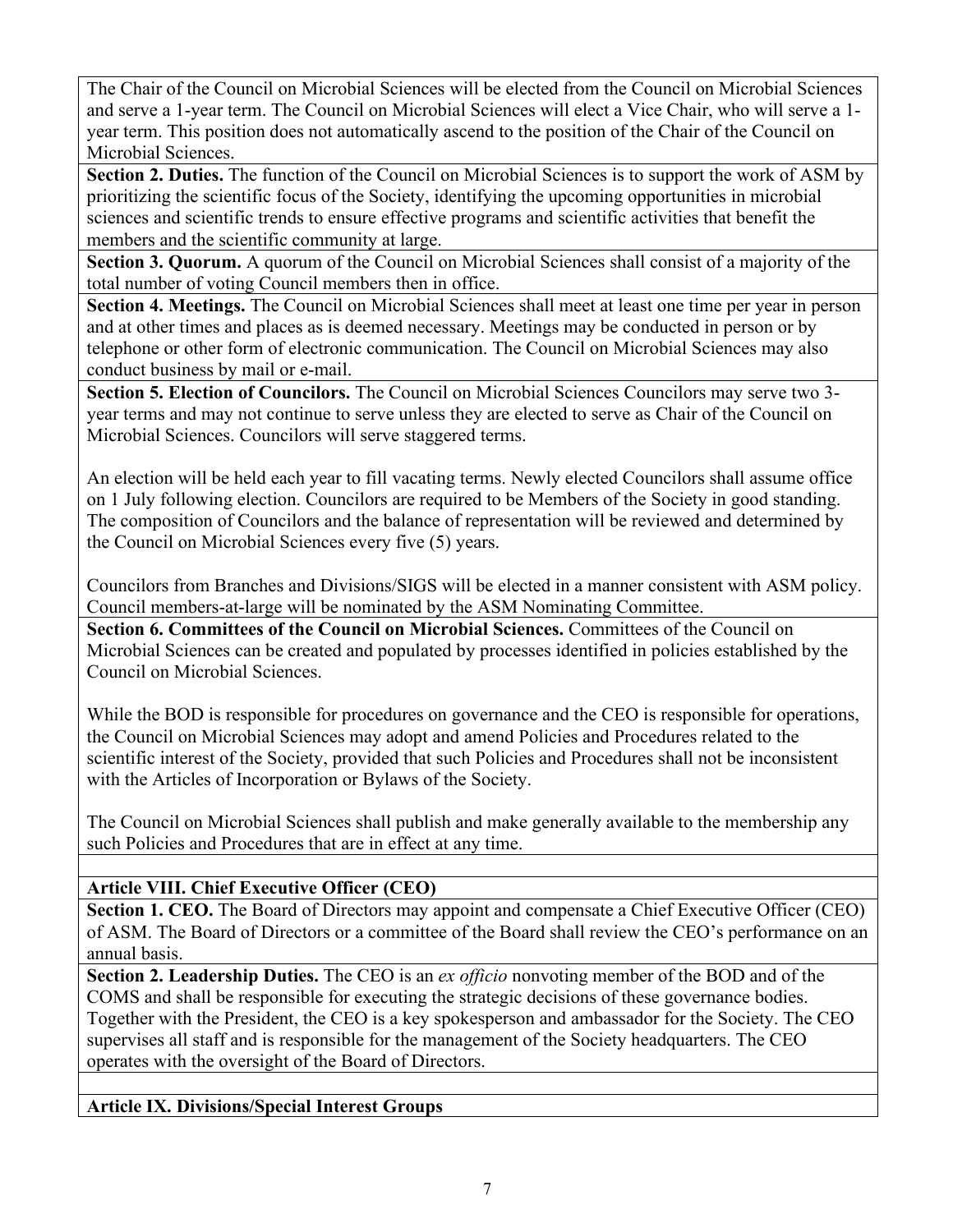The Chair of the Council on Microbial Sciences will be elected from the Council on Microbial Sciences and serve a 1-year term. The Council on Microbial Sciences will elect a Vice Chair, who will serve a 1-year term. This position does not automatically ascend to the position of the Chair of the Council on Microbial Sciences.

**Section 2. Duties.** The function of the Council on Microbial Sciences is to support the work of ASM by prioritizing the scientific focus of the Society, identifying the upcoming opportunities in microbial sciences and scientific trends to ensure effective programs and scientific activities that benefit the members and the scientific community at large.

**Section 3. Quorum.** A quorum of the Council on Microbial Sciences shall consist of a majority of the total number of voting Council members then in office.

**Section 4. Meetings.** The Council on Microbial Sciences shall meet at least one time per year in person and at other times and places as is deemed necessary. Meetings may be conducted in person or by telephone or other form of electronic communication. The Council on Microbial Sciences may also conduct business by mail or e-mail.

**Section 5. Election of Councilors.** The Council on Microbial Sciences Councilors may serve two 3-year terms and may not continue to serve unless they are elected to serve as Chair of the Council on Microbial Sciences. Councilors will serve staggered terms.

An election will be held each year to fill vacating terms. Newly elected Councilors shall assume office on 1 July following election. Councilors are required to be Members of the Society in good standing. The composition of Councilors and the balance of representation will be reviewed and determined by the Council on Microbial Sciences every five (5) years.

Councilors from Branches and Divisions/SIGS will be elected in a manner consistent with ASM policy. Council members-at-large will be nominated by the ASM Nominating Committee.

**Section 6. Committees of the Council on Microbial Sciences.** Committees of the Council on Microbial Sciences can be created and populated by processes identified in policies established by the Council on Microbial Sciences.

While the BOD is responsible for procedures on governance and the CEO is responsible for operations, the Council on Microbial Sciences may adopt and amend Policies and Procedures related to the scientific interest of the Society, provided that such Policies and Procedures shall not be inconsistent with the Articles of Incorporation or Bylaws of the Society.

The Council on Microbial Sciences shall publish and make generally available to the membership any such Policies and Procedures that are in effect at any time.

## Article VIII. Chief Executive Officer (CEO)

**Section 1. CEO.** The Board of Directors may appoint and compensate a Chief Executive Officer (CEO) of ASM. The Board of Directors or a committee of the Board shall review the CEO's performance on an annual basis.

**Section 2. Leadership Duties.** The CEO is an *ex officio* nonvoting member of the BOD and of the COMS and shall be responsible for executing the strategic decisions of these governance bodies. Together with the President, the CEO is a key spokesperson and ambassador for the Society. The CEO supervises all staff and is responsible for the management of the Society headquarters. The CEO operates with the oversight of the Board of Directors.

## Article IX. Divisions/Special Interest Groups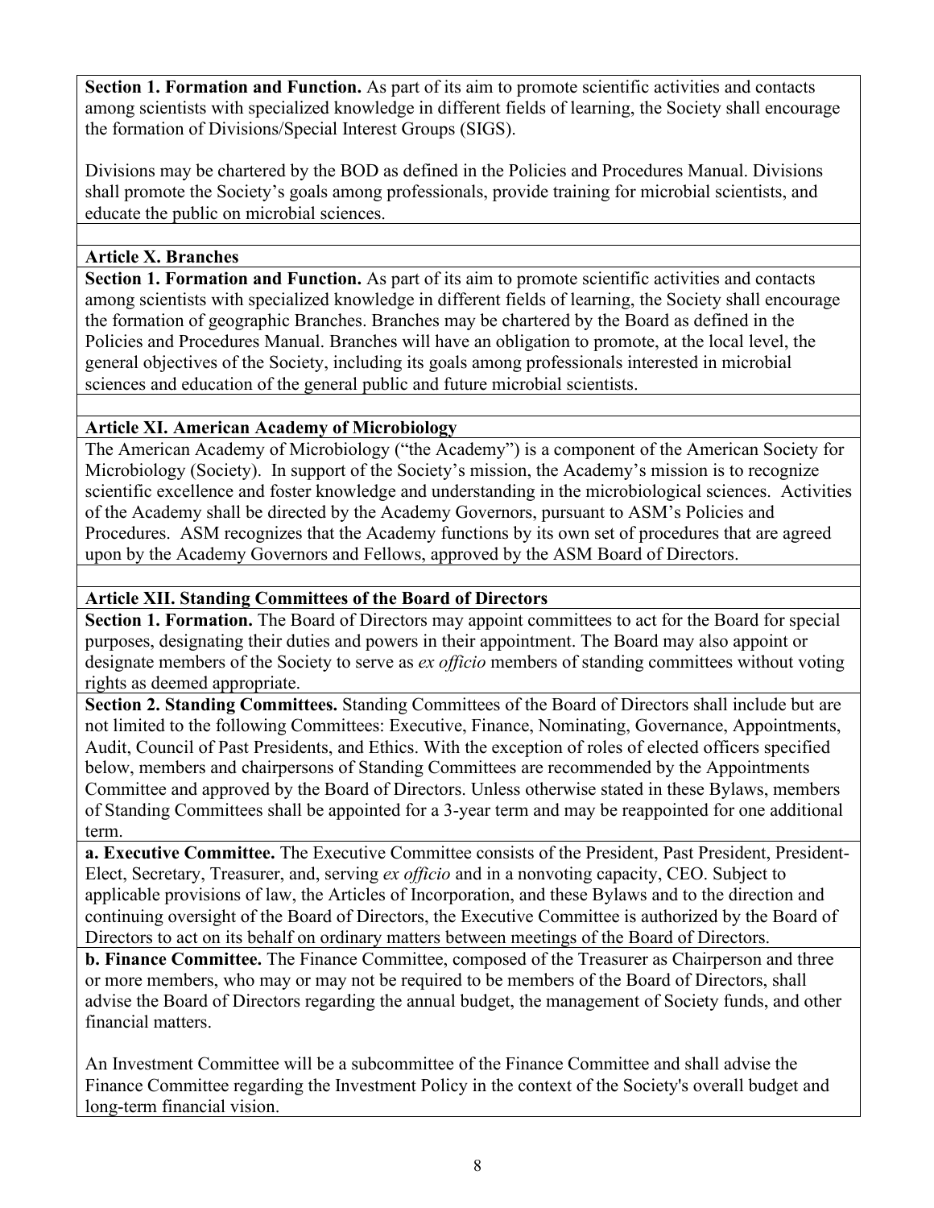**Section 1. Formation and Function.** As part of its aim to promote scientific activities and contacts among scientists with specialized knowledge in different fields of learning, the Society shall encourage the formation of Divisions/Special Interest Groups (SIGS).

Divisions may be chartered by the BOD as defined in the Policies and Procedures Manual. Divisions shall promote the Society's goals among professionals, provide training for microbial scientists, and educate the public on microbial sciences.

## Article X. Branches

**Section 1. Formation and Function.** As part of its aim to promote scientific activities and contacts among scientists with specialized knowledge in different fields of learning, the Society shall encourage the formation of geographic Branches. Branches may be chartered by the Board as defined in the Policies and Procedures Manual. Branches will have an obligation to promote, at the local level, the general objectives of the Society, including its goals among professionals interested in microbial sciences and education of the general public and future microbial scientists.

## Article XI. American Academy of Microbiology

The American Academy of Microbiology ("the Academy") is a component of the American Society for Microbiology (Society). In support of the Society's mission, the Academy's mission is to recognize scientific excellence and foster knowledge and understanding in the microbiological sciences. Activities of the Academy shall be directed by the Academy Governors, pursuant to ASM's Policies and Procedures. ASM recognizes that the Academy functions by its own set of procedures that are agreed upon by the Academy Governors and Fellows, approved by the ASM Board of Directors.

## Article XII. Standing Committees of the Board of Directors

**Section 1. Formation.** The Board of Directors may appoint committees to act for the Board for special purposes, designating their duties and powers in their appointment. The Board may also appoint or designate members of the Society to serve as *ex officio* members of standing committees without voting rights as deemed appropriate.

**Section 2. Standing Committees.** Standing Committees of the Board of Directors shall include but are not limited to the following Committees: Executive, Finance, Nominating, Governance, Appointments, Audit, Council of Past Presidents, and Ethics. With the exception of roles of elected officers specified below, members and chairpersons of Standing Committees are recommended by the Appointments Committee and approved by the Board of Directors. Unless otherwise stated in these Bylaws, members of Standing Committees shall be appointed for a 3-year term and may be reappointed for one additional term.

**a. Executive Committee.** The Executive Committee consists of the President, Past President, President-Elect, Secretary, Treasurer, and, serving *ex officio* and in a nonvoting capacity, CEO. Subject to applicable provisions of law, the Articles of Incorporation, and these Bylaws and to the direction and continuing oversight of the Board of Directors, the Executive Committee is authorized by the Board of Directors to act on its behalf on ordinary matters between meetings of the Board of Directors.

**b. Finance Committee.** The Finance Committee, composed of the Treasurer as Chairperson and three or more members, who may or may not be required to be members of the Board of Directors, shall advise the Board of Directors regarding the annual budget, the management of Society funds, and other financial matters.

An Investment Committee will be a subcommittee of the Finance Committee and shall advise the Finance Committee regarding the Investment Policy in the context of the Society's overall budget and long-term financial vision.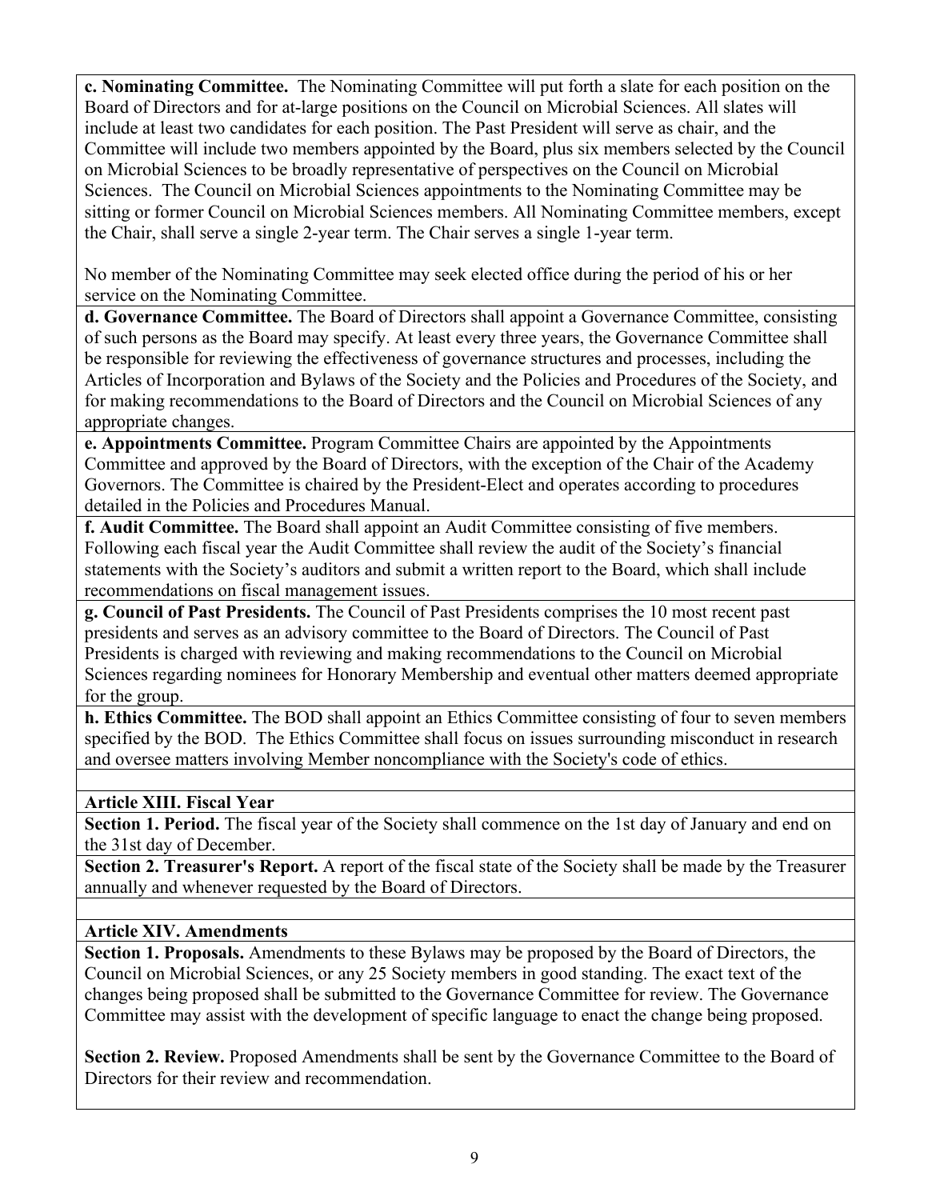**c. Nominating Committee.** The Nominating Committee will put forth a slate for each position on the Board of Directors and for at-large positions on the Council on Microbial Sciences. All slates will include at least two candidates for each position. The Past President will serve as chair, and the Committee will include two members appointed by the Board, plus six members selected by the Council on Microbial Sciences to be broadly representative of perspectives on the Council on Microbial Sciences. The Council on Microbial Sciences appointments to the Nominating Committee may be sitting or former Council on Microbial Sciences members. All Nominating Committee members, except the Chair, shall serve a single 2-year term. The Chair serves a single 1-year term.

No member of the Nominating Committee may seek elected office during the period of his or her service on the Nominating Committee.

**d. Governance Committee.** The Board of Directors shall appoint a Governance Committee, consisting of such persons as the Board may specify. At least every three years, the Governance Committee shall be responsible for reviewing the effectiveness of governance structures and processes, including the Articles of Incorporation and Bylaws of the Society and the Policies and Procedures of the Society, and for making recommendations to the Board of Directors and the Council on Microbial Sciences of any appropriate changes.

**e. Appointments Committee.** Program Committee Chairs are appointed by the Appointments Committee and approved by the Board of Directors, with the exception of the Chair of the Academy Governors. The Committee is chaired by the President-Elect and operates according to procedures detailed in the Policies and Procedures Manual.

**f. Audit Committee.** The Board shall appoint an Audit Committee consisting of five members. Following each fiscal year the Audit Committee shall review the audit of the Society's financial statements with the Society's auditors and submit a written report to the Board, which shall include recommendations on fiscal management issues.

**g. Council of Past Presidents.** The Council of Past Presidents comprises the 10 most recent past presidents and serves as an advisory committee to the Board of Directors. The Council of Past Presidents is charged with reviewing and making recommendations to the Council on Microbial Sciences regarding nominees for Honorary Membership and eventual other matters deemed appropriate for the group.

**h. Ethics Committee.** The BOD shall appoint an Ethics Committee consisting of four to seven members specified by the BOD. The Ethics Committee shall focus on issues surrounding misconduct in research and oversee matters involving Member noncompliance with the Society's code of ethics.

**Article XIII. Fiscal Year**

**Section 1. Period.** The fiscal year of the Society shall commence on the 1st day of January and end on the 31st day of December.

**Section 2. Treasurer's Report.** A report of the fiscal state of the Society shall be made by the Treasurer annually and whenever requested by the Board of Directors.

**Article XIV. Amendments**

**Section 1. Proposals.** Amendments to these Bylaws may be proposed by the Board of Directors, the Council on Microbial Sciences, or any 25 Society members in good standing. The exact text of the changes being proposed shall be submitted to the Governance Committee for review. The Governance Committee may assist with the development of specific language to enact the change being proposed.

**Section 2. Review.** Proposed Amendments shall be sent by the Governance Committee to the Board of Directors for their review and recommendation.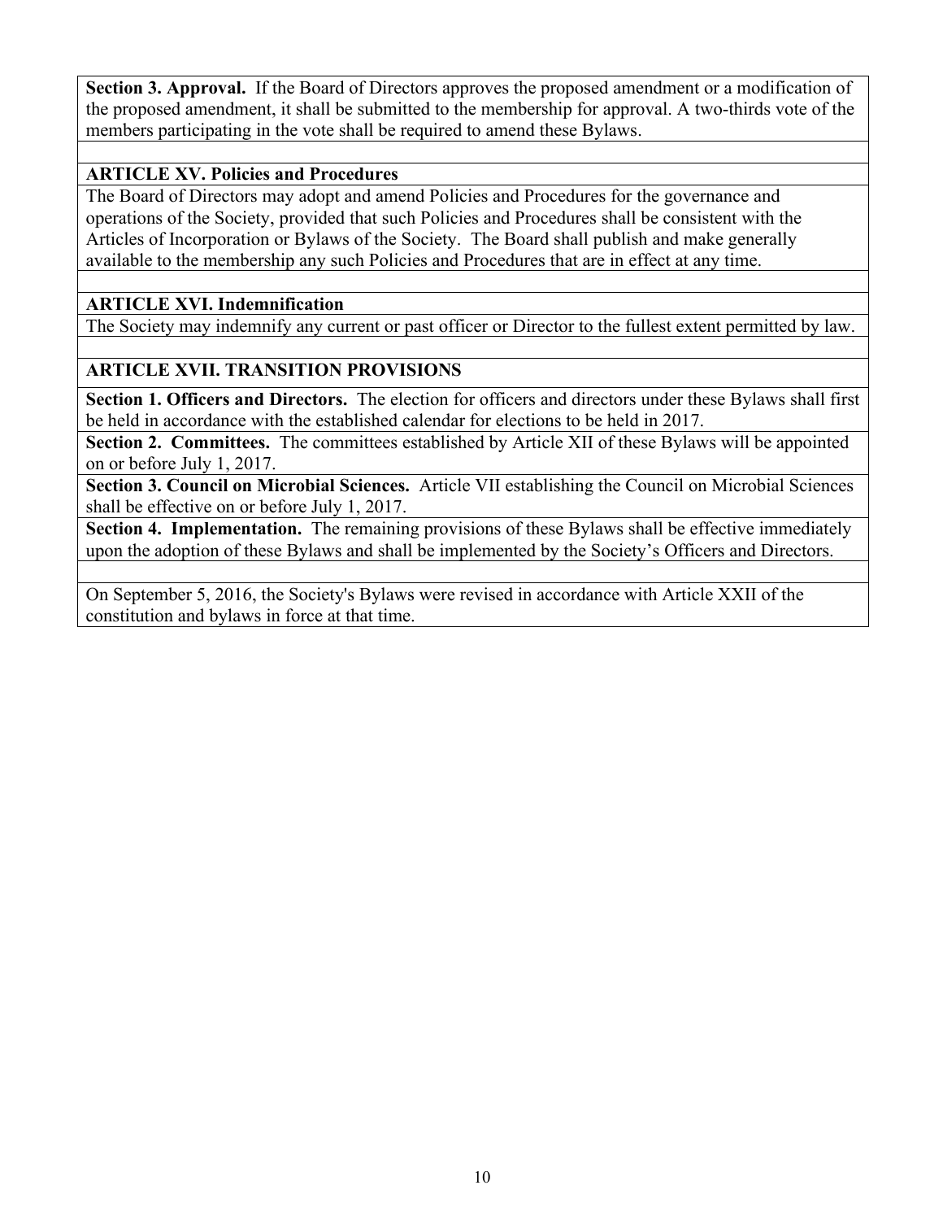**Section 3. Approval.** If the Board of Directors approves the proposed amendment or a modification of the proposed amendment, it shall be submitted to the membership for approval. A two-thirds vote of the members participating in the vote shall be required to amend these Bylaws.

## ARTICLE XV. Policies and Procedures

The Board of Directors may adopt and amend Policies and Procedures for the governance and operations of the Society, provided that such Policies and Procedures shall be consistent with the Articles of Incorporation or Bylaws of the Society. The Board shall publish and make generally available to the membership any such Policies and Procedures that are in effect at any time.

## ARTICLE XVI. Indemnification

The Society may indemnify any current or past officer or Director to the fullest extent permitted by law.

## ARTICLE XVII. TRANSITION PROVISIONS

**Section 1. Officers and Directors.** The election for officers and directors under these Bylaws shall first be held in accordance with the established calendar for elections to be held in 2017.

**Section 2. Committees.** The committees established by Article XII of these Bylaws will be appointed on or before July 1, 2017.

**Section 3. Council on Microbial Sciences.** Article VII establishing the Council on Microbial Sciences shall be effective on or before July 1, 2017.

**Section 4. Implementation.** The remaining provisions of these Bylaws shall be effective immediately upon the adoption of these Bylaws and shall be implemented by the Society's Officers and Directors.

On September 5, 2016, the Society's Bylaws were revised in accordance with Article XXII of the constitution and bylaws in force at that time.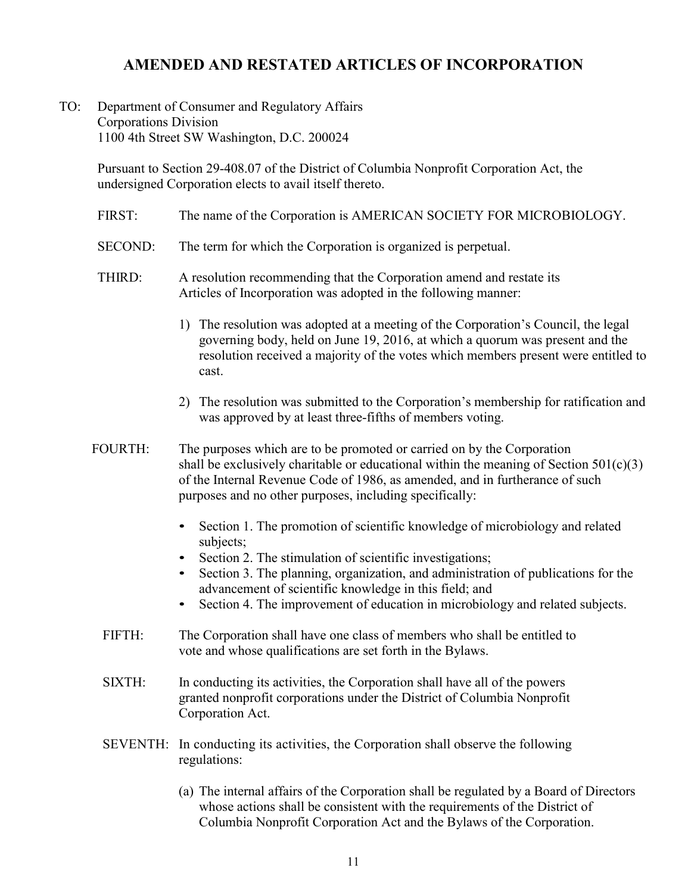# AMENDED AND RESTATED ARTICLES OF INCORPORATION

TO: Department of Consumer and Regulatory Affairs
Corporations Division
1100 4th Street SW Washington, D.C. 200024

Pursuant to Section 29-408.07 of the District of Columbia Nonprofit Corporation Act, the undersigned Corporation elects to avail itself thereto.

FIRST: The name of the Corporation is AMERICAN SOCIETY FOR MICROBIOLOGY.

SECOND: The term for which the Corporation is organized is perpetual.

THIRD: A resolution recommending that the Corporation amend and restate its Articles of Incorporation was adopted in the following manner:

1) The resolution was adopted at a meeting of the Corporation's Council, the legal governing body, held on June 19, 2016, at which a quorum was present and the resolution received a majority of the votes which members present were entitled to cast.

2) The resolution was submitted to the Corporation's membership for ratification and was approved by at least three-fifths of members voting.

FOURTH: The purposes which are to be promoted or carried on by the Corporation shall be exclusively charitable or educational within the meaning of Section 501(c)(3) of the Internal Revenue Code of 1986, as amended, and in furtherance of such purposes and no other purposes, including specifically:

- Section 1. The promotion of scientific knowledge of microbiology and related subjects;
- Section 2. The stimulation of scientific investigations;
- Section 3. The planning, organization, and administration of publications for the advancement of scientific knowledge in this field; and
- Section 4. The improvement of education in microbiology and related subjects.

FIFTH: The Corporation shall have one class of members who shall be entitled to vote and whose qualifications are set forth in the Bylaws.

SIXTH: In conducting its activities, the Corporation shall have all of the powers granted nonprofit corporations under the District of Columbia Nonprofit Corporation Act.

SEVENTH: In conducting its activities, the Corporation shall observe the following regulations:

(a) The internal affairs of the Corporation shall be regulated by a Board of Directors whose actions shall be consistent with the requirements of the District of Columbia Nonprofit Corporation Act and the Bylaws of the Corporation.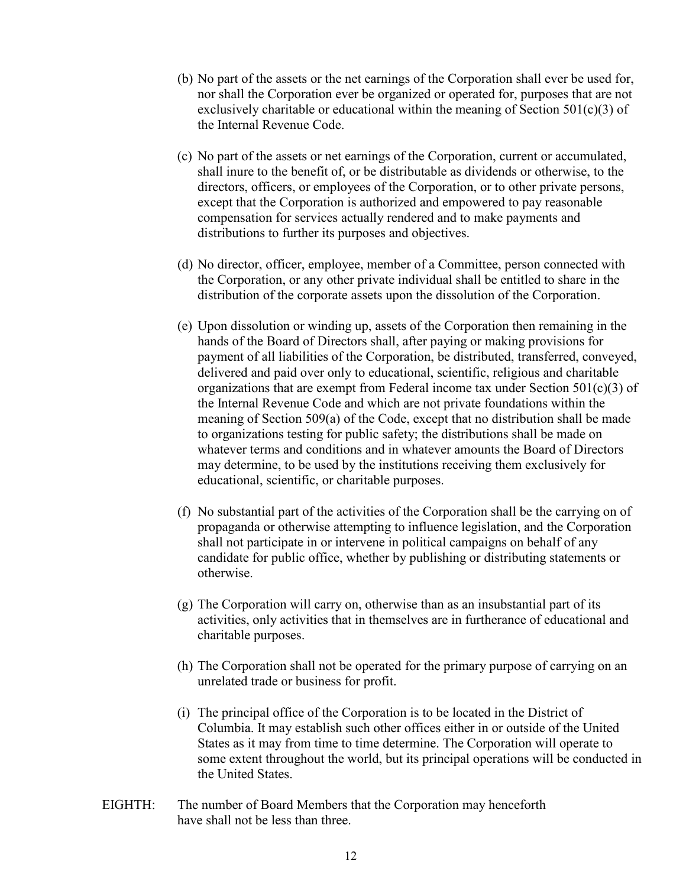(b) No part of the assets or the net earnings of the Corporation shall ever be used for, nor shall the Corporation ever be organized or operated for, purposes that are not exclusively charitable or educational within the meaning of Section 501(c)(3) of the Internal Revenue Code.

(c) No part of the assets or net earnings of the Corporation, current or accumulated, shall inure to the benefit of, or be distributable as dividends or otherwise, to the directors, officers, or employees of the Corporation, or to other private persons, except that the Corporation is authorized and empowered to pay reasonable compensation for services actually rendered and to make payments and distributions to further its purposes and objectives.

(d) No director, officer, employee, member of a Committee, person connected with the Corporation, or any other private individual shall be entitled to share in the distribution of the corporate assets upon the dissolution of the Corporation.

(e) Upon dissolution or winding up, assets of the Corporation then remaining in the hands of the Board of Directors shall, after paying or making provisions for payment of all liabilities of the Corporation, be distributed, transferred, conveyed, delivered and paid over only to educational, scientific, religious and charitable organizations that are exempt from Federal income tax under Section 501(c)(3) of the Internal Revenue Code and which are not private foundations within the meaning of Section 509(a) of the Code, except that no distribution shall be made to organizations testing for public safety; the distributions shall be made on whatever terms and conditions and in whatever amounts the Board of Directors may determine, to be used by the institutions receiving them exclusively for educational, scientific, or charitable purposes.

(f) No substantial part of the activities of the Corporation shall be the carrying on of propaganda or otherwise attempting to influence legislation, and the Corporation shall not participate in or intervene in political campaigns on behalf of any candidate for public office, whether by publishing or distributing statements or otherwise.

(g) The Corporation will carry on, otherwise than as an insubstantial part of its activities, only activities that in themselves are in furtherance of educational and charitable purposes.

(h) The Corporation shall not be operated for the primary purpose of carrying on an unrelated trade or business for profit.

(i) The principal office of the Corporation is to be located in the District of Columbia. It may establish such other offices either in or outside of the United States as it may from time to time determine. The Corporation will operate to some extent throughout the world, but its principal operations will be conducted in the United States.

EIGHTH: The number of Board Members that the Corporation may henceforth have shall not be less than three.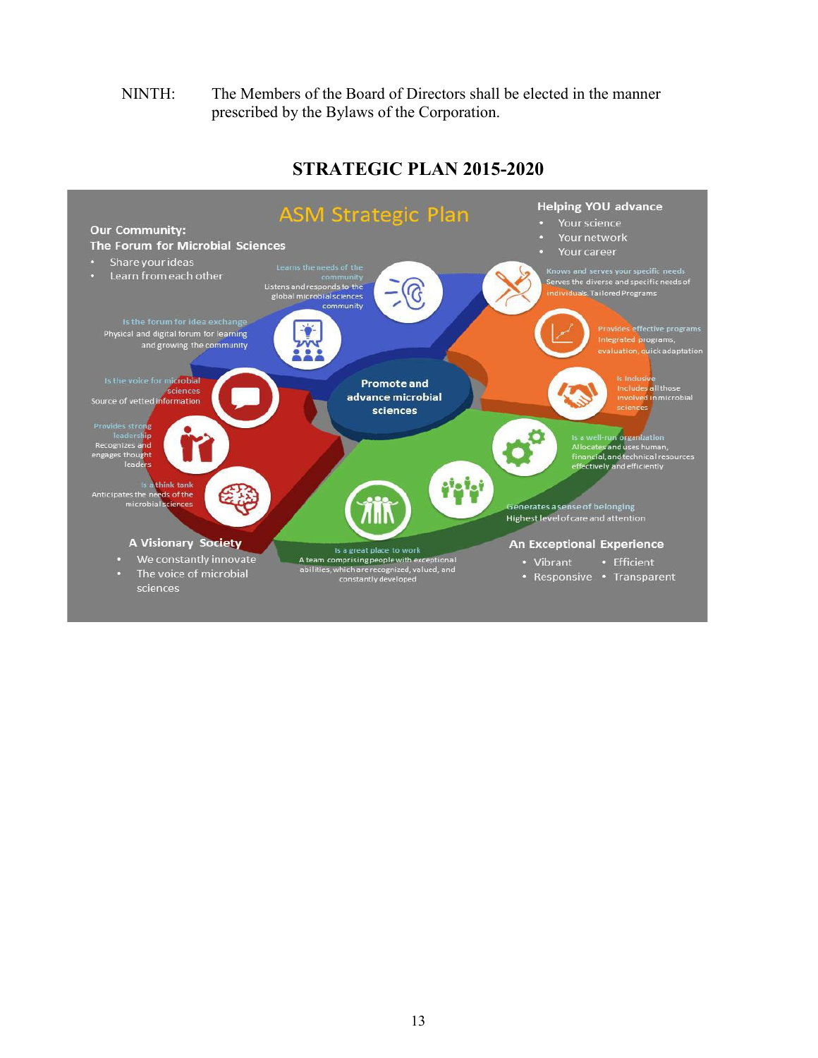NINTH: The Members of the Board of Directors shall be elected in the manner prescribed by the Bylaws of the Corporation.

## STRATEGIC PLAN 2015-2020

### ASM Strategic Plan

**Our Community: The Forum for Microbial Sciences**

- Share your ideas
- Learn from each other

**Helping YOU advance**

- Your science
- Your network
- Your career

**Promote and advance microbial sciences**

Learns the needs of the community
Listens and responds to the global microbial sciences community

Is the forum for idea exchange
Physical and digital forum for learning and growing the community

Is the voice for microbial sciences
Source of vetted information

Provides strong leadership
Recognizes and engages thought leaders

Is a think tank
Anticipates the needs of the microbial sciences

Knows and serves your specific needs
Serves the diverse and specific needs of individuals. Tailored Programs

Provides effective programs
Integrated programs, evaluation, quick adaptation

Is Inclusive
Includes all those involved in microbial sciences

Is a well-run organization
Allocates and uses human, financial, and technical resources effectively and efficiently

Generates a sense of belonging
Highest level of care and attention

Is a great place to work
A team comprising people with exceptional abilities, which are recognized, valued, and constantly developed

**A Visionary Society**

- We constantly innovate
- The voice of microbial sciences

**An Exceptional Experience**

- Vibrant
- Efficient
- Responsive
- Transparent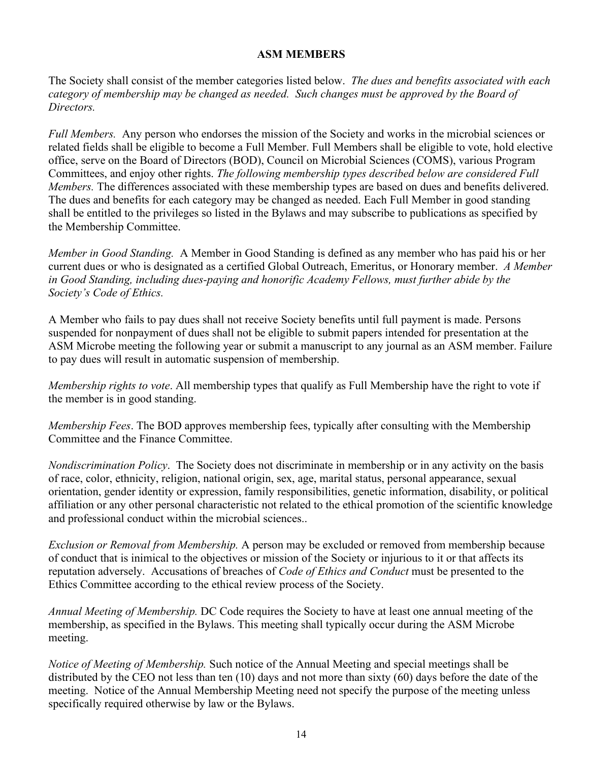## ASM MEMBERS

The Society shall consist of the member categories listed below. *The dues and benefits associated with each category of membership may be changed as needed. Such changes must be approved by the Board of Directors.*

*Full Members.* Any person who endorses the mission of the Society and works in the microbial sciences or related fields shall be eligible to become a Full Member. Full Members shall be eligible to vote, hold elective office, serve on the Board of Directors (BOD), Council on Microbial Sciences (COMS), various Program Committees, and enjoy other rights. *The following membership types described below are considered Full Members.* The differences associated with these membership types are based on dues and benefits delivered. The dues and benefits for each category may be changed as needed. Each Full Member in good standing shall be entitled to the privileges so listed in the Bylaws and may subscribe to publications as specified by the Membership Committee.

*Member in Good Standing.* A Member in Good Standing is defined as any member who has paid his or her current dues or who is designated as a certified Global Outreach, Emeritus, or Honorary member. *A Member in Good Standing, including dues-paying and honorific Academy Fellows, must further abide by the Society's Code of Ethics.*

A Member who fails to pay dues shall not receive Society benefits until full payment is made. Persons suspended for nonpayment of dues shall not be eligible to submit papers intended for presentation at the ASM Microbe meeting the following year or submit a manuscript to any journal as an ASM member. Failure to pay dues will result in automatic suspension of membership.

*Membership rights to vote*. All membership types that qualify as Full Membership have the right to vote if the member is in good standing.

*Membership Fees*. The BOD approves membership fees, typically after consulting with the Membership Committee and the Finance Committee.

*Nondiscrimination Policy*. The Society does not discriminate in membership or in any activity on the basis of race, color, ethnicity, religion, national origin, sex, age, marital status, personal appearance, sexual orientation, gender identity or expression, family responsibilities, genetic information, disability, or political affiliation or any other personal characteristic not related to the ethical promotion of the scientific knowledge and professional conduct within the microbial sciences..

*Exclusion or Removal from Membership.* A person may be excluded or removed from membership because of conduct that is inimical to the objectives or mission of the Society or injurious to it or that affects its reputation adversely. Accusations of breaches of *Code of Ethics and Conduct* must be presented to the Ethics Committee according to the ethical review process of the Society.

*Annual Meeting of Membership.* DC Code requires the Society to have at least one annual meeting of the membership, as specified in the Bylaws. This meeting shall typically occur during the ASM Microbe meeting.

*Notice of Meeting of Membership.* Such notice of the Annual Meeting and special meetings shall be distributed by the CEO not less than ten (10) days and not more than sixty (60) days before the date of the meeting. Notice of the Annual Membership Meeting need not specify the purpose of the meeting unless specifically required otherwise by law or the Bylaws.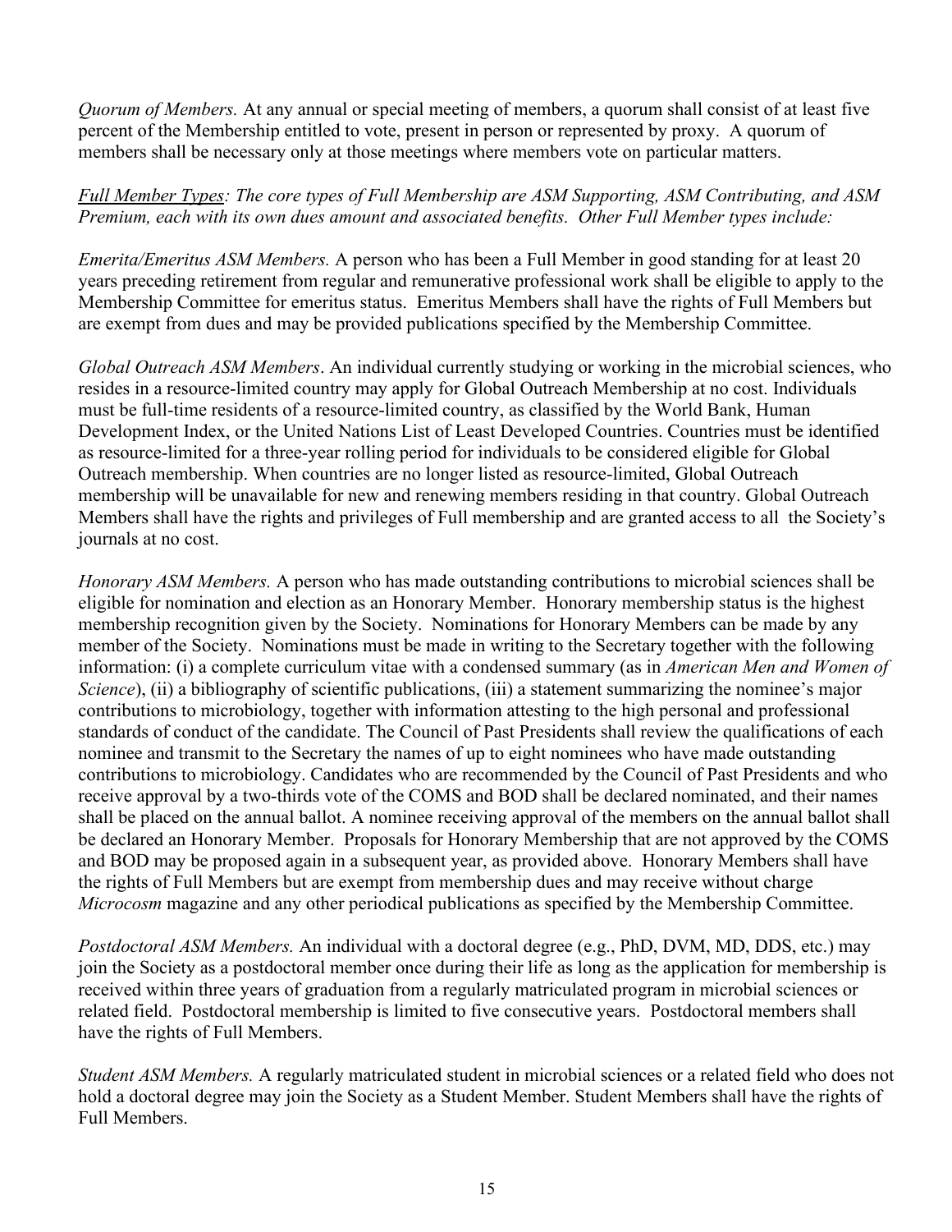*Quorum of Members.* At any annual or special meeting of members, a quorum shall consist of at least five percent of the Membership entitled to vote, present in person or represented by proxy. A quorum of members shall be necessary only at those meetings where members vote on particular matters.

*<u>Full Member Types</u>: The core types of Full Membership are ASM Supporting, ASM Contributing, and ASM Premium, each with its own dues amount and associated benefits. Other Full Member types include:*

*Emerita/Emeritus ASM Members.* A person who has been a Full Member in good standing for at least 20 years preceding retirement from regular and remunerative professional work shall be eligible to apply to the Membership Committee for emeritus status. Emeritus Members shall have the rights of Full Members but are exempt from dues and may be provided publications specified by the Membership Committee.

*Global Outreach ASM Members*. An individual currently studying or working in the microbial sciences, who resides in a resource-limited country may apply for Global Outreach Membership at no cost. Individuals must be full-time residents of a resource-limited country, as classified by the World Bank, Human Development Index, or the United Nations List of Least Developed Countries. Countries must be identified as resource-limited for a three-year rolling period for individuals to be considered eligible for Global Outreach membership. When countries are no longer listed as resource-limited, Global Outreach membership will be unavailable for new and renewing members residing in that country. Global Outreach Members shall have the rights and privileges of Full membership and are granted access to all the Society's journals at no cost.

*Honorary ASM Members.* A person who has made outstanding contributions to microbial sciences shall be eligible for nomination and election as an Honorary Member. Honorary membership status is the highest membership recognition given by the Society. Nominations for Honorary Members can be made by any member of the Society. Nominations must be made in writing to the Secretary together with the following information: (i) a complete curriculum vitae with a condensed summary (as in *American Men and Women of Science*), (ii) a bibliography of scientific publications, (iii) a statement summarizing the nominee's major contributions to microbiology, together with information attesting to the high personal and professional standards of conduct of the candidate. The Council of Past Presidents shall review the qualifications of each nominee and transmit to the Secretary the names of up to eight nominees who have made outstanding contributions to microbiology. Candidates who are recommended by the Council of Past Presidents and who receive approval by a two-thirds vote of the COMS and BOD shall be declared nominated, and their names shall be placed on the annual ballot. A nominee receiving approval of the members on the annual ballot shall be declared an Honorary Member. Proposals for Honorary Membership that are not approved by the COMS and BOD may be proposed again in a subsequent year, as provided above. Honorary Members shall have the rights of Full Members but are exempt from membership dues and may receive without charge *Microcosm* magazine and any other periodical publications as specified by the Membership Committee.

*Postdoctoral ASM Members.* An individual with a doctoral degree (e.g., PhD, DVM, MD, DDS, etc.) may join the Society as a postdoctoral member once during their life as long as the application for membership is received within three years of graduation from a regularly matriculated program in microbial sciences or related field. Postdoctoral membership is limited to five consecutive years. Postdoctoral members shall have the rights of Full Members.

*Student ASM Members.* A regularly matriculated student in microbial sciences or a related field who does not hold a doctoral degree may join the Society as a Student Member. Student Members shall have the rights of Full Members.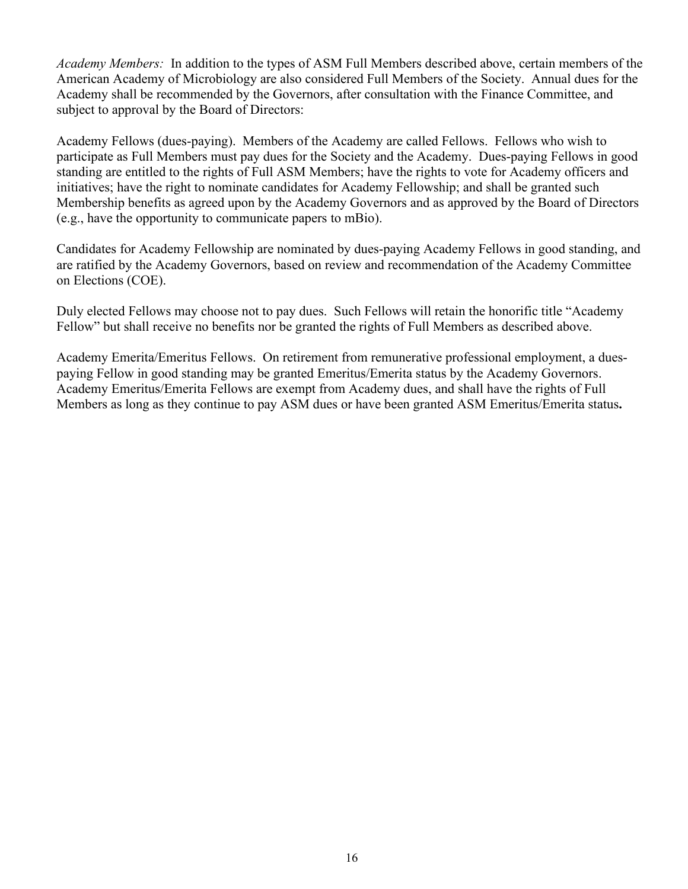*Academy Members:* In addition to the types of ASM Full Members described above, certain members of the American Academy of Microbiology are also considered Full Members of the Society. Annual dues for the Academy shall be recommended by the Governors, after consultation with the Finance Committee, and subject to approval by the Board of Directors:

Academy Fellows (dues-paying). Members of the Academy are called Fellows. Fellows who wish to participate as Full Members must pay dues for the Society and the Academy. Dues-paying Fellows in good standing are entitled to the rights of Full ASM Members; have the rights to vote for Academy officers and initiatives; have the right to nominate candidates for Academy Fellowship; and shall be granted such Membership benefits as agreed upon by the Academy Governors and as approved by the Board of Directors (e.g., have the opportunity to communicate papers to mBio).

Candidates for Academy Fellowship are nominated by dues-paying Academy Fellows in good standing, and are ratified by the Academy Governors, based on review and recommendation of the Academy Committee on Elections (COE).

Duly elected Fellows may choose not to pay dues. Such Fellows will retain the honorific title "Academy Fellow" but shall receive no benefits nor be granted the rights of Full Members as described above.

Academy Emerita/Emeritus Fellows. On retirement from remunerative professional employment, a dues-paying Fellow in good standing may be granted Emeritus/Emerita status by the Academy Governors. Academy Emeritus/Emerita Fellows are exempt from Academy dues, and shall have the rights of Full Members as long as they continue to pay ASM dues or have been granted ASM Emeritus/Emerita status**.**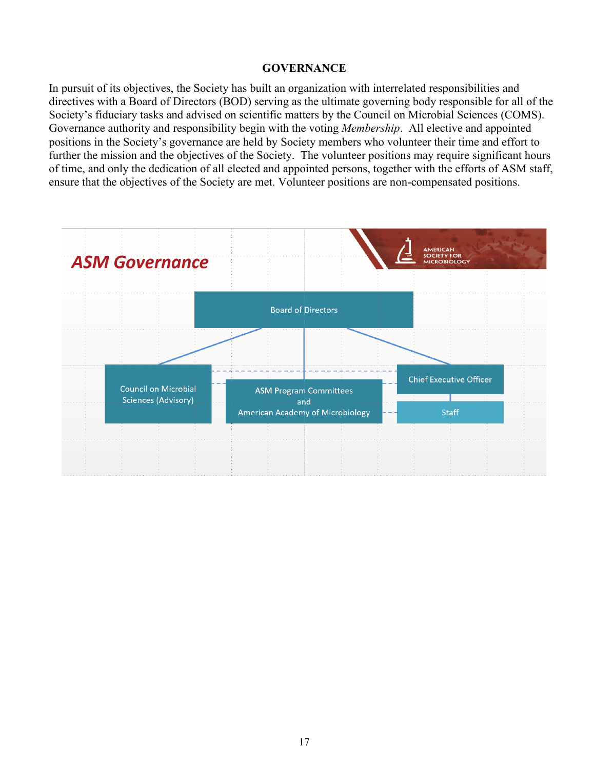## GOVERNANCE

In pursuit of its objectives, the Society has built an organization with interrelated responsibilities and directives with a Board of Directors (BOD) serving as the ultimate governing body responsible for all of the Society's fiduciary tasks and advised on scientific matters by the Council on Microbial Sciences (COMS). Governance authority and responsibility begin with the voting *Membership*. All elective and appointed positions in the Society's governance are held by Society members who volunteer their time and effort to further the mission and the objectives of the Society. The volunteer positions may require significant hours of time, and only the dedication of all elected and appointed persons, together with the efforts of ASM staff, ensure that the objectives of the Society are met. Volunteer positions are non-compensated positions.

ASM Governance

AMERICAN SOCIETY FOR MICROBIOLOGY

Board of Directors

Council on Microbial Sciences (Advisory)

ASM Program Committees and American Academy of Microbiology

Chief Executive Officer

Staff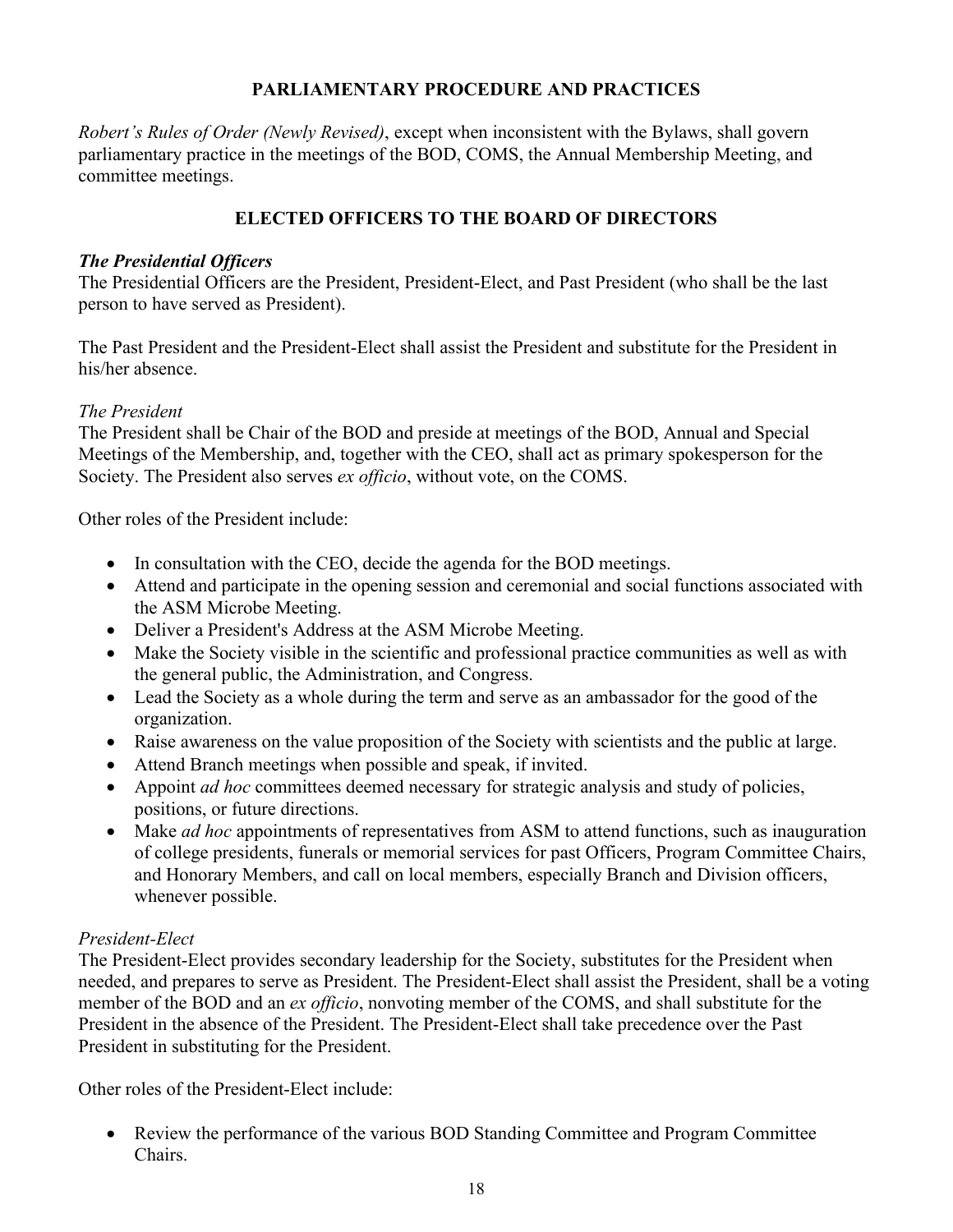## PARLIAMENTARY PROCEDURE AND PRACTICES

*Robert's Rules of Order (Newly Revised)*, except when inconsistent with the Bylaws, shall govern parliamentary practice in the meetings of the BOD, COMS, the Annual Membership Meeting, and committee meetings.

## ELECTED OFFICERS TO THE BOARD OF DIRECTORS

### *The Presidential Officers*

The Presidential Officers are the President, President-Elect, and Past President (who shall be the last person to have served as President).

The Past President and the President-Elect shall assist the President and substitute for the President in his/her absence.

#### *The President*

The President shall be Chair of the BOD and preside at meetings of the BOD, Annual and Special Meetings of the Membership, and, together with the CEO, shall act as primary spokesperson for the Society. The President also serves *ex officio*, without vote, on the COMS.

Other roles of the President include:

- In consultation with the CEO, decide the agenda for the BOD meetings.
- Attend and participate in the opening session and ceremonial and social functions associated with the ASM Microbe Meeting.
- Deliver a President's Address at the ASM Microbe Meeting.
- Make the Society visible in the scientific and professional practice communities as well as with the general public, the Administration, and Congress.
- Lead the Society as a whole during the term and serve as an ambassador for the good of the organization.
- Raise awareness on the value proposition of the Society with scientists and the public at large.
- Attend Branch meetings when possible and speak, if invited.
- Appoint *ad hoc* committees deemed necessary for strategic analysis and study of policies, positions, or future directions.
- Make *ad hoc* appointments of representatives from ASM to attend functions, such as inauguration of college presidents, funerals or memorial services for past Officers, Program Committee Chairs, and Honorary Members, and call on local members, especially Branch and Division officers, whenever possible.

#### *President-Elect*

The President-Elect provides secondary leadership for the Society, substitutes for the President when needed, and prepares to serve as President. The President-Elect shall assist the President, shall be a voting member of the BOD and an *ex officio*, nonvoting member of the COMS, and shall substitute for the President in the absence of the President. The President-Elect shall take precedence over the Past President in substituting for the President.

Other roles of the President-Elect include:

- Review the performance of the various BOD Standing Committee and Program Committee Chairs.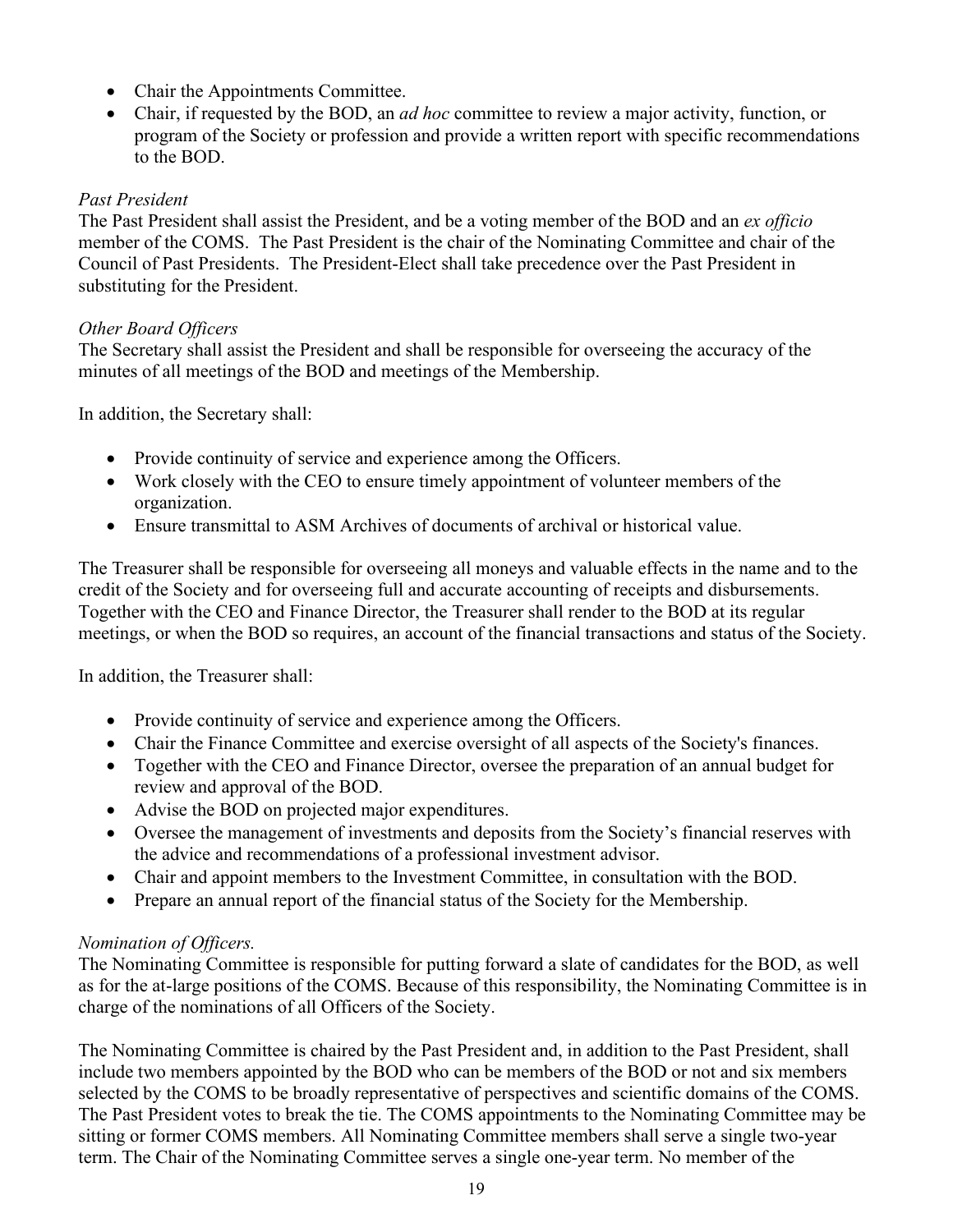- Chair the Appointments Committee.
- Chair, if requested by the BOD, an *ad hoc* committee to review a major activity, function, or program of the Society or profession and provide a written report with specific recommendations to the BOD.

*Past President*

The Past President shall assist the President, and be a voting member of the BOD and an *ex officio* member of the COMS. The Past President is the chair of the Nominating Committee and chair of the Council of Past Presidents. The President-Elect shall take precedence over the Past President in substituting for the President.

*Other Board Officers*

The Secretary shall assist the President and shall be responsible for overseeing the accuracy of the minutes of all meetings of the BOD and meetings of the Membership.

In addition, the Secretary shall:

- Provide continuity of service and experience among the Officers.
- Work closely with the CEO to ensure timely appointment of volunteer members of the organization.
- Ensure transmittal to ASM Archives of documents of archival or historical value.

The Treasurer shall be responsible for overseeing all moneys and valuable effects in the name and to the credit of the Society and for overseeing full and accurate accounting of receipts and disbursements. Together with the CEO and Finance Director, the Treasurer shall render to the BOD at its regular meetings, or when the BOD so requires, an account of the financial transactions and status of the Society.

In addition, the Treasurer shall:

- Provide continuity of service and experience among the Officers.
- Chair the Finance Committee and exercise oversight of all aspects of the Society's finances.
- Together with the CEO and Finance Director, oversee the preparation of an annual budget for review and approval of the BOD.
- Advise the BOD on projected major expenditures.
- Oversee the management of investments and deposits from the Society's financial reserves with the advice and recommendations of a professional investment advisor.
- Chair and appoint members to the Investment Committee, in consultation with the BOD.
- Prepare an annual report of the financial status of the Society for the Membership.

*Nomination of Officers.*

The Nominating Committee is responsible for putting forward a slate of candidates for the BOD, as well as for the at-large positions of the COMS. Because of this responsibility, the Nominating Committee is in charge of the nominations of all Officers of the Society.

The Nominating Committee is chaired by the Past President and, in addition to the Past President, shall include two members appointed by the BOD who can be members of the BOD or not and six members selected by the COMS to be broadly representative of perspectives and scientific domains of the COMS. The Past President votes to break the tie. The COMS appointments to the Nominating Committee may be sitting or former COMS members. All Nominating Committee members shall serve a single two-year term. The Chair of the Nominating Committee serves a single one-year term. No member of the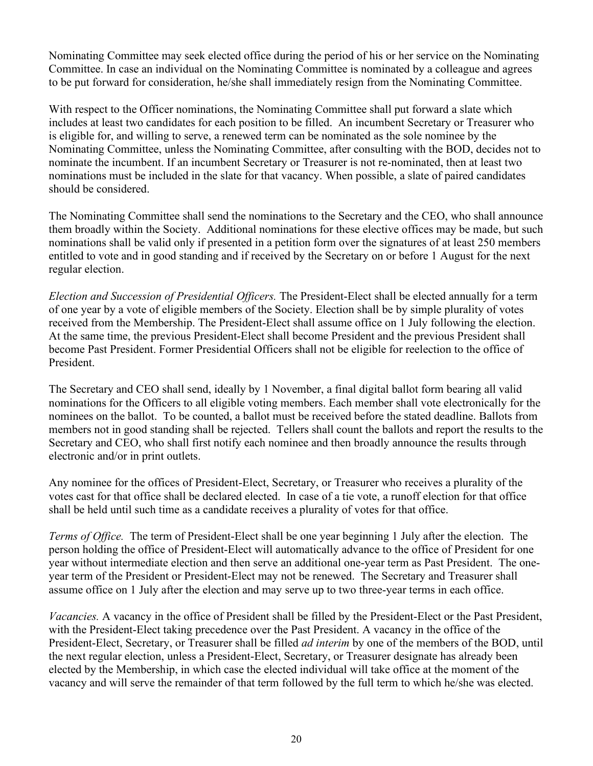Nominating Committee may seek elected office during the period of his or her service on the Nominating Committee. In case an individual on the Nominating Committee is nominated by a colleague and agrees to be put forward for consideration, he/she shall immediately resign from the Nominating Committee.

With respect to the Officer nominations, the Nominating Committee shall put forward a slate which includes at least two candidates for each position to be filled. An incumbent Secretary or Treasurer who is eligible for, and willing to serve, a renewed term can be nominated as the sole nominee by the Nominating Committee, unless the Nominating Committee, after consulting with the BOD, decides not to nominate the incumbent. If an incumbent Secretary or Treasurer is not re-nominated, then at least two nominations must be included in the slate for that vacancy. When possible, a slate of paired candidates should be considered.

The Nominating Committee shall send the nominations to the Secretary and the CEO, who shall announce them broadly within the Society. Additional nominations for these elective offices may be made, but such nominations shall be valid only if presented in a petition form over the signatures of at least 250 members entitled to vote and in good standing and if received by the Secretary on or before 1 August for the next regular election.

*Election and Succession of Presidential Officers.* The President-Elect shall be elected annually for a term of one year by a vote of eligible members of the Society. Election shall be by simple plurality of votes received from the Membership. The President-Elect shall assume office on 1 July following the election. At the same time, the previous President-Elect shall become President and the previous President shall become Past President. Former Presidential Officers shall not be eligible for reelection to the office of President.

The Secretary and CEO shall send, ideally by 1 November, a final digital ballot form bearing all valid nominations for the Officers to all eligible voting members. Each member shall vote electronically for the nominees on the ballot. To be counted, a ballot must be received before the stated deadline. Ballots from members not in good standing shall be rejected. Tellers shall count the ballots and report the results to the Secretary and CEO, who shall first notify each nominee and then broadly announce the results through electronic and/or in print outlets.

Any nominee for the offices of President-Elect, Secretary, or Treasurer who receives a plurality of the votes cast for that office shall be declared elected. In case of a tie vote, a runoff election for that office shall be held until such time as a candidate receives a plurality of votes for that office.

*Terms of Office.* The term of President-Elect shall be one year beginning 1 July after the election. The person holding the office of President-Elect will automatically advance to the office of President for one year without intermediate election and then serve an additional one-year term as Past President. The one-year term of the President or President-Elect may not be renewed. The Secretary and Treasurer shall assume office on 1 July after the election and may serve up to two three-year terms in each office.

*Vacancies.* A vacancy in the office of President shall be filled by the President-Elect or the Past President, with the President-Elect taking precedence over the Past President. A vacancy in the office of the President-Elect, Secretary, or Treasurer shall be filled *ad interim* by one of the members of the BOD, until the next regular election, unless a President-Elect, Secretary, or Treasurer designate has already been elected by the Membership, in which case the elected individual will take office at the moment of the vacancy and will serve the remainder of that term followed by the full term to which he/she was elected.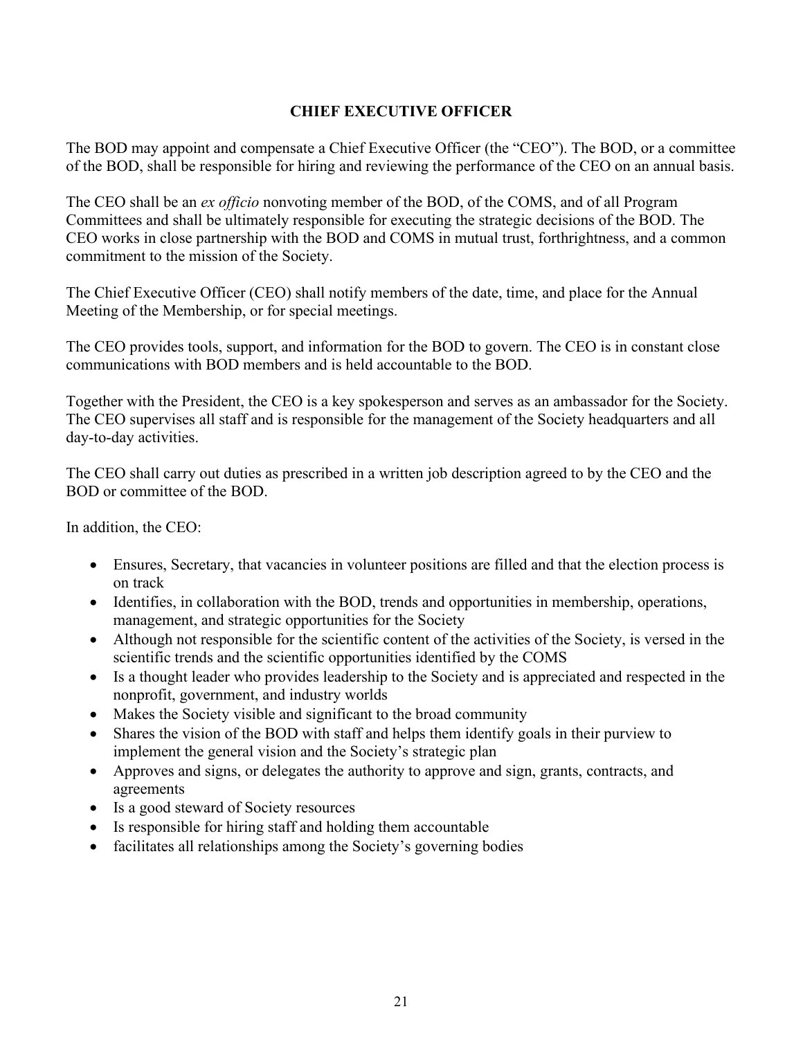## CHIEF EXECUTIVE OFFICER

The BOD may appoint and compensate a Chief Executive Officer (the "CEO"). The BOD, or a committee of the BOD, shall be responsible for hiring and reviewing the performance of the CEO on an annual basis.

The CEO shall be an *ex officio* nonvoting member of the BOD, of the COMS, and of all Program Committees and shall be ultimately responsible for executing the strategic decisions of the BOD. The CEO works in close partnership with the BOD and COMS in mutual trust, forthrightness, and a common commitment to the mission of the Society.

The Chief Executive Officer (CEO) shall notify members of the date, time, and place for the Annual Meeting of the Membership, or for special meetings.

The CEO provides tools, support, and information for the BOD to govern. The CEO is in constant close communications with BOD members and is held accountable to the BOD.

Together with the President, the CEO is a key spokesperson and serves as an ambassador for the Society. The CEO supervises all staff and is responsible for the management of the Society headquarters and all day-to-day activities.

The CEO shall carry out duties as prescribed in a written job description agreed to by the CEO and the BOD or committee of the BOD.

In addition, the CEO:

- Ensures, Secretary, that vacancies in volunteer positions are filled and that the election process is on track
- Identifies, in collaboration with the BOD, trends and opportunities in membership, operations, management, and strategic opportunities for the Society
- Although not responsible for the scientific content of the activities of the Society, is versed in the scientific trends and the scientific opportunities identified by the COMS
- Is a thought leader who provides leadership to the Society and is appreciated and respected in the nonprofit, government, and industry worlds
- Makes the Society visible and significant to the broad community
- Shares the vision of the BOD with staff and helps them identify goals in their purview to implement the general vision and the Society's strategic plan
- Approves and signs, or delegates the authority to approve and sign, grants, contracts, and agreements
- Is a good steward of Society resources
- Is responsible for hiring staff and holding them accountable
- facilitates all relationships among the Society's governing bodies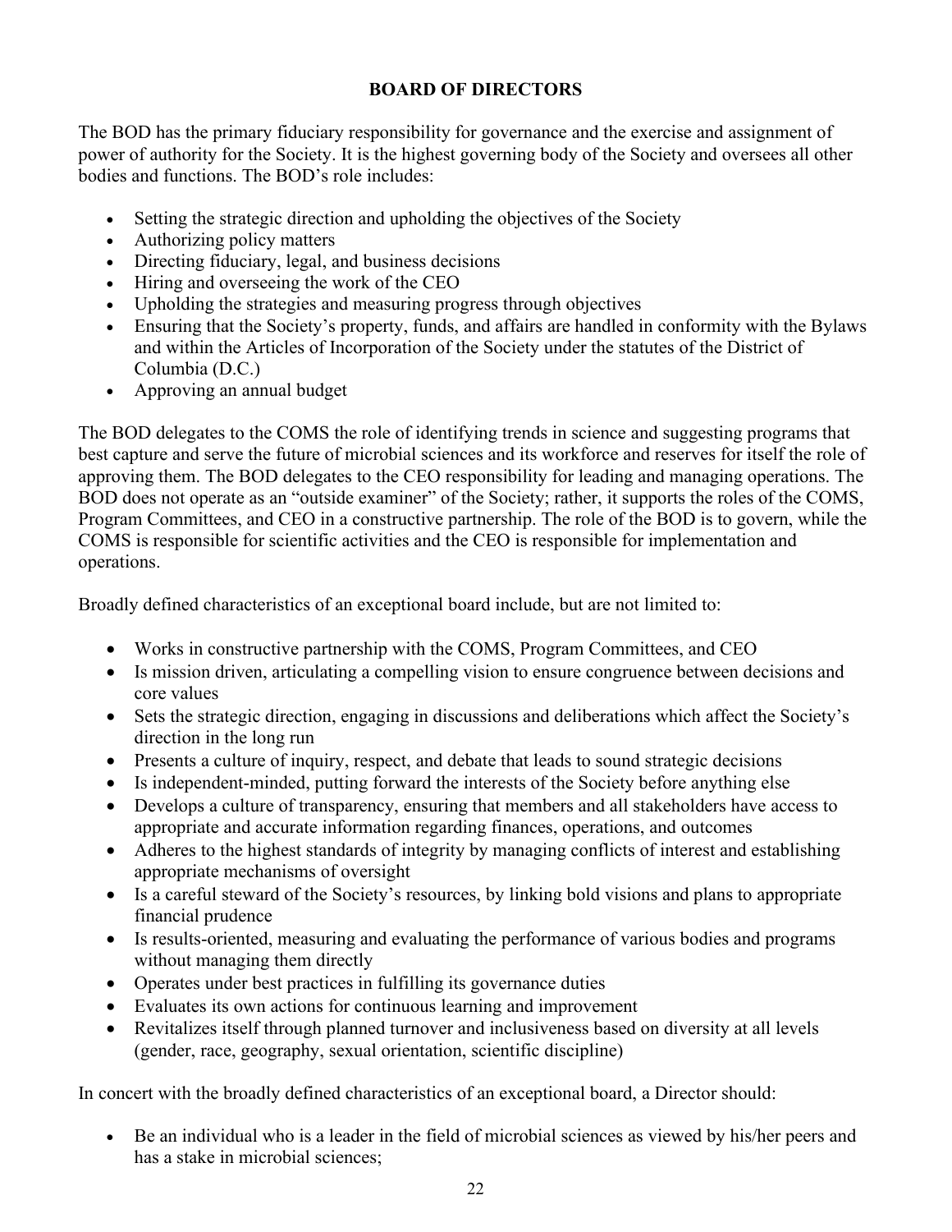## BOARD OF DIRECTORS

The BOD has the primary fiduciary responsibility for governance and the exercise and assignment of power of authority for the Society. It is the highest governing body of the Society and oversees all other bodies and functions. The BOD's role includes:

- Setting the strategic direction and upholding the objectives of the Society
- Authorizing policy matters
- Directing fiduciary, legal, and business decisions
- Hiring and overseeing the work of the CEO
- Upholding the strategies and measuring progress through objectives
- Ensuring that the Society's property, funds, and affairs are handled in conformity with the Bylaws and within the Articles of Incorporation of the Society under the statutes of the District of Columbia (D.C.)
- Approving an annual budget

The BOD delegates to the COMS the role of identifying trends in science and suggesting programs that best capture and serve the future of microbial sciences and its workforce and reserves for itself the role of approving them. The BOD delegates to the CEO responsibility for leading and managing operations. The BOD does not operate as an "outside examiner" of the Society; rather, it supports the roles of the COMS, Program Committees, and CEO in a constructive partnership. The role of the BOD is to govern, while the COMS is responsible for scientific activities and the CEO is responsible for implementation and operations.

Broadly defined characteristics of an exceptional board include, but are not limited to:

- Works in constructive partnership with the COMS, Program Committees, and CEO
- Is mission driven, articulating a compelling vision to ensure congruence between decisions and core values
- Sets the strategic direction, engaging in discussions and deliberations which affect the Society's direction in the long run
- Presents a culture of inquiry, respect, and debate that leads to sound strategic decisions
- Is independent-minded, putting forward the interests of the Society before anything else
- Develops a culture of transparency, ensuring that members and all stakeholders have access to appropriate and accurate information regarding finances, operations, and outcomes
- Adheres to the highest standards of integrity by managing conflicts of interest and establishing appropriate mechanisms of oversight
- Is a careful steward of the Society's resources, by linking bold visions and plans to appropriate financial prudence
- Is results-oriented, measuring and evaluating the performance of various bodies and programs without managing them directly
- Operates under best practices in fulfilling its governance duties
- Evaluates its own actions for continuous learning and improvement
- Revitalizes itself through planned turnover and inclusiveness based on diversity at all levels (gender, race, geography, sexual orientation, scientific discipline)

In concert with the broadly defined characteristics of an exceptional board, a Director should:

- Be an individual who is a leader in the field of microbial sciences as viewed by his/her peers and has a stake in microbial sciences;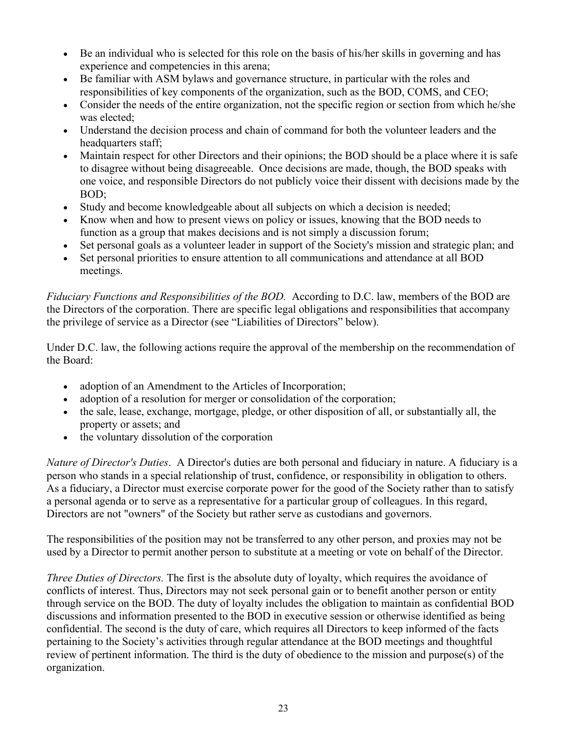- Be an individual who is selected for this role on the basis of his/her skills in governing and has experience and competencies in this arena;
- Be familiar with ASM bylaws and governance structure, in particular with the roles and responsibilities of key components of the organization, such as the BOD, COMS, and CEO;
- Consider the needs of the entire organization, not the specific region or section from which he/she was elected;
- Understand the decision process and chain of command for both the volunteer leaders and the headquarters staff;
- Maintain respect for other Directors and their opinions; the BOD should be a place where it is safe to disagree without being disagreeable. Once decisions are made, though, the BOD speaks with one voice, and responsible Directors do not publicly voice their dissent with decisions made by the BOD;
- Study and become knowledgeable about all subjects on which a decision is needed;
- Know when and how to present views on policy or issues, knowing that the BOD needs to function as a group that makes decisions and is not simply a discussion forum;
- Set personal goals as a volunteer leader in support of the Society's mission and strategic plan; and
- Set personal priorities to ensure attention to all communications and attendance at all BOD meetings.

*Fiduciary Functions and Responsibilities of the BOD.* According to D.C. law, members of the BOD are the Directors of the corporation. There are specific legal obligations and responsibilities that accompany the privilege of service as a Director (see "Liabilities of Directors" below).

Under D.C. law, the following actions require the approval of the membership on the recommendation of the Board:

- adoption of an Amendment to the Articles of Incorporation;
- adoption of a resolution for merger or consolidation of the corporation;
- the sale, lease, exchange, mortgage, pledge, or other disposition of all, or substantially all, the property or assets; and
- the voluntary dissolution of the corporation

*Nature of Director's Duties*. A Director's duties are both personal and fiduciary in nature. A fiduciary is a person who stands in a special relationship of trust, confidence, or responsibility in obligation to others. As a fiduciary, a Director must exercise corporate power for the good of the Society rather than to satisfy a personal agenda or to serve as a representative for a particular group of colleagues. In this regard, Directors are not "owners" of the Society but rather serve as custodians and governors.

The responsibilities of the position may not be transferred to any other person, and proxies may not be used by a Director to permit another person to substitute at a meeting or vote on behalf of the Director.

*Three Duties of Directors.* The first is the absolute duty of loyalty, which requires the avoidance of conflicts of interest. Thus, Directors may not seek personal gain or to benefit another person or entity through service on the BOD. The duty of loyalty includes the obligation to maintain as confidential BOD discussions and information presented to the BOD in executive session or otherwise identified as being confidential. The second is the duty of care, which requires all Directors to keep informed of the facts pertaining to the Society's activities through regular attendance at the BOD meetings and thoughtful review of pertinent information. The third is the duty of obedience to the mission and purpose(s) of the organization.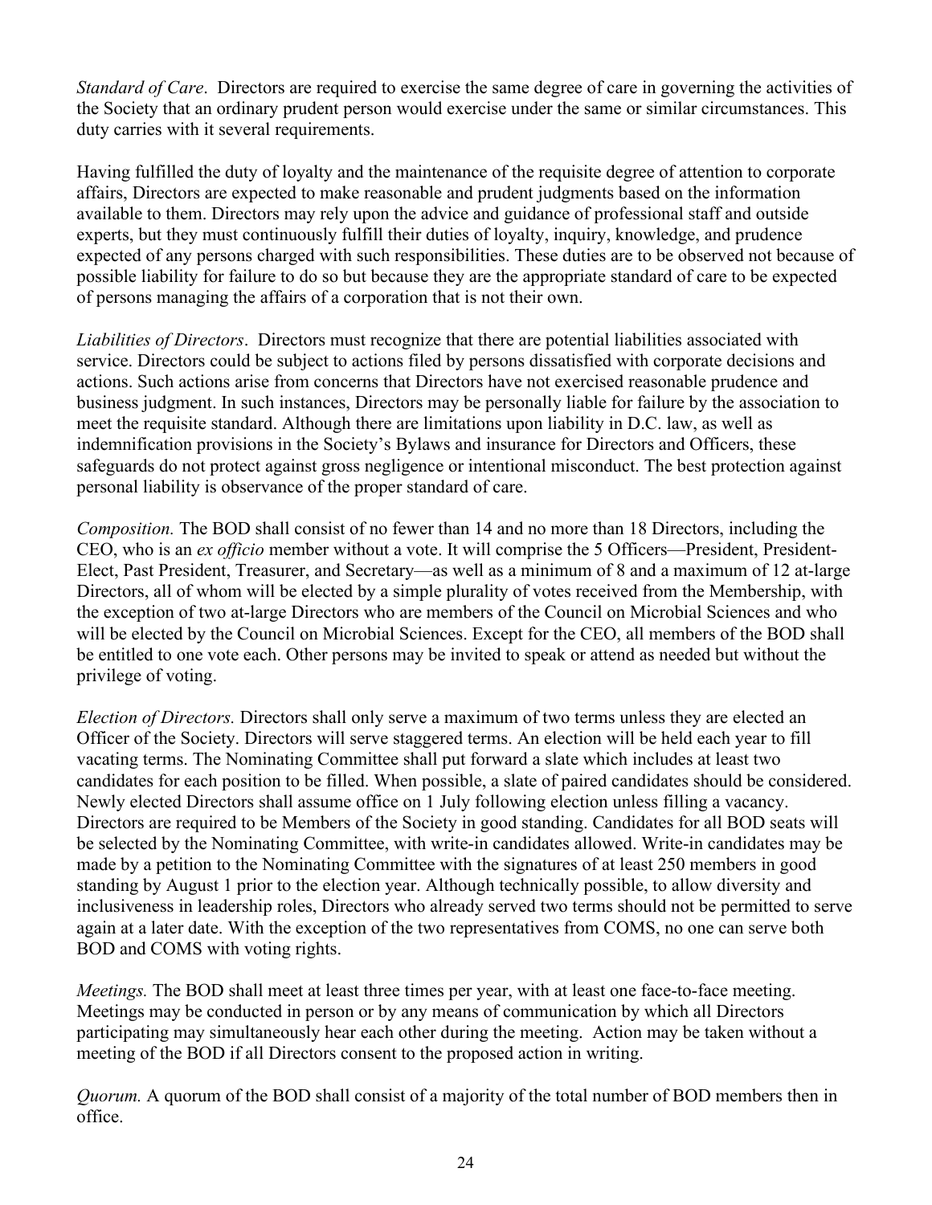*Standard of Care*. Directors are required to exercise the same degree of care in governing the activities of the Society that an ordinary prudent person would exercise under the same or similar circumstances. This duty carries with it several requirements.

Having fulfilled the duty of loyalty and the maintenance of the requisite degree of attention to corporate affairs, Directors are expected to make reasonable and prudent judgments based on the information available to them. Directors may rely upon the advice and guidance of professional staff and outside experts, but they must continuously fulfill their duties of loyalty, inquiry, knowledge, and prudence expected of any persons charged with such responsibilities. These duties are to be observed not because of possible liability for failure to do so but because they are the appropriate standard of care to be expected of persons managing the affairs of a corporation that is not their own.

*Liabilities of Directors*. Directors must recognize that there are potential liabilities associated with service. Directors could be subject to actions filed by persons dissatisfied with corporate decisions and actions. Such actions arise from concerns that Directors have not exercised reasonable prudence and business judgment. In such instances, Directors may be personally liable for failure by the association to meet the requisite standard. Although there are limitations upon liability in D.C. law, as well as indemnification provisions in the Society's Bylaws and insurance for Directors and Officers, these safeguards do not protect against gross negligence or intentional misconduct. The best protection against personal liability is observance of the proper standard of care.

*Composition.* The BOD shall consist of no fewer than 14 and no more than 18 Directors, including the CEO, who is an *ex officio* member without a vote. It will comprise the 5 Officers—President, President-Elect, Past President, Treasurer, and Secretary—as well as a minimum of 8 and a maximum of 12 at-large Directors, all of whom will be elected by a simple plurality of votes received from the Membership, with the exception of two at-large Directors who are members of the Council on Microbial Sciences and who will be elected by the Council on Microbial Sciences. Except for the CEO, all members of the BOD shall be entitled to one vote each. Other persons may be invited to speak or attend as needed but without the privilege of voting.

*Election of Directors.* Directors shall only serve a maximum of two terms unless they are elected an Officer of the Society. Directors will serve staggered terms. An election will be held each year to fill vacating terms. The Nominating Committee shall put forward a slate which includes at least two candidates for each position to be filled. When possible, a slate of paired candidates should be considered. Newly elected Directors shall assume office on 1 July following election unless filling a vacancy. Directors are required to be Members of the Society in good standing. Candidates for all BOD seats will be selected by the Nominating Committee, with write-in candidates allowed. Write-in candidates may be made by a petition to the Nominating Committee with the signatures of at least 250 members in good standing by August 1 prior to the election year. Although technically possible, to allow diversity and inclusiveness in leadership roles, Directors who already served two terms should not be permitted to serve again at a later date. With the exception of the two representatives from COMS, no one can serve both BOD and COMS with voting rights.

*Meetings.* The BOD shall meet at least three times per year, with at least one face-to-face meeting. Meetings may be conducted in person or by any means of communication by which all Directors participating may simultaneously hear each other during the meeting. Action may be taken without a meeting of the BOD if all Directors consent to the proposed action in writing.

*Quorum.* A quorum of the BOD shall consist of a majority of the total number of BOD members then in office.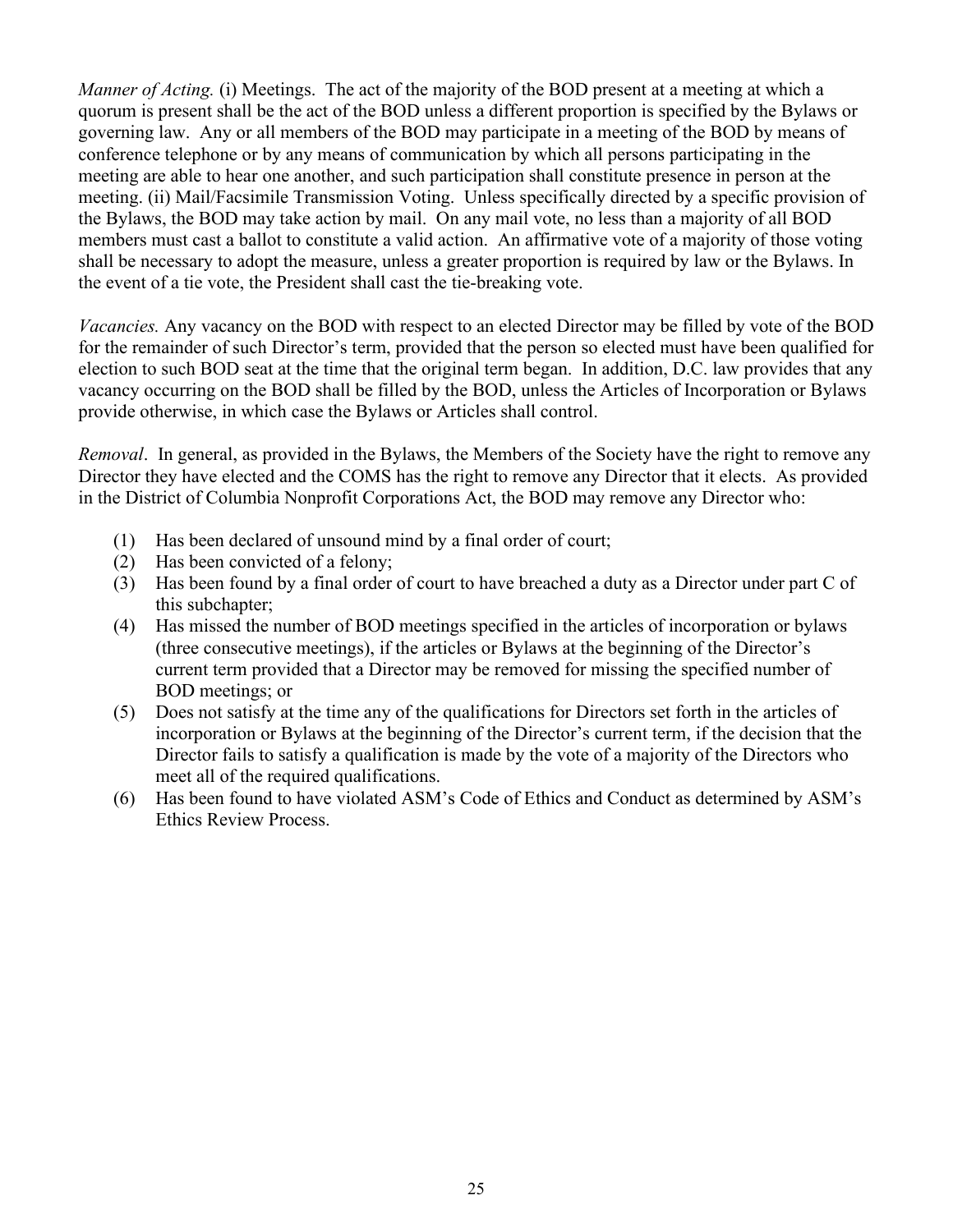*Manner of Acting.* (i) Meetings. The act of the majority of the BOD present at a meeting at which a quorum is present shall be the act of the BOD unless a different proportion is specified by the Bylaws or governing law. Any or all members of the BOD may participate in a meeting of the BOD by means of conference telephone or by any means of communication by which all persons participating in the meeting are able to hear one another, and such participation shall constitute presence in person at the meeting. (ii) Mail/Facsimile Transmission Voting. Unless specifically directed by a specific provision of the Bylaws, the BOD may take action by mail. On any mail vote, no less than a majority of all BOD members must cast a ballot to constitute a valid action. An affirmative vote of a majority of those voting shall be necessary to adopt the measure, unless a greater proportion is required by law or the Bylaws. In the event of a tie vote, the President shall cast the tie-breaking vote.

*Vacancies.* Any vacancy on the BOD with respect to an elected Director may be filled by vote of the BOD for the remainder of such Director's term, provided that the person so elected must have been qualified for election to such BOD seat at the time that the original term began. In addition, D.C. law provides that any vacancy occurring on the BOD shall be filled by the BOD, unless the Articles of Incorporation or Bylaws provide otherwise, in which case the Bylaws or Articles shall control.

*Removal*. In general, as provided in the Bylaws, the Members of the Society have the right to remove any Director they have elected and the COMS has the right to remove any Director that it elects. As provided in the District of Columbia Nonprofit Corporations Act, the BOD may remove any Director who:

(1) Has been declared of unsound mind by a final order of court;
(2) Has been convicted of a felony;
(3) Has been found by a final order of court to have breached a duty as a Director under part C of this subchapter;
(4) Has missed the number of BOD meetings specified in the articles of incorporation or bylaws (three consecutive meetings), if the articles or Bylaws at the beginning of the Director's current term provided that a Director may be removed for missing the specified number of BOD meetings; or
(5) Does not satisfy at the time any of the qualifications for Directors set forth in the articles of incorporation or Bylaws at the beginning of the Director's current term, if the decision that the Director fails to satisfy a qualification is made by the vote of a majority of the Directors who meet all of the required qualifications.
(6) Has been found to have violated ASM's Code of Ethics and Conduct as determined by ASM's Ethics Review Process.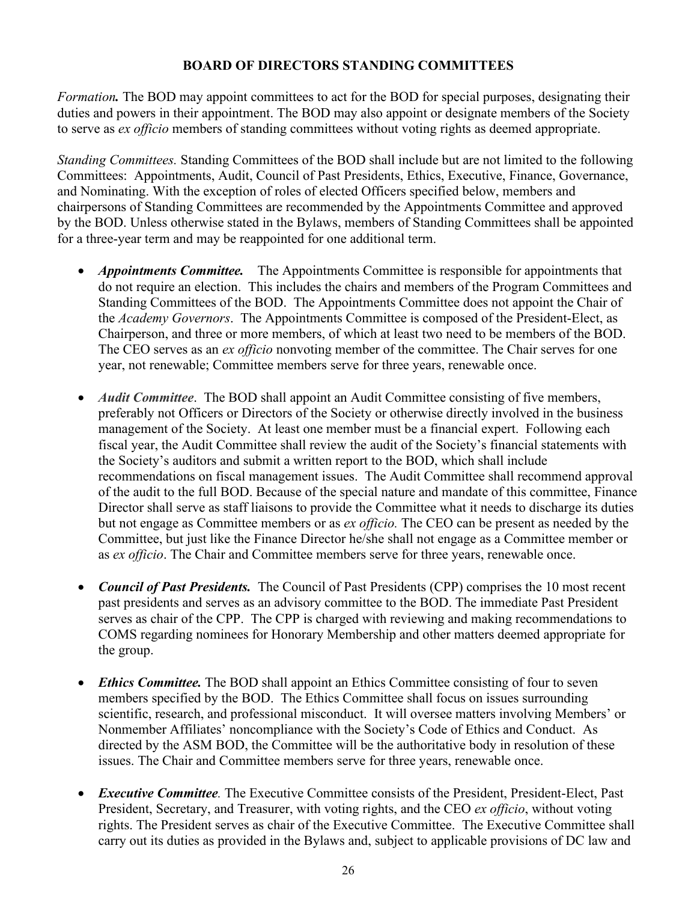## BOARD OF DIRECTORS STANDING COMMITTEES

*Formation.* The BOD may appoint committees to act for the BOD for special purposes, designating their duties and powers in their appointment. The BOD may also appoint or designate members of the Society to serve as *ex officio* members of standing committees without voting rights as deemed appropriate.

*Standing Committees.* Standing Committees of the BOD shall include but are not limited to the following Committees: Appointments, Audit, Council of Past Presidents, Ethics, Executive, Finance, Governance, and Nominating. With the exception of roles of elected Officers specified below, members and chairpersons of Standing Committees are recommended by the Appointments Committee and approved by the BOD. Unless otherwise stated in the Bylaws, members of Standing Committees shall be appointed for a three-year term and may be reappointed for one additional term.

- ***Appointments Committee.*** The Appointments Committee is responsible for appointments that do not require an election. This includes the chairs and members of the Program Committees and Standing Committees of the BOD. The Appointments Committee does not appoint the Chair of the *Academy Governors*. The Appointments Committee is composed of the President-Elect, as Chairperson, and three or more members, of which at least two need to be members of the BOD. The CEO serves as an *ex officio* nonvoting member of the committee. The Chair serves for one year, not renewable; Committee members serve for three years, renewable once.

- ***Audit Committee***. The BOD shall appoint an Audit Committee consisting of five members, preferably not Officers or Directors of the Society or otherwise directly involved in the business management of the Society. At least one member must be a financial expert. Following each fiscal year, the Audit Committee shall review the audit of the Society's financial statements with the Society's auditors and submit a written report to the BOD, which shall include recommendations on fiscal management issues. The Audit Committee shall recommend approval of the audit to the full BOD. Because of the special nature and mandate of this committee, Finance Director shall serve as staff liaisons to provide the Committee what it needs to discharge its duties but not engage as Committee members or as *ex officio.* The CEO can be present as needed by the Committee, but just like the Finance Director he/she shall not engage as a Committee member or as *ex officio*. The Chair and Committee members serve for three years, renewable once.

- ***Council of Past Presidents.*** The Council of Past Presidents (CPP) comprises the 10 most recent past presidents and serves as an advisory committee to the BOD. The immediate Past President serves as chair of the CPP. The CPP is charged with reviewing and making recommendations to COMS regarding nominees for Honorary Membership and other matters deemed appropriate for the group.

- ***Ethics Committee.*** The BOD shall appoint an Ethics Committee consisting of four to seven members specified by the BOD. The Ethics Committee shall focus on issues surrounding scientific, research, and professional misconduct. It will oversee matters involving Members' or Nonmember Affiliates' noncompliance with the Society's Code of Ethics and Conduct. As directed by the ASM BOD, the Committee will be the authoritative body in resolution of these issues. The Chair and Committee members serve for three years, renewable once.

- ***Executive Committee.*** The Executive Committee consists of the President, President-Elect, Past President, Secretary, and Treasurer, with voting rights, and the CEO *ex officio*, without voting rights. The President serves as chair of the Executive Committee. The Executive Committee shall carry out its duties as provided in the Bylaws and, subject to applicable provisions of DC law and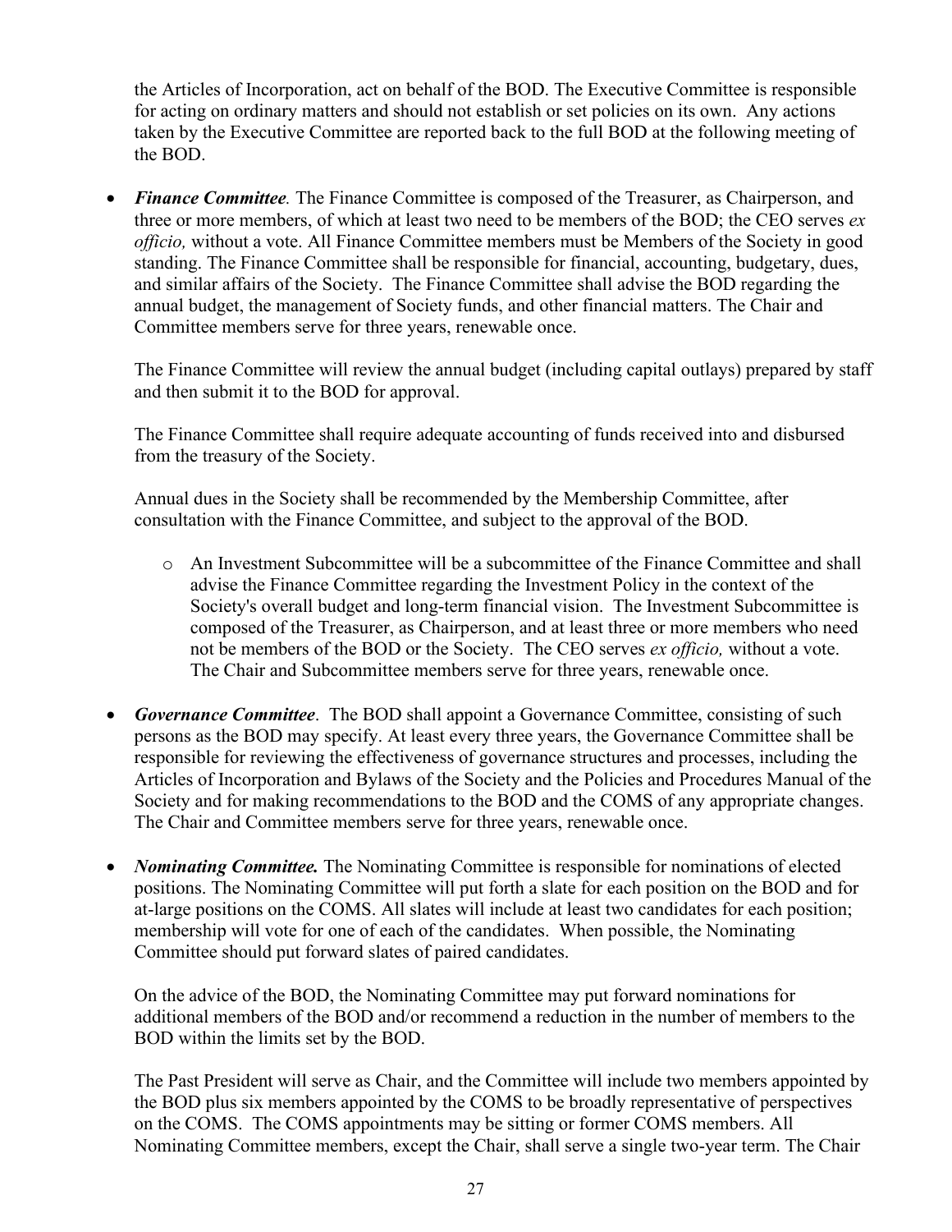the Articles of Incorporation, act on behalf of the BOD. The Executive Committee is responsible for acting on ordinary matters and should not establish or set policies on its own. Any actions taken by the Executive Committee are reported back to the full BOD at the following meeting of the BOD.

- ***Finance Committee****.* The Finance Committee is composed of the Treasurer, as Chairperson, and three or more members, of which at least two need to be members of the BOD; the CEO serves *ex officio,* without a vote. All Finance Committee members must be Members of the Society in good standing. The Finance Committee shall be responsible for financial, accounting, budgetary, dues, and similar affairs of the Society. The Finance Committee shall advise the BOD regarding the annual budget, the management of Society funds, and other financial matters. The Chair and Committee members serve for three years, renewable once.

  The Finance Committee will review the annual budget (including capital outlays) prepared by staff and then submit it to the BOD for approval.

  The Finance Committee shall require adequate accounting of funds received into and disbursed from the treasury of the Society.

  Annual dues in the Society shall be recommended by the Membership Committee, after consultation with the Finance Committee, and subject to the approval of the BOD.

  - An Investment Subcommittee will be a subcommittee of the Finance Committee and shall advise the Finance Committee regarding the Investment Policy in the context of the Society's overall budget and long-term financial vision. The Investment Subcommittee is composed of the Treasurer, as Chairperson, and at least three or more members who need not be members of the BOD or the Society. The CEO serves *ex officio,* without a vote. The Chair and Subcommittee members serve for three years, renewable once.

- ***Governance Committee***. The BOD shall appoint a Governance Committee, consisting of such persons as the BOD may specify. At least every three years, the Governance Committee shall be responsible for reviewing the effectiveness of governance structures and processes, including the Articles of Incorporation and Bylaws of the Society and the Policies and Procedures Manual of the Society and for making recommendations to the BOD and the COMS of any appropriate changes. The Chair and Committee members serve for three years, renewable once.

- ***Nominating Committee.*** The Nominating Committee is responsible for nominations of elected positions. The Nominating Committee will put forth a slate for each position on the BOD and for at-large positions on the COMS. All slates will include at least two candidates for each position; membership will vote for one of each of the candidates. When possible, the Nominating Committee should put forward slates of paired candidates.

  On the advice of the BOD, the Nominating Committee may put forward nominations for additional members of the BOD and/or recommend a reduction in the number of members to the BOD within the limits set by the BOD.

  The Past President will serve as Chair, and the Committee will include two members appointed by the BOD plus six members appointed by the COMS to be broadly representative of perspectives on the COMS. The COMS appointments may be sitting or former COMS members. All Nominating Committee members, except the Chair, shall serve a single two-year term. The Chair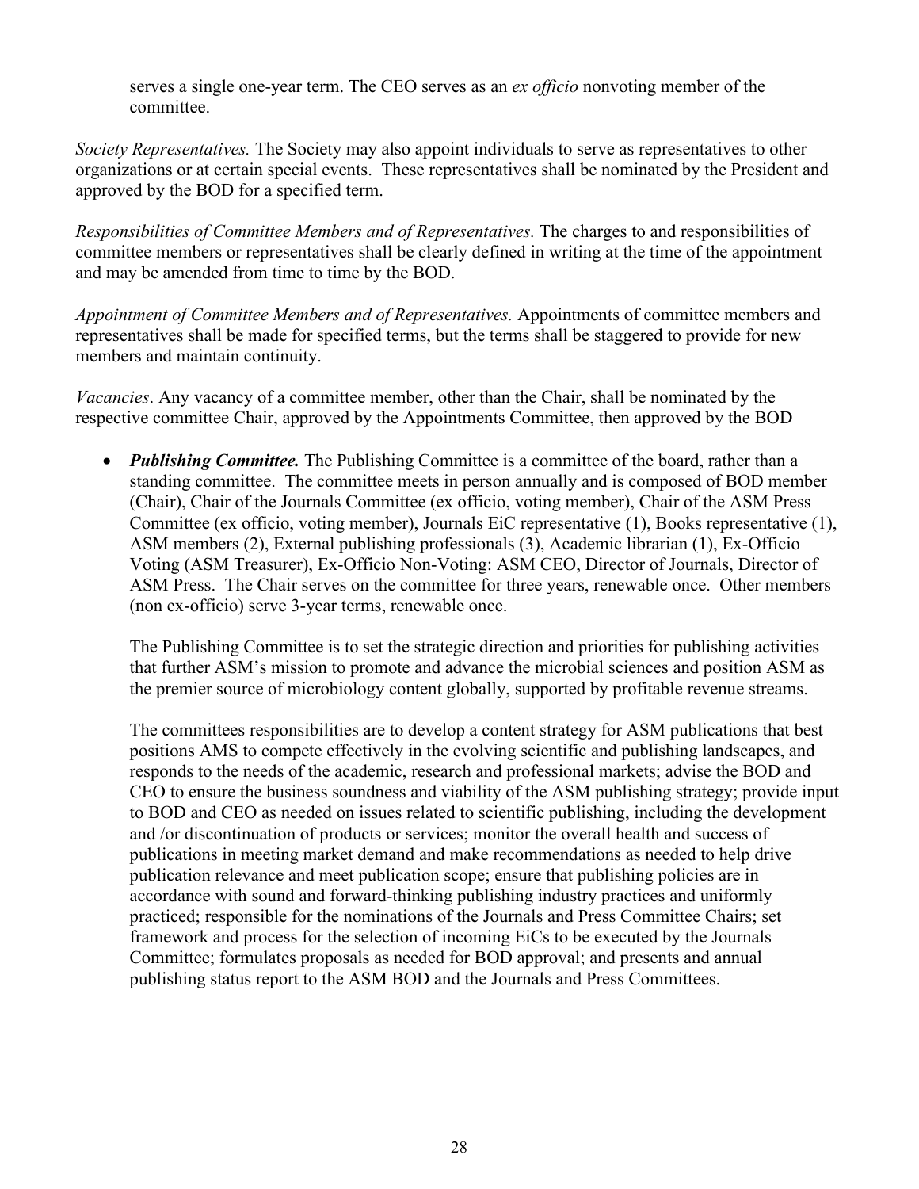serves a single one-year term. The CEO serves as an *ex officio* nonvoting member of the committee.

*Society Representatives.* The Society may also appoint individuals to serve as representatives to other organizations or at certain special events. These representatives shall be nominated by the President and approved by the BOD for a specified term.

*Responsibilities of Committee Members and of Representatives.* The charges to and responsibilities of committee members or representatives shall be clearly defined in writing at the time of the appointment and may be amended from time to time by the BOD.

*Appointment of Committee Members and of Representatives.* Appointments of committee members and representatives shall be made for specified terms, but the terms shall be staggered to provide for new members and maintain continuity.

*Vacancies*. Any vacancy of a committee member, other than the Chair, shall be nominated by the respective committee Chair, approved by the Appointments Committee, then approved by the BOD

- ***Publishing Committee.*** The Publishing Committee is a committee of the board, rather than a standing committee. The committee meets in person annually and is composed of BOD member (Chair), Chair of the Journals Committee (ex officio, voting member), Chair of the ASM Press Committee (ex officio, voting member), Journals EiC representative (1), Books representative (1), ASM members (2), External publishing professionals (3), Academic librarian (1), Ex-Officio Voting (ASM Treasurer), Ex-Officio Non-Voting: ASM CEO, Director of Journals, Director of ASM Press. The Chair serves on the committee for three years, renewable once. Other members (non ex-officio) serve 3-year terms, renewable once.

  The Publishing Committee is to set the strategic direction and priorities for publishing activities that further ASM's mission to promote and advance the microbial sciences and position ASM as the premier source of microbiology content globally, supported by profitable revenue streams.

  The committees responsibilities are to develop a content strategy for ASM publications that best positions AMS to compete effectively in the evolving scientific and publishing landscapes, and responds to the needs of the academic, research and professional markets; advise the BOD and CEO to ensure the business soundness and viability of the ASM publishing strategy; provide input to BOD and CEO as needed on issues related to scientific publishing, including the development and /or discontinuation of products or services; monitor the overall health and success of publications in meeting market demand and make recommendations as needed to help drive publication relevance and meet publication scope; ensure that publishing policies are in accordance with sound and forward-thinking publishing industry practices and uniformly practiced; responsible for the nominations of the Journals and Press Committee Chairs; set framework and process for the selection of incoming EiCs to be executed by the Journals Committee; formulates proposals as needed for BOD approval; and presents and annual publishing status report to the ASM BOD and the Journals and Press Committees.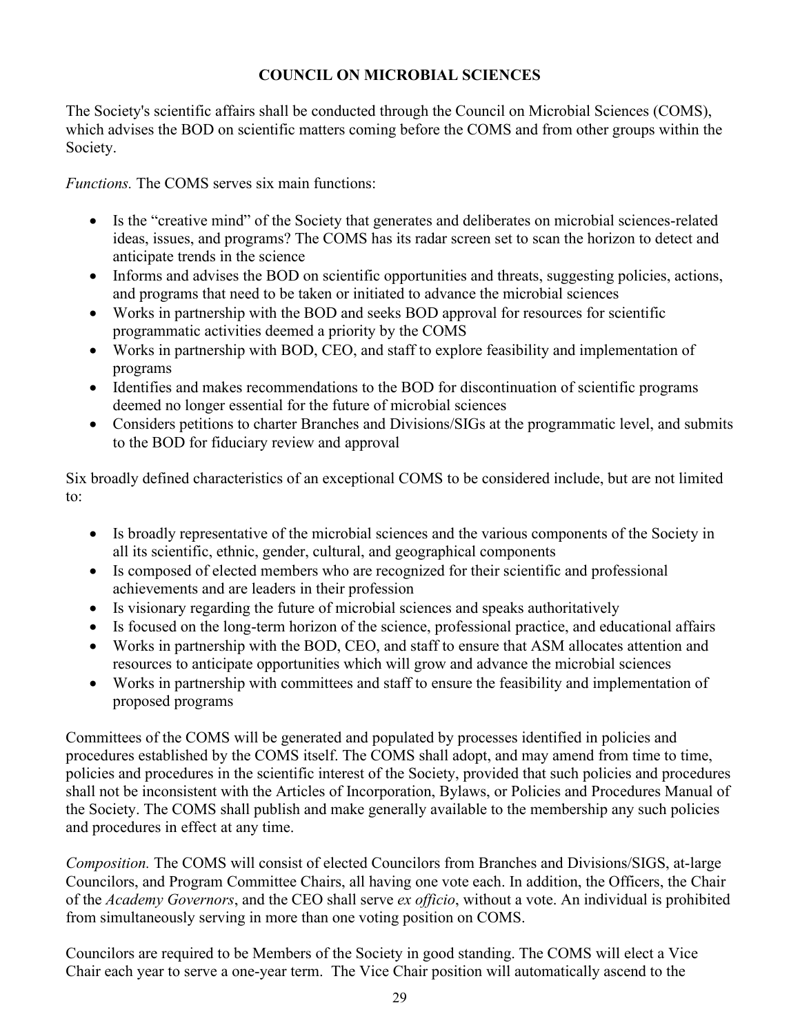## COUNCIL ON MICROBIAL SCIENCES

The Society's scientific affairs shall be conducted through the Council on Microbial Sciences (COMS), which advises the BOD on scientific matters coming before the COMS and from other groups within the Society.

*Functions.* The COMS serves six main functions:

- Is the "creative mind" of the Society that generates and deliberates on microbial sciences-related ideas, issues, and programs? The COMS has its radar screen set to scan the horizon to detect and anticipate trends in the science
- Informs and advises the BOD on scientific opportunities and threats, suggesting policies, actions, and programs that need to be taken or initiated to advance the microbial sciences
- Works in partnership with the BOD and seeks BOD approval for resources for scientific programmatic activities deemed a priority by the COMS
- Works in partnership with BOD, CEO, and staff to explore feasibility and implementation of programs
- Identifies and makes recommendations to the BOD for discontinuation of scientific programs deemed no longer essential for the future of microbial sciences
- Considers petitions to charter Branches and Divisions/SIGs at the programmatic level, and submits to the BOD for fiduciary review and approval

Six broadly defined characteristics of an exceptional COMS to be considered include, but are not limited to:

- Is broadly representative of the microbial sciences and the various components of the Society in all its scientific, ethnic, gender, cultural, and geographical components
- Is composed of elected members who are recognized for their scientific and professional achievements and are leaders in their profession
- Is visionary regarding the future of microbial sciences and speaks authoritatively
- Is focused on the long-term horizon of the science, professional practice, and educational affairs
- Works in partnership with the BOD, CEO, and staff to ensure that ASM allocates attention and resources to anticipate opportunities which will grow and advance the microbial sciences
- Works in partnership with committees and staff to ensure the feasibility and implementation of proposed programs

Committees of the COMS will be generated and populated by processes identified in policies and procedures established by the COMS itself. The COMS shall adopt, and may amend from time to time, policies and procedures in the scientific interest of the Society, provided that such policies and procedures shall not be inconsistent with the Articles of Incorporation, Bylaws, or Policies and Procedures Manual of the Society. The COMS shall publish and make generally available to the membership any such policies and procedures in effect at any time.

*Composition.* The COMS will consist of elected Councilors from Branches and Divisions/SIGS, at-large Councilors, and Program Committee Chairs, all having one vote each. In addition, the Officers, the Chair of the *Academy Governors*, and the CEO shall serve *ex officio*, without a vote. An individual is prohibited from simultaneously serving in more than one voting position on COMS.

Councilors are required to be Members of the Society in good standing. The COMS will elect a Vice Chair each year to serve a one-year term. The Vice Chair position will automatically ascend to the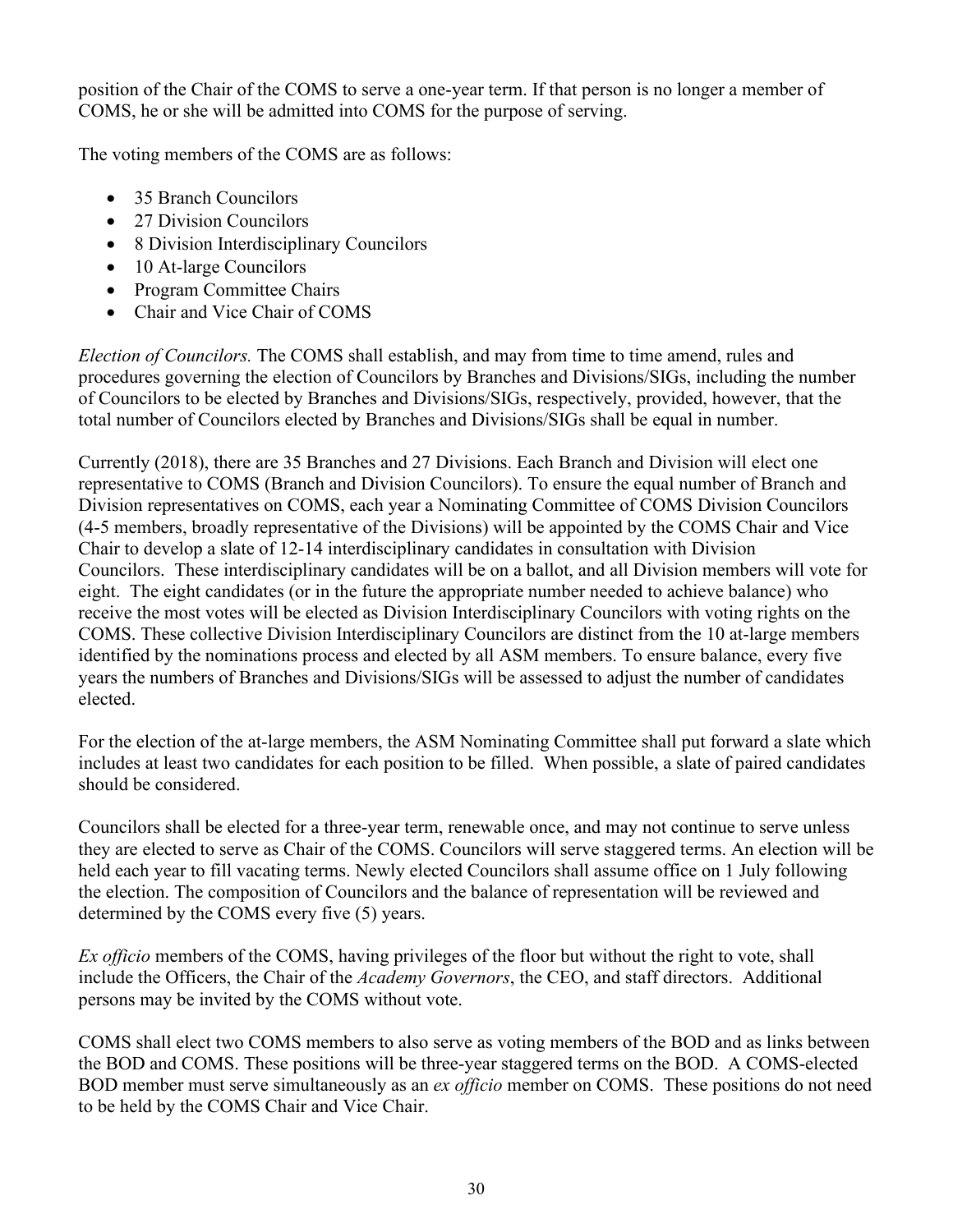position of the Chair of the COMS to serve a one-year term. If that person is no longer a member of COMS, he or she will be admitted into COMS for the purpose of serving.

The voting members of the COMS are as follows:

- 35 Branch Councilors
- 27 Division Councilors
- 8 Division Interdisciplinary Councilors
- 10 At-large Councilors
- Program Committee Chairs
- Chair and Vice Chair of COMS

*Election of Councilors.* The COMS shall establish, and may from time to time amend, rules and procedures governing the election of Councilors by Branches and Divisions/SIGs, including the number of Councilors to be elected by Branches and Divisions/SIGs, respectively, provided, however, that the total number of Councilors elected by Branches and Divisions/SIGs shall be equal in number.

Currently (2018), there are 35 Branches and 27 Divisions. Each Branch and Division will elect one representative to COMS (Branch and Division Councilors). To ensure the equal number of Branch and Division representatives on COMS, each year a Nominating Committee of COMS Division Councilors (4-5 members, broadly representative of the Divisions) will be appointed by the COMS Chair and Vice Chair to develop a slate of 12-14 interdisciplinary candidates in consultation with Division Councilors. These interdisciplinary candidates will be on a ballot, and all Division members will vote for eight. The eight candidates (or in the future the appropriate number needed to achieve balance) who receive the most votes will be elected as Division Interdisciplinary Councilors with voting rights on the COMS. These collective Division Interdisciplinary Councilors are distinct from the 10 at-large members identified by the nominations process and elected by all ASM members. To ensure balance, every five years the numbers of Branches and Divisions/SIGs will be assessed to adjust the number of candidates elected.

For the election of the at-large members, the ASM Nominating Committee shall put forward a slate which includes at least two candidates for each position to be filled. When possible, a slate of paired candidates should be considered.

Councilors shall be elected for a three-year term, renewable once, and may not continue to serve unless they are elected to serve as Chair of the COMS. Councilors will serve staggered terms. An election will be held each year to fill vacating terms. Newly elected Councilors shall assume office on 1 July following the election. The composition of Councilors and the balance of representation will be reviewed and determined by the COMS every five (5) years.

*Ex officio* members of the COMS, having privileges of the floor but without the right to vote, shall include the Officers, the Chair of the *Academy Governors*, the CEO, and staff directors. Additional persons may be invited by the COMS without vote.

COMS shall elect two COMS members to also serve as voting members of the BOD and as links between the BOD and COMS. These positions will be three-year staggered terms on the BOD. A COMS-elected BOD member must serve simultaneously as an *ex officio* member on COMS. These positions do not need to be held by the COMS Chair and Vice Chair.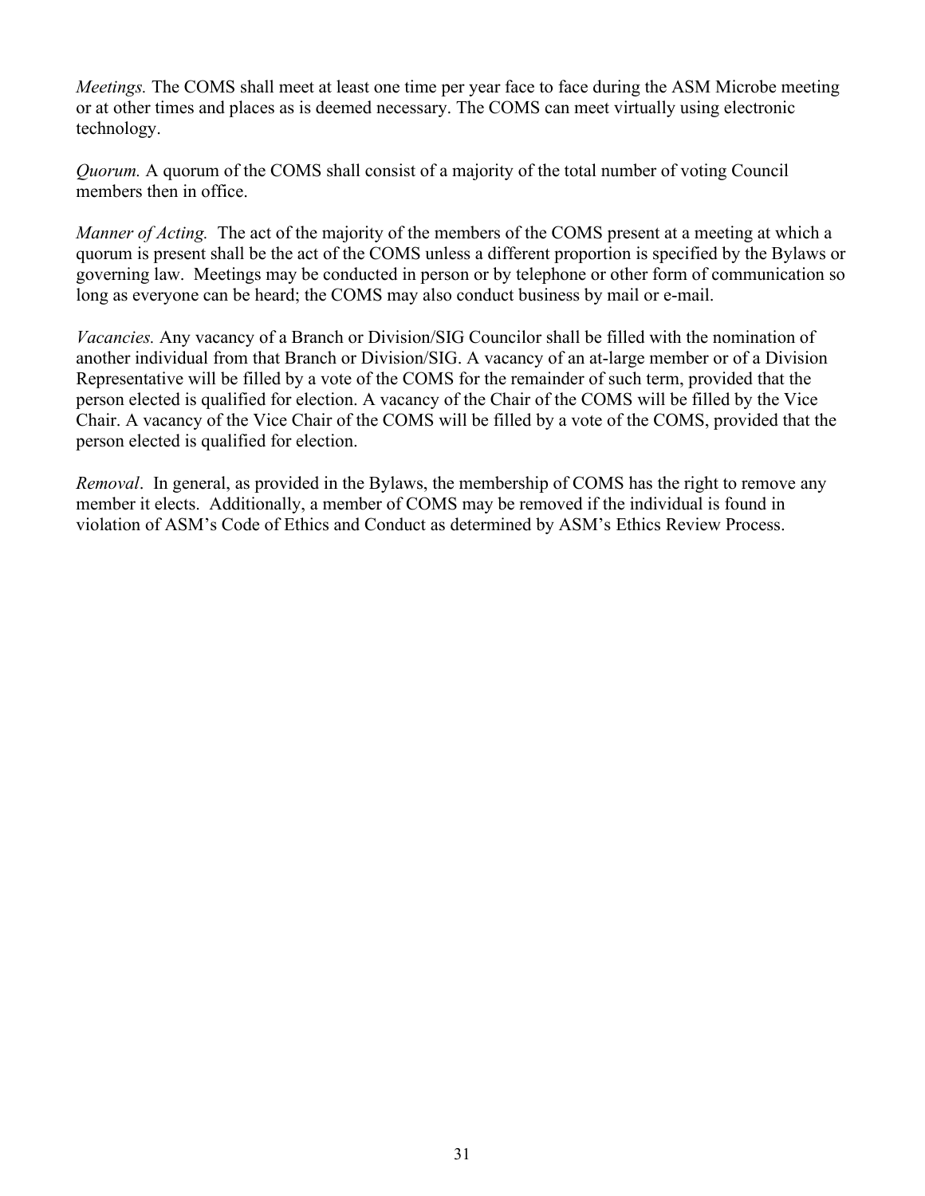*Meetings.* The COMS shall meet at least one time per year face to face during the ASM Microbe meeting or at other times and places as is deemed necessary. The COMS can meet virtually using electronic technology.

*Quorum.* A quorum of the COMS shall consist of a majority of the total number of voting Council members then in office.

*Manner of Acting.* The act of the majority of the members of the COMS present at a meeting at which a quorum is present shall be the act of the COMS unless a different proportion is specified by the Bylaws or governing law. Meetings may be conducted in person or by telephone or other form of communication so long as everyone can be heard; the COMS may also conduct business by mail or e-mail.

*Vacancies.* Any vacancy of a Branch or Division/SIG Councilor shall be filled with the nomination of another individual from that Branch or Division/SIG. A vacancy of an at-large member or of a Division Representative will be filled by a vote of the COMS for the remainder of such term, provided that the person elected is qualified for election. A vacancy of the Chair of the COMS will be filled by the Vice Chair. A vacancy of the Vice Chair of the COMS will be filled by a vote of the COMS, provided that the person elected is qualified for election.

*Removal*. In general, as provided in the Bylaws, the membership of COMS has the right to remove any member it elects. Additionally, a member of COMS may be removed if the individual is found in violation of ASM's Code of Ethics and Conduct as determined by ASM's Ethics Review Process.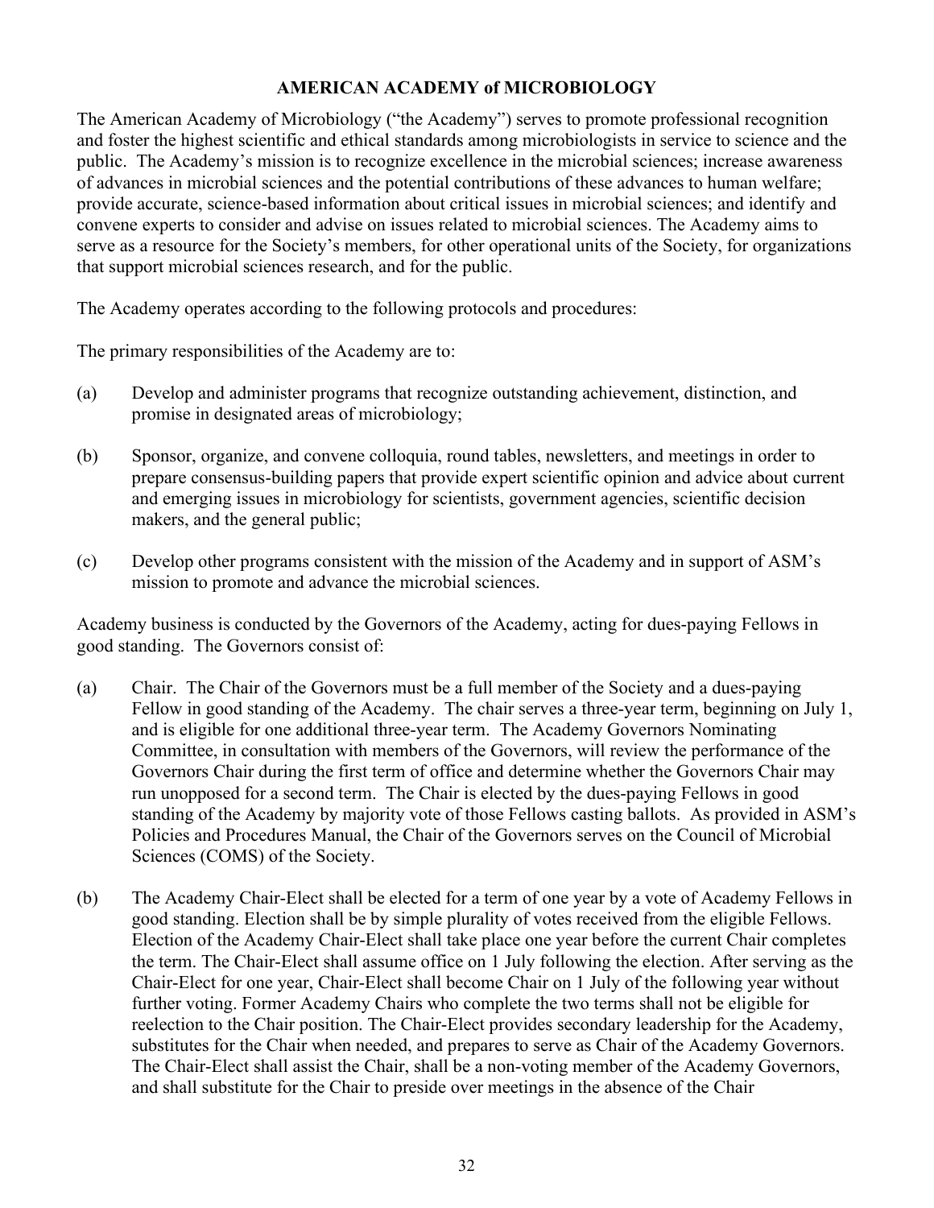# AMERICAN ACADEMY of MICROBIOLOGY

The American Academy of Microbiology ("the Academy") serves to promote professional recognition and foster the highest scientific and ethical standards among microbiologists in service to science and the public. The Academy's mission is to recognize excellence in the microbial sciences; increase awareness of advances in microbial sciences and the potential contributions of these advances to human welfare; provide accurate, science-based information about critical issues in microbial sciences; and identify and convene experts to consider and advise on issues related to microbial sciences. The Academy aims to serve as a resource for the Society's members, for other operational units of the Society, for organizations that support microbial sciences research, and for the public.

The Academy operates according to the following protocols and procedures:

The primary responsibilities of the Academy are to:

(a) Develop and administer programs that recognize outstanding achievement, distinction, and promise in designated areas of microbiology;

(b) Sponsor, organize, and convene colloquia, round tables, newsletters, and meetings in order to prepare consensus-building papers that provide expert scientific opinion and advice about current and emerging issues in microbiology for scientists, government agencies, scientific decision makers, and the general public;

(c) Develop other programs consistent with the mission of the Academy and in support of ASM's mission to promote and advance the microbial sciences.

Academy business is conducted by the Governors of the Academy, acting for dues-paying Fellows in good standing. The Governors consist of:

(a) Chair. The Chair of the Governors must be a full member of the Society and a dues-paying Fellow in good standing of the Academy. The chair serves a three-year term, beginning on July 1, and is eligible for one additional three-year term. The Academy Governors Nominating Committee, in consultation with members of the Governors, will review the performance of the Governors Chair during the first term of office and determine whether the Governors Chair may run unopposed for a second term. The Chair is elected by the dues-paying Fellows in good standing of the Academy by majority vote of those Fellows casting ballots. As provided in ASM's Policies and Procedures Manual, the Chair of the Governors serves on the Council of Microbial Sciences (COMS) of the Society.

(b) The Academy Chair-Elect shall be elected for a term of one year by a vote of Academy Fellows in good standing. Election shall be by simple plurality of votes received from the eligible Fellows. Election of the Academy Chair-Elect shall take place one year before the current Chair completes the term. The Chair-Elect shall assume office on 1 July following the election. After serving as the Chair-Elect for one year, Chair-Elect shall become Chair on 1 July of the following year without further voting. Former Academy Chairs who complete the two terms shall not be eligible for reelection to the Chair position. The Chair-Elect provides secondary leadership for the Academy, substitutes for the Chair when needed, and prepares to serve as Chair of the Academy Governors. The Chair-Elect shall assist the Chair, shall be a non-voting member of the Academy Governors, and shall substitute for the Chair to preside over meetings in the absence of the Chair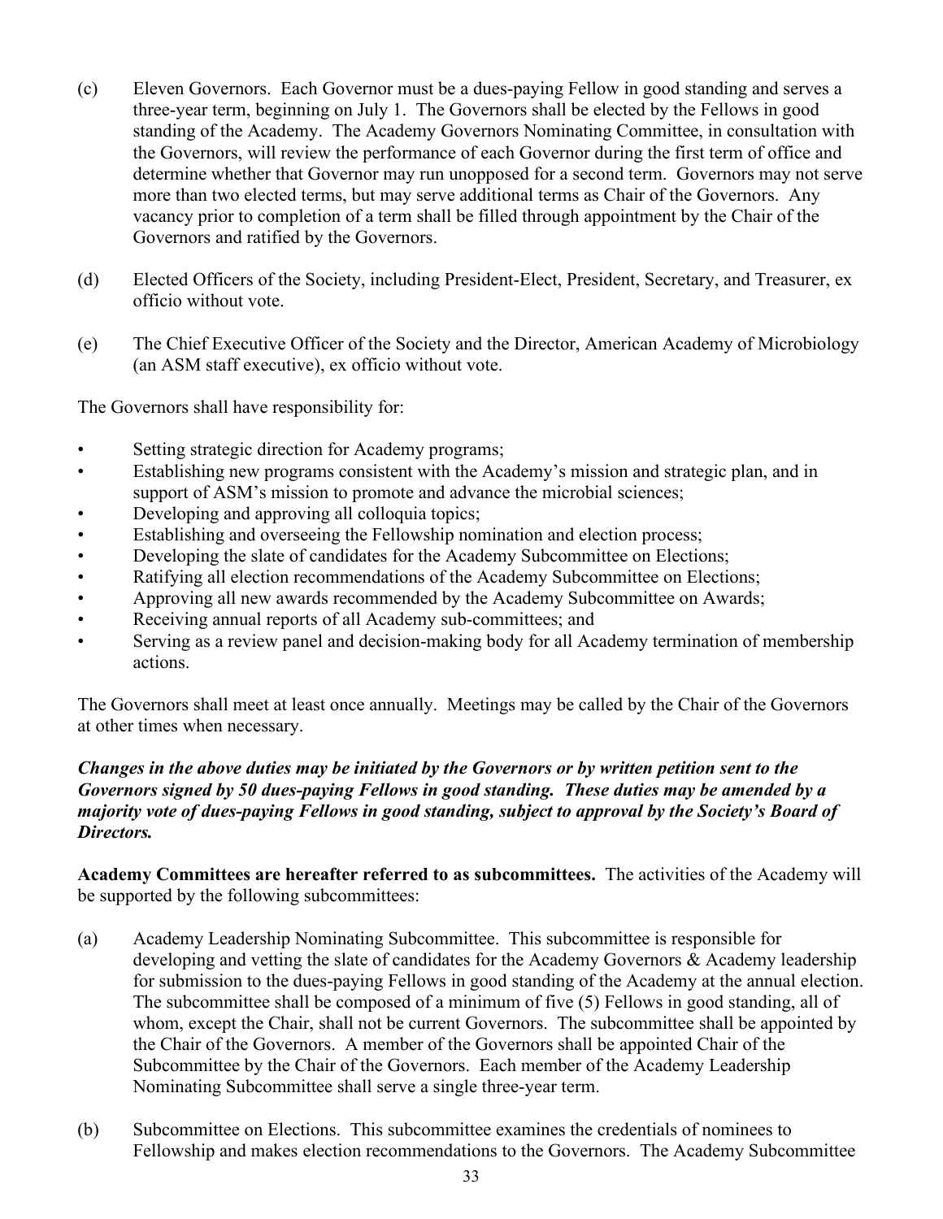(c) Eleven Governors. Each Governor must be a dues-paying Fellow in good standing and serves a three-year term, beginning on July 1. The Governors shall be elected by the Fellows in good standing of the Academy. The Academy Governors Nominating Committee, in consultation with the Governors, will review the performance of each Governor during the first term of office and determine whether that Governor may run unopposed for a second term. Governors may not serve more than two elected terms, but may serve additional terms as Chair of the Governors. Any vacancy prior to completion of a term shall be filled through appointment by the Chair of the Governors and ratified by the Governors.

(d) Elected Officers of the Society, including President-Elect, President, Secretary, and Treasurer, ex officio without vote.

(e) The Chief Executive Officer of the Society and the Director, American Academy of Microbiology (an ASM staff executive), ex officio without vote.

The Governors shall have responsibility for:

- Setting strategic direction for Academy programs;
- Establishing new programs consistent with the Academy's mission and strategic plan, and in support of ASM's mission to promote and advance the microbial sciences;
- Developing and approving all colloquia topics;
- Establishing and overseeing the Fellowship nomination and election process;
- Developing the slate of candidates for the Academy Subcommittee on Elections;
- Ratifying all election recommendations of the Academy Subcommittee on Elections;
- Approving all new awards recommended by the Academy Subcommittee on Awards;
- Receiving annual reports of all Academy sub-committees; and
- Serving as a review panel and decision-making body for all Academy termination of membership actions.

The Governors shall meet at least once annually. Meetings may be called by the Chair of the Governors at other times when necessary.

***Changes in the above duties may be initiated by the Governors or by written petition sent to the Governors signed by 50 dues-paying Fellows in good standing. These duties may be amended by a majority vote of dues-paying Fellows in good standing, subject to approval by the Society's Board of Directors.***

**Academy Committees are hereafter referred to as subcommittees.** The activities of the Academy will be supported by the following subcommittees:

(a) Academy Leadership Nominating Subcommittee. This subcommittee is responsible for developing and vetting the slate of candidates for the Academy Governors & Academy leadership for submission to the dues-paying Fellows in good standing of the Academy at the annual election. The subcommittee shall be composed of a minimum of five (5) Fellows in good standing, all of whom, except the Chair, shall not be current Governors. The subcommittee shall be appointed by the Chair of the Governors. A member of the Governors shall be appointed Chair of the Subcommittee by the Chair of the Governors. Each member of the Academy Leadership Nominating Subcommittee shall serve a single three-year term.

(b) Subcommittee on Elections. This subcommittee examines the credentials of nominees to Fellowship and makes election recommendations to the Governors. The Academy Subcommittee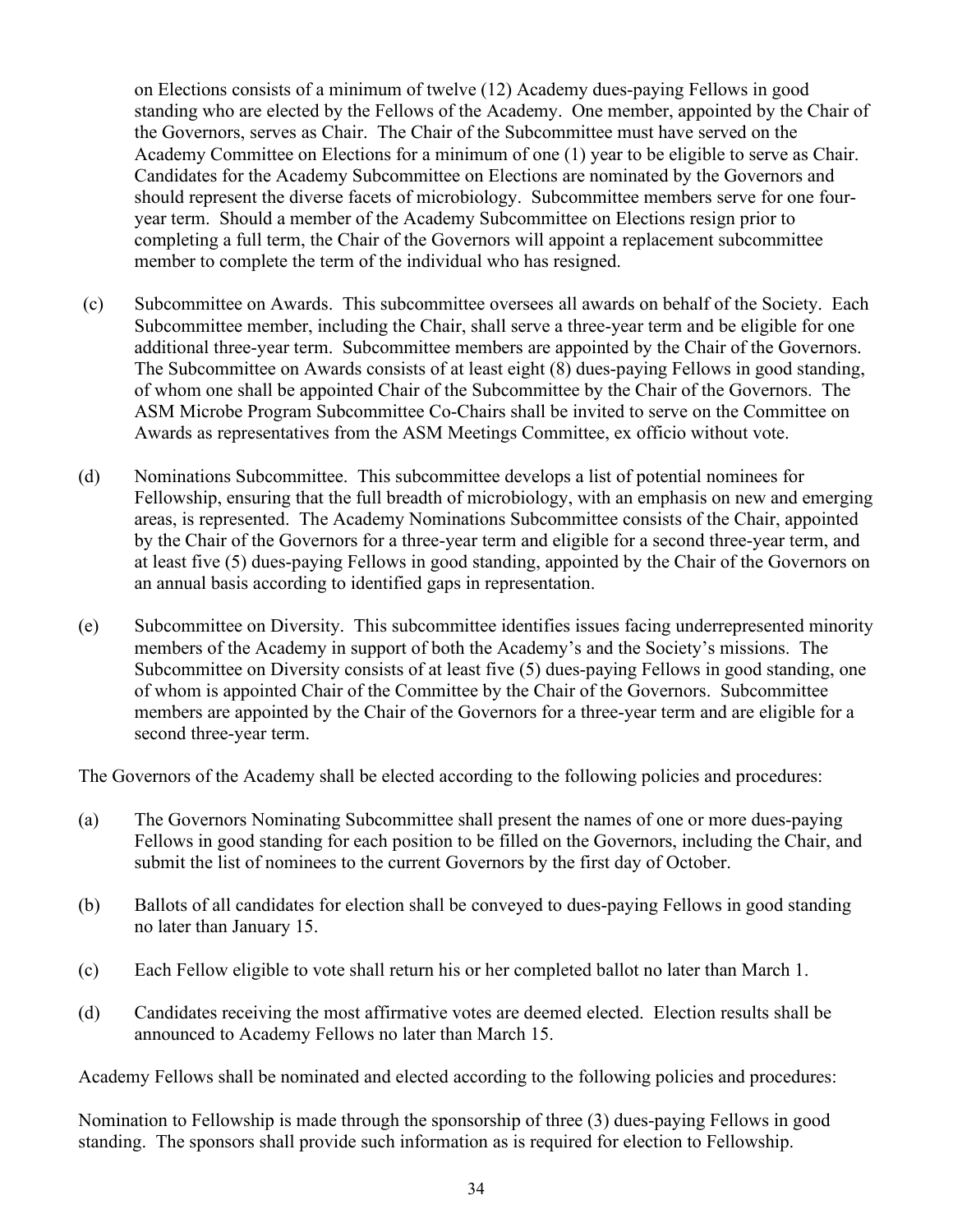on Elections consists of a minimum of twelve (12) Academy dues-paying Fellows in good standing who are elected by the Fellows of the Academy. One member, appointed by the Chair of the Governors, serves as Chair. The Chair of the Subcommittee must have served on the Academy Committee on Elections for a minimum of one (1) year to be eligible to serve as Chair. Candidates for the Academy Subcommittee on Elections are nominated by the Governors and should represent the diverse facets of microbiology. Subcommittee members serve for one four-year term. Should a member of the Academy Subcommittee on Elections resign prior to completing a full term, the Chair of the Governors will appoint a replacement subcommittee member to complete the term of the individual who has resigned.

(c) Subcommittee on Awards. This subcommittee oversees all awards on behalf of the Society. Each Subcommittee member, including the Chair, shall serve a three-year term and be eligible for one additional three-year term. Subcommittee members are appointed by the Chair of the Governors. The Subcommittee on Awards consists of at least eight (8) dues-paying Fellows in good standing, of whom one shall be appointed Chair of the Subcommittee by the Chair of the Governors. The ASM Microbe Program Subcommittee Co-Chairs shall be invited to serve on the Committee on Awards as representatives from the ASM Meetings Committee, ex officio without vote.

(d) Nominations Subcommittee. This subcommittee develops a list of potential nominees for Fellowship, ensuring that the full breadth of microbiology, with an emphasis on new and emerging areas, is represented. The Academy Nominations Subcommittee consists of the Chair, appointed by the Chair of the Governors for a three-year term and eligible for a second three-year term, and at least five (5) dues-paying Fellows in good standing, appointed by the Chair of the Governors on an annual basis according to identified gaps in representation.

(e) Subcommittee on Diversity. This subcommittee identifies issues facing underrepresented minority members of the Academy in support of both the Academy's and the Society's missions. The Subcommittee on Diversity consists of at least five (5) dues-paying Fellows in good standing, one of whom is appointed Chair of the Committee by the Chair of the Governors. Subcommittee members are appointed by the Chair of the Governors for a three-year term and are eligible for a second three-year term.

The Governors of the Academy shall be elected according to the following policies and procedures:

(a) The Governors Nominating Subcommittee shall present the names of one or more dues-paying Fellows in good standing for each position to be filled on the Governors, including the Chair, and submit the list of nominees to the current Governors by the first day of October.

(b) Ballots of all candidates for election shall be conveyed to dues-paying Fellows in good standing no later than January 15.

(c) Each Fellow eligible to vote shall return his or her completed ballot no later than March 1.

(d) Candidates receiving the most affirmative votes are deemed elected. Election results shall be announced to Academy Fellows no later than March 15.

Academy Fellows shall be nominated and elected according to the following policies and procedures:

Nomination to Fellowship is made through the sponsorship of three (3) dues-paying Fellows in good standing. The sponsors shall provide such information as is required for election to Fellowship.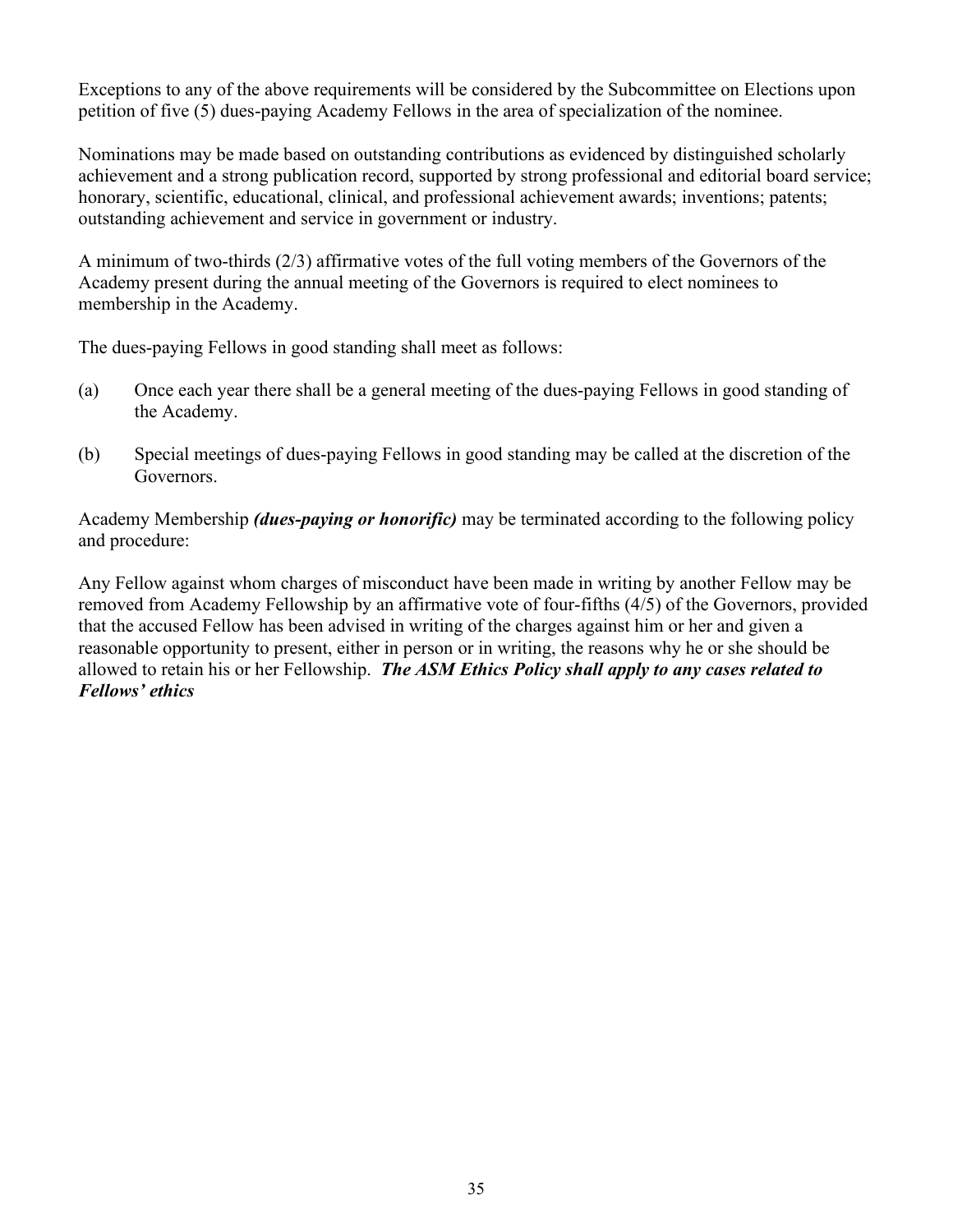Exceptions to any of the above requirements will be considered by the Subcommittee on Elections upon petition of five (5) dues-paying Academy Fellows in the area of specialization of the nominee.

Nominations may be made based on outstanding contributions as evidenced by distinguished scholarly achievement and a strong publication record, supported by strong professional and editorial board service; honorary, scientific, educational, clinical, and professional achievement awards; inventions; patents; outstanding achievement and service in government or industry.

A minimum of two-thirds (2/3) affirmative votes of the full voting members of the Governors of the Academy present during the annual meeting of the Governors is required to elect nominees to membership in the Academy.

The dues-paying Fellows in good standing shall meet as follows:

(a) Once each year there shall be a general meeting of the dues-paying Fellows in good standing of the Academy.

(b) Special meetings of dues-paying Fellows in good standing may be called at the discretion of the Governors.

Academy Membership ***(dues-paying or honorific)*** may be terminated according to the following policy and procedure:

Any Fellow against whom charges of misconduct have been made in writing by another Fellow may be removed from Academy Fellowship by an affirmative vote of four-fifths (4/5) of the Governors, provided that the accused Fellow has been advised in writing of the charges against him or her and given a reasonable opportunity to present, either in person or in writing, the reasons why he or she should be allowed to retain his or her Fellowship. ***The ASM Ethics Policy shall apply to any cases related to Fellows' ethics***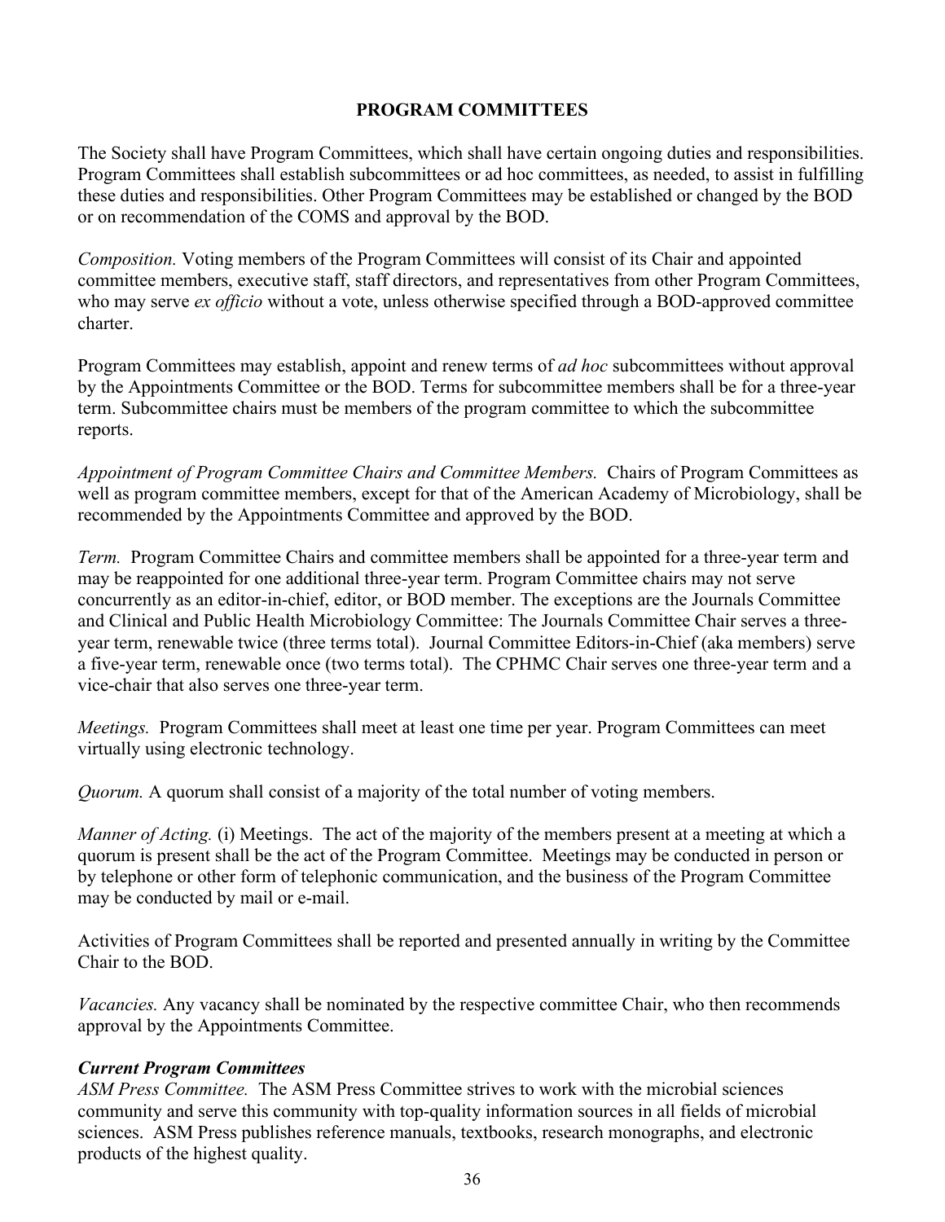## PROGRAM COMMITTEES

The Society shall have Program Committees, which shall have certain ongoing duties and responsibilities. Program Committees shall establish subcommittees or ad hoc committees, as needed, to assist in fulfilling these duties and responsibilities. Other Program Committees may be established or changed by the BOD or on recommendation of the COMS and approval by the BOD.

*Composition.* Voting members of the Program Committees will consist of its Chair and appointed committee members, executive staff, staff directors, and representatives from other Program Committees, who may serve *ex officio* without a vote, unless otherwise specified through a BOD-approved committee charter.

Program Committees may establish, appoint and renew terms of *ad hoc* subcommittees without approval by the Appointments Committee or the BOD. Terms for subcommittee members shall be for a three-year term. Subcommittee chairs must be members of the program committee to which the subcommittee reports.

*Appointment of Program Committee Chairs and Committee Members.* Chairs of Program Committees as well as program committee members, except for that of the American Academy of Microbiology, shall be recommended by the Appointments Committee and approved by the BOD.

*Term.* Program Committee Chairs and committee members shall be appointed for a three-year term and may be reappointed for one additional three-year term. Program Committee chairs may not serve concurrently as an editor-in-chief, editor, or BOD member. The exceptions are the Journals Committee and Clinical and Public Health Microbiology Committee: The Journals Committee Chair serves a three-year term, renewable twice (three terms total). Journal Committee Editors-in-Chief (aka members) serve a five-year term, renewable once (two terms total). The CPHMC Chair serves one three-year term and a vice-chair that also serves one three-year term.

*Meetings.* Program Committees shall meet at least one time per year. Program Committees can meet virtually using electronic technology.

*Quorum.* A quorum shall consist of a majority of the total number of voting members.

*Manner of Acting.* (i) Meetings. The act of the majority of the members present at a meeting at which a quorum is present shall be the act of the Program Committee. Meetings may be conducted in person or by telephone or other form of telephonic communication, and the business of the Program Committee may be conducted by mail or e-mail.

Activities of Program Committees shall be reported and presented annually in writing by the Committee Chair to the BOD.

*Vacancies.* Any vacancy shall be nominated by the respective committee Chair, who then recommends approval by the Appointments Committee.

***Current Program Committees***

*ASM Press Committee.* The ASM Press Committee strives to work with the microbial sciences community and serve this community with top-quality information sources in all fields of microbial sciences. ASM Press publishes reference manuals, textbooks, research monographs, and electronic products of the highest quality.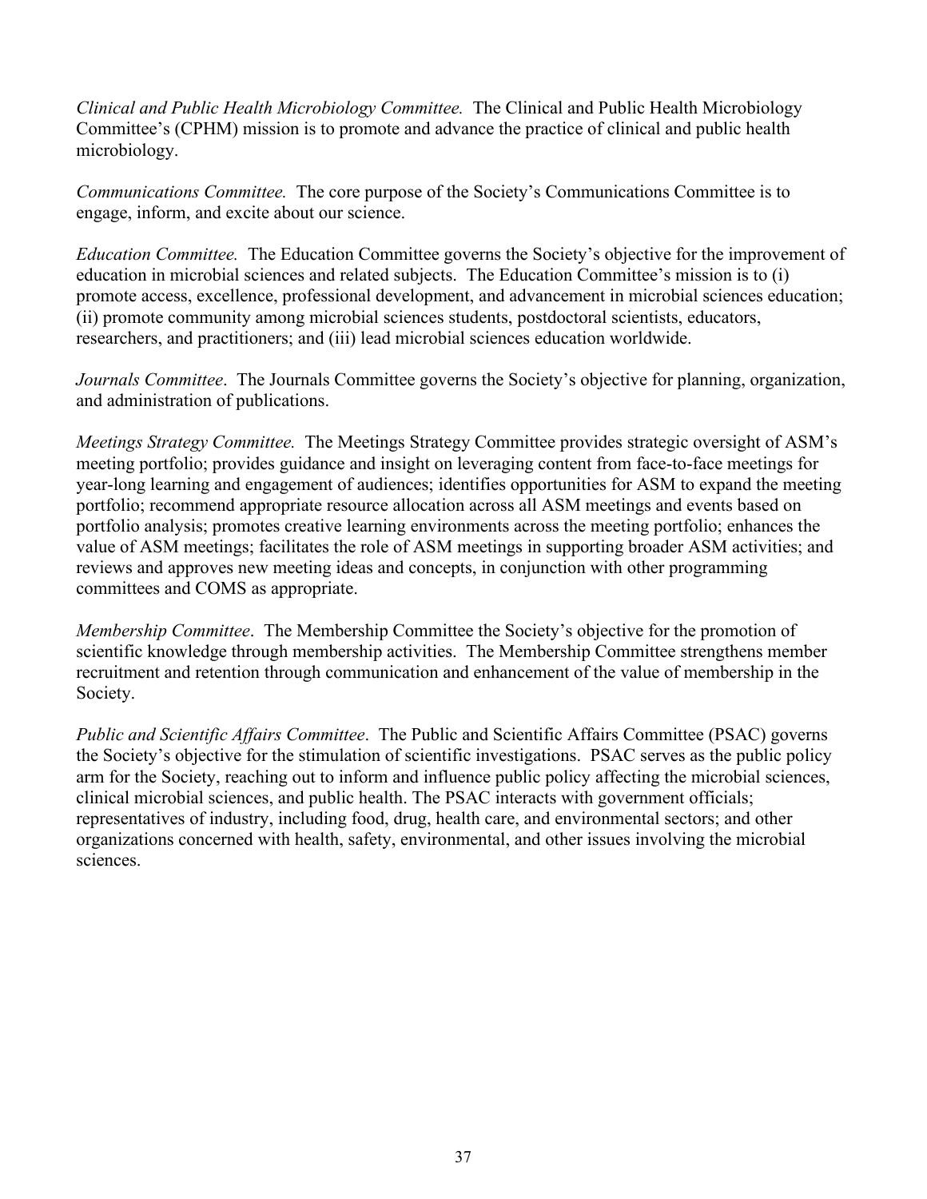*Clinical and Public Health Microbiology Committee.* The Clinical and Public Health Microbiology Committee's (CPHM) mission is to promote and advance the practice of clinical and public health microbiology.

*Communications Committee.* The core purpose of the Society's Communications Committee is to engage, inform, and excite about our science.

*Education Committee.* The Education Committee governs the Society's objective for the improvement of education in microbial sciences and related subjects. The Education Committee's mission is to (i) promote access, excellence, professional development, and advancement in microbial sciences education; (ii) promote community among microbial sciences students, postdoctoral scientists, educators, researchers, and practitioners; and (iii) lead microbial sciences education worldwide.

*Journals Committee*. The Journals Committee governs the Society's objective for planning, organization, and administration of publications.

*Meetings Strategy Committee.* The Meetings Strategy Committee provides strategic oversight of ASM's meeting portfolio; provides guidance and insight on leveraging content from face-to-face meetings for year-long learning and engagement of audiences; identifies opportunities for ASM to expand the meeting portfolio; recommend appropriate resource allocation across all ASM meetings and events based on portfolio analysis; promotes creative learning environments across the meeting portfolio; enhances the value of ASM meetings; facilitates the role of ASM meetings in supporting broader ASM activities; and reviews and approves new meeting ideas and concepts, in conjunction with other programming committees and COMS as appropriate.

*Membership Committee*. The Membership Committee the Society's objective for the promotion of scientific knowledge through membership activities. The Membership Committee strengthens member recruitment and retention through communication and enhancement of the value of membership in the Society.

*Public and Scientific Affairs Committee*. The Public and Scientific Affairs Committee (PSAC) governs the Society's objective for the stimulation of scientific investigations. PSAC serves as the public policy arm for the Society, reaching out to inform and influence public policy affecting the microbial sciences, clinical microbial sciences, and public health. The PSAC interacts with government officials; representatives of industry, including food, drug, health care, and environmental sectors; and other organizations concerned with health, safety, environmental, and other issues involving the microbial sciences.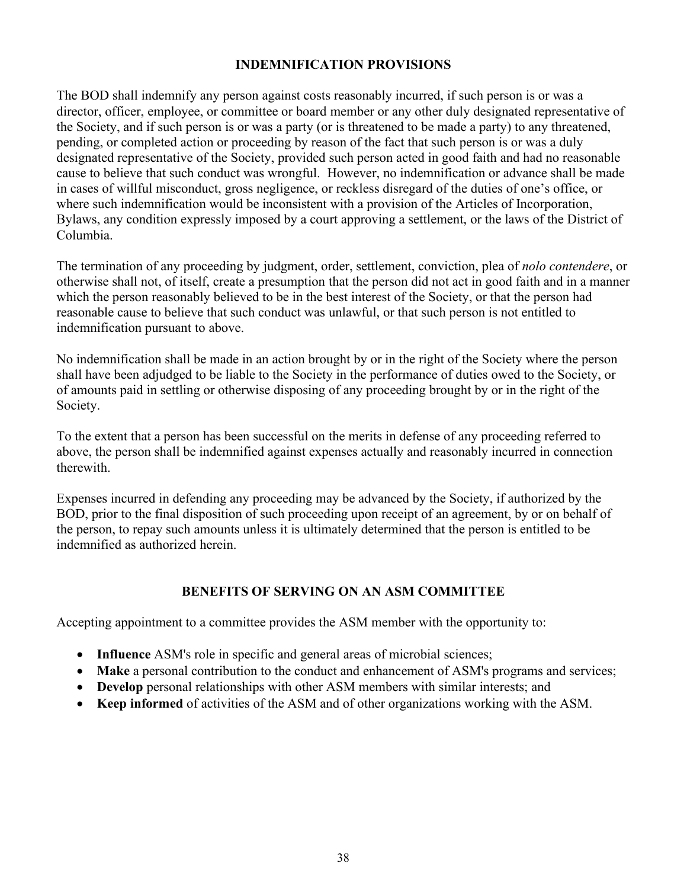## INDEMNIFICATION PROVISIONS

The BOD shall indemnify any person against costs reasonably incurred, if such person is or was a director, officer, employee, or committee or board member or any other duly designated representative of the Society, and if such person is or was a party (or is threatened to be made a party) to any threatened, pending, or completed action or proceeding by reason of the fact that such person is or was a duly designated representative of the Society, provided such person acted in good faith and had no reasonable cause to believe that such conduct was wrongful. However, no indemnification or advance shall be made in cases of willful misconduct, gross negligence, or reckless disregard of the duties of one's office, or where such indemnification would be inconsistent with a provision of the Articles of Incorporation, Bylaws, any condition expressly imposed by a court approving a settlement, or the laws of the District of Columbia.

The termination of any proceeding by judgment, order, settlement, conviction, plea of *nolo contendere*, or otherwise shall not, of itself, create a presumption that the person did not act in good faith and in a manner which the person reasonably believed to be in the best interest of the Society, or that the person had reasonable cause to believe that such conduct was unlawful, or that such person is not entitled to indemnification pursuant to above.

No indemnification shall be made in an action brought by or in the right of the Society where the person shall have been adjudged to be liable to the Society in the performance of duties owed to the Society, or of amounts paid in settling or otherwise disposing of any proceeding brought by or in the right of the Society.

To the extent that a person has been successful on the merits in defense of any proceeding referred to above, the person shall be indemnified against expenses actually and reasonably incurred in connection therewith.

Expenses incurred in defending any proceeding may be advanced by the Society, if authorized by the BOD, prior to the final disposition of such proceeding upon receipt of an agreement, by or on behalf of the person, to repay such amounts unless it is ultimately determined that the person is entitled to be indemnified as authorized herein.

## BENEFITS OF SERVING ON AN ASM COMMITTEE

Accepting appointment to a committee provides the ASM member with the opportunity to:

- **Influence** ASM's role in specific and general areas of microbial sciences;
- **Make** a personal contribution to the conduct and enhancement of ASM's programs and services;
- **Develop** personal relationships with other ASM members with similar interests; and
- **Keep informed** of activities of the ASM and of other organizations working with the ASM.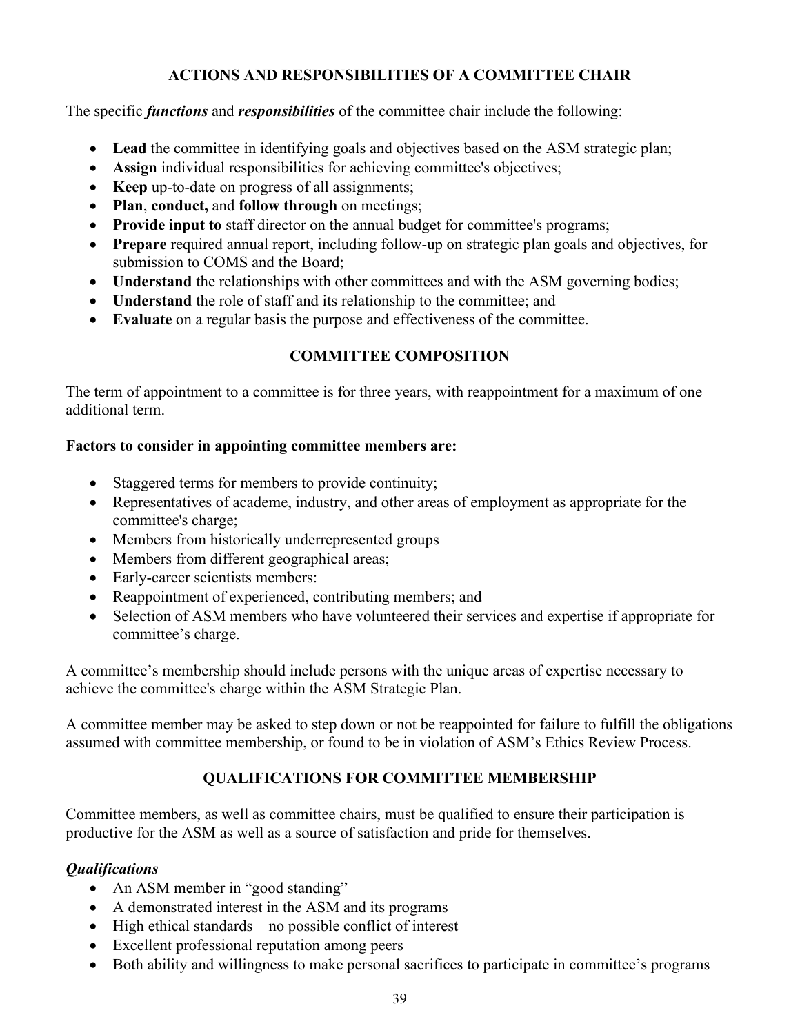## ACTIONS AND RESPONSIBILITIES OF A COMMITTEE CHAIR

The specific ***functions*** and ***responsibilities*** of the committee chair include the following:

- **Lead** the committee in identifying goals and objectives based on the ASM strategic plan;
- **Assign** individual responsibilities for achieving committee's objectives;
- **Keep** up-to-date on progress of all assignments;
- **Plan**, **conduct,** and **follow through** on meetings;
- **Provide input to** staff director on the annual budget for committee's programs;
- **Prepare** required annual report, including follow-up on strategic plan goals and objectives, for submission to COMS and the Board;
- **Understand** the relationships with other committees and with the ASM governing bodies;
- **Understand** the role of staff and its relationship to the committee; and
- **Evaluate** on a regular basis the purpose and effectiveness of the committee.

## COMMITTEE COMPOSITION

The term of appointment to a committee is for three years, with reappointment for a maximum of one additional term.

**Factors to consider in appointing committee members are:**

- Staggered terms for members to provide continuity;
- Representatives of academe, industry, and other areas of employment as appropriate for the committee's charge;
- Members from historically underrepresented groups
- Members from different geographical areas;
- Early-career scientists members:
- Reappointment of experienced, contributing members; and
- Selection of ASM members who have volunteered their services and expertise if appropriate for committee's charge.

A committee's membership should include persons with the unique areas of expertise necessary to achieve the committee's charge within the ASM Strategic Plan.

A committee member may be asked to step down or not be reappointed for failure to fulfill the obligations assumed with committee membership, or found to be in violation of ASM's Ethics Review Process.

## QUALIFICATIONS FOR COMMITTEE MEMBERSHIP

Committee members, as well as committee chairs, must be qualified to ensure their participation is productive for the ASM as well as a source of satisfaction and pride for themselves.

### *Qualifications*

- An ASM member in "good standing"
- A demonstrated interest in the ASM and its programs
- High ethical standards—no possible conflict of interest
- Excellent professional reputation among peers
- Both ability and willingness to make personal sacrifices to participate in committee's programs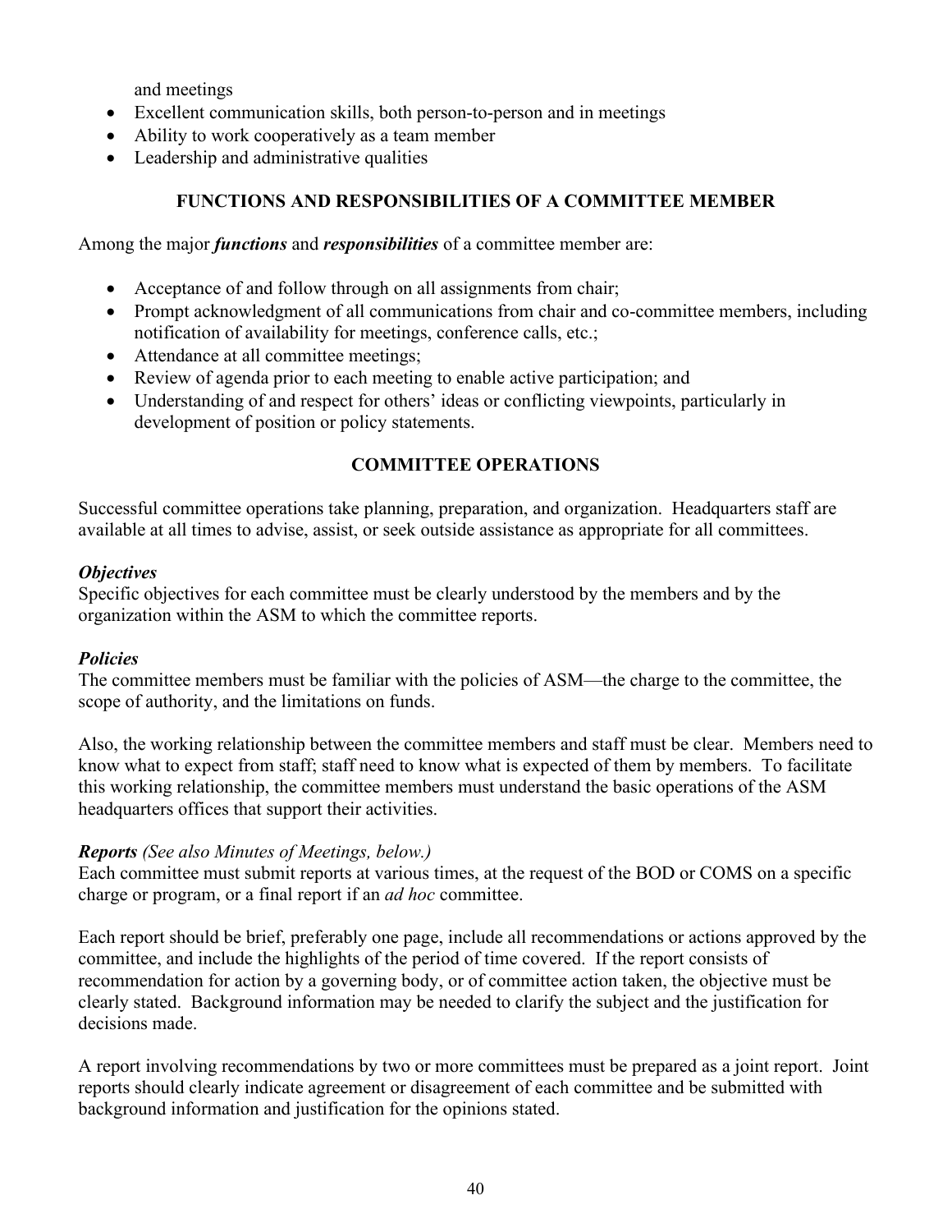and meetings

- Excellent communication skills, both person-to-person and in meetings
- Ability to work cooperatively as a team member
- Leadership and administrative qualities

## FUNCTIONS AND RESPONSIBILITIES OF A COMMITTEE MEMBER

Among the major ***functions*** and ***responsibilities*** of a committee member are:

- Acceptance of and follow through on all assignments from chair;
- Prompt acknowledgment of all communications from chair and co-committee members, including notification of availability for meetings, conference calls, etc.;
- Attendance at all committee meetings;
- Review of agenda prior to each meeting to enable active participation; and
- Understanding of and respect for others' ideas or conflicting viewpoints, particularly in development of position or policy statements.

## COMMITTEE OPERATIONS

Successful committee operations take planning, preparation, and organization. Headquarters staff are available at all times to advise, assist, or seek outside assistance as appropriate for all committees.

***Objectives***

Specific objectives for each committee must be clearly understood by the members and by the organization within the ASM to which the committee reports.

***Policies***

The committee members must be familiar with the policies of ASM—the charge to the committee, the scope of authority, and the limitations on funds.

Also, the working relationship between the committee members and staff must be clear. Members need to know what to expect from staff; staff need to know what is expected of them by members. To facilitate this working relationship, the committee members must understand the basic operations of the ASM headquarters offices that support their activities.

***Reports*** *(See also Minutes of Meetings, below.)*

Each committee must submit reports at various times, at the request of the BOD or COMS on a specific charge or program, or a final report if an *ad hoc* committee.

Each report should be brief, preferably one page, include all recommendations or actions approved by the committee, and include the highlights of the period of time covered. If the report consists of recommendation for action by a governing body, or of committee action taken, the objective must be clearly stated. Background information may be needed to clarify the subject and the justification for decisions made.

A report involving recommendations by two or more committees must be prepared as a joint report. Joint reports should clearly indicate agreement or disagreement of each committee and be submitted with background information and justification for the opinions stated.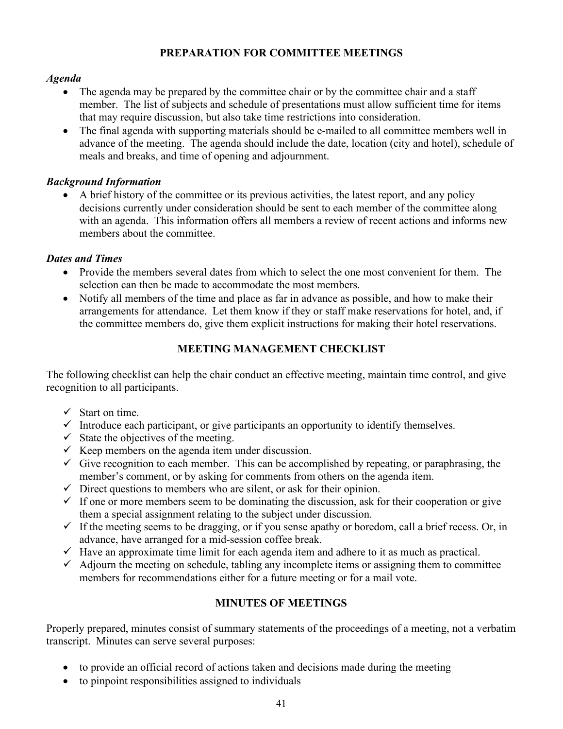## PREPARATION FOR COMMITTEE MEETINGS

### *Agenda*

- The agenda may be prepared by the committee chair or by the committee chair and a staff member. The list of subjects and schedule of presentations must allow sufficient time for items that may require discussion, but also take time restrictions into consideration.
- The final agenda with supporting materials should be e-mailed to all committee members well in advance of the meeting. The agenda should include the date, location (city and hotel), schedule of meals and breaks, and time of opening and adjournment.

### *Background Information*

- A brief history of the committee or its previous activities, the latest report, and any policy decisions currently under consideration should be sent to each member of the committee along with an agenda. This information offers all members a review of recent actions and informs new members about the committee.

### *Dates and Times*

- Provide the members several dates from which to select the one most convenient for them. The selection can then be made to accommodate the most members.
- Notify all members of the time and place as far in advance as possible, and how to make their arrangements for attendance. Let them know if they or staff make reservations for hotel, and, if the committee members do, give them explicit instructions for making their hotel reservations.

## MEETING MANAGEMENT CHECKLIST

The following checklist can help the chair conduct an effective meeting, maintain time control, and give recognition to all participants.

- ✓ Start on time.
- ✓ Introduce each participant, or give participants an opportunity to identify themselves.
- ✓ State the objectives of the meeting.
- ✓ Keep members on the agenda item under discussion.
- ✓ Give recognition to each member. This can be accomplished by repeating, or paraphrasing, the member's comment, or by asking for comments from others on the agenda item.
- ✓ Direct questions to members who are silent, or ask for their opinion.
- ✓ If one or more members seem to be dominating the discussion, ask for their cooperation or give them a special assignment relating to the subject under discussion.
- ✓ If the meeting seems to be dragging, or if you sense apathy or boredom, call a brief recess. Or, in advance, have arranged for a mid-session coffee break.
- ✓ Have an approximate time limit for each agenda item and adhere to it as much as practical.
- ✓ Adjourn the meeting on schedule, tabling any incomplete items or assigning them to committee members for recommendations either for a future meeting or for a mail vote.

## MINUTES OF MEETINGS

Properly prepared, minutes consist of summary statements of the proceedings of a meeting, not a verbatim transcript. Minutes can serve several purposes:

- to provide an official record of actions taken and decisions made during the meeting
- to pinpoint responsibilities assigned to individuals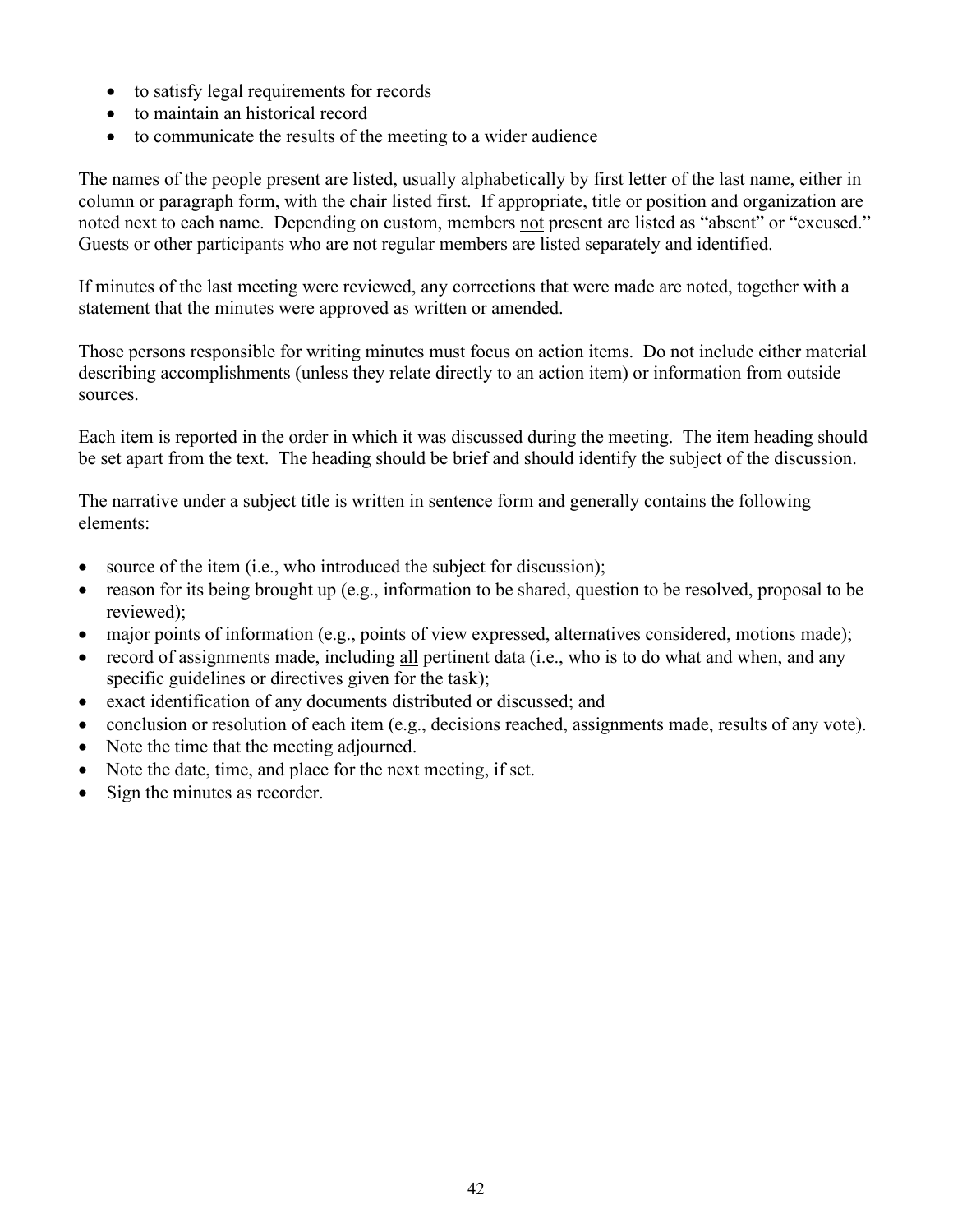- to satisfy legal requirements for records
- to maintain an historical record
- to communicate the results of the meeting to a wider audience

The names of the people present are listed, usually alphabetically by first letter of the last name, either in column or paragraph form, with the chair listed first. If appropriate, title or position and organization are noted next to each name. Depending on custom, members <u>not</u> present are listed as "absent" or "excused." Guests or other participants who are not regular members are listed separately and identified.

If minutes of the last meeting were reviewed, any corrections that were made are noted, together with a statement that the minutes were approved as written or amended.

Those persons responsible for writing minutes must focus on action items. Do not include either material describing accomplishments (unless they relate directly to an action item) or information from outside sources.

Each item is reported in the order in which it was discussed during the meeting. The item heading should be set apart from the text. The heading should be brief and should identify the subject of the discussion.

The narrative under a subject title is written in sentence form and generally contains the following elements:

- source of the item (i.e., who introduced the subject for discussion);
- reason for its being brought up (e.g., information to be shared, question to be resolved, proposal to be reviewed);
- major points of information (e.g., points of view expressed, alternatives considered, motions made);
- record of assignments made, including <u>all</u> pertinent data (i.e., who is to do what and when, and any specific guidelines or directives given for the task);
- exact identification of any documents distributed or discussed; and
- conclusion or resolution of each item (e.g., decisions reached, assignments made, results of any vote).
- Note the time that the meeting adjourned.
- Note the date, time, and place for the next meeting, if set.
- Sign the minutes as recorder.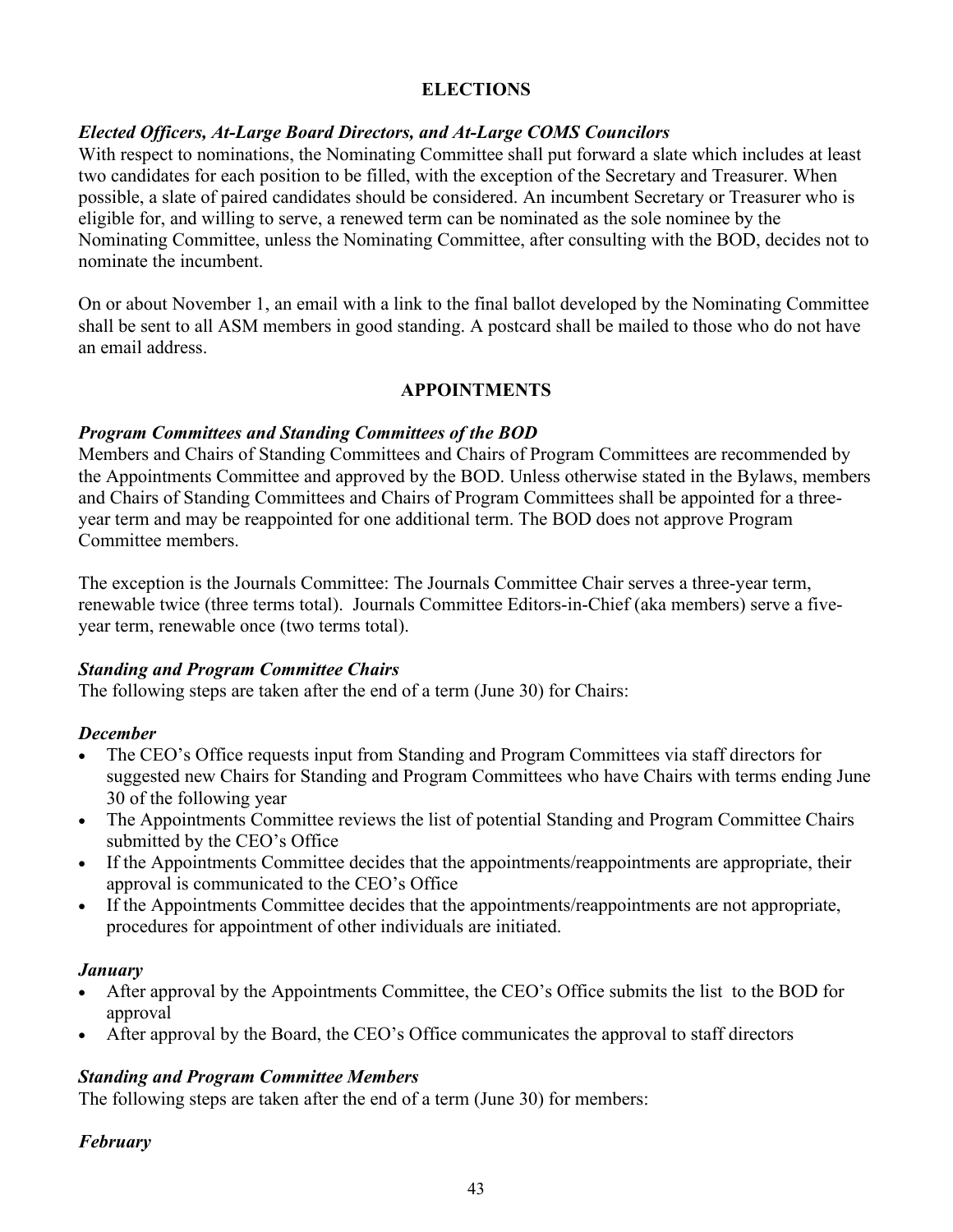## ELECTIONS

***Elected Officers, At-Large Board Directors, and At-Large COMS Councilors***

With respect to nominations, the Nominating Committee shall put forward a slate which includes at least two candidates for each position to be filled, with the exception of the Secretary and Treasurer. When possible, a slate of paired candidates should be considered. An incumbent Secretary or Treasurer who is eligible for, and willing to serve, a renewed term can be nominated as the sole nominee by the Nominating Committee, unless the Nominating Committee, after consulting with the BOD, decides not to nominate the incumbent.

On or about November 1, an email with a link to the final ballot developed by the Nominating Committee shall be sent to all ASM members in good standing. A postcard shall be mailed to those who do not have an email address.

## APPOINTMENTS

***Program Committees and Standing Committees of the BOD***

Members and Chairs of Standing Committees and Chairs of Program Committees are recommended by the Appointments Committee and approved by the BOD. Unless otherwise stated in the Bylaws, members and Chairs of Standing Committees and Chairs of Program Committees shall be appointed for a three-year term and may be reappointed for one additional term. The BOD does not approve Program Committee members.

The exception is the Journals Committee: The Journals Committee Chair serves a three-year term, renewable twice (three terms total). Journals Committee Editors-in-Chief (aka members) serve a five-year term, renewable once (two terms total).

***Standing and Program Committee Chairs***

The following steps are taken after the end of a term (June 30) for Chairs:

***December***

- The CEO's Office requests input from Standing and Program Committees via staff directors for suggested new Chairs for Standing and Program Committees who have Chairs with terms ending June 30 of the following year
- The Appointments Committee reviews the list of potential Standing and Program Committee Chairs submitted by the CEO's Office
- If the Appointments Committee decides that the appointments/reappointments are appropriate, their approval is communicated to the CEO's Office
- If the Appointments Committee decides that the appointments/reappointments are not appropriate, procedures for appointment of other individuals are initiated.

***January***

- After approval by the Appointments Committee, the CEO's Office submits the list to the BOD for approval
- After approval by the Board, the CEO's Office communicates the approval to staff directors

***Standing and Program Committee Members***

The following steps are taken after the end of a term (June 30) for members:

***February***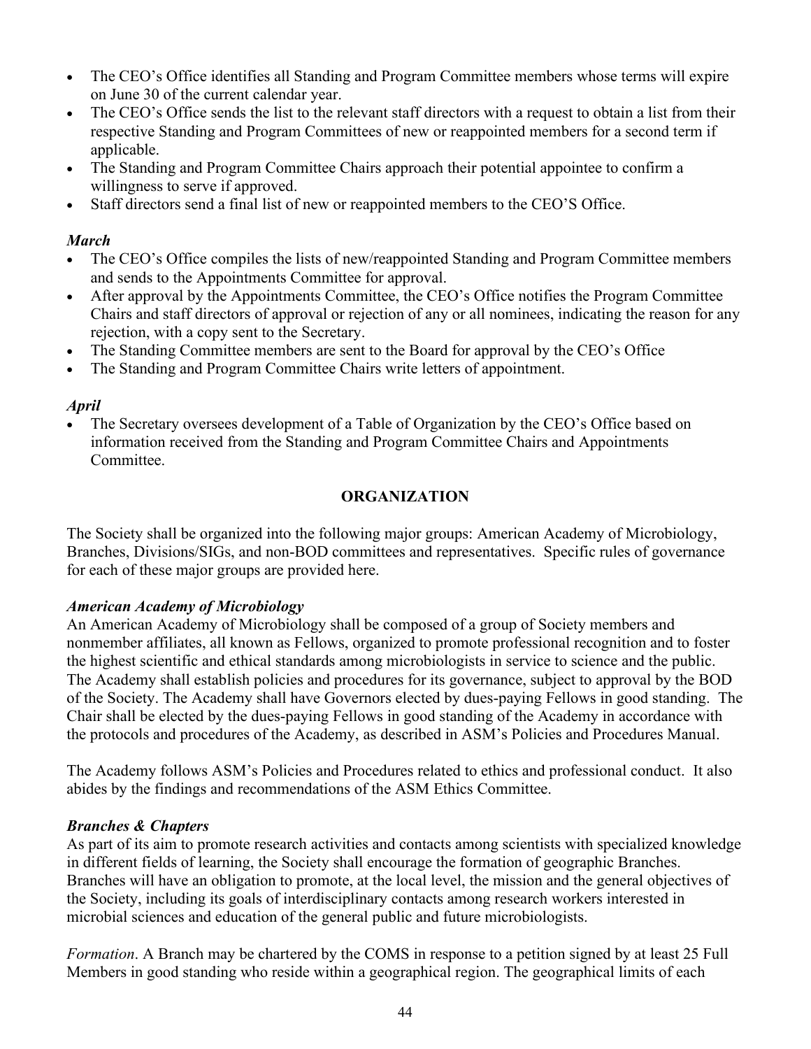- The CEO's Office identifies all Standing and Program Committee members whose terms will expire on June 30 of the current calendar year.
- The CEO's Office sends the list to the relevant staff directors with a request to obtain a list from their respective Standing and Program Committees of new or reappointed members for a second term if applicable.
- The Standing and Program Committee Chairs approach their potential appointee to confirm a willingness to serve if approved.
- Staff directors send a final list of new or reappointed members to the CEO'S Office.

***March***

- The CEO's Office compiles the lists of new/reappointed Standing and Program Committee members and sends to the Appointments Committee for approval.
- After approval by the Appointments Committee, the CEO's Office notifies the Program Committee Chairs and staff directors of approval or rejection of any or all nominees, indicating the reason for any rejection, with a copy sent to the Secretary.
- The Standing Committee members are sent to the Board for approval by the CEO's Office
- The Standing and Program Committee Chairs write letters of appointment.

***April***

- The Secretary oversees development of a Table of Organization by the CEO's Office based on information received from the Standing and Program Committee Chairs and Appointments Committee.

## ORGANIZATION

The Society shall be organized into the following major groups: American Academy of Microbiology, Branches, Divisions/SIGs, and non-BOD committees and representatives. Specific rules of governance for each of these major groups are provided here.

***American Academy of Microbiology***

An American Academy of Microbiology shall be composed of a group of Society members and nonmember affiliates, all known as Fellows, organized to promote professional recognition and to foster the highest scientific and ethical standards among microbiologists in service to science and the public. The Academy shall establish policies and procedures for its governance, subject to approval by the BOD of the Society. The Academy shall have Governors elected by dues-paying Fellows in good standing. The Chair shall be elected by the dues-paying Fellows in good standing of the Academy in accordance with the protocols and procedures of the Academy, as described in ASM's Policies and Procedures Manual.

The Academy follows ASM's Policies and Procedures related to ethics and professional conduct. It also abides by the findings and recommendations of the ASM Ethics Committee.

***Branches & Chapters***

As part of its aim to promote research activities and contacts among scientists with specialized knowledge in different fields of learning, the Society shall encourage the formation of geographic Branches. Branches will have an obligation to promote, at the local level, the mission and the general objectives of the Society, including its goals of interdisciplinary contacts among research workers interested in microbial sciences and education of the general public and future microbiologists.

*Formation*. A Branch may be chartered by the COMS in response to a petition signed by at least 25 Full Members in good standing who reside within a geographical region. The geographical limits of each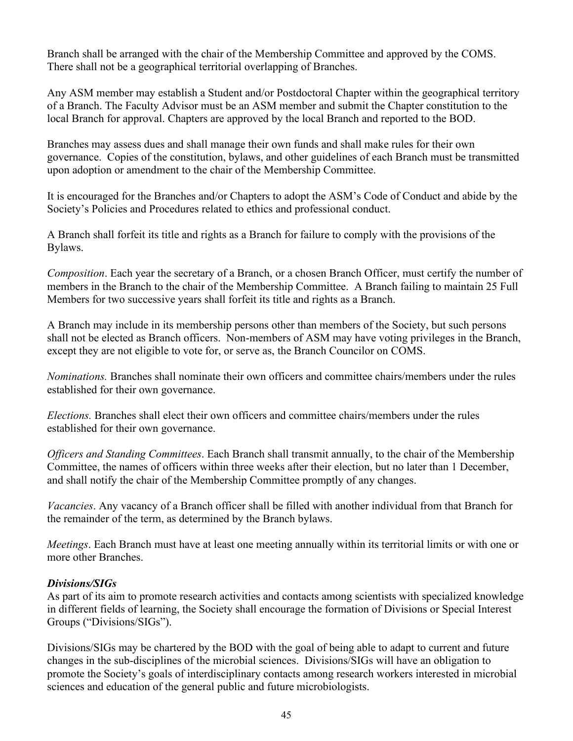Branch shall be arranged with the chair of the Membership Committee and approved by the COMS. There shall not be a geographical territorial overlapping of Branches.

Any ASM member may establish a Student and/or Postdoctoral Chapter within the geographical territory of a Branch. The Faculty Advisor must be an ASM member and submit the Chapter constitution to the local Branch for approval. Chapters are approved by the local Branch and reported to the BOD.

Branches may assess dues and shall manage their own funds and shall make rules for their own governance. Copies of the constitution, bylaws, and other guidelines of each Branch must be transmitted upon adoption or amendment to the chair of the Membership Committee.

It is encouraged for the Branches and/or Chapters to adopt the ASM's Code of Conduct and abide by the Society's Policies and Procedures related to ethics and professional conduct.

A Branch shall forfeit its title and rights as a Branch for failure to comply with the provisions of the Bylaws.

*Composition*. Each year the secretary of a Branch, or a chosen Branch Officer, must certify the number of members in the Branch to the chair of the Membership Committee. A Branch failing to maintain 25 Full Members for two successive years shall forfeit its title and rights as a Branch.

A Branch may include in its membership persons other than members of the Society, but such persons shall not be elected as Branch officers. Non-members of ASM may have voting privileges in the Branch, except they are not eligible to vote for, or serve as, the Branch Councilor on COMS.

*Nominations.* Branches shall nominate their own officers and committee chairs/members under the rules established for their own governance.

*Elections.* Branches shall elect their own officers and committee chairs/members under the rules established for their own governance.

*Officers and Standing Committees*. Each Branch shall transmit annually, to the chair of the Membership Committee, the names of officers within three weeks after their election, but no later than 1 December, and shall notify the chair of the Membership Committee promptly of any changes.

*Vacancies*. Any vacancy of a Branch officer shall be filled with another individual from that Branch for the remainder of the term, as determined by the Branch bylaws.

*Meetings*. Each Branch must have at least one meeting annually within its territorial limits or with one or more other Branches.

***Divisions/SIGs***

As part of its aim to promote research activities and contacts among scientists with specialized knowledge in different fields of learning, the Society shall encourage the formation of Divisions or Special Interest Groups ("Divisions/SIGs").

Divisions/SIGs may be chartered by the BOD with the goal of being able to adapt to current and future changes in the sub-disciplines of the microbial sciences. Divisions/SIGs will have an obligation to promote the Society's goals of interdisciplinary contacts among research workers interested in microbial sciences and education of the general public and future microbiologists.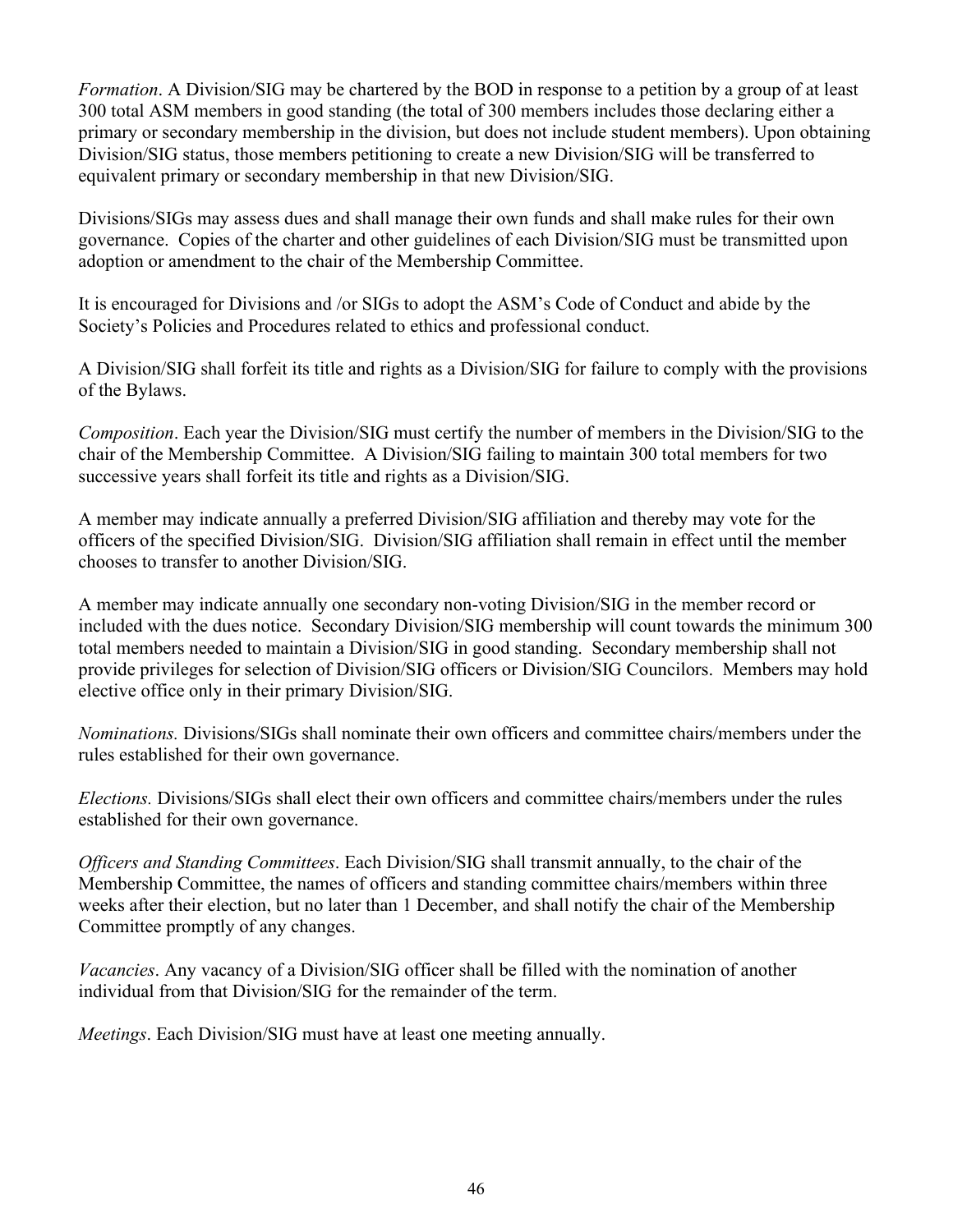*Formation*. A Division/SIG may be chartered by the BOD in response to a petition by a group of at least 300 total ASM members in good standing (the total of 300 members includes those declaring either a primary or secondary membership in the division, but does not include student members). Upon obtaining Division/SIG status, those members petitioning to create a new Division/SIG will be transferred to equivalent primary or secondary membership in that new Division/SIG.

Divisions/SIGs may assess dues and shall manage their own funds and shall make rules for their own governance. Copies of the charter and other guidelines of each Division/SIG must be transmitted upon adoption or amendment to the chair of the Membership Committee.

It is encouraged for Divisions and /or SIGs to adopt the ASM's Code of Conduct and abide by the Society's Policies and Procedures related to ethics and professional conduct.

A Division/SIG shall forfeit its title and rights as a Division/SIG for failure to comply with the provisions of the Bylaws.

*Composition*. Each year the Division/SIG must certify the number of members in the Division/SIG to the chair of the Membership Committee. A Division/SIG failing to maintain 300 total members for two successive years shall forfeit its title and rights as a Division/SIG.

A member may indicate annually a preferred Division/SIG affiliation and thereby may vote for the officers of the specified Division/SIG. Division/SIG affiliation shall remain in effect until the member chooses to transfer to another Division/SIG.

A member may indicate annually one secondary non-voting Division/SIG in the member record or included with the dues notice. Secondary Division/SIG membership will count towards the minimum 300 total members needed to maintain a Division/SIG in good standing. Secondary membership shall not provide privileges for selection of Division/SIG officers or Division/SIG Councilors. Members may hold elective office only in their primary Division/SIG.

*Nominations.* Divisions/SIGs shall nominate their own officers and committee chairs/members under the rules established for their own governance.

*Elections.* Divisions/SIGs shall elect their own officers and committee chairs/members under the rules established for their own governance.

*Officers and Standing Committees*. Each Division/SIG shall transmit annually, to the chair of the Membership Committee, the names of officers and standing committee chairs/members within three weeks after their election, but no later than 1 December, and shall notify the chair of the Membership Committee promptly of any changes.

*Vacancies*. Any vacancy of a Division/SIG officer shall be filled with the nomination of another individual from that Division/SIG for the remainder of the term.

*Meetings*. Each Division/SIG must have at least one meeting annually.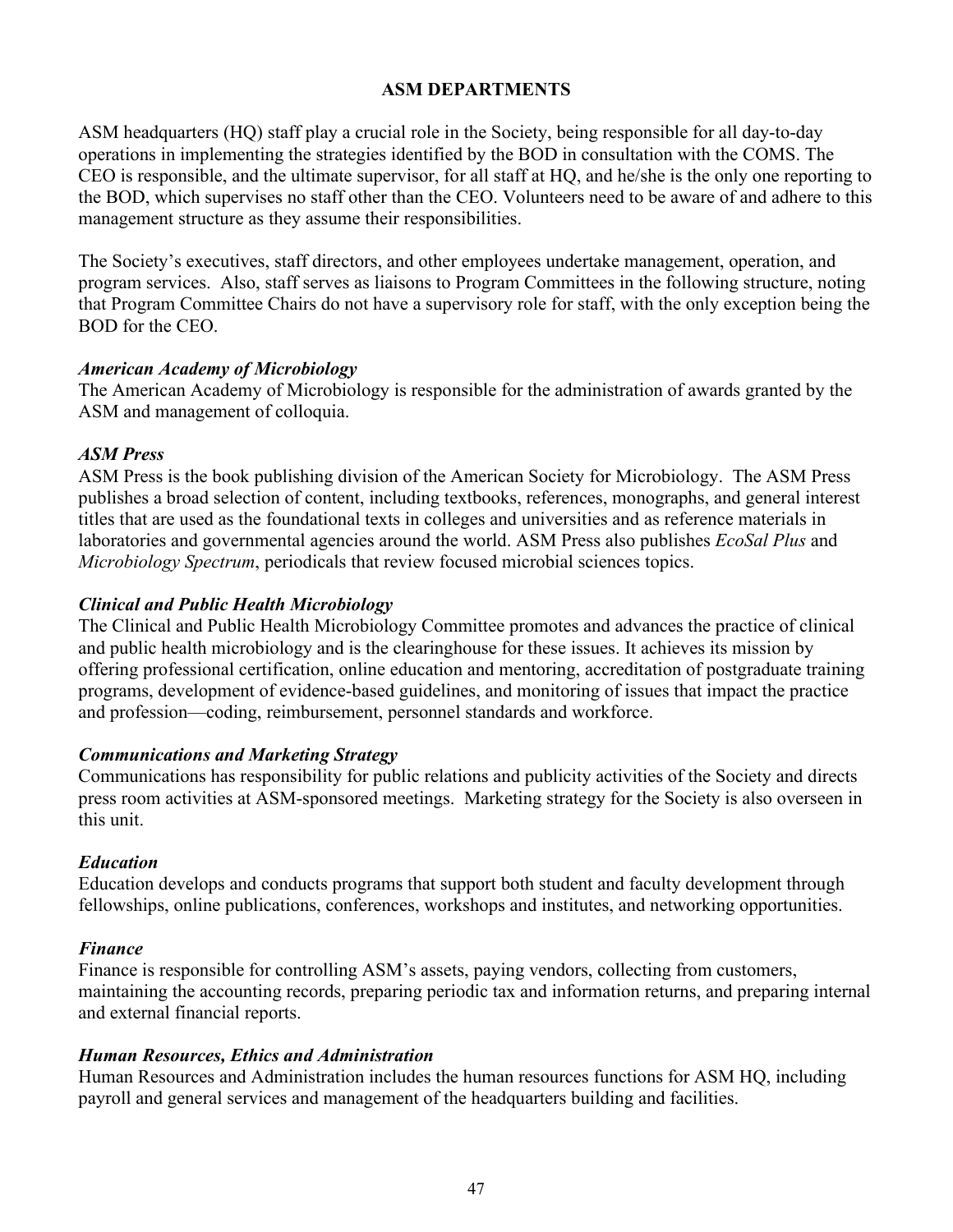## ASM DEPARTMENTS

ASM headquarters (HQ) staff play a crucial role in the Society, being responsible for all day-to-day operations in implementing the strategies identified by the BOD in consultation with the COMS. The CEO is responsible, and the ultimate supervisor, for all staff at HQ, and he/she is the only one reporting to the BOD, which supervises no staff other than the CEO. Volunteers need to be aware of and adhere to this management structure as they assume their responsibilities.

The Society's executives, staff directors, and other employees undertake management, operation, and program services. Also, staff serves as liaisons to Program Committees in the following structure, noting that Program Committee Chairs do not have a supervisory role for staff, with the only exception being the BOD for the CEO.

### *American Academy of Microbiology*

The American Academy of Microbiology is responsible for the administration of awards granted by the ASM and management of colloquia.

### *ASM Press*

ASM Press is the book publishing division of the American Society for Microbiology. The ASM Press publishes a broad selection of content, including textbooks, references, monographs, and general interest titles that are used as the foundational texts in colleges and universities and as reference materials in laboratories and governmental agencies around the world. ASM Press also publishes *EcoSal Plus* and *Microbiology Spectrum*, periodicals that review focused microbial sciences topics.

### *Clinical and Public Health Microbiology*

The Clinical and Public Health Microbiology Committee promotes and advances the practice of clinical and public health microbiology and is the clearinghouse for these issues. It achieves its mission by offering professional certification, online education and mentoring, accreditation of postgraduate training programs, development of evidence-based guidelines, and monitoring of issues that impact the practice and profession—coding, reimbursement, personnel standards and workforce.

### *Communications and Marketing Strategy*

Communications has responsibility for public relations and publicity activities of the Society and directs press room activities at ASM-sponsored meetings. Marketing strategy for the Society is also overseen in this unit.

### *Education*

Education develops and conducts programs that support both student and faculty development through fellowships, online publications, conferences, workshops and institutes, and networking opportunities.

### *Finance*

Finance is responsible for controlling ASM's assets, paying vendors, collecting from customers, maintaining the accounting records, preparing periodic tax and information returns, and preparing internal and external financial reports.

### *Human Resources, Ethics and Administration*

Human Resources and Administration includes the human resources functions for ASM HQ, including payroll and general services and management of the headquarters building and facilities.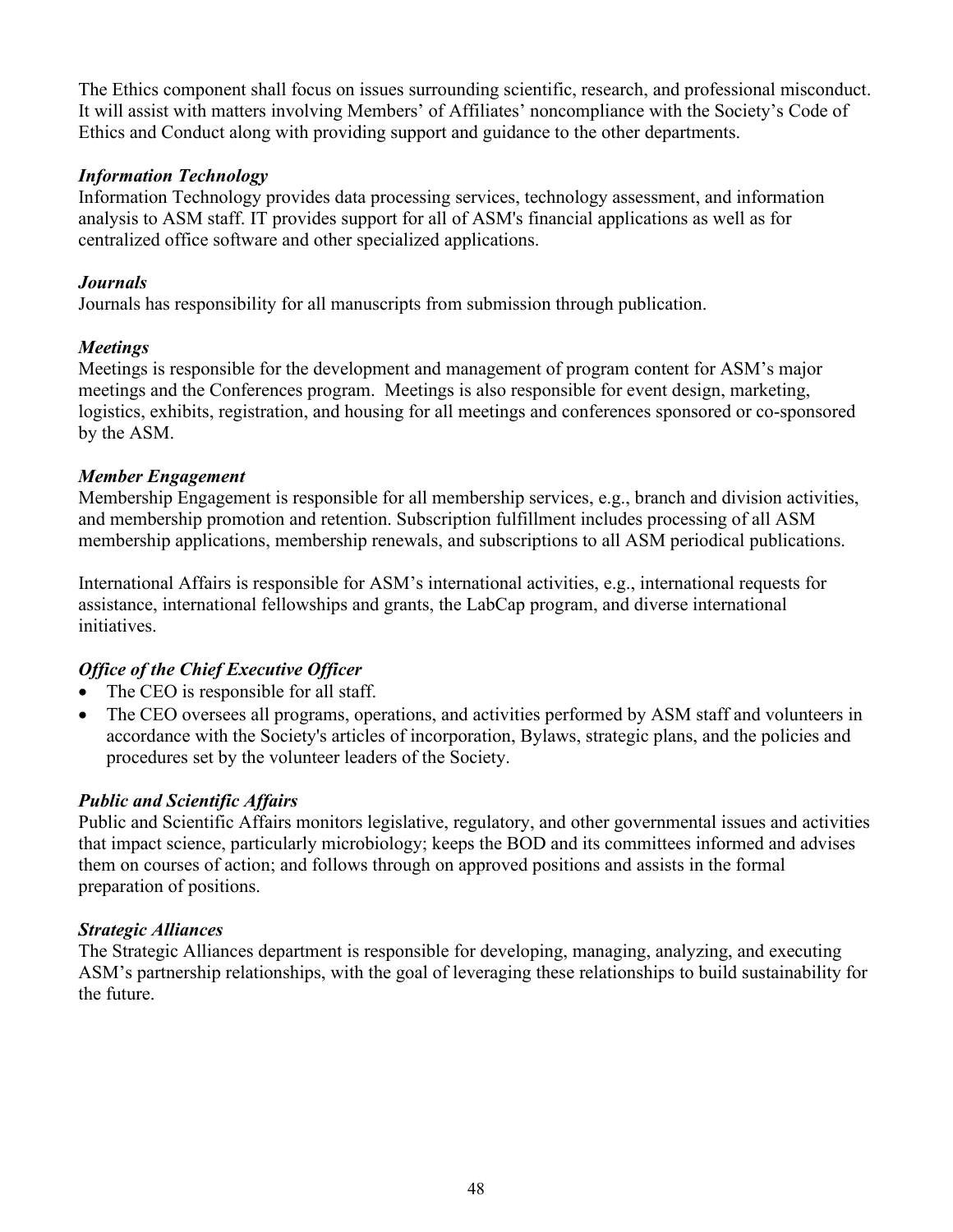The Ethics component shall focus on issues surrounding scientific, research, and professional misconduct. It will assist with matters involving Members' of Affiliates' noncompliance with the Society's Code of Ethics and Conduct along with providing support and guidance to the other departments.

***Information Technology***

Information Technology provides data processing services, technology assessment, and information analysis to ASM staff. IT provides support for all of ASM's financial applications as well as for centralized office software and other specialized applications.

***Journals***

Journals has responsibility for all manuscripts from submission through publication.

***Meetings***

Meetings is responsible for the development and management of program content for ASM's major meetings and the Conferences program. Meetings is also responsible for event design, marketing, logistics, exhibits, registration, and housing for all meetings and conferences sponsored or co-sponsored by the ASM.

***Member Engagement***

Membership Engagement is responsible for all membership services, e.g., branch and division activities, and membership promotion and retention. Subscription fulfillment includes processing of all ASM membership applications, membership renewals, and subscriptions to all ASM periodical publications.

International Affairs is responsible for ASM's international activities, e.g., international requests for assistance, international fellowships and grants, the LabCap program, and diverse international initiatives.

***Office of the Chief Executive Officer***

- The CEO is responsible for all staff.
- The CEO oversees all programs, operations, and activities performed by ASM staff and volunteers in accordance with the Society's articles of incorporation, Bylaws, strategic plans, and the policies and procedures set by the volunteer leaders of the Society.

***Public and Scientific Affairs***

Public and Scientific Affairs monitors legislative, regulatory, and other governmental issues and activities that impact science, particularly microbiology; keeps the BOD and its committees informed and advises them on courses of action; and follows through on approved positions and assists in the formal preparation of positions.

***Strategic Alliances***

The Strategic Alliances department is responsible for developing, managing, analyzing, and executing ASM's partnership relationships, with the goal of leveraging these relationships to build sustainability for the future.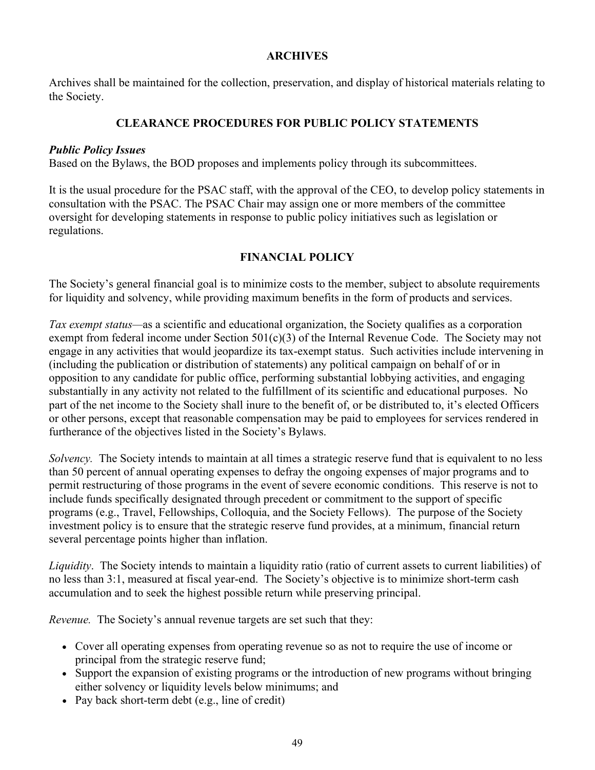## ARCHIVES

Archives shall be maintained for the collection, preservation, and display of historical materials relating to the Society.

## CLEARANCE PROCEDURES FOR PUBLIC POLICY STATEMENTS

***Public Policy Issues***

Based on the Bylaws, the BOD proposes and implements policy through its subcommittees.

It is the usual procedure for the PSAC staff, with the approval of the CEO, to develop policy statements in consultation with the PSAC. The PSAC Chair may assign one or more members of the committee oversight for developing statements in response to public policy initiatives such as legislation or regulations.

## FINANCIAL POLICY

The Society's general financial goal is to minimize costs to the member, subject to absolute requirements for liquidity and solvency, while providing maximum benefits in the form of products and services.

*Tax exempt status*—as a scientific and educational organization, the Society qualifies as a corporation exempt from federal income under Section 501(c)(3) of the Internal Revenue Code. The Society may not engage in any activities that would jeopardize its tax-exempt status. Such activities include intervening in (including the publication or distribution of statements) any political campaign on behalf of or in opposition to any candidate for public office, performing substantial lobbying activities, and engaging substantially in any activity not related to the fulfillment of its scientific and educational purposes. No part of the net income to the Society shall inure to the benefit of, or be distributed to, it's elected Officers or other persons, except that reasonable compensation may be paid to employees for services rendered in furtherance of the objectives listed in the Society's Bylaws.

*Solvency.* The Society intends to maintain at all times a strategic reserve fund that is equivalent to no less than 50 percent of annual operating expenses to defray the ongoing expenses of major programs and to permit restructuring of those programs in the event of severe economic conditions. This reserve is not to include funds specifically designated through precedent or commitment to the support of specific programs (e.g., Travel, Fellowships, Colloquia, and the Society Fellows). The purpose of the Society investment policy is to ensure that the strategic reserve fund provides, at a minimum, financial return several percentage points higher than inflation.

*Liquidity*. The Society intends to maintain a liquidity ratio (ratio of current assets to current liabilities) of no less than 3:1, measured at fiscal year-end. The Society's objective is to minimize short-term cash accumulation and to seek the highest possible return while preserving principal.

*Revenue.* The Society's annual revenue targets are set such that they:

- Cover all operating expenses from operating revenue so as not to require the use of income or principal from the strategic reserve fund;
- Support the expansion of existing programs or the introduction of new programs without bringing either solvency or liquidity levels below minimums; and
- Pay back short-term debt (e.g., line of credit)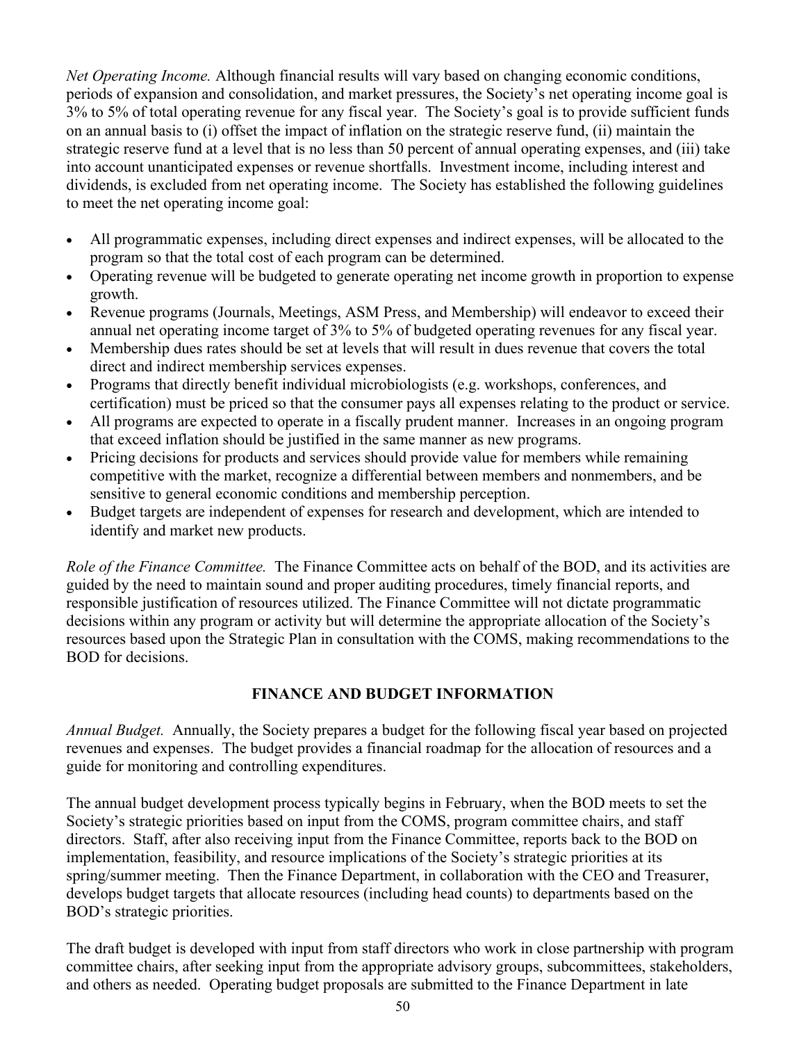*Net Operating Income.* Although financial results will vary based on changing economic conditions, periods of expansion and consolidation, and market pressures, the Society's net operating income goal is 3% to 5% of total operating revenue for any fiscal year. The Society's goal is to provide sufficient funds on an annual basis to (i) offset the impact of inflation on the strategic reserve fund, (ii) maintain the strategic reserve fund at a level that is no less than 50 percent of annual operating expenses, and (iii) take into account unanticipated expenses or revenue shortfalls. Investment income, including interest and dividends, is excluded from net operating income. The Society has established the following guidelines to meet the net operating income goal:

- All programmatic expenses, including direct expenses and indirect expenses, will be allocated to the program so that the total cost of each program can be determined.
- Operating revenue will be budgeted to generate operating net income growth in proportion to expense growth.
- Revenue programs (Journals, Meetings, ASM Press, and Membership) will endeavor to exceed their annual net operating income target of 3% to 5% of budgeted operating revenues for any fiscal year.
- Membership dues rates should be set at levels that will result in dues revenue that covers the total direct and indirect membership services expenses.
- Programs that directly benefit individual microbiologists (e.g. workshops, conferences, and certification) must be priced so that the consumer pays all expenses relating to the product or service.
- All programs are expected to operate in a fiscally prudent manner. Increases in an ongoing program that exceed inflation should be justified in the same manner as new programs.
- Pricing decisions for products and services should provide value for members while remaining competitive with the market, recognize a differential between members and nonmembers, and be sensitive to general economic conditions and membership perception.
- Budget targets are independent of expenses for research and development, which are intended to identify and market new products.

*Role of the Finance Committee.* The Finance Committee acts on behalf of the BOD, and its activities are guided by the need to maintain sound and proper auditing procedures, timely financial reports, and responsible justification of resources utilized. The Finance Committee will not dictate programmatic decisions within any program or activity but will determine the appropriate allocation of the Society's resources based upon the Strategic Plan in consultation with the COMS, making recommendations to the BOD for decisions.

## FINANCE AND BUDGET INFORMATION

*Annual Budget.* Annually, the Society prepares a budget for the following fiscal year based on projected revenues and expenses. The budget provides a financial roadmap for the allocation of resources and a guide for monitoring and controlling expenditures.

The annual budget development process typically begins in February, when the BOD meets to set the Society's strategic priorities based on input from the COMS, program committee chairs, and staff directors. Staff, after also receiving input from the Finance Committee, reports back to the BOD on implementation, feasibility, and resource implications of the Society's strategic priorities at its spring/summer meeting. Then the Finance Department, in collaboration with the CEO and Treasurer, develops budget targets that allocate resources (including head counts) to departments based on the BOD's strategic priorities.

The draft budget is developed with input from staff directors who work in close partnership with program committee chairs, after seeking input from the appropriate advisory groups, subcommittees, stakeholders, and others as needed. Operating budget proposals are submitted to the Finance Department in late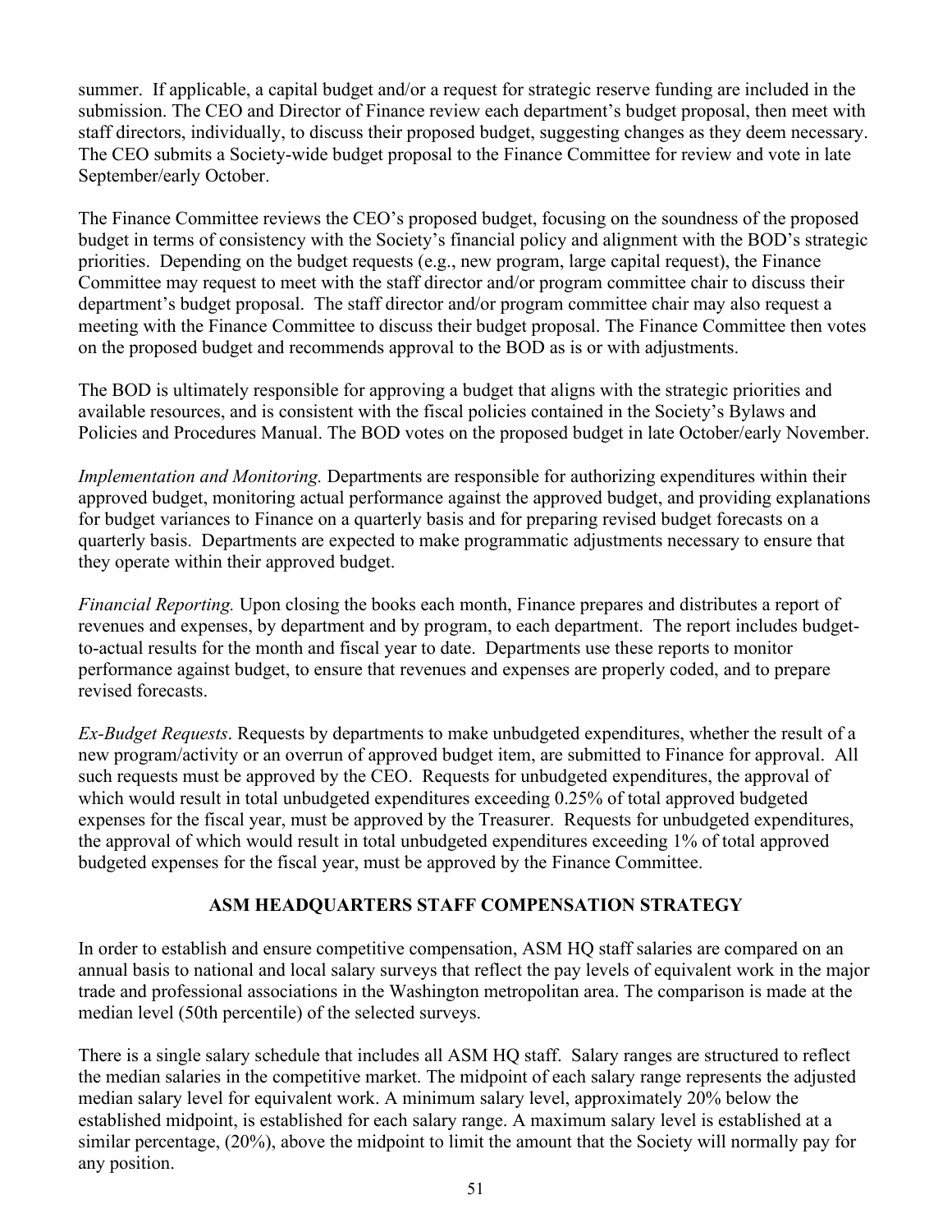summer. If applicable, a capital budget and/or a request for strategic reserve funding are included in the submission. The CEO and Director of Finance review each department's budget proposal, then meet with staff directors, individually, to discuss their proposed budget, suggesting changes as they deem necessary. The CEO submits a Society-wide budget proposal to the Finance Committee for review and vote in late September/early October.

The Finance Committee reviews the CEO's proposed budget, focusing on the soundness of the proposed budget in terms of consistency with the Society's financial policy and alignment with the BOD's strategic priorities. Depending on the budget requests (e.g., new program, large capital request), the Finance Committee may request to meet with the staff director and/or program committee chair to discuss their department's budget proposal. The staff director and/or program committee chair may also request a meeting with the Finance Committee to discuss their budget proposal. The Finance Committee then votes on the proposed budget and recommends approval to the BOD as is or with adjustments.

The BOD is ultimately responsible for approving a budget that aligns with the strategic priorities and available resources, and is consistent with the fiscal policies contained in the Society's Bylaws and Policies and Procedures Manual. The BOD votes on the proposed budget in late October/early November.

*Implementation and Monitoring.* Departments are responsible for authorizing expenditures within their approved budget, monitoring actual performance against the approved budget, and providing explanations for budget variances to Finance on a quarterly basis and for preparing revised budget forecasts on a quarterly basis. Departments are expected to make programmatic adjustments necessary to ensure that they operate within their approved budget.

*Financial Reporting.* Upon closing the books each month, Finance prepares and distributes a report of revenues and expenses, by department and by program, to each department. The report includes budget-to-actual results for the month and fiscal year to date. Departments use these reports to monitor performance against budget, to ensure that revenues and expenses are properly coded, and to prepare revised forecasts.

*Ex-Budget Requests*. Requests by departments to make unbudgeted expenditures, whether the result of a new program/activity or an overrun of approved budget item, are submitted to Finance for approval. All such requests must be approved by the CEO. Requests for unbudgeted expenditures, the approval of which would result in total unbudgeted expenditures exceeding 0.25% of total approved budgeted expenses for the fiscal year, must be approved by the Treasurer. Requests for unbudgeted expenditures, the approval of which would result in total unbudgeted expenditures exceeding 1% of total approved budgeted expenses for the fiscal year, must be approved by the Finance Committee.

## ASM HEADQUARTERS STAFF COMPENSATION STRATEGY

In order to establish and ensure competitive compensation, ASM HQ staff salaries are compared on an annual basis to national and local salary surveys that reflect the pay levels of equivalent work in the major trade and professional associations in the Washington metropolitan area. The comparison is made at the median level (50th percentile) of the selected surveys.

There is a single salary schedule that includes all ASM HQ staff. Salary ranges are structured to reflect the median salaries in the competitive market. The midpoint of each salary range represents the adjusted median salary level for equivalent work. A minimum salary level, approximately 20% below the established midpoint, is established for each salary range. A maximum salary level is established at a similar percentage, (20%), above the midpoint to limit the amount that the Society will normally pay for any position.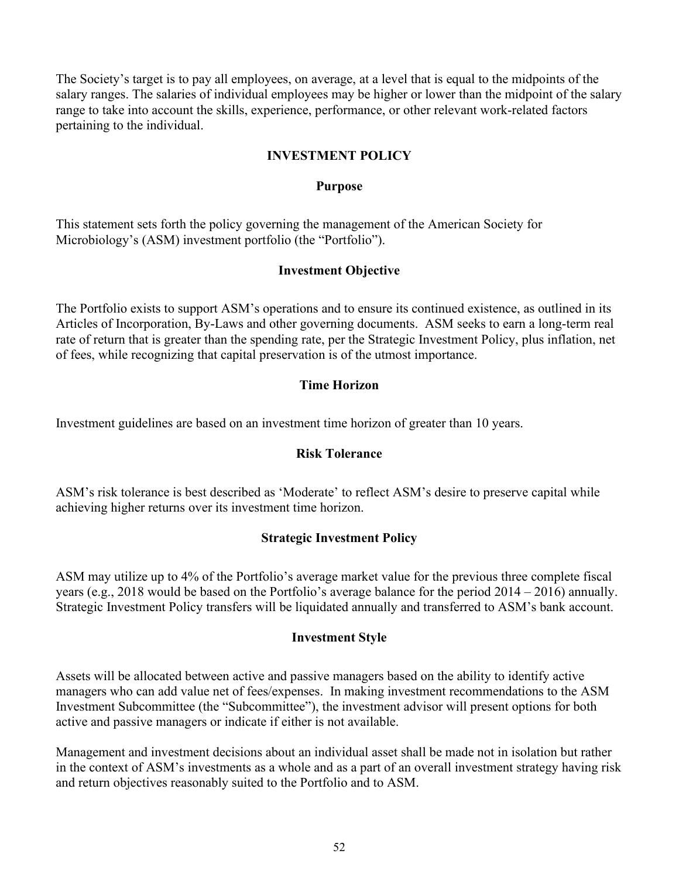The Society's target is to pay all employees, on average, at a level that is equal to the midpoints of the salary ranges. The salaries of individual employees may be higher or lower than the midpoint of the salary range to take into account the skills, experience, performance, or other relevant work-related factors pertaining to the individual.

## INVESTMENT POLICY

### Purpose

This statement sets forth the policy governing the management of the American Society for Microbiology's (ASM) investment portfolio (the "Portfolio").

### Investment Objective

The Portfolio exists to support ASM's operations and to ensure its continued existence, as outlined in its Articles of Incorporation, By-Laws and other governing documents. ASM seeks to earn a long-term real rate of return that is greater than the spending rate, per the Strategic Investment Policy, plus inflation, net of fees, while recognizing that capital preservation is of the utmost importance.

### Time Horizon

Investment guidelines are based on an investment time horizon of greater than 10 years.

### Risk Tolerance

ASM's risk tolerance is best described as 'Moderate' to reflect ASM's desire to preserve capital while achieving higher returns over its investment time horizon.

### Strategic Investment Policy

ASM may utilize up to 4% of the Portfolio's average market value for the previous three complete fiscal years (e.g., 2018 would be based on the Portfolio's average balance for the period 2014 – 2016) annually. Strategic Investment Policy transfers will be liquidated annually and transferred to ASM's bank account.

### Investment Style

Assets will be allocated between active and passive managers based on the ability to identify active managers who can add value net of fees/expenses. In making investment recommendations to the ASM Investment Subcommittee (the "Subcommittee"), the investment advisor will present options for both active and passive managers or indicate if either is not available.

Management and investment decisions about an individual asset shall be made not in isolation but rather in the context of ASM's investments as a whole and as a part of an overall investment strategy having risk and return objectives reasonably suited to the Portfolio and to ASM.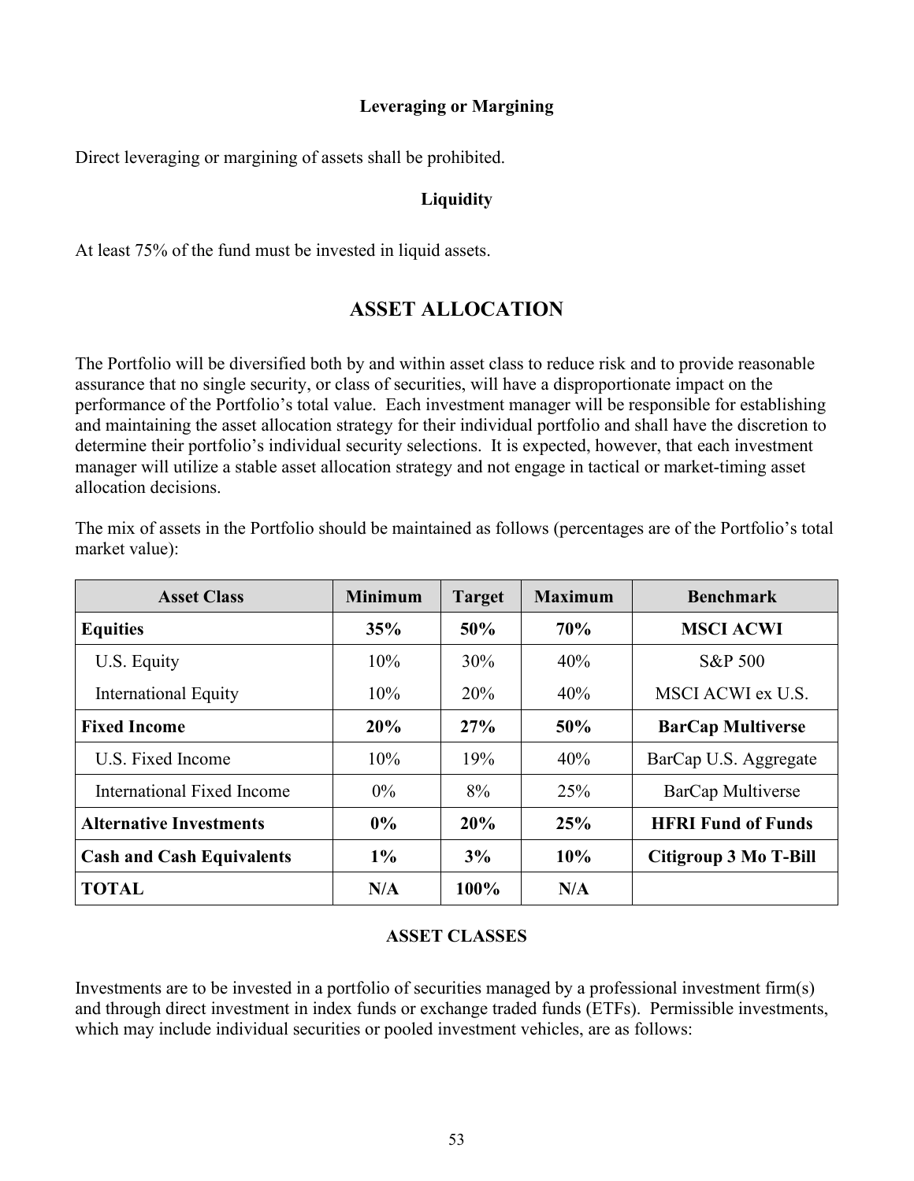### Leveraging or Margining

Direct leveraging or margining of assets shall be prohibited.

### Liquidity

At least 75% of the fund must be invested in liquid assets.

## ASSET ALLOCATION

The Portfolio will be diversified both by and within asset class to reduce risk and to provide reasonable assurance that no single security, or class of securities, will have a disproportionate impact on the performance of the Portfolio's total value. Each investment manager will be responsible for establishing and maintaining the asset allocation strategy for their individual portfolio and shall have the discretion to determine their portfolio's individual security selections. It is expected, however, that each investment manager will utilize a stable asset allocation strategy and not engage in tactical or market-timing asset allocation decisions.

The mix of assets in the Portfolio should be maintained as follows (percentages are of the Portfolio's total market value):

| Asset Class | Minimum | Target | Maximum | Benchmark |
|---|---|---|---|---|
| **Equities** | **35%** | **50%** | **70%** | **MSCI ACWI** |
| U.S. Equity | 10% | 30% | 40% | S&P 500 |
| International Equity | 10% | 20% | 40% | MSCI ACWI ex U.S. |
| **Fixed Income** | **20%** | **27%** | **50%** | **BarCap Multiverse** |
| U.S. Fixed Income | 10% | 19% | 40% | BarCap U.S. Aggregate |
| International Fixed Income | 0% | 8% | 25% | BarCap Multiverse |
| **Alternative Investments** | **0%** | **20%** | **25%** | **HFRI Fund of Funds** |
| **Cash and Cash Equivalents** | **1%** | **3%** | **10%** | **Citigroup 3 Mo T-Bill** |
| **TOTAL** | **N/A** | **100%** | **N/A** | |

### ASSET CLASSES

Investments are to be invested in a portfolio of securities managed by a professional investment firm(s) and through direct investment in index funds or exchange traded funds (ETFs). Permissible investments, which may include individual securities or pooled investment vehicles, are as follows: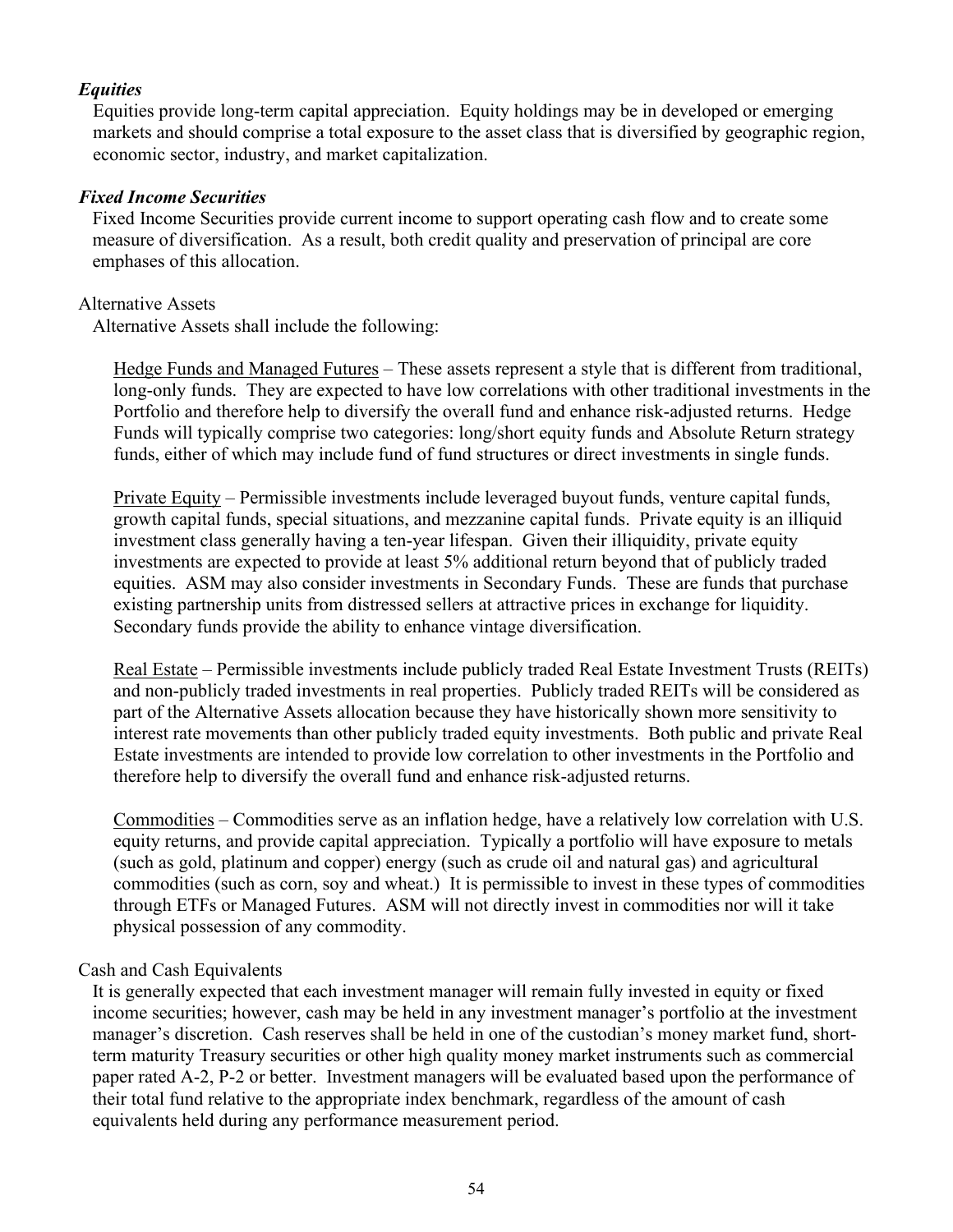***Equities***

Equities provide long-term capital appreciation. Equity holdings may be in developed or emerging markets and should comprise a total exposure to the asset class that is diversified by geographic region, economic sector, industry, and market capitalization.

***Fixed Income Securities***

Fixed Income Securities provide current income to support operating cash flow and to create some measure of diversification. As a result, both credit quality and preservation of principal are core emphases of this allocation.

Alternative Assets

Alternative Assets shall include the following:

Hedge Funds and Managed Futures – These assets represent a style that is different from traditional, long-only funds. They are expected to have low correlations with other traditional investments in the Portfolio and therefore help to diversify the overall fund and enhance risk-adjusted returns. Hedge Funds will typically comprise two categories: long/short equity funds and Absolute Return strategy funds, either of which may include fund of fund structures or direct investments in single funds.

Private Equity – Permissible investments include leveraged buyout funds, venture capital funds, growth capital funds, special situations, and mezzanine capital funds. Private equity is an illiquid investment class generally having a ten-year lifespan. Given their illiquidity, private equity investments are expected to provide at least 5% additional return beyond that of publicly traded equities. ASM may also consider investments in Secondary Funds. These are funds that purchase existing partnership units from distressed sellers at attractive prices in exchange for liquidity. Secondary funds provide the ability to enhance vintage diversification.

Real Estate – Permissible investments include publicly traded Real Estate Investment Trusts (REITs) and non-publicly traded investments in real properties. Publicly traded REITs will be considered as part of the Alternative Assets allocation because they have historically shown more sensitivity to interest rate movements than other publicly traded equity investments. Both public and private Real Estate investments are intended to provide low correlation to other investments in the Portfolio and therefore help to diversify the overall fund and enhance risk-adjusted returns.

Commodities – Commodities serve as an inflation hedge, have a relatively low correlation with U.S. equity returns, and provide capital appreciation. Typically a portfolio will have exposure to metals (such as gold, platinum and copper) energy (such as crude oil and natural gas) and agricultural commodities (such as corn, soy and wheat.) It is permissible to invest in these types of commodities through ETFs or Managed Futures. ASM will not directly invest in commodities nor will it take physical possession of any commodity.

Cash and Cash Equivalents

It is generally expected that each investment manager will remain fully invested in equity or fixed income securities; however, cash may be held in any investment manager's portfolio at the investment manager's discretion. Cash reserves shall be held in one of the custodian's money market fund, short-term maturity Treasury securities or other high quality money market instruments such as commercial paper rated A-2, P-2 or better. Investment managers will be evaluated based upon the performance of their total fund relative to the appropriate index benchmark, regardless of the amount of cash equivalents held during any performance measurement period.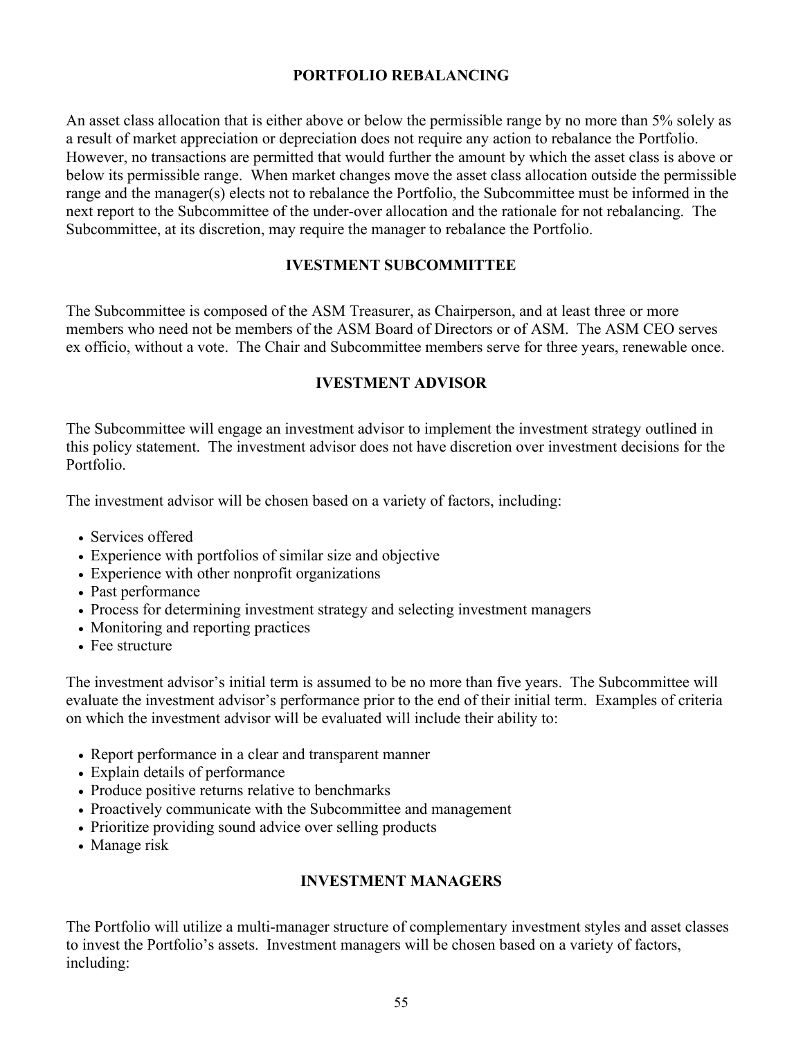## PORTFOLIO REBALANCING

An asset class allocation that is either above or below the permissible range by no more than 5% solely as a result of market appreciation or depreciation does not require any action to rebalance the Portfolio. However, no transactions are permitted that would further the amount by which the asset class is above or below its permissible range. When market changes move the asset class allocation outside the permissible range and the manager(s) elects not to rebalance the Portfolio, the Subcommittee must be informed in the next report to the Subcommittee of the under-over allocation and the rationale for not rebalancing. The Subcommittee, at its discretion, may require the manager to rebalance the Portfolio.

## IVESTMENT SUBCOMMITTEE

The Subcommittee is composed of the ASM Treasurer, as Chairperson, and at least three or more members who need not be members of the ASM Board of Directors or of ASM. The ASM CEO serves ex officio, without a vote. The Chair and Subcommittee members serve for three years, renewable once.

## IVESTMENT ADVISOR

The Subcommittee will engage an investment advisor to implement the investment strategy outlined in this policy statement. The investment advisor does not have discretion over investment decisions for the Portfolio.

The investment advisor will be chosen based on a variety of factors, including:

- Services offered
- Experience with portfolios of similar size and objective
- Experience with other nonprofit organizations
- Past performance
- Process for determining investment strategy and selecting investment managers
- Monitoring and reporting practices
- Fee structure

The investment advisor's initial term is assumed to be no more than five years. The Subcommittee will evaluate the investment advisor's performance prior to the end of their initial term. Examples of criteria on which the investment advisor will be evaluated will include their ability to:

- Report performance in a clear and transparent manner
- Explain details of performance
- Produce positive returns relative to benchmarks
- Proactively communicate with the Subcommittee and management
- Prioritize providing sound advice over selling products
- Manage risk

## INVESTMENT MANAGERS

The Portfolio will utilize a multi-manager structure of complementary investment styles and asset classes to invest the Portfolio's assets. Investment managers will be chosen based on a variety of factors, including: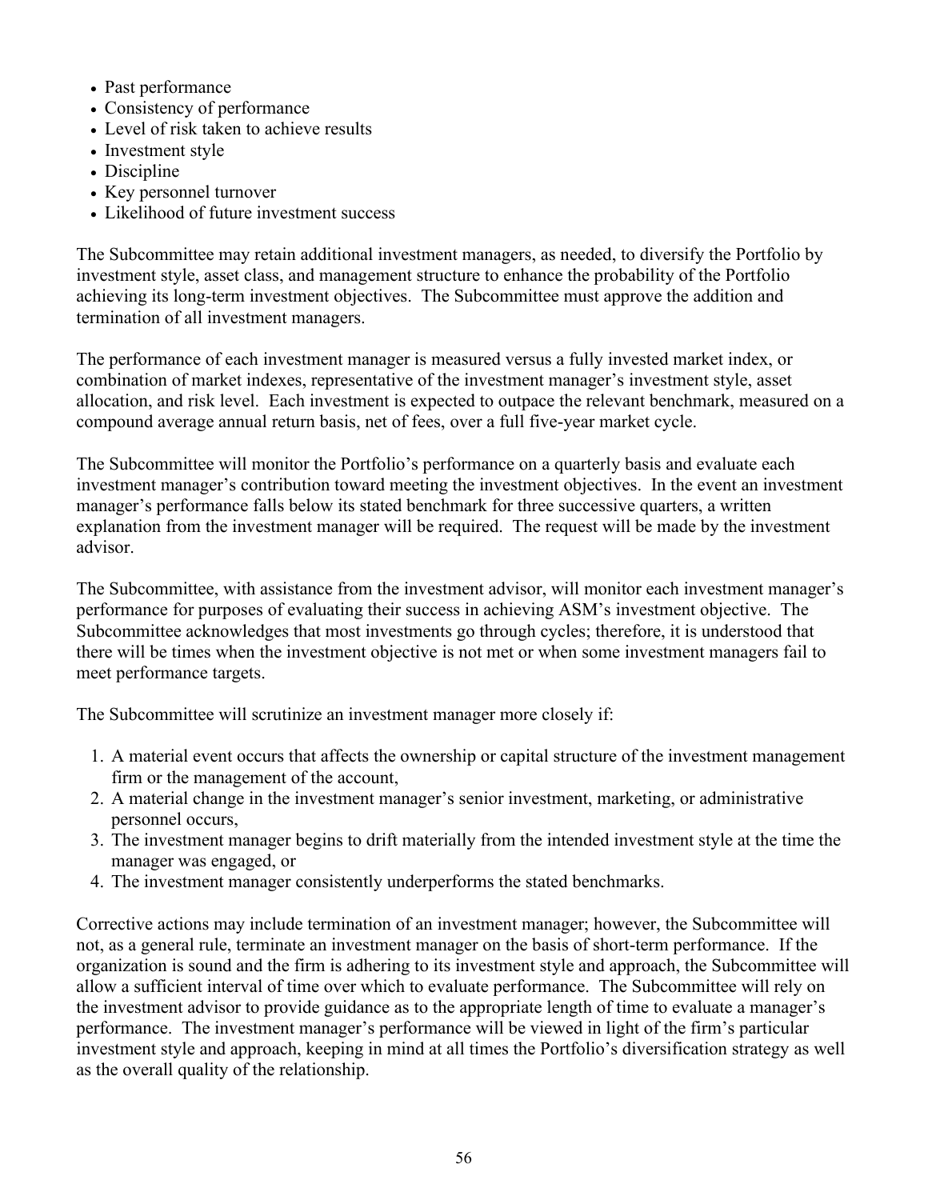- Past performance
- Consistency of performance
- Level of risk taken to achieve results
- Investment style
- Discipline
- Key personnel turnover
- Likelihood of future investment success

The Subcommittee may retain additional investment managers, as needed, to diversify the Portfolio by investment style, asset class, and management structure to enhance the probability of the Portfolio achieving its long-term investment objectives. The Subcommittee must approve the addition and termination of all investment managers.

The performance of each investment manager is measured versus a fully invested market index, or combination of market indexes, representative of the investment manager's investment style, asset allocation, and risk level. Each investment is expected to outpace the relevant benchmark, measured on a compound average annual return basis, net of fees, over a full five-year market cycle.

The Subcommittee will monitor the Portfolio's performance on a quarterly basis and evaluate each investment manager's contribution toward meeting the investment objectives. In the event an investment manager's performance falls below its stated benchmark for three successive quarters, a written explanation from the investment manager will be required. The request will be made by the investment advisor.

The Subcommittee, with assistance from the investment advisor, will monitor each investment manager's performance for purposes of evaluating their success in achieving ASM's investment objective. The Subcommittee acknowledges that most investments go through cycles; therefore, it is understood that there will be times when the investment objective is not met or when some investment managers fail to meet performance targets.

The Subcommittee will scrutinize an investment manager more closely if:

1. A material event occurs that affects the ownership or capital structure of the investment management firm or the management of the account,
2. A material change in the investment manager's senior investment, marketing, or administrative personnel occurs,
3. The investment manager begins to drift materially from the intended investment style at the time the manager was engaged, or
4. The investment manager consistently underperforms the stated benchmarks.

Corrective actions may include termination of an investment manager; however, the Subcommittee will not, as a general rule, terminate an investment manager on the basis of short-term performance. If the organization is sound and the firm is adhering to its investment style and approach, the Subcommittee will allow a sufficient interval of time over which to evaluate performance. The Subcommittee will rely on the investment advisor to provide guidance as to the appropriate length of time to evaluate a manager's performance. The investment manager's performance will be viewed in light of the firm's particular investment style and approach, keeping in mind at all times the Portfolio's diversification strategy as well as the overall quality of the relationship.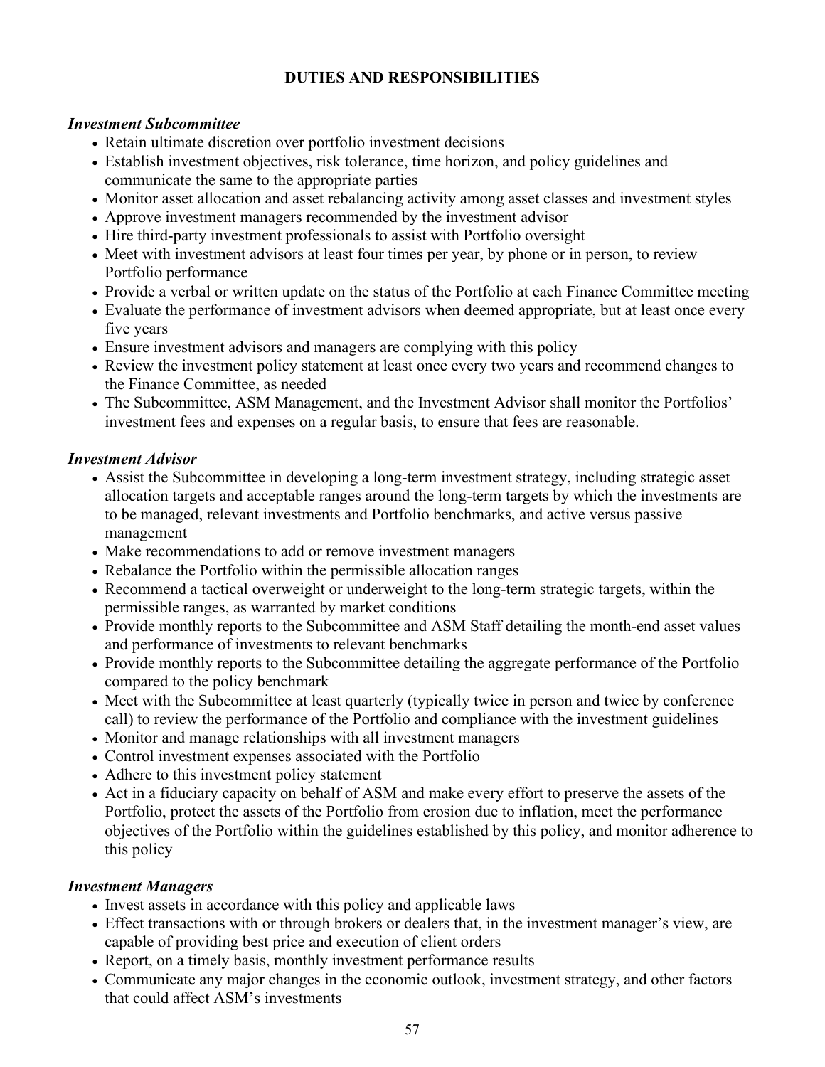## DUTIES AND RESPONSIBILITIES

### *Investment Subcommittee*

- Retain ultimate discretion over portfolio investment decisions
- Establish investment objectives, risk tolerance, time horizon, and policy guidelines and communicate the same to the appropriate parties
- Monitor asset allocation and asset rebalancing activity among asset classes and investment styles
- Approve investment managers recommended by the investment advisor
- Hire third-party investment professionals to assist with Portfolio oversight
- Meet with investment advisors at least four times per year, by phone or in person, to review Portfolio performance
- Provide a verbal or written update on the status of the Portfolio at each Finance Committee meeting
- Evaluate the performance of investment advisors when deemed appropriate, but at least once every five years
- Ensure investment advisors and managers are complying with this policy
- Review the investment policy statement at least once every two years and recommend changes to the Finance Committee, as needed
- The Subcommittee, ASM Management, and the Investment Advisor shall monitor the Portfolios' investment fees and expenses on a regular basis, to ensure that fees are reasonable.

### *Investment Advisor*

- Assist the Subcommittee in developing a long-term investment strategy, including strategic asset allocation targets and acceptable ranges around the long-term targets by which the investments are to be managed, relevant investments and Portfolio benchmarks, and active versus passive management
- Make recommendations to add or remove investment managers
- Rebalance the Portfolio within the permissible allocation ranges
- Recommend a tactical overweight or underweight to the long-term strategic targets, within the permissible ranges, as warranted by market conditions
- Provide monthly reports to the Subcommittee and ASM Staff detailing the month-end asset values and performance of investments to relevant benchmarks
- Provide monthly reports to the Subcommittee detailing the aggregate performance of the Portfolio compared to the policy benchmark
- Meet with the Subcommittee at least quarterly (typically twice in person and twice by conference call) to review the performance of the Portfolio and compliance with the investment guidelines
- Monitor and manage relationships with all investment managers
- Control investment expenses associated with the Portfolio
- Adhere to this investment policy statement
- Act in a fiduciary capacity on behalf of ASM and make every effort to preserve the assets of the Portfolio, protect the assets of the Portfolio from erosion due to inflation, meet the performance objectives of the Portfolio within the guidelines established by this policy, and monitor adherence to this policy

### *Investment Managers*

- Invest assets in accordance with this policy and applicable laws
- Effect transactions with or through brokers or dealers that, in the investment manager's view, are capable of providing best price and execution of client orders
- Report, on a timely basis, monthly investment performance results
- Communicate any major changes in the economic outlook, investment strategy, and other factors that could affect ASM's investments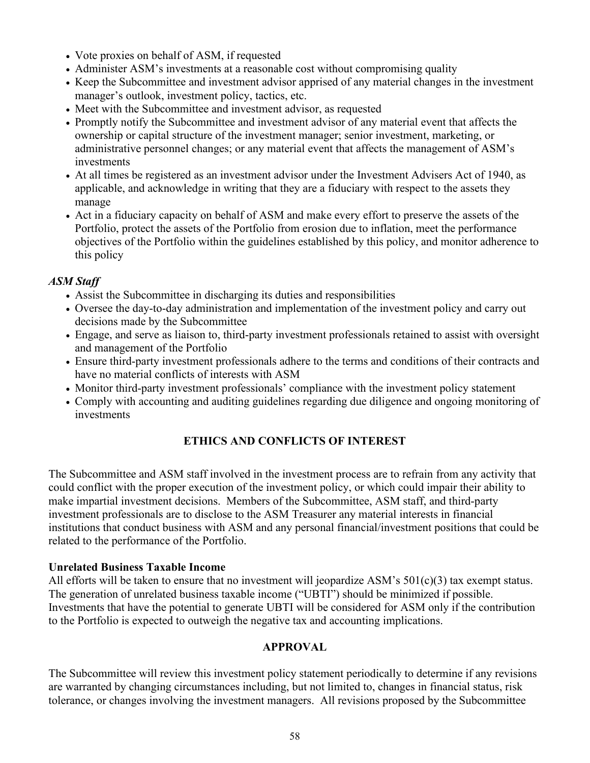- Vote proxies on behalf of ASM, if requested
- Administer ASM's investments at a reasonable cost without compromising quality
- Keep the Subcommittee and investment advisor apprised of any material changes in the investment manager's outlook, investment policy, tactics, etc.
- Meet with the Subcommittee and investment advisor, as requested
- Promptly notify the Subcommittee and investment advisor of any material event that affects the ownership or capital structure of the investment manager; senior investment, marketing, or administrative personnel changes; or any material event that affects the management of ASM's investments
- At all times be registered as an investment advisor under the Investment Advisers Act of 1940, as applicable, and acknowledge in writing that they are a fiduciary with respect to the assets they manage
- Act in a fiduciary capacity on behalf of ASM and make every effort to preserve the assets of the Portfolio, protect the assets of the Portfolio from erosion due to inflation, meet the performance objectives of the Portfolio within the guidelines established by this policy, and monitor adherence to this policy

***ASM Staff***

- Assist the Subcommittee in discharging its duties and responsibilities
- Oversee the day-to-day administration and implementation of the investment policy and carry out decisions made by the Subcommittee
- Engage, and serve as liaison to, third-party investment professionals retained to assist with oversight and management of the Portfolio
- Ensure third-party investment professionals adhere to the terms and conditions of their contracts and have no material conflicts of interests with ASM
- Monitor third-party investment professionals' compliance with the investment policy statement
- Comply with accounting and auditing guidelines regarding due diligence and ongoing monitoring of investments

## ETHICS AND CONFLICTS OF INTEREST

The Subcommittee and ASM staff involved in the investment process are to refrain from any activity that could conflict with the proper execution of the investment policy, or which could impair their ability to make impartial investment decisions. Members of the Subcommittee, ASM staff, and third-party investment professionals are to disclose to the ASM Treasurer any material interests in financial institutions that conduct business with ASM and any personal financial/investment positions that could be related to the performance of the Portfolio.

**Unrelated Business Taxable Income**

All efforts will be taken to ensure that no investment will jeopardize ASM's 501(c)(3) tax exempt status. The generation of unrelated business taxable income ("UBTI") should be minimized if possible. Investments that have the potential to generate UBTI will be considered for ASM only if the contribution to the Portfolio is expected to outweigh the negative tax and accounting implications.

## APPROVAL

The Subcommittee will review this investment policy statement periodically to determine if any revisions are warranted by changing circumstances including, but not limited to, changes in financial status, risk tolerance, or changes involving the investment managers. All revisions proposed by the Subcommittee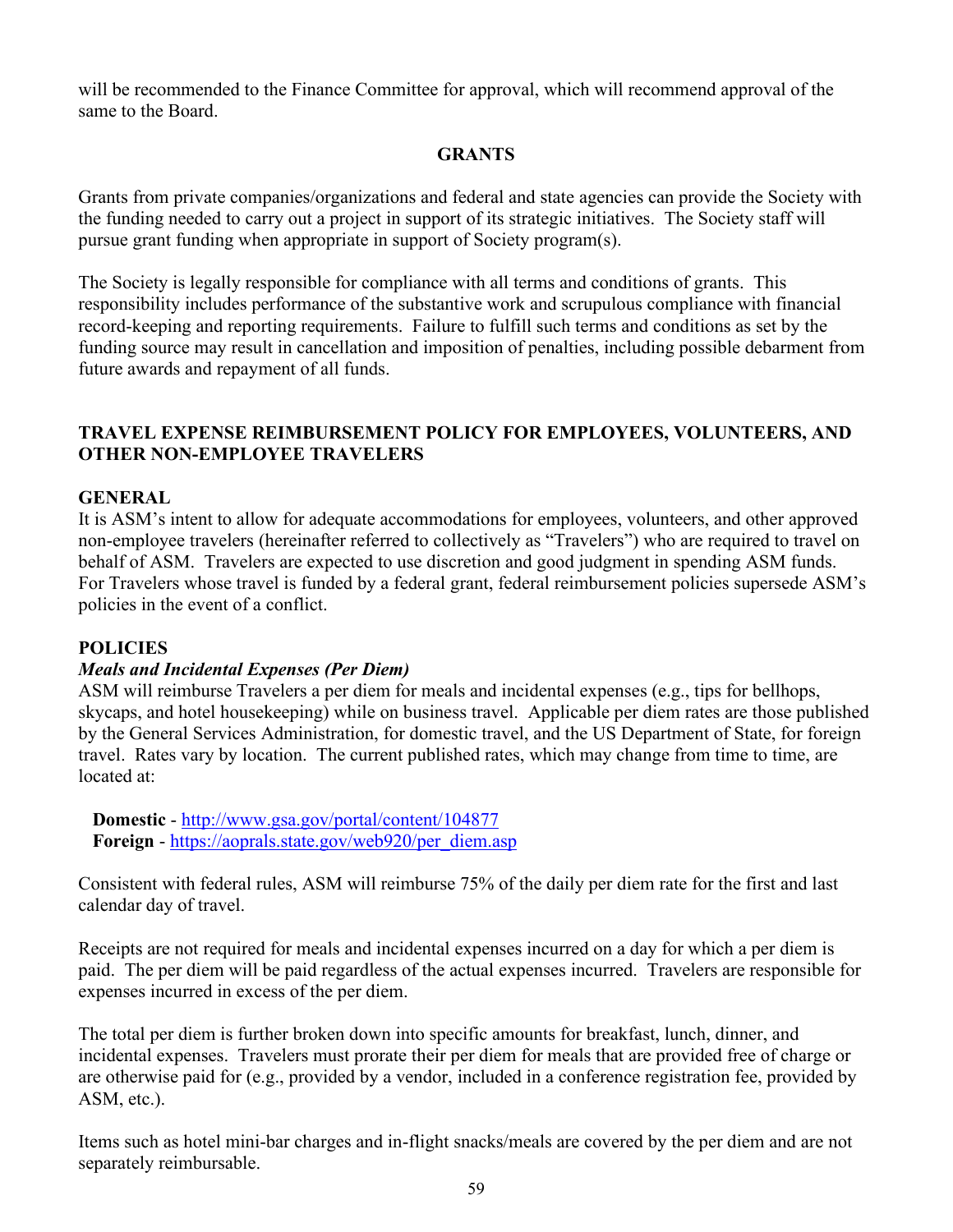will be recommended to the Finance Committee for approval, which will recommend approval of the same to the Board.

## GRANTS

Grants from private companies/organizations and federal and state agencies can provide the Society with the funding needed to carry out a project in support of its strategic initiatives. The Society staff will pursue grant funding when appropriate in support of Society program(s).

The Society is legally responsible for compliance with all terms and conditions of grants. This responsibility includes performance of the substantive work and scrupulous compliance with financial record-keeping and reporting requirements. Failure to fulfill such terms and conditions as set by the funding source may result in cancellation and imposition of penalties, including possible debarment from future awards and repayment of all funds.

## TRAVEL EXPENSE REIMBURSEMENT POLICY FOR EMPLOYEES, VOLUNTEERS, AND OTHER NON-EMPLOYEE TRAVELERS

### GENERAL

It is ASM's intent to allow for adequate accommodations for employees, volunteers, and other approved non-employee travelers (hereinafter referred to collectively as "Travelers") who are required to travel on behalf of ASM. Travelers are expected to use discretion and good judgment in spending ASM funds. For Travelers whose travel is funded by a federal grant, federal reimbursement policies supersede ASM's policies in the event of a conflict.

### POLICIES

***Meals and Incidental Expenses (Per Diem)***

ASM will reimburse Travelers a per diem for meals and incidental expenses (e.g., tips for bellhops, skycaps, and hotel housekeeping) while on business travel. Applicable per diem rates are those published by the General Services Administration, for domestic travel, and the US Department of State, for foreign travel. Rates vary by location. The current published rates, which may change from time to time, are located at:

**Domestic** - http://www.gsa.gov/portal/content/104877
**Foreign** - https://aoprals.state.gov/web920/per_diem.asp

Consistent with federal rules, ASM will reimburse 75% of the daily per diem rate for the first and last calendar day of travel.

Receipts are not required for meals and incidental expenses incurred on a day for which a per diem is paid. The per diem will be paid regardless of the actual expenses incurred. Travelers are responsible for expenses incurred in excess of the per diem.

The total per diem is further broken down into specific amounts for breakfast, lunch, dinner, and incidental expenses. Travelers must prorate their per diem for meals that are provided free of charge or are otherwise paid for (e.g., provided by a vendor, included in a conference registration fee, provided by ASM, etc.).

Items such as hotel mini-bar charges and in-flight snacks/meals are covered by the per diem and are not separately reimbursable.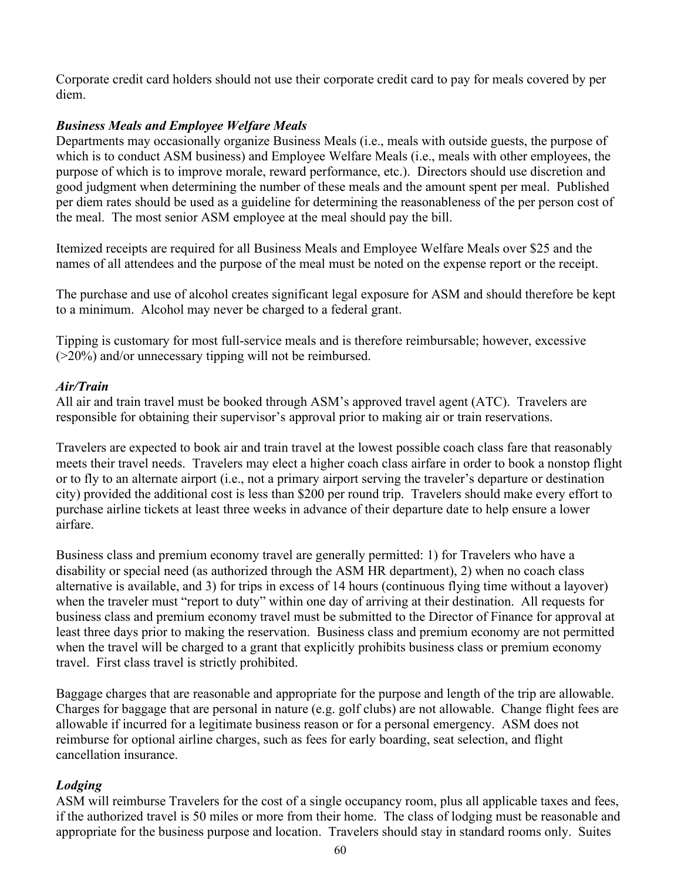Corporate credit card holders should not use their corporate credit card to pay for meals covered by per diem.

***Business Meals and Employee Welfare Meals***

Departments may occasionally organize Business Meals (i.e., meals with outside guests, the purpose of which is to conduct ASM business) and Employee Welfare Meals (i.e., meals with other employees, the purpose of which is to improve morale, reward performance, etc.). Directors should use discretion and good judgment when determining the number of these meals and the amount spent per meal. Published per diem rates should be used as a guideline for determining the reasonableness of the per person cost of the meal. The most senior ASM employee at the meal should pay the bill.

Itemized receipts are required for all Business Meals and Employee Welfare Meals over $25 and the names of all attendees and the purpose of the meal must be noted on the expense report or the receipt.

The purchase and use of alcohol creates significant legal exposure for ASM and should therefore be kept to a minimum. Alcohol may never be charged to a federal grant.

Tipping is customary for most full-service meals and is therefore reimbursable; however, excessive (>20%) and/or unnecessary tipping will not be reimbursed.

***Air/Train***

All air and train travel must be booked through ASM's approved travel agent (ATC). Travelers are responsible for obtaining their supervisor's approval prior to making air or train reservations.

Travelers are expected to book air and train travel at the lowest possible coach class fare that reasonably meets their travel needs. Travelers may elect a higher coach class airfare in order to book a nonstop flight or to fly to an alternate airport (i.e., not a primary airport serving the traveler's departure or destination city) provided the additional cost is less than $200 per round trip. Travelers should make every effort to purchase airline tickets at least three weeks in advance of their departure date to help ensure a lower airfare.

Business class and premium economy travel are generally permitted: 1) for Travelers who have a disability or special need (as authorized through the ASM HR department), 2) when no coach class alternative is available, and 3) for trips in excess of 14 hours (continuous flying time without a layover) when the traveler must "report to duty" within one day of arriving at their destination. All requests for business class and premium economy travel must be submitted to the Director of Finance for approval at least three days prior to making the reservation. Business class and premium economy are not permitted when the travel will be charged to a grant that explicitly prohibits business class or premium economy travel. First class travel is strictly prohibited.

Baggage charges that are reasonable and appropriate for the purpose and length of the trip are allowable. Charges for baggage that are personal in nature (e.g. golf clubs) are not allowable. Change flight fees are allowable if incurred for a legitimate business reason or for a personal emergency. ASM does not reimburse for optional airline charges, such as fees for early boarding, seat selection, and flight cancellation insurance.

***Lodging***

ASM will reimburse Travelers for the cost of a single occupancy room, plus all applicable taxes and fees, if the authorized travel is 50 miles or more from their home. The class of lodging must be reasonable and appropriate for the business purpose and location. Travelers should stay in standard rooms only. Suites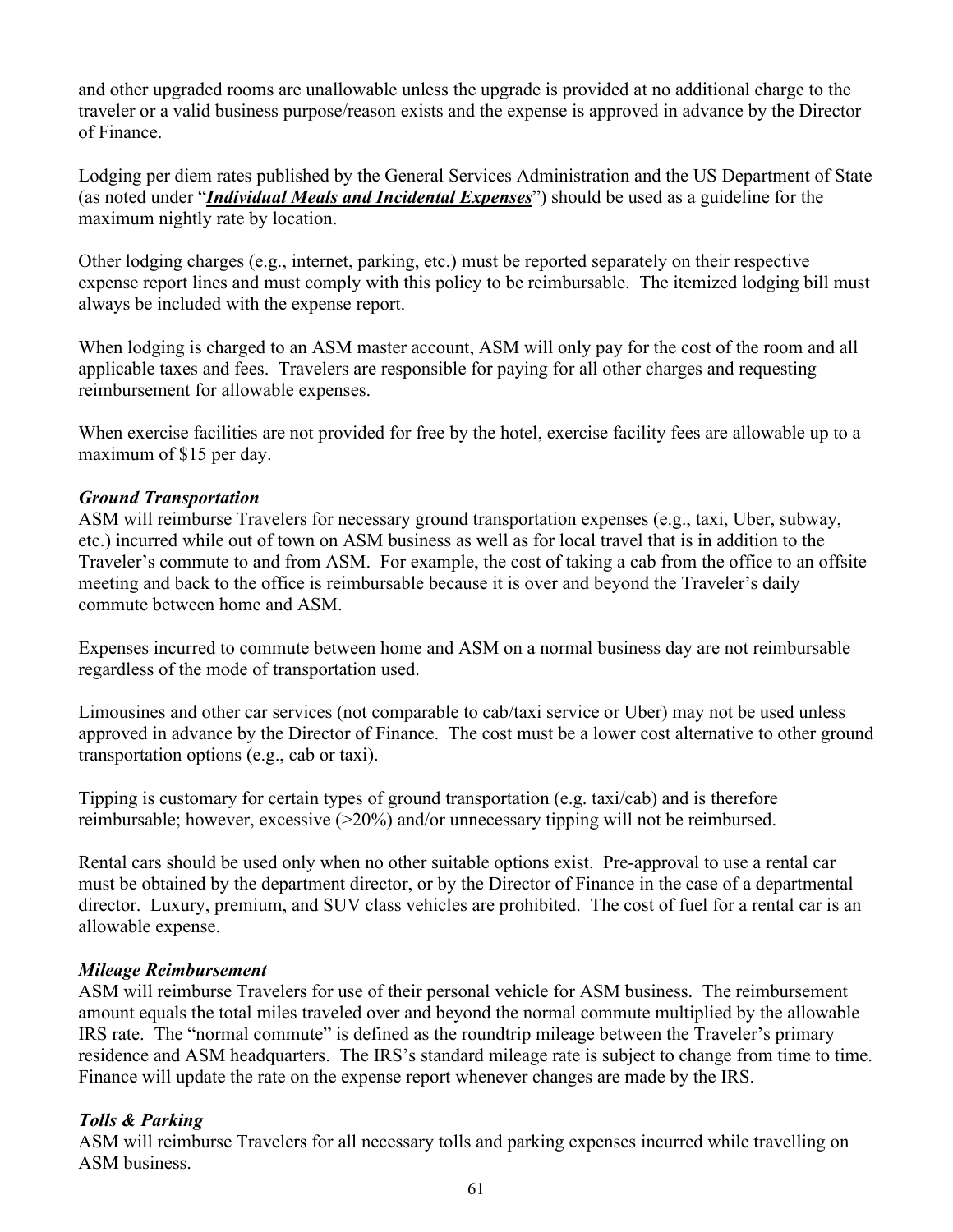and other upgraded rooms are unallowable unless the upgrade is provided at no additional charge to the traveler or a valid business purpose/reason exists and the expense is approved in advance by the Director of Finance.

Lodging per diem rates published by the General Services Administration and the US Department of State (as noted under "***Individual Meals and Incidental Expenses***") should be used as a guideline for the maximum nightly rate by location.

Other lodging charges (e.g., internet, parking, etc.) must be reported separately on their respective expense report lines and must comply with this policy to be reimbursable. The itemized lodging bill must always be included with the expense report.

When lodging is charged to an ASM master account, ASM will only pay for the cost of the room and all applicable taxes and fees. Travelers are responsible for paying for all other charges and requesting reimbursement for allowable expenses.

When exercise facilities are not provided for free by the hotel, exercise facility fees are allowable up to a maximum of $15 per day.

***Ground Transportation***

ASM will reimburse Travelers for necessary ground transportation expenses (e.g., taxi, Uber, subway, etc.) incurred while out of town on ASM business as well as for local travel that is in addition to the Traveler's commute to and from ASM. For example, the cost of taking a cab from the office to an offsite meeting and back to the office is reimbursable because it is over and beyond the Traveler's daily commute between home and ASM.

Expenses incurred to commute between home and ASM on a normal business day are not reimbursable regardless of the mode of transportation used.

Limousines and other car services (not comparable to cab/taxi service or Uber) may not be used unless approved in advance by the Director of Finance. The cost must be a lower cost alternative to other ground transportation options (e.g., cab or taxi).

Tipping is customary for certain types of ground transportation (e.g. taxi/cab) and is therefore reimbursable; however, excessive (>20%) and/or unnecessary tipping will not be reimbursed.

Rental cars should be used only when no other suitable options exist. Pre-approval to use a rental car must be obtained by the department director, or by the Director of Finance in the case of a departmental director. Luxury, premium, and SUV class vehicles are prohibited. The cost of fuel for a rental car is an allowable expense.

***Mileage Reimbursement***

ASM will reimburse Travelers for use of their personal vehicle for ASM business. The reimbursement amount equals the total miles traveled over and beyond the normal commute multiplied by the allowable IRS rate. The "normal commute" is defined as the roundtrip mileage between the Traveler's primary residence and ASM headquarters. The IRS's standard mileage rate is subject to change from time to time. Finance will update the rate on the expense report whenever changes are made by the IRS.

***Tolls & Parking***

ASM will reimburse Travelers for all necessary tolls and parking expenses incurred while travelling on ASM business.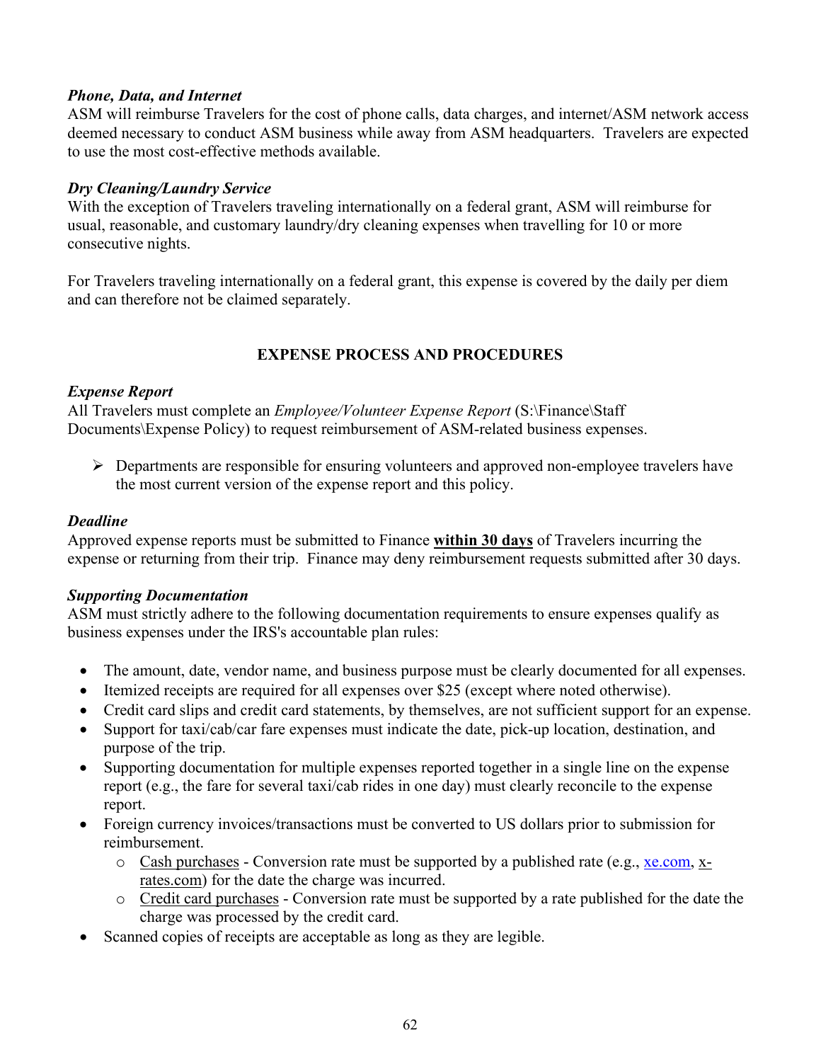***Phone, Data, and Internet***

ASM will reimburse Travelers for the cost of phone calls, data charges, and internet/ASM network access deemed necessary to conduct ASM business while away from ASM headquarters. Travelers are expected to use the most cost-effective methods available.

***Dry Cleaning/Laundry Service***

With the exception of Travelers traveling internationally on a federal grant, ASM will reimburse for usual, reasonable, and customary laundry/dry cleaning expenses when travelling for 10 or more consecutive nights.

For Travelers traveling internationally on a federal grant, this expense is covered by the daily per diem and can therefore not be claimed separately.

## EXPENSE PROCESS AND PROCEDURES

***Expense Report***

All Travelers must complete an *Employee/Volunteer Expense Report* (S:\Finance\Staff Documents\Expense Policy) to request reimbursement of ASM-related business expenses.

- ➢ Departments are responsible for ensuring volunteers and approved non-employee travelers have the most current version of the expense report and this policy.

***Deadline***

Approved expense reports must be submitted to Finance **within 30 days** of Travelers incurring the expense or returning from their trip. Finance may deny reimbursement requests submitted after 30 days.

***Supporting Documentation***

ASM must strictly adhere to the following documentation requirements to ensure expenses qualify as business expenses under the IRS's accountable plan rules:

- The amount, date, vendor name, and business purpose must be clearly documented for all expenses.
- Itemized receipts are required for all expenses over $25 (except where noted otherwise).
- Credit card slips and credit card statements, by themselves, are not sufficient support for an expense.
- Support for taxi/cab/car fare expenses must indicate the date, pick-up location, destination, and purpose of the trip.
- Supporting documentation for multiple expenses reported together in a single line on the expense report (e.g., the fare for several taxi/cab rides in one day) must clearly reconcile to the expense report.
- Foreign currency invoices/transactions must be converted to US dollars prior to submission for reimbursement.
  - Cash purchases - Conversion rate must be supported by a published rate (e.g., xe.com, x-rates.com) for the date the charge was incurred.
  - Credit card purchases - Conversion rate must be supported by a rate published for the date the charge was processed by the credit card.
- Scanned copies of receipts are acceptable as long as they are legible.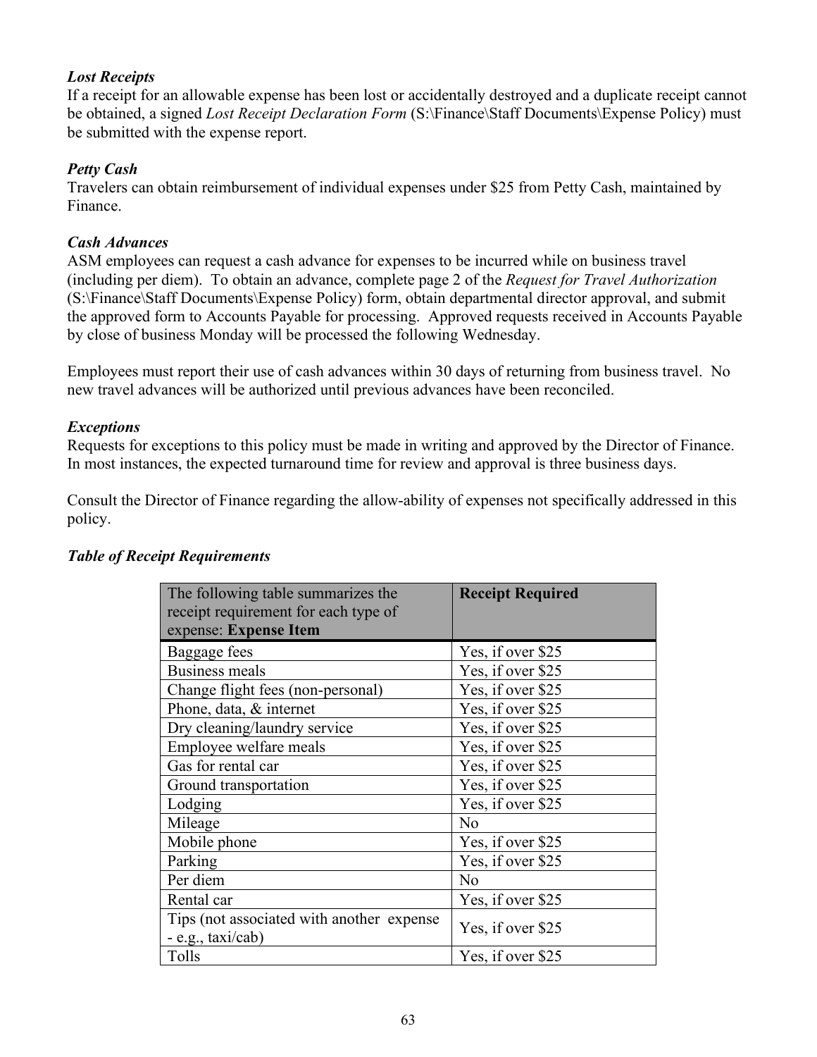### *Lost Receipts*

If a receipt for an allowable expense has been lost or accidentally destroyed and a duplicate receipt cannot be obtained, a signed *Lost Receipt Declaration Form* (S:\Finance\Staff Documents\Expense Policy) must be submitted with the expense report.

### *Petty Cash*

Travelers can obtain reimbursement of individual expenses under $25 from Petty Cash, maintained by Finance.

### *Cash Advances*

ASM employees can request a cash advance for expenses to be incurred while on business travel (including per diem). To obtain an advance, complete page 2 of the *Request for Travel Authorization* (S:\Finance\Staff Documents\Expense Policy) form, obtain departmental director approval, and submit the approved form to Accounts Payable for processing. Approved requests received in Accounts Payable by close of business Monday will be processed the following Wednesday.

Employees must report their use of cash advances within 30 days of returning from business travel. No new travel advances will be authorized until previous advances have been reconciled.

### *Exceptions*

Requests for exceptions to this policy must be made in writing and approved by the Director of Finance. In most instances, the expected turnaround time for review and approval is three business days.

Consult the Director of Finance regarding the allow-ability of expenses not specifically addressed in this policy.

### *Table of Receipt Requirements*

| The following table summarizes the receipt requirement for each type of expense: **Expense Item** | **Receipt Required** |
|---|---|
| Baggage fees | Yes, if over $25 |
| Business meals | Yes, if over $25 |
| Change flight fees (non-personal) | Yes, if over $25 |
| Phone, data, & internet | Yes, if over $25 |
| Dry cleaning/laundry service | Yes, if over $25 |
| Employee welfare meals | Yes, if over $25 |
| Gas for rental car | Yes, if over $25 |
| Ground transportation | Yes, if over $25 |
| Lodging | Yes, if over $25 |
| Mileage | No |
| Mobile phone | Yes, if over $25 |
| Parking | Yes, if over $25 |
| Per diem | No |
| Rental car | Yes, if over $25 |
| Tips (not associated with another expense - e.g., taxi/cab) | Yes, if over $25 |
| Tolls | Yes, if over $25 |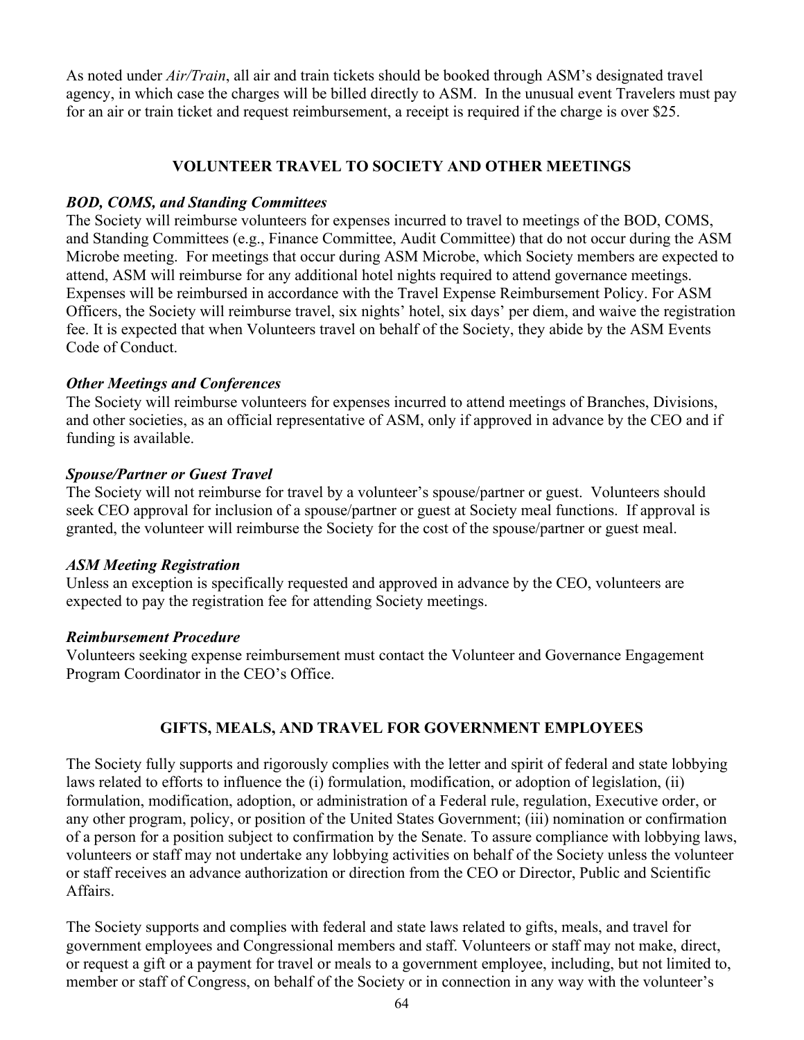As noted under *Air/Train*, all air and train tickets should be booked through ASM's designated travel agency, in which case the charges will be billed directly to ASM. In the unusual event Travelers must pay for an air or train ticket and request reimbursement, a receipt is required if the charge is over $25.

## VOLUNTEER TRAVEL TO SOCIETY AND OTHER MEETINGS

***BOD, COMS, and Standing Committees***

The Society will reimburse volunteers for expenses incurred to travel to meetings of the BOD, COMS, and Standing Committees (e.g., Finance Committee, Audit Committee) that do not occur during the ASM Microbe meeting. For meetings that occur during ASM Microbe, which Society members are expected to attend, ASM will reimburse for any additional hotel nights required to attend governance meetings. Expenses will be reimbursed in accordance with the Travel Expense Reimbursement Policy. For ASM Officers, the Society will reimburse travel, six nights' hotel, six days' per diem, and waive the registration fee. It is expected that when Volunteers travel on behalf of the Society, they abide by the ASM Events Code of Conduct.

***Other Meetings and Conferences***

The Society will reimburse volunteers for expenses incurred to attend meetings of Branches, Divisions, and other societies, as an official representative of ASM, only if approved in advance by the CEO and if funding is available.

***Spouse/Partner or Guest Travel***

The Society will not reimburse for travel by a volunteer's spouse/partner or guest. Volunteers should seek CEO approval for inclusion of a spouse/partner or guest at Society meal functions. If approval is granted, the volunteer will reimburse the Society for the cost of the spouse/partner or guest meal.

***ASM Meeting Registration***

Unless an exception is specifically requested and approved in advance by the CEO, volunteers are expected to pay the registration fee for attending Society meetings.

***Reimbursement Procedure***

Volunteers seeking expense reimbursement must contact the Volunteer and Governance Engagement Program Coordinator in the CEO's Office.

## GIFTS, MEALS, AND TRAVEL FOR GOVERNMENT EMPLOYEES

The Society fully supports and rigorously complies with the letter and spirit of federal and state lobbying laws related to efforts to influence the (i) formulation, modification, or adoption of legislation, (ii) formulation, modification, adoption, or administration of a Federal rule, regulation, Executive order, or any other program, policy, or position of the United States Government; (iii) nomination or confirmation of a person for a position subject to confirmation by the Senate. To assure compliance with lobbying laws, volunteers or staff may not undertake any lobbying activities on behalf of the Society unless the volunteer or staff receives an advance authorization or direction from the CEO or Director, Public and Scientific Affairs.

The Society supports and complies with federal and state laws related to gifts, meals, and travel for government employees and Congressional members and staff. Volunteers or staff may not make, direct, or request a gift or a payment for travel or meals to a government employee, including, but not limited to, member or staff of Congress, on behalf of the Society or in connection in any way with the volunteer's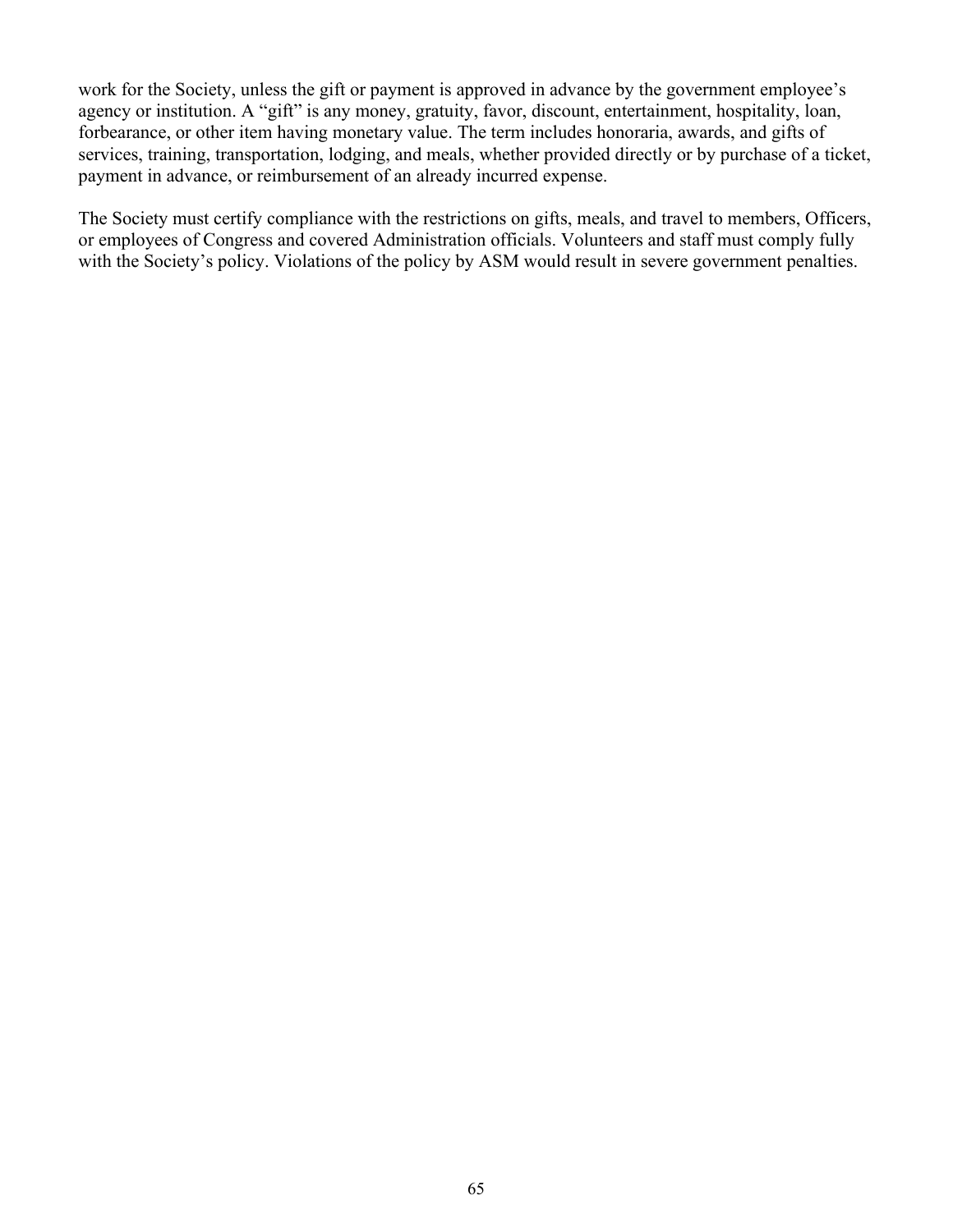work for the Society, unless the gift or payment is approved in advance by the government employee's agency or institution. A "gift" is any money, gratuity, favor, discount, entertainment, hospitality, loan, forbearance, or other item having monetary value. The term includes honoraria, awards, and gifts of services, training, transportation, lodging, and meals, whether provided directly or by purchase of a ticket, payment in advance, or reimbursement of an already incurred expense.

The Society must certify compliance with the restrictions on gifts, meals, and travel to members, Officers, or employees of Congress and covered Administration officials. Volunteers and staff must comply fully with the Society's policy. Violations of the policy by ASM would result in severe government penalties.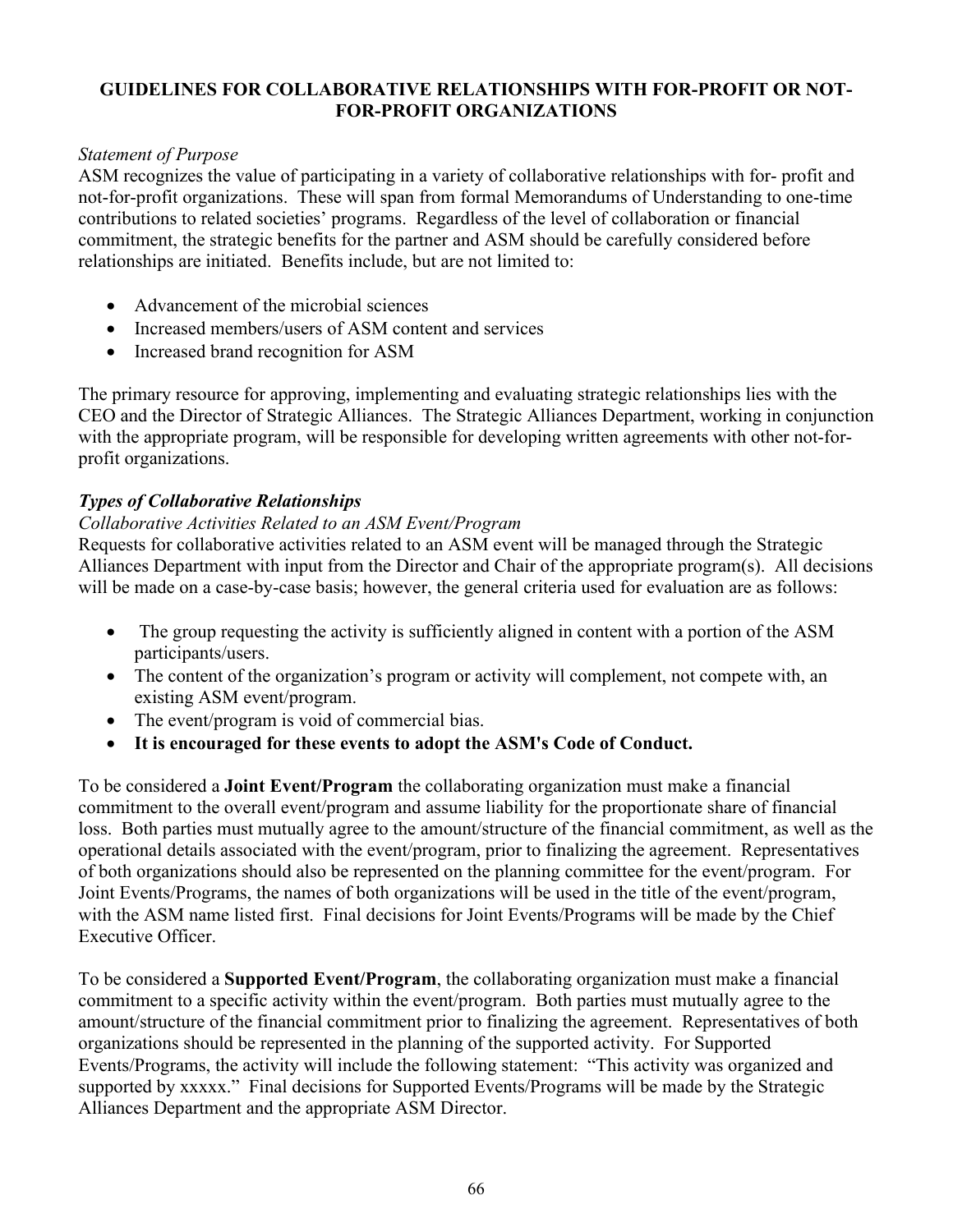# GUIDELINES FOR COLLABORATIVE RELATIONSHIPS WITH FOR-PROFIT OR NOT-FOR-PROFIT ORGANIZATIONS

*Statement of Purpose*

ASM recognizes the value of participating in a variety of collaborative relationships with for- profit and not-for-profit organizations. These will span from formal Memorandums of Understanding to one-time contributions to related societies' programs. Regardless of the level of collaboration or financial commitment, the strategic benefits for the partner and ASM should be carefully considered before relationships are initiated. Benefits include, but are not limited to:

- Advancement of the microbial sciences
- Increased members/users of ASM content and services
- Increased brand recognition for ASM

The primary resource for approving, implementing and evaluating strategic relationships lies with the CEO and the Director of Strategic Alliances. The Strategic Alliances Department, working in conjunction with the appropriate program, will be responsible for developing written agreements with other not-for-profit organizations.

***Types of Collaborative Relationships***

*Collaborative Activities Related to an ASM Event/Program*

Requests for collaborative activities related to an ASM event will be managed through the Strategic Alliances Department with input from the Director and Chair of the appropriate program(s). All decisions will be made on a case-by-case basis; however, the general criteria used for evaluation are as follows:

- The group requesting the activity is sufficiently aligned in content with a portion of the ASM participants/users.
- The content of the organization's program or activity will complement, not compete with, an existing ASM event/program.
- The event/program is void of commercial bias.
- **It is encouraged for these events to adopt the ASM's Code of Conduct.**

To be considered a **Joint Event/Program** the collaborating organization must make a financial commitment to the overall event/program and assume liability for the proportionate share of financial loss. Both parties must mutually agree to the amount/structure of the financial commitment, as well as the operational details associated with the event/program, prior to finalizing the agreement. Representatives of both organizations should also be represented on the planning committee for the event/program. For Joint Events/Programs, the names of both organizations will be used in the title of the event/program, with the ASM name listed first. Final decisions for Joint Events/Programs will be made by the Chief Executive Officer.

To be considered a **Supported Event/Program**, the collaborating organization must make a financial commitment to a specific activity within the event/program. Both parties must mutually agree to the amount/structure of the financial commitment prior to finalizing the agreement. Representatives of both organizations should be represented in the planning of the supported activity. For Supported Events/Programs, the activity will include the following statement: "This activity was organized and supported by xxxxx." Final decisions for Supported Events/Programs will be made by the Strategic Alliances Department and the appropriate ASM Director.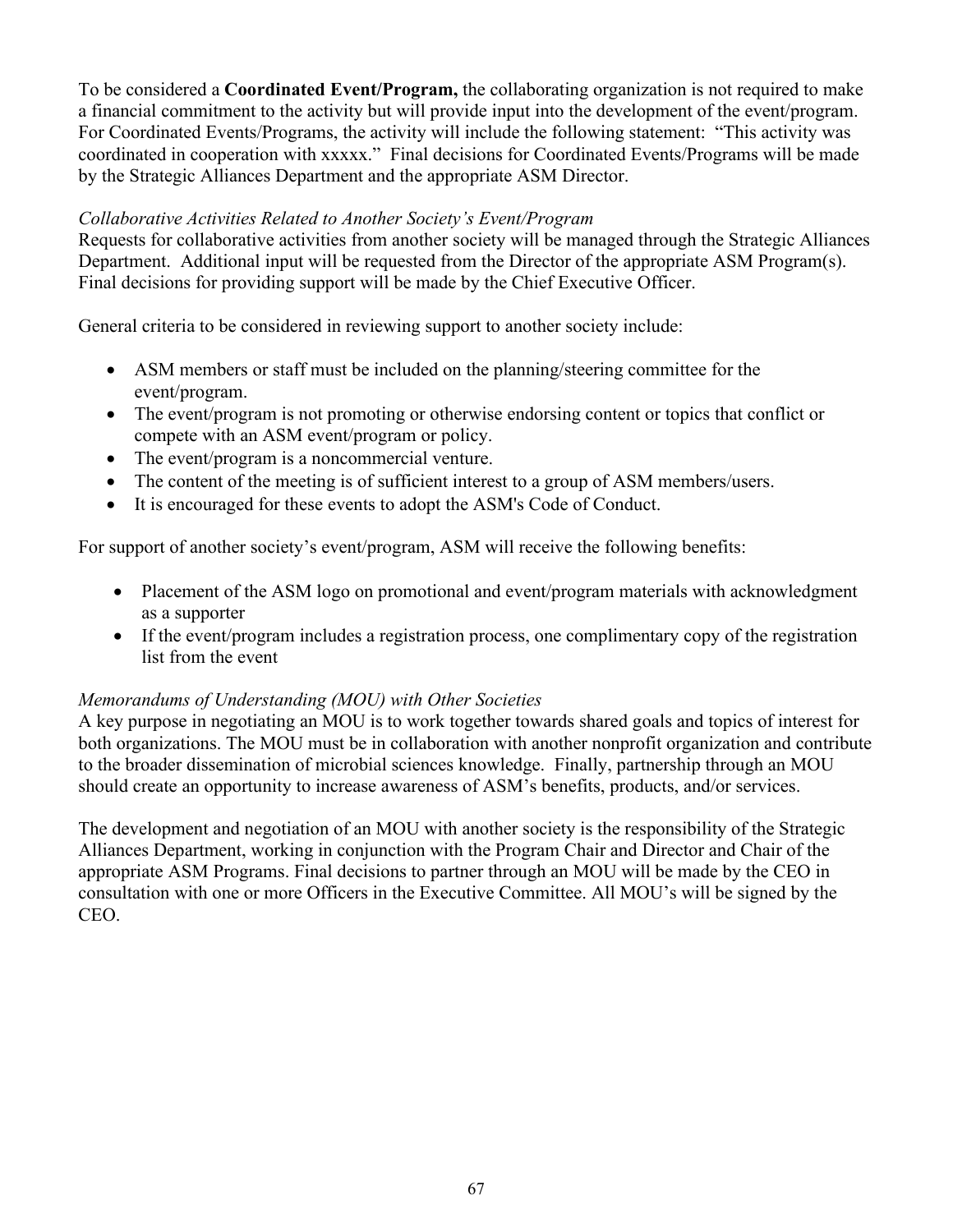To be considered a **Coordinated Event/Program,** the collaborating organization is not required to make a financial commitment to the activity but will provide input into the development of the event/program. For Coordinated Events/Programs, the activity will include the following statement: "This activity was coordinated in cooperation with xxxxx." Final decisions for Coordinated Events/Programs will be made by the Strategic Alliances Department and the appropriate ASM Director.

*Collaborative Activities Related to Another Society's Event/Program*

Requests for collaborative activities from another society will be managed through the Strategic Alliances Department. Additional input will be requested from the Director of the appropriate ASM Program(s). Final decisions for providing support will be made by the Chief Executive Officer.

General criteria to be considered in reviewing support to another society include:

- ASM members or staff must be included on the planning/steering committee for the event/program.
- The event/program is not promoting or otherwise endorsing content or topics that conflict or compete with an ASM event/program or policy.
- The event/program is a noncommercial venture.
- The content of the meeting is of sufficient interest to a group of ASM members/users.
- It is encouraged for these events to adopt the ASM's Code of Conduct.

For support of another society's event/program, ASM will receive the following benefits:

- Placement of the ASM logo on promotional and event/program materials with acknowledgment as a supporter
- If the event/program includes a registration process, one complimentary copy of the registration list from the event

*Memorandums of Understanding (MOU) with Other Societies*

A key purpose in negotiating an MOU is to work together towards shared goals and topics of interest for both organizations. The MOU must be in collaboration with another nonprofit organization and contribute to the broader dissemination of microbial sciences knowledge. Finally, partnership through an MOU should create an opportunity to increase awareness of ASM's benefits, products, and/or services.

The development and negotiation of an MOU with another society is the responsibility of the Strategic Alliances Department, working in conjunction with the Program Chair and Director and Chair of the appropriate ASM Programs. Final decisions to partner through an MOU will be made by the CEO in consultation with one or more Officers in the Executive Committee. All MOU's will be signed by the CEO.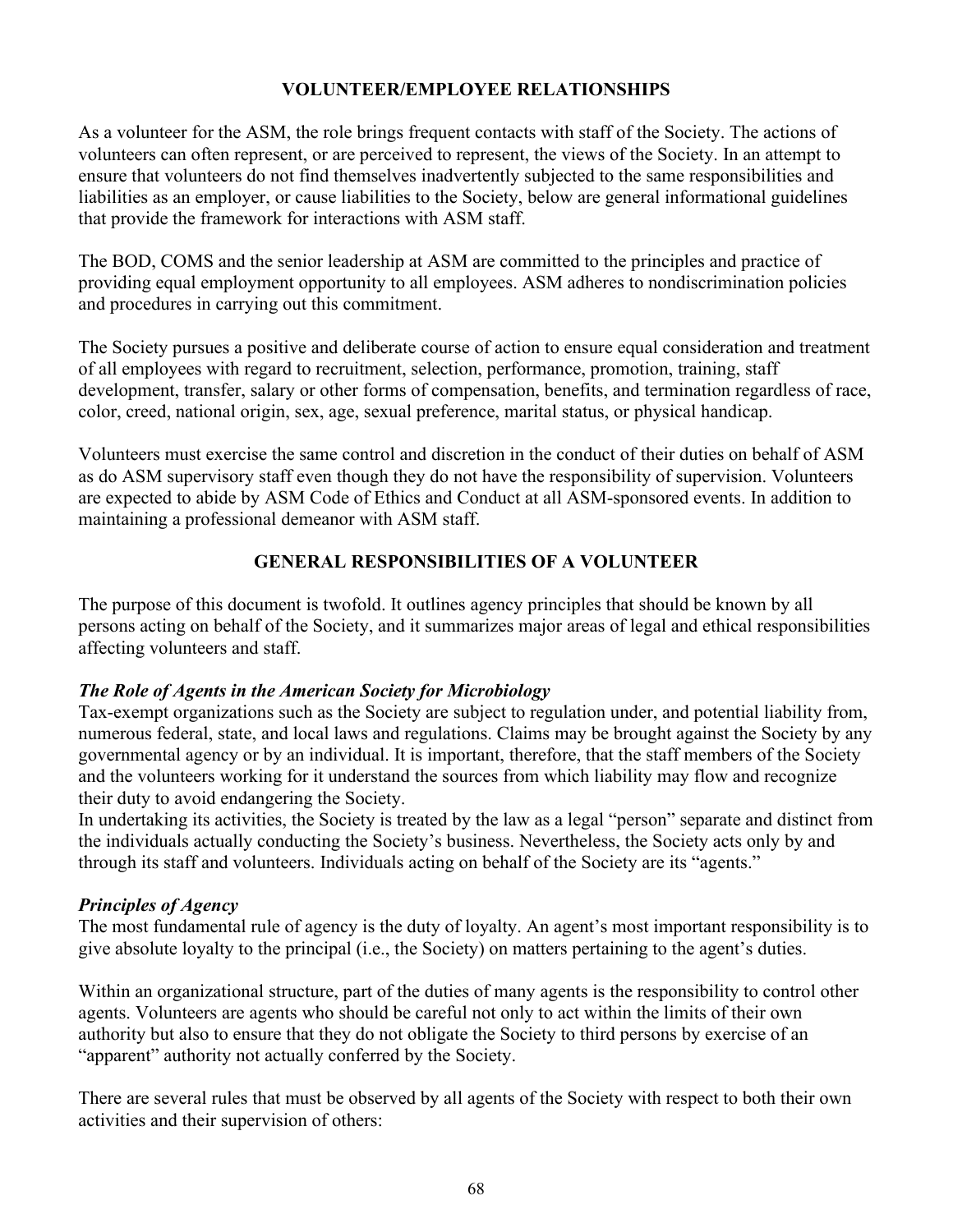## VOLUNTEER/EMPLOYEE RELATIONSHIPS

As a volunteer for the ASM, the role brings frequent contacts with staff of the Society. The actions of volunteers can often represent, or are perceived to represent, the views of the Society. In an attempt to ensure that volunteers do not find themselves inadvertently subjected to the same responsibilities and liabilities as an employer, or cause liabilities to the Society, below are general informational guidelines that provide the framework for interactions with ASM staff.

The BOD, COMS and the senior leadership at ASM are committed to the principles and practice of providing equal employment opportunity to all employees. ASM adheres to nondiscrimination policies and procedures in carrying out this commitment.

The Society pursues a positive and deliberate course of action to ensure equal consideration and treatment of all employees with regard to recruitment, selection, performance, promotion, training, staff development, transfer, salary or other forms of compensation, benefits, and termination regardless of race, color, creed, national origin, sex, age, sexual preference, marital status, or physical handicap.

Volunteers must exercise the same control and discretion in the conduct of their duties on behalf of ASM as do ASM supervisory staff even though they do not have the responsibility of supervision. Volunteers are expected to abide by ASM Code of Ethics and Conduct at all ASM-sponsored events. In addition to maintaining a professional demeanor with ASM staff.

## GENERAL RESPONSIBILITIES OF A VOLUNTEER

The purpose of this document is twofold. It outlines agency principles that should be known by all persons acting on behalf of the Society, and it summarizes major areas of legal and ethical responsibilities affecting volunteers and staff.

### *The Role of Agents in the American Society for Microbiology*

Tax-exempt organizations such as the Society are subject to regulation under, and potential liability from, numerous federal, state, and local laws and regulations. Claims may be brought against the Society by any governmental agency or by an individual. It is important, therefore, that the staff members of the Society and the volunteers working for it understand the sources from which liability may flow and recognize their duty to avoid endangering the Society.

In undertaking its activities, the Society is treated by the law as a legal "person" separate and distinct from the individuals actually conducting the Society's business. Nevertheless, the Society acts only by and through its staff and volunteers. Individuals acting on behalf of the Society are its "agents."

### *Principles of Agency*

The most fundamental rule of agency is the duty of loyalty. An agent's most important responsibility is to give absolute loyalty to the principal (i.e., the Society) on matters pertaining to the agent's duties.

Within an organizational structure, part of the duties of many agents is the responsibility to control other agents. Volunteers are agents who should be careful not only to act within the limits of their own authority but also to ensure that they do not obligate the Society to third persons by exercise of an "apparent" authority not actually conferred by the Society.

There are several rules that must be observed by all agents of the Society with respect to both their own activities and their supervision of others: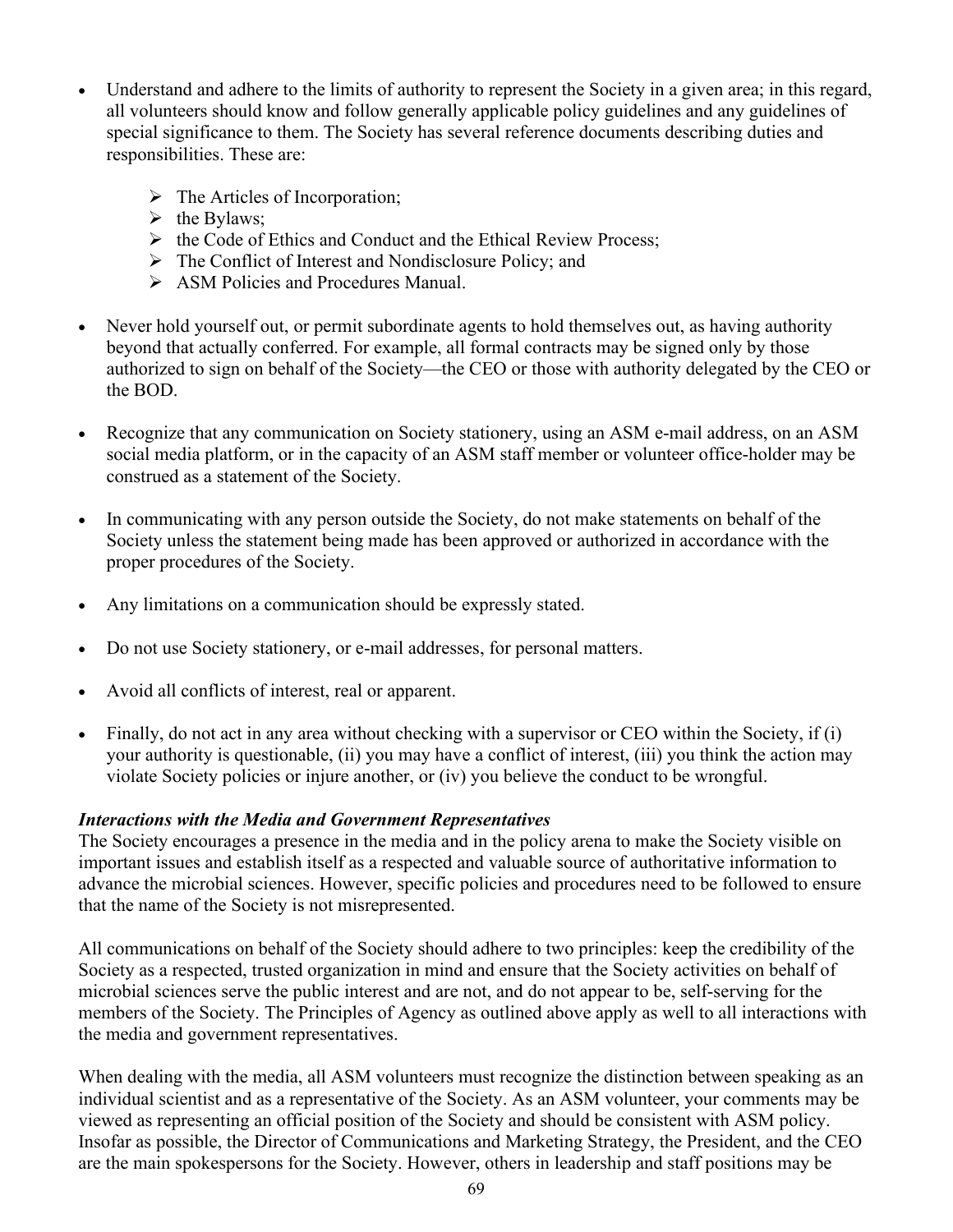- Understand and adhere to the limits of authority to represent the Society in a given area; in this regard, all volunteers should know and follow generally applicable policy guidelines and any guidelines of special significance to them. The Society has several reference documents describing duties and responsibilities. These are:
    - The Articles of Incorporation;
    - the Bylaws;
    - the Code of Ethics and Conduct and the Ethical Review Process;
    - The Conflict of Interest and Nondisclosure Policy; and
    - ASM Policies and Procedures Manual.
- Never hold yourself out, or permit subordinate agents to hold themselves out, as having authority beyond that actually conferred. For example, all formal contracts may be signed only by those authorized to sign on behalf of the Society—the CEO or those with authority delegated by the CEO or the BOD.
- Recognize that any communication on Society stationery, using an ASM e-mail address, on an ASM social media platform, or in the capacity of an ASM staff member or volunteer office-holder may be construed as a statement of the Society.
- In communicating with any person outside the Society, do not make statements on behalf of the Society unless the statement being made has been approved or authorized in accordance with the proper procedures of the Society.
- Any limitations on a communication should be expressly stated.
- Do not use Society stationery, or e-mail addresses, for personal matters.
- Avoid all conflicts of interest, real or apparent.
- Finally, do not act in any area without checking with a supervisor or CEO within the Society, if (i) your authority is questionable, (ii) you may have a conflict of interest, (iii) you think the action may violate Society policies or injure another, or (iv) you believe the conduct to be wrongful.

***Interactions with the Media and Government Representatives***

The Society encourages a presence in the media and in the policy arena to make the Society visible on important issues and establish itself as a respected and valuable source of authoritative information to advance the microbial sciences. However, specific policies and procedures need to be followed to ensure that the name of the Society is not misrepresented.

All communications on behalf of the Society should adhere to two principles: keep the credibility of the Society as a respected, trusted organization in mind and ensure that the Society activities on behalf of microbial sciences serve the public interest and are not, and do not appear to be, self-serving for the members of the Society. The Principles of Agency as outlined above apply as well to all interactions with the media and government representatives.

When dealing with the media, all ASM volunteers must recognize the distinction between speaking as an individual scientist and as a representative of the Society. As an ASM volunteer, your comments may be viewed as representing an official position of the Society and should be consistent with ASM policy. Insofar as possible, the Director of Communications and Marketing Strategy, the President, and the CEO are the main spokespersons for the Society. However, others in leadership and staff positions may be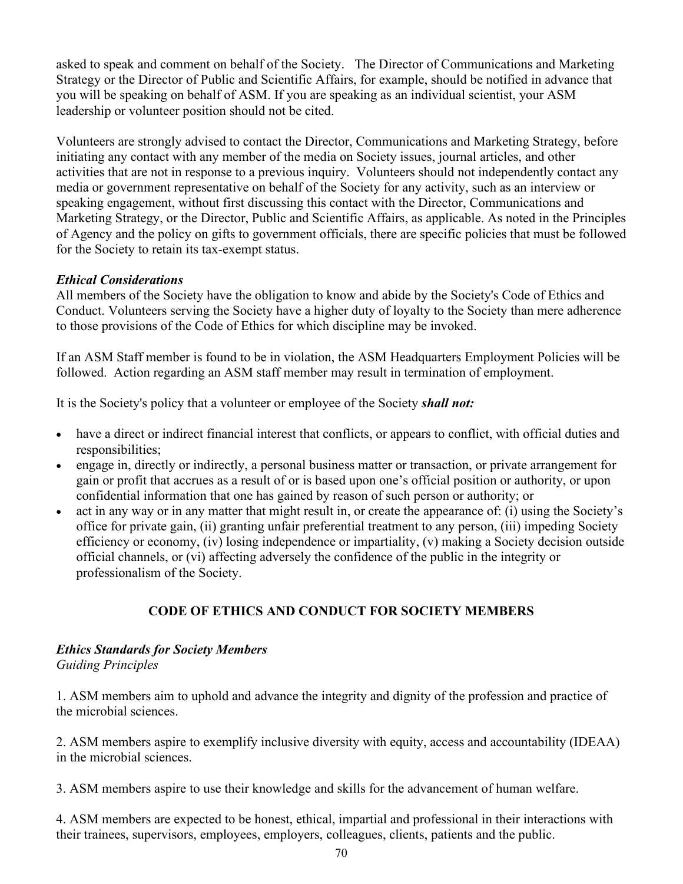asked to speak and comment on behalf of the Society.   The Director of Communications and Marketing Strategy or the Director of Public and Scientific Affairs, for example, should be notified in advance that you will be speaking on behalf of ASM. If you are speaking as an individual scientist, your ASM leadership or volunteer position should not be cited.

Volunteers are strongly advised to contact the Director, Communications and Marketing Strategy, before initiating any contact with any member of the media on Society issues, journal articles, and other activities that are not in response to a previous inquiry.  Volunteers should not independently contact any media or government representative on behalf of the Society for any activity, such as an interview or speaking engagement, without first discussing this contact with the Director, Communications and Marketing Strategy, or the Director, Public and Scientific Affairs, as applicable. As noted in the Principles of Agency and the policy on gifts to government officials, there are specific policies that must be followed for the Society to retain its tax-exempt status.

***Ethical Considerations***

All members of the Society have the obligation to know and abide by the Society's Code of Ethics and Conduct. Volunteers serving the Society have a higher duty of loyalty to the Society than mere adherence to those provisions of the Code of Ethics for which discipline may be invoked.

If an ASM Staff member is found to be in violation, the ASM Headquarters Employment Policies will be followed.  Action regarding an ASM staff member may result in termination of employment.

It is the Society's policy that a volunteer or employee of the Society ***shall not:***

- have a direct or indirect financial interest that conflicts, or appears to conflict, with official duties and responsibilities;
- engage in, directly or indirectly, a personal business matter or transaction, or private arrangement for gain or profit that accrues as a result of or is based upon one's official position or authority, or upon confidential information that one has gained by reason of such person or authority; or
- act in any way or in any matter that might result in, or create the appearance of: (i) using the Society's office for private gain, (ii) granting unfair preferential treatment to any person, (iii) impeding Society efficiency or economy, (iv) losing independence or impartiality, (v) making a Society decision outside official channels, or (vi) affecting adversely the confidence of the public in the integrity or professionalism of the Society.

## CODE OF ETHICS AND CONDUCT FOR SOCIETY MEMBERS

***Ethics Standards for Society Members***

*Guiding Principles*

1. ASM members aim to uphold and advance the integrity and dignity of the profession and practice of the microbial sciences.

2. ASM members aspire to exemplify inclusive diversity with equity, access and accountability (IDEAA) in the microbial sciences.

3. ASM members aspire to use their knowledge and skills for the advancement of human welfare.

4. ASM members are expected to be honest, ethical, impartial and professional in their interactions with their trainees, supervisors, employees, employers, colleagues, clients, patients and the public.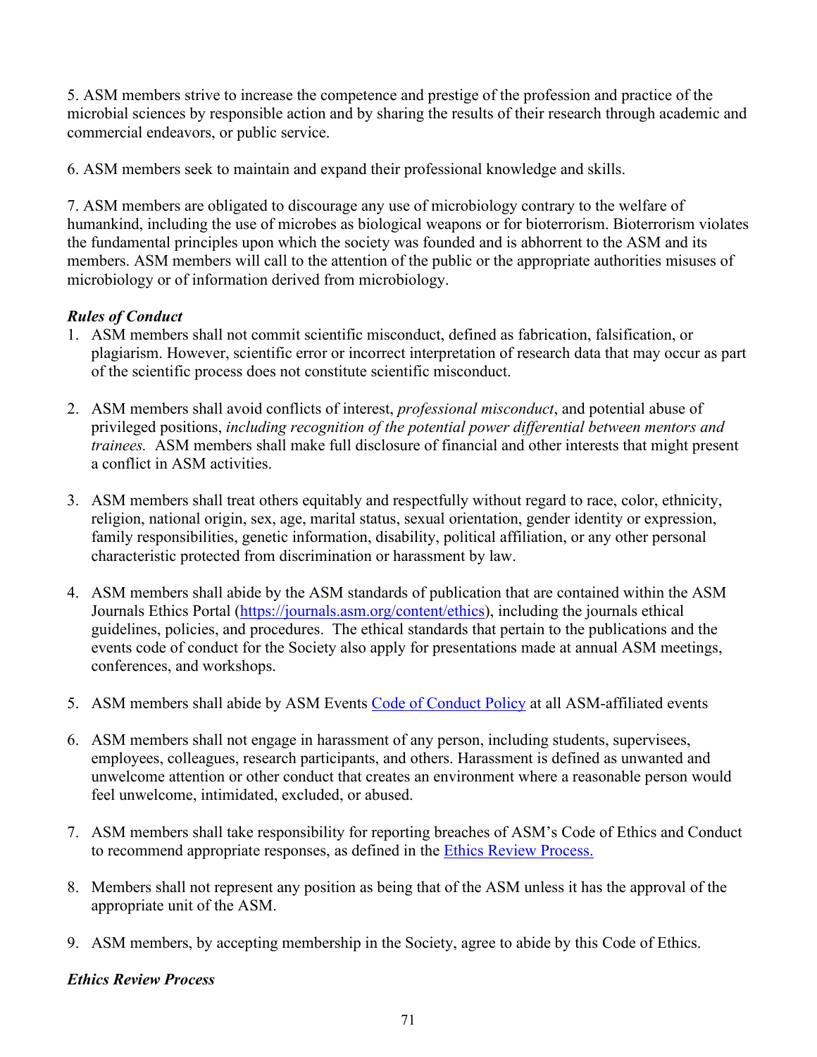5. ASM members strive to increase the competence and prestige of the profession and practice of the microbial sciences by responsible action and by sharing the results of their research through academic and commercial endeavors, or public service.

6. ASM members seek to maintain and expand their professional knowledge and skills.

7. ASM members are obligated to discourage any use of microbiology contrary to the welfare of humankind, including the use of microbes as biological weapons or for bioterrorism. Bioterrorism violates the fundamental principles upon which the society was founded and is abhorrent to the ASM and its members. ASM members will call to the attention of the public or the appropriate authorities misuses of microbiology or of information derived from microbiology.

***Rules of Conduct***

1. ASM members shall not commit scientific misconduct, defined as fabrication, falsification, or plagiarism. However, scientific error or incorrect interpretation of research data that may occur as part of the scientific process does not constitute scientific misconduct.

2. ASM members shall avoid conflicts of interest, *professional misconduct*, and potential abuse of privileged positions, *including recognition of the potential power differential between mentors and trainees.* ASM members shall make full disclosure of financial and other interests that might present a conflict in ASM activities.

3. ASM members shall treat others equitably and respectfully without regard to race, color, ethnicity, religion, national origin, sex, age, marital status, sexual orientation, gender identity or expression, family responsibilities, genetic information, disability, political affiliation, or any other personal characteristic protected from discrimination or harassment by law.

4. ASM members shall abide by the ASM standards of publication that are contained within the ASM Journals Ethics Portal (https://journals.asm.org/content/ethics), including the journals ethical guidelines, policies, and procedures. The ethical standards that pertain to the publications and the events code of conduct for the Society also apply for presentations made at annual ASM meetings, conferences, and workshops.

5. ASM members shall abide by ASM Events Code of Conduct Policy at all ASM-affiliated events

6. ASM members shall not engage in harassment of any person, including students, supervisees, employees, colleagues, research participants, and others. Harassment is defined as unwanted and unwelcome attention or other conduct that creates an environment where a reasonable person would feel unwelcome, intimidated, excluded, or abused.

7. ASM members shall take responsibility for reporting breaches of ASM's Code of Ethics and Conduct to recommend appropriate responses, as defined in the Ethics Review Process.

8. Members shall not represent any position as being that of the ASM unless it has the approval of the appropriate unit of the ASM.

9. ASM members, by accepting membership in the Society, agree to abide by this Code of Ethics.

***Ethics Review Process***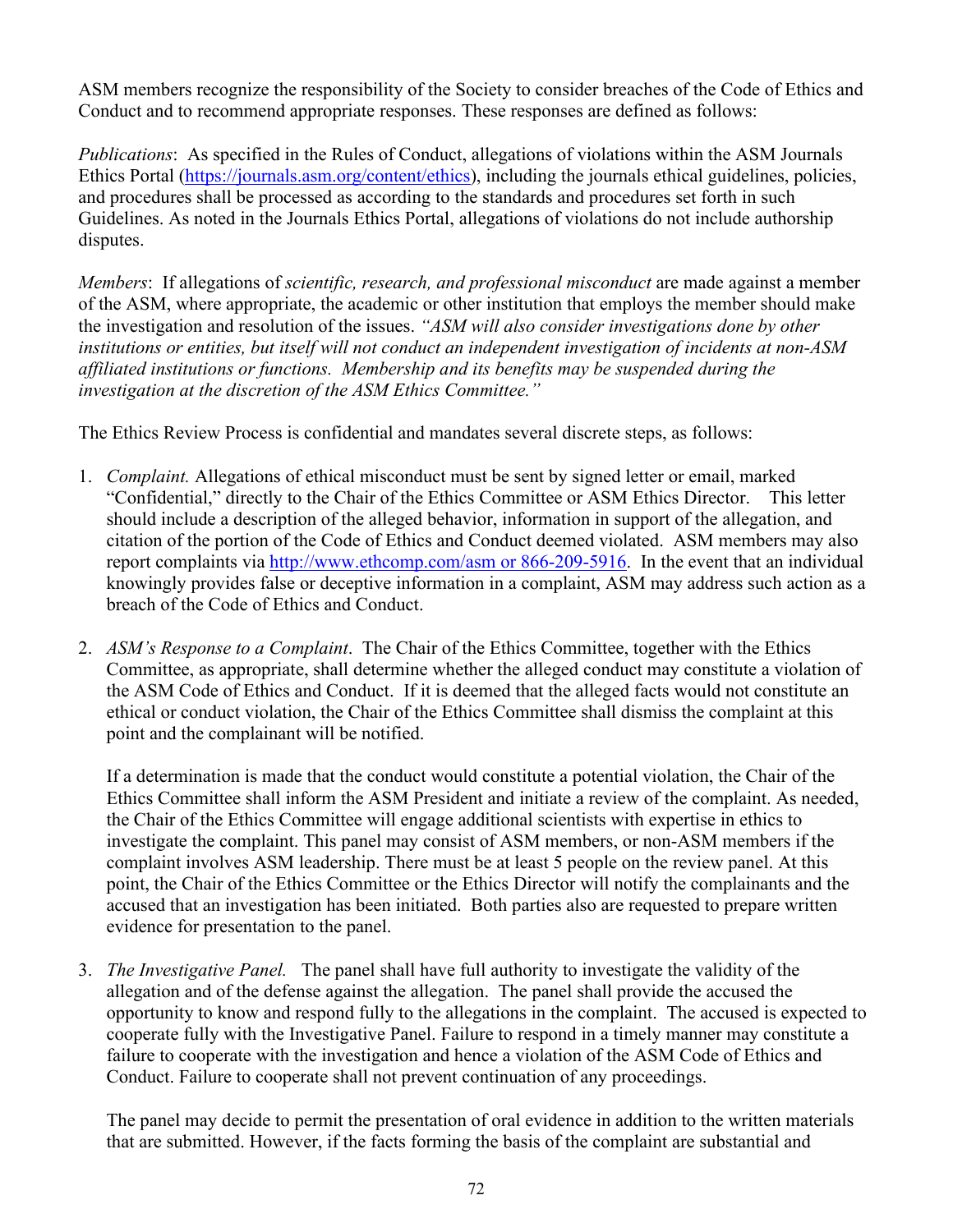ASM members recognize the responsibility of the Society to consider breaches of the Code of Ethics and Conduct and to recommend appropriate responses. These responses are defined as follows:

*Publications*: As specified in the Rules of Conduct, allegations of violations within the ASM Journals Ethics Portal (https://journals.asm.org/content/ethics), including the journals ethical guidelines, policies, and procedures shall be processed as according to the standards and procedures set forth in such Guidelines. As noted in the Journals Ethics Portal, allegations of violations do not include authorship disputes.

*Members*: If allegations of *scientific, research, and professional misconduct* are made against a member of the ASM, where appropriate, the academic or other institution that employs the member should make the investigation and resolution of the issues. *"ASM will also consider investigations done by other institutions or entities, but itself will not conduct an independent investigation of incidents at non-ASM affiliated institutions or functions. Membership and its benefits may be suspended during the investigation at the discretion of the ASM Ethics Committee."*

The Ethics Review Process is confidential and mandates several discrete steps, as follows:

1. *Complaint.* Allegations of ethical misconduct must be sent by signed letter or email, marked "Confidential," directly to the Chair of the Ethics Committee or ASM Ethics Director. This letter should include a description of the alleged behavior, information in support of the allegation, and citation of the portion of the Code of Ethics and Conduct deemed violated. ASM members may also report complaints via http://www.ethcomp.com/asm or 866-209-5916. In the event that an individual knowingly provides false or deceptive information in a complaint, ASM may address such action as a breach of the Code of Ethics and Conduct.

2. *ASM's Response to a Complaint*. The Chair of the Ethics Committee, together with the Ethics Committee, as appropriate, shall determine whether the alleged conduct may constitute a violation of the ASM Code of Ethics and Conduct. If it is deemed that the alleged facts would not constitute an ethical or conduct violation, the Chair of the Ethics Committee shall dismiss the complaint at this point and the complainant will be notified.

   If a determination is made that the conduct would constitute a potential violation, the Chair of the Ethics Committee shall inform the ASM President and initiate a review of the complaint. As needed, the Chair of the Ethics Committee will engage additional scientists with expertise in ethics to investigate the complaint. This panel may consist of ASM members, or non-ASM members if the complaint involves ASM leadership. There must be at least 5 people on the review panel. At this point, the Chair of the Ethics Committee or the Ethics Director will notify the complainants and the accused that an investigation has been initiated. Both parties also are requested to prepare written evidence for presentation to the panel.

3. *The Investigative Panel.* The panel shall have full authority to investigate the validity of the allegation and of the defense against the allegation. The panel shall provide the accused the opportunity to know and respond fully to the allegations in the complaint. The accused is expected to cooperate fully with the Investigative Panel. Failure to respond in a timely manner may constitute a failure to cooperate with the investigation and hence a violation of the ASM Code of Ethics and Conduct. Failure to cooperate shall not prevent continuation of any proceedings.

   The panel may decide to permit the presentation of oral evidence in addition to the written materials that are submitted. However, if the facts forming the basis of the complaint are substantial and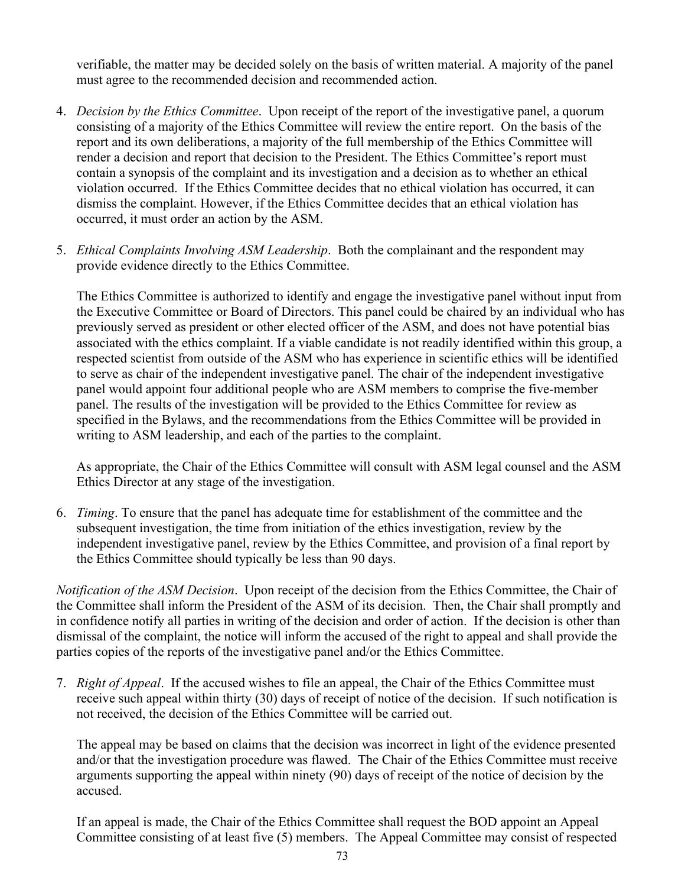verifiable, the matter may be decided solely on the basis of written material. A majority of the panel must agree to the recommended decision and recommended action.

4. *Decision by the Ethics Committee*. Upon receipt of the report of the investigative panel, a quorum consisting of a majority of the Ethics Committee will review the entire report. On the basis of the report and its own deliberations, a majority of the full membership of the Ethics Committee will render a decision and report that decision to the President. The Ethics Committee's report must contain a synopsis of the complaint and its investigation and a decision as to whether an ethical violation occurred. If the Ethics Committee decides that no ethical violation has occurred, it can dismiss the complaint. However, if the Ethics Committee decides that an ethical violation has occurred, it must order an action by the ASM.

5. *Ethical Complaints Involving ASM Leadership*. Both the complainant and the respondent may provide evidence directly to the Ethics Committee.

   The Ethics Committee is authorized to identify and engage the investigative panel without input from the Executive Committee or Board of Directors. This panel could be chaired by an individual who has previously served as president or other elected officer of the ASM, and does not have potential bias associated with the ethics complaint. If a viable candidate is not readily identified within this group, a respected scientist from outside of the ASM who has experience in scientific ethics will be identified to serve as chair of the independent investigative panel. The chair of the independent investigative panel would appoint four additional people who are ASM members to comprise the five-member panel. The results of the investigation will be provided to the Ethics Committee for review as specified in the Bylaws, and the recommendations from the Ethics Committee will be provided in writing to ASM leadership, and each of the parties to the complaint.

   As appropriate, the Chair of the Ethics Committee will consult with ASM legal counsel and the ASM Ethics Director at any stage of the investigation.

6. *Timing*. To ensure that the panel has adequate time for establishment of the committee and the subsequent investigation, the time from initiation of the ethics investigation, review by the independent investigative panel, review by the Ethics Committee, and provision of a final report by the Ethics Committee should typically be less than 90 days.

*Notification of the ASM Decision*. Upon receipt of the decision from the Ethics Committee, the Chair of the Committee shall inform the President of the ASM of its decision. Then, the Chair shall promptly and in confidence notify all parties in writing of the decision and order of action. If the decision is other than dismissal of the complaint, the notice will inform the accused of the right to appeal and shall provide the parties copies of the reports of the investigative panel and/or the Ethics Committee.

7. *Right of Appeal*. If the accused wishes to file an appeal, the Chair of the Ethics Committee must receive such appeal within thirty (30) days of receipt of notice of the decision. If such notification is not received, the decision of the Ethics Committee will be carried out.

   The appeal may be based on claims that the decision was incorrect in light of the evidence presented and/or that the investigation procedure was flawed. The Chair of the Ethics Committee must receive arguments supporting the appeal within ninety (90) days of receipt of the notice of decision by the accused.

   If an appeal is made, the Chair of the Ethics Committee shall request the BOD appoint an Appeal Committee consisting of at least five (5) members. The Appeal Committee may consist of respected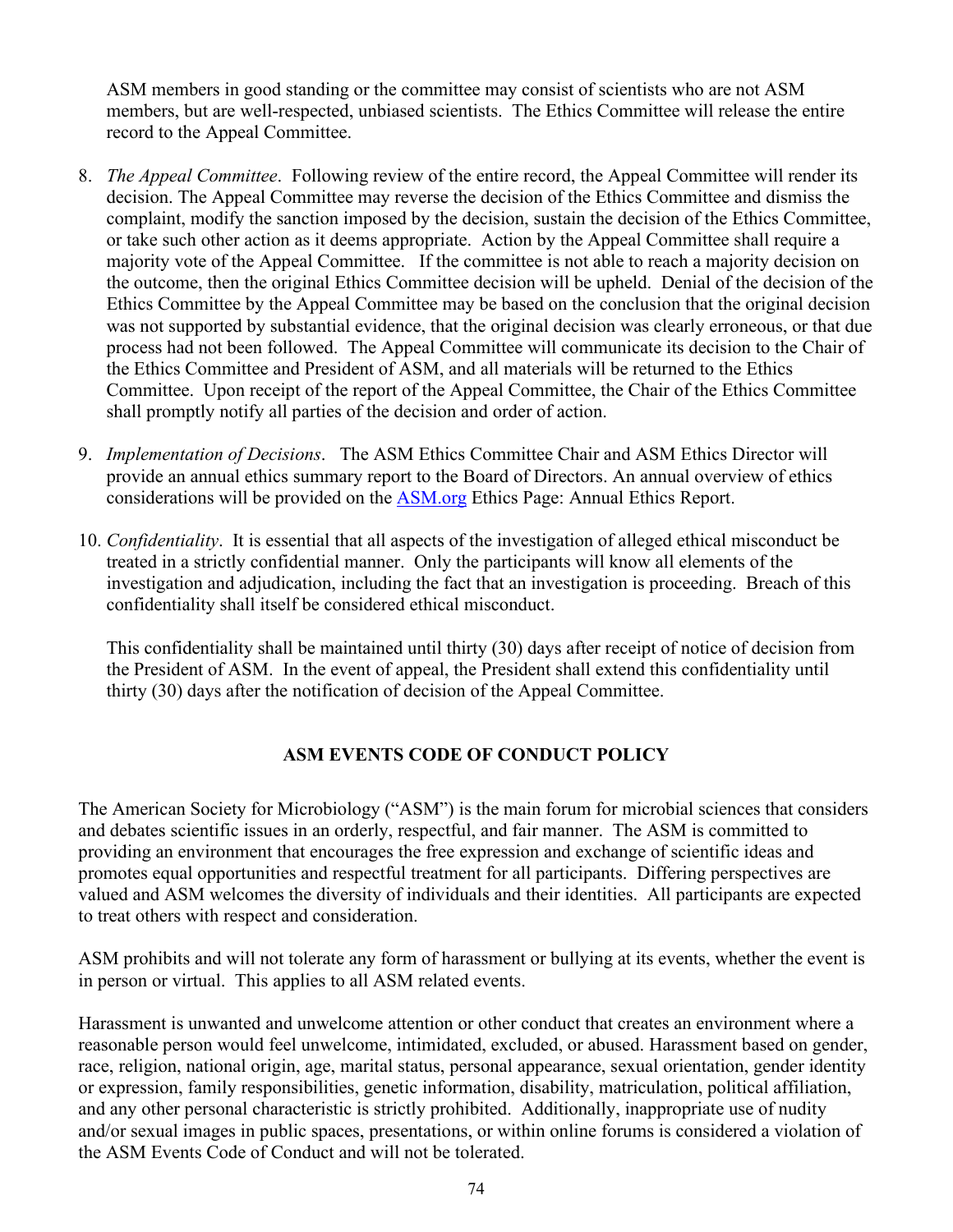ASM members in good standing or the committee may consist of scientists who are not ASM members, but are well-respected, unbiased scientists. The Ethics Committee will release the entire record to the Appeal Committee.

8. *The Appeal Committee*. Following review of the entire record, the Appeal Committee will render its decision. The Appeal Committee may reverse the decision of the Ethics Committee and dismiss the complaint, modify the sanction imposed by the decision, sustain the decision of the Ethics Committee, or take such other action as it deems appropriate. Action by the Appeal Committee shall require a majority vote of the Appeal Committee. If the committee is not able to reach a majority decision on the outcome, then the original Ethics Committee decision will be upheld. Denial of the decision of the Ethics Committee by the Appeal Committee may be based on the conclusion that the original decision was not supported by substantial evidence, that the original decision was clearly erroneous, or that due process had not been followed. The Appeal Committee will communicate its decision to the Chair of the Ethics Committee and President of ASM, and all materials will be returned to the Ethics Committee. Upon receipt of the report of the Appeal Committee, the Chair of the Ethics Committee shall promptly notify all parties of the decision and order of action.

9. *Implementation of Decisions*. The ASM Ethics Committee Chair and ASM Ethics Director will provide an annual ethics summary report to the Board of Directors. An annual overview of ethics considerations will be provided on the [ASM.org](ASM.org) Ethics Page: Annual Ethics Report.

10. *Confidentiality*. It is essential that all aspects of the investigation of alleged ethical misconduct be treated in a strictly confidential manner. Only the participants will know all elements of the investigation and adjudication, including the fact that an investigation is proceeding. Breach of this confidentiality shall itself be considered ethical misconduct.

    This confidentiality shall be maintained until thirty (30) days after receipt of notice of decision from the President of ASM. In the event of appeal, the President shall extend this confidentiality until thirty (30) days after the notification of decision of the Appeal Committee.

## ASM EVENTS CODE OF CONDUCT POLICY

The American Society for Microbiology ("ASM") is the main forum for microbial sciences that considers and debates scientific issues in an orderly, respectful, and fair manner. The ASM is committed to providing an environment that encourages the free expression and exchange of scientific ideas and promotes equal opportunities and respectful treatment for all participants. Differing perspectives are valued and ASM welcomes the diversity of individuals and their identities. All participants are expected to treat others with respect and consideration.

ASM prohibits and will not tolerate any form of harassment or bullying at its events, whether the event is in person or virtual. This applies to all ASM related events.

Harassment is unwanted and unwelcome attention or other conduct that creates an environment where a reasonable person would feel unwelcome, intimidated, excluded, or abused. Harassment based on gender, race, religion, national origin, age, marital status, personal appearance, sexual orientation, gender identity or expression, family responsibilities, genetic information, disability, matriculation, political affiliation, and any other personal characteristic is strictly prohibited. Additionally, inappropriate use of nudity and/or sexual images in public spaces, presentations, or within online forums is considered a violation of the ASM Events Code of Conduct and will not be tolerated.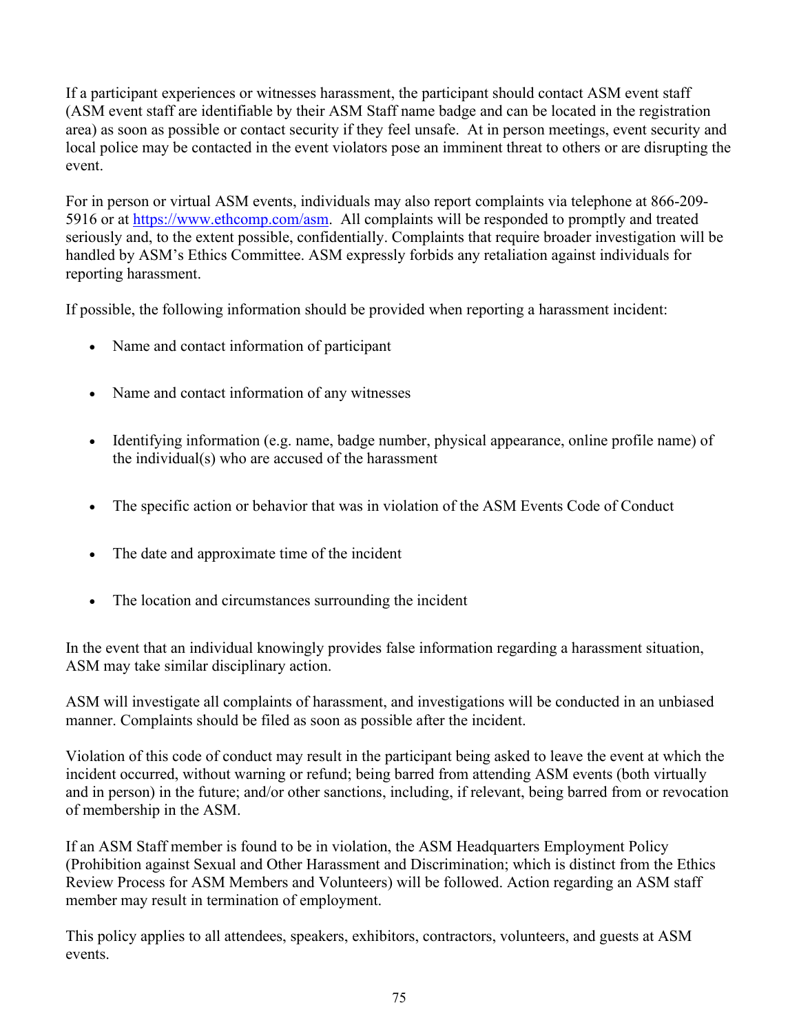If a participant experiences or witnesses harassment, the participant should contact ASM event staff (ASM event staff are identifiable by their ASM Staff name badge and can be located in the registration area) as soon as possible or contact security if they feel unsafe. At in person meetings, event security and local police may be contacted in the event violators pose an imminent threat to others or are disrupting the event.

For in person or virtual ASM events, individuals may also report complaints via telephone at 866-209-5916 or at [https://www.ethcomp.com/asm](https://www.ethcomp.com/asm). All complaints will be responded to promptly and treated seriously and, to the extent possible, confidentially. Complaints that require broader investigation will be handled by ASM's Ethics Committee. ASM expressly forbids any retaliation against individuals for reporting harassment.

If possible, the following information should be provided when reporting a harassment incident:

- Name and contact information of participant
- Name and contact information of any witnesses
- Identifying information (e.g. name, badge number, physical appearance, online profile name) of the individual(s) who are accused of the harassment
- The specific action or behavior that was in violation of the ASM Events Code of Conduct
- The date and approximate time of the incident
- The location and circumstances surrounding the incident

In the event that an individual knowingly provides false information regarding a harassment situation, ASM may take similar disciplinary action.

ASM will investigate all complaints of harassment, and investigations will be conducted in an unbiased manner. Complaints should be filed as soon as possible after the incident.

Violation of this code of conduct may result in the participant being asked to leave the event at which the incident occurred, without warning or refund; being barred from attending ASM events (both virtually and in person) in the future; and/or other sanctions, including, if relevant, being barred from or revocation of membership in the ASM.

If an ASM Staff member is found to be in violation, the ASM Headquarters Employment Policy (Prohibition against Sexual and Other Harassment and Discrimination; which is distinct from the Ethics Review Process for ASM Members and Volunteers) will be followed. Action regarding an ASM staff member may result in termination of employment.

This policy applies to all attendees, speakers, exhibitors, contractors, volunteers, and guests at ASM events.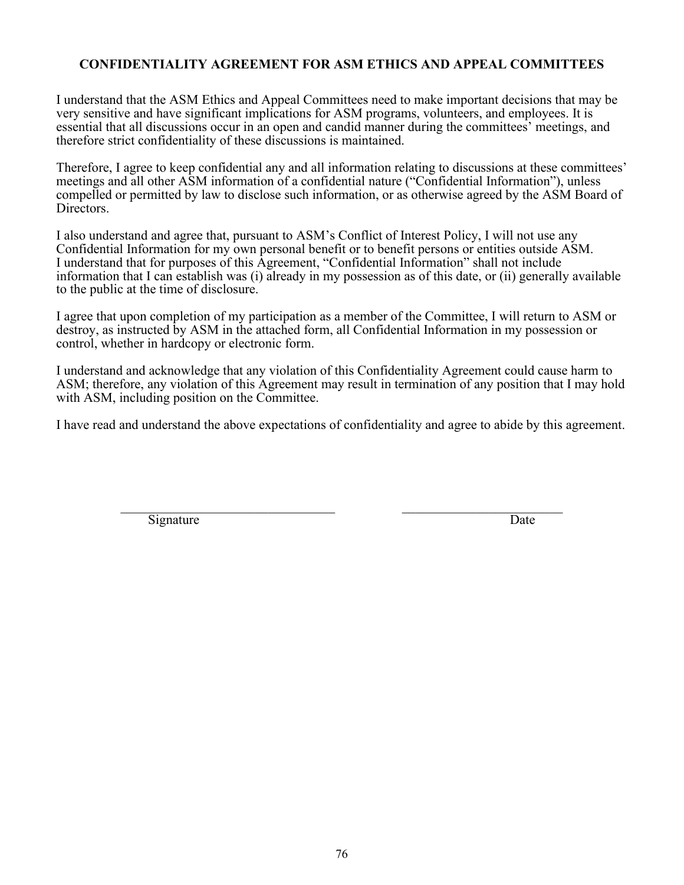# CONFIDENTIALITY AGREEMENT FOR ASM ETHICS AND APPEAL COMMITTEES

I understand that the ASM Ethics and Appeal Committees need to make important decisions that may be very sensitive and have significant implications for ASM programs, volunteers, and employees. It is essential that all discussions occur in an open and candid manner during the committees' meetings, and therefore strict confidentiality of these discussions is maintained.

Therefore, I agree to keep confidential any and all information relating to discussions at these committees' meetings and all other ASM information of a confidential nature ("Confidential Information"), unless compelled or permitted by law to disclose such information, or as otherwise agreed by the ASM Board of Directors.

I also understand and agree that, pursuant to ASM's Conflict of Interest Policy, I will not use any Confidential Information for my own personal benefit or to benefit persons or entities outside ASM. I understand that for purposes of this Agreement, "Confidential Information" shall not include information that I can establish was (i) already in my possession as of this date, or (ii) generally available to the public at the time of disclosure.

I agree that upon completion of my participation as a member of the Committee, I will return to ASM or destroy, as instructed by ASM in the attached form, all Confidential Information in my possession or control, whether in hardcopy or electronic form.

I understand and acknowledge that any violation of this Confidentiality Agreement could cause harm to ASM; therefore, any violation of this Agreement may result in termination of any position that I may hold with ASM, including position on the Committee.

I have read and understand the above expectations of confidentiality and agree to abide by this agreement.

\_\_\_\_\_\_\_\_\_\_\_\_\_\_\_\_\_\_\_\_\_\_\_\_\_\_\_\_\_\_\_\_ \_\_\_\_\_\_\_\_\_\_\_\_\_\_\_\_\_\_\_\_\_\_\_\_

Signature Date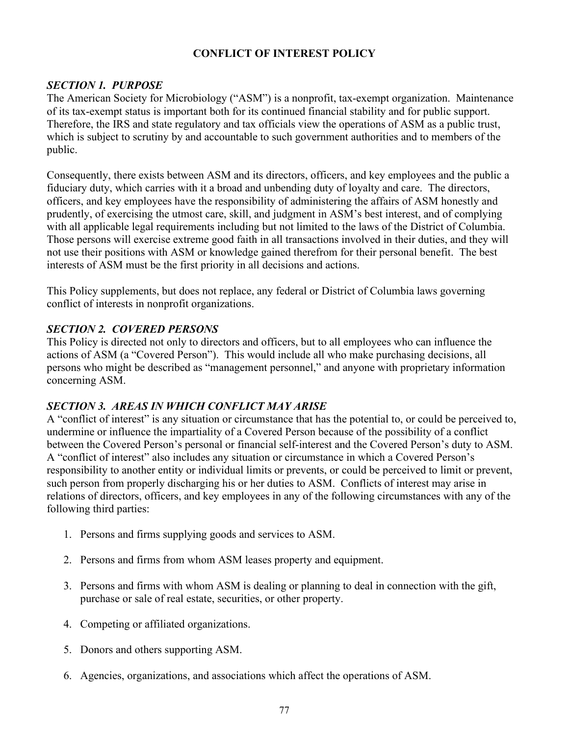# CONFLICT OF INTEREST POLICY

### *SECTION 1. PURPOSE*

The American Society for Microbiology ("ASM") is a nonprofit, tax-exempt organization. Maintenance of its tax-exempt status is important both for its continued financial stability and for public support. Therefore, the IRS and state regulatory and tax officials view the operations of ASM as a public trust, which is subject to scrutiny by and accountable to such government authorities and to members of the public.

Consequently, there exists between ASM and its directors, officers, and key employees and the public a fiduciary duty, which carries with it a broad and unbending duty of loyalty and care. The directors, officers, and key employees have the responsibility of administering the affairs of ASM honestly and prudently, of exercising the utmost care, skill, and judgment in ASM's best interest, and of complying with all applicable legal requirements including but not limited to the laws of the District of Columbia. Those persons will exercise extreme good faith in all transactions involved in their duties, and they will not use their positions with ASM or knowledge gained therefrom for their personal benefit. The best interests of ASM must be the first priority in all decisions and actions.

This Policy supplements, but does not replace, any federal or District of Columbia laws governing conflict of interests in nonprofit organizations.

### *SECTION 2. COVERED PERSONS*

This Policy is directed not only to directors and officers, but to all employees who can influence the actions of ASM (a "Covered Person"). This would include all who make purchasing decisions, all persons who might be described as "management personnel," and anyone with proprietary information concerning ASM.

### *SECTION 3. AREAS IN WHICH CONFLICT MAY ARISE*

A "conflict of interest" is any situation or circumstance that has the potential to, or could be perceived to, undermine or influence the impartiality of a Covered Person because of the possibility of a conflict between the Covered Person's personal or financial self-interest and the Covered Person's duty to ASM. A "conflict of interest" also includes any situation or circumstance in which a Covered Person's responsibility to another entity or individual limits or prevents, or could be perceived to limit or prevent, such person from properly discharging his or her duties to ASM. Conflicts of interest may arise in relations of directors, officers, and key employees in any of the following circumstances with any of the following third parties:

1. Persons and firms supplying goods and services to ASM.
2. Persons and firms from whom ASM leases property and equipment.
3. Persons and firms with whom ASM is dealing or planning to deal in connection with the gift, purchase or sale of real estate, securities, or other property.
4. Competing or affiliated organizations.
5. Donors and others supporting ASM.
6. Agencies, organizations, and associations which affect the operations of ASM.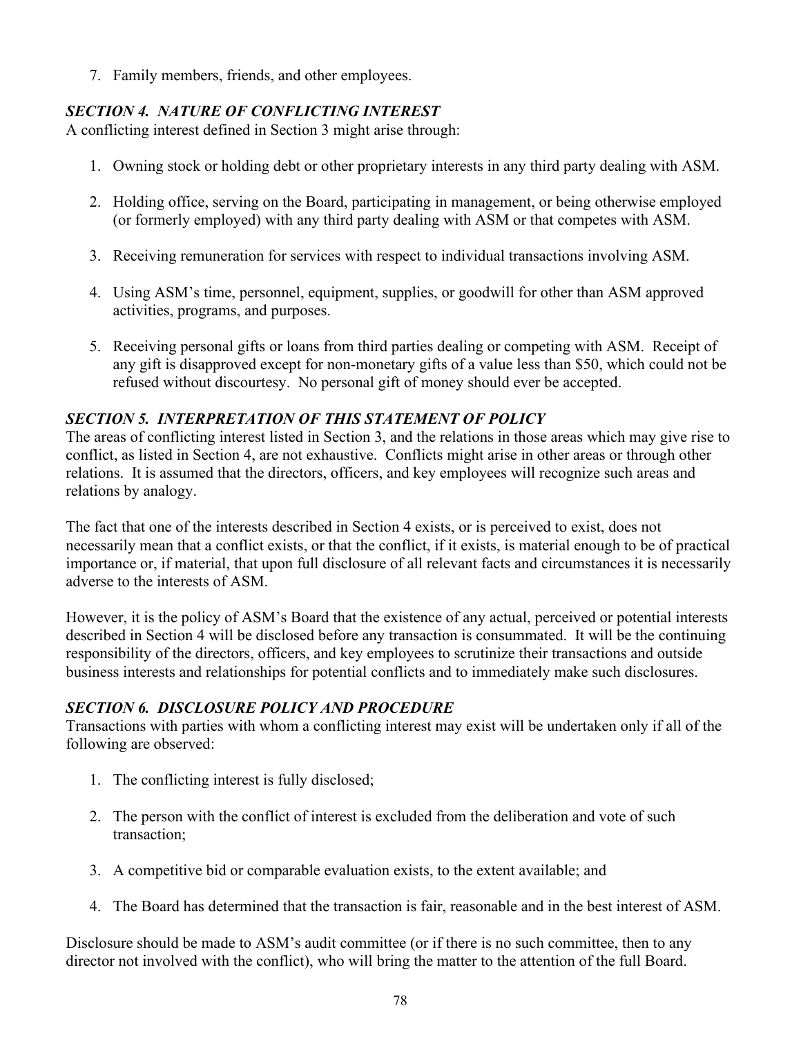7. Family members, friends, and other employees.

### *SECTION 4. NATURE OF CONFLICTING INTEREST*

A conflicting interest defined in Section 3 might arise through:

1. Owning stock or holding debt or other proprietary interests in any third party dealing with ASM.

2. Holding office, serving on the Board, participating in management, or being otherwise employed (or formerly employed) with any third party dealing with ASM or that competes with ASM.

3. Receiving remuneration for services with respect to individual transactions involving ASM.

4. Using ASM's time, personnel, equipment, supplies, or goodwill for other than ASM approved activities, programs, and purposes.

5. Receiving personal gifts or loans from third parties dealing or competing with ASM. Receipt of any gift is disapproved except for non-monetary gifts of a value less than $50, which could not be refused without discourtesy. No personal gift of money should ever be accepted.

### *SECTION 5. INTERPRETATION OF THIS STATEMENT OF POLICY*

The areas of conflicting interest listed in Section 3, and the relations in those areas which may give rise to conflict, as listed in Section 4, are not exhaustive. Conflicts might arise in other areas or through other relations. It is assumed that the directors, officers, and key employees will recognize such areas and relations by analogy.

The fact that one of the interests described in Section 4 exists, or is perceived to exist, does not necessarily mean that a conflict exists, or that the conflict, if it exists, is material enough to be of practical importance or, if material, that upon full disclosure of all relevant facts and circumstances it is necessarily adverse to the interests of ASM.

However, it is the policy of ASM's Board that the existence of any actual, perceived or potential interests described in Section 4 will be disclosed before any transaction is consummated. It will be the continuing responsibility of the directors, officers, and key employees to scrutinize their transactions and outside business interests and relationships for potential conflicts and to immediately make such disclosures.

### *SECTION 6. DISCLOSURE POLICY AND PROCEDURE*

Transactions with parties with whom a conflicting interest may exist will be undertaken only if all of the following are observed:

1. The conflicting interest is fully disclosed;

2. The person with the conflict of interest is excluded from the deliberation and vote of such transaction;

3. A competitive bid or comparable evaluation exists, to the extent available; and

4. The Board has determined that the transaction is fair, reasonable and in the best interest of ASM.

Disclosure should be made to ASM's audit committee (or if there is no such committee, then to any director not involved with the conflict), who will bring the matter to the attention of the full Board.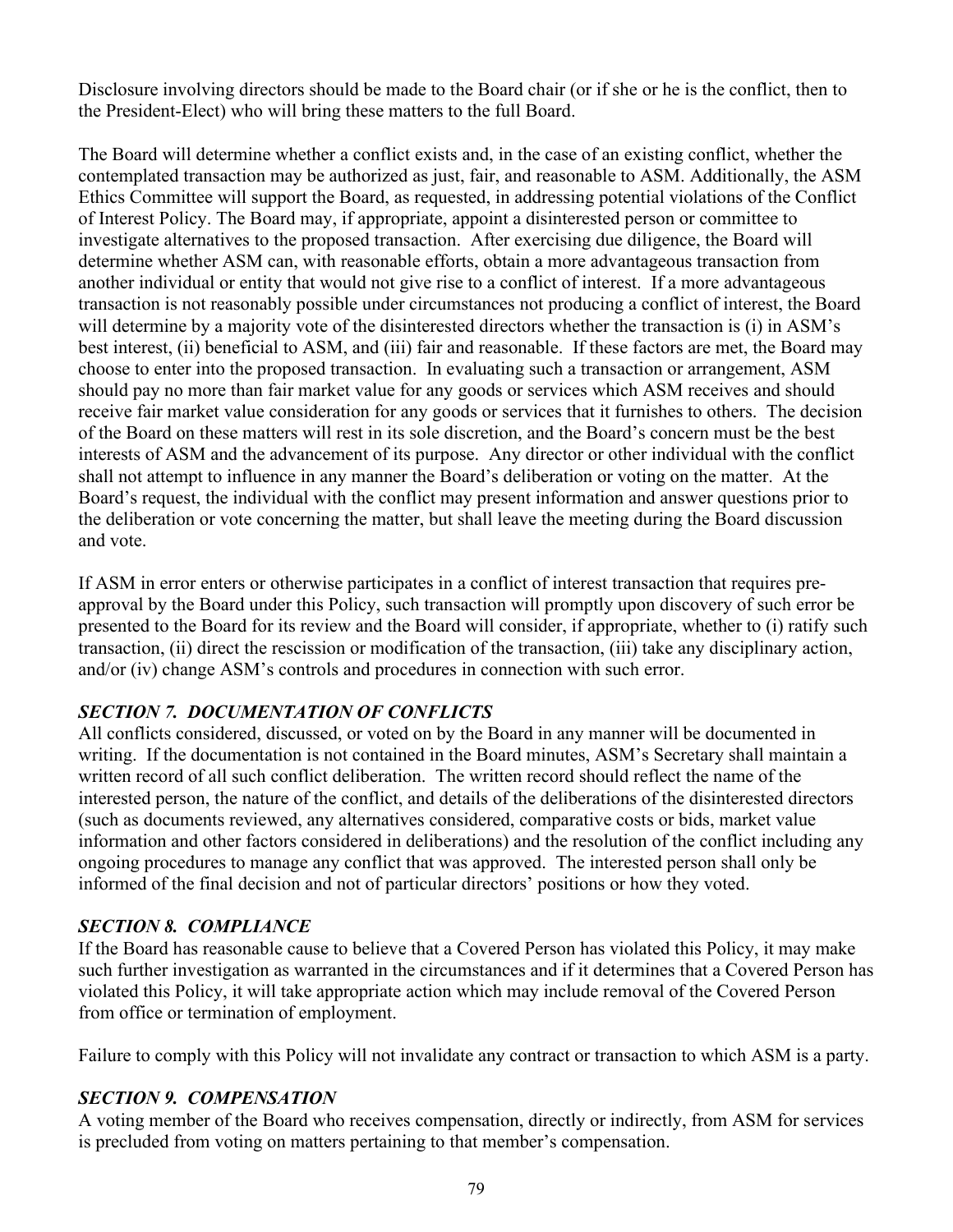Disclosure involving directors should be made to the Board chair (or if she or he is the conflict, then to the President-Elect) who will bring these matters to the full Board.

The Board will determine whether a conflict exists and, in the case of an existing conflict, whether the contemplated transaction may be authorized as just, fair, and reasonable to ASM. Additionally, the ASM Ethics Committee will support the Board, as requested, in addressing potential violations of the Conflict of Interest Policy. The Board may, if appropriate, appoint a disinterested person or committee to investigate alternatives to the proposed transaction. After exercising due diligence, the Board will determine whether ASM can, with reasonable efforts, obtain a more advantageous transaction from another individual or entity that would not give rise to a conflict of interest. If a more advantageous transaction is not reasonably possible under circumstances not producing a conflict of interest, the Board will determine by a majority vote of the disinterested directors whether the transaction is (i) in ASM's best interest, (ii) beneficial to ASM, and (iii) fair and reasonable. If these factors are met, the Board may choose to enter into the proposed transaction. In evaluating such a transaction or arrangement, ASM should pay no more than fair market value for any goods or services which ASM receives and should receive fair market value consideration for any goods or services that it furnishes to others. The decision of the Board on these matters will rest in its sole discretion, and the Board's concern must be the best interests of ASM and the advancement of its purpose. Any director or other individual with the conflict shall not attempt to influence in any manner the Board's deliberation or voting on the matter. At the Board's request, the individual with the conflict may present information and answer questions prior to the deliberation or vote concerning the matter, but shall leave the meeting during the Board discussion and vote.

If ASM in error enters or otherwise participates in a conflict of interest transaction that requires pre-approval by the Board under this Policy, such transaction will promptly upon discovery of such error be presented to the Board for its review and the Board will consider, if appropriate, whether to (i) ratify such transaction, (ii) direct the rescission or modification of the transaction, (iii) take any disciplinary action, and/or (iv) change ASM's controls and procedures in connection with such error.

### *SECTION 7. DOCUMENTATION OF CONFLICTS*

All conflicts considered, discussed, or voted on by the Board in any manner will be documented in writing. If the documentation is not contained in the Board minutes, ASM's Secretary shall maintain a written record of all such conflict deliberation. The written record should reflect the name of the interested person, the nature of the conflict, and details of the deliberations of the disinterested directors (such as documents reviewed, any alternatives considered, comparative costs or bids, market value information and other factors considered in deliberations) and the resolution of the conflict including any ongoing procedures to manage any conflict that was approved. The interested person shall only be informed of the final decision and not of particular directors' positions or how they voted.

### *SECTION 8. COMPLIANCE*

If the Board has reasonable cause to believe that a Covered Person has violated this Policy, it may make such further investigation as warranted in the circumstances and if it determines that a Covered Person has violated this Policy, it will take appropriate action which may include removal of the Covered Person from office or termination of employment.

Failure to comply with this Policy will not invalidate any contract or transaction to which ASM is a party.

### *SECTION 9. COMPENSATION*

A voting member of the Board who receives compensation, directly or indirectly, from ASM for services is precluded from voting on matters pertaining to that member's compensation.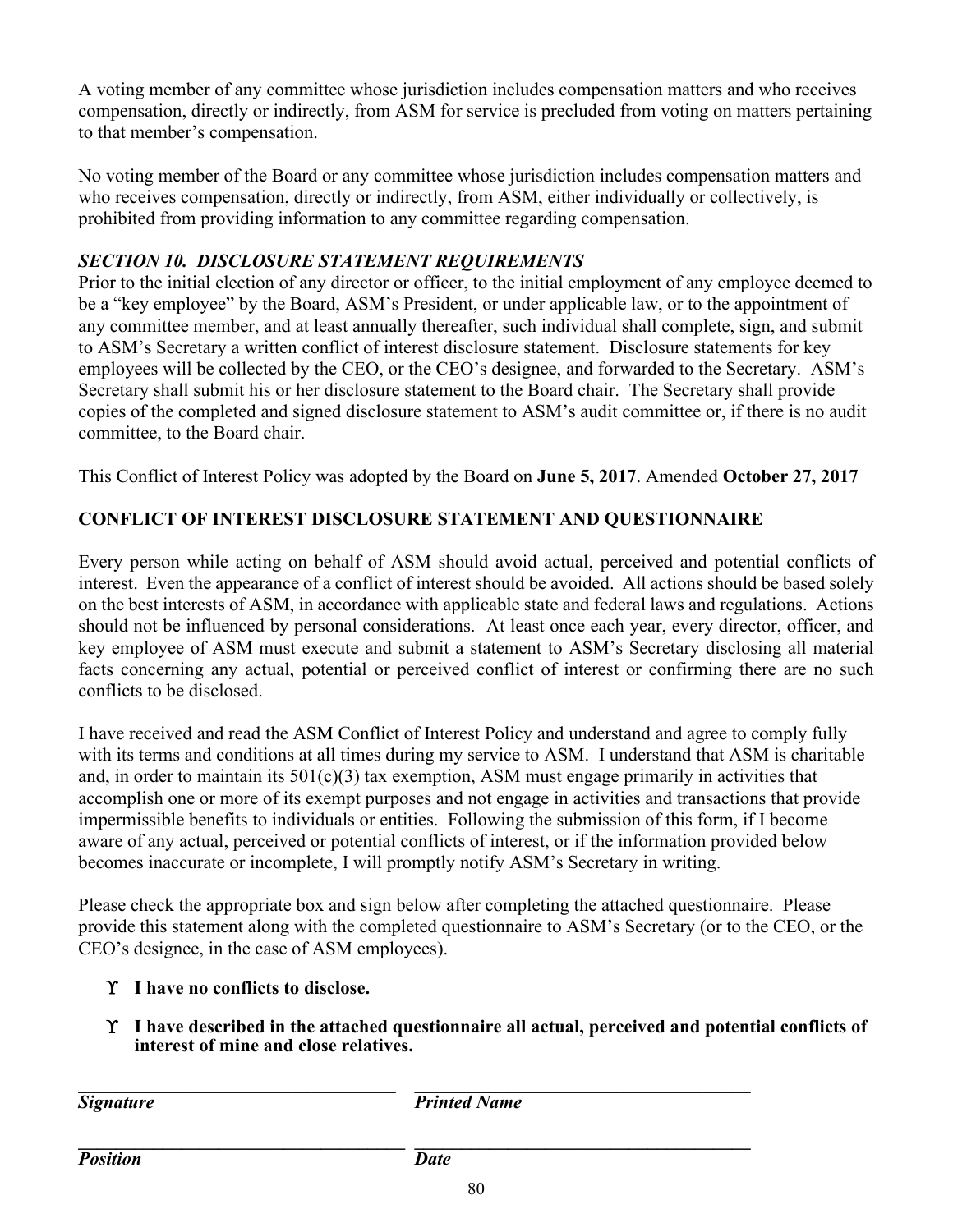A voting member of any committee whose jurisdiction includes compensation matters and who receives compensation, directly or indirectly, from ASM for service is precluded from voting on matters pertaining to that member's compensation.

No voting member of the Board or any committee whose jurisdiction includes compensation matters and who receives compensation, directly or indirectly, from ASM, either individually or collectively, is prohibited from providing information to any committee regarding compensation.

### *SECTION 10. DISCLOSURE STATEMENT REQUIREMENTS*

Prior to the initial election of any director or officer, to the initial employment of any employee deemed to be a "key employee" by the Board, ASM's President, or under applicable law, or to the appointment of any committee member, and at least annually thereafter, such individual shall complete, sign, and submit to ASM's Secretary a written conflict of interest disclosure statement. Disclosure statements for key employees will be collected by the CEO, or the CEO's designee, and forwarded to the Secretary. ASM's Secretary shall submit his or her disclosure statement to the Board chair. The Secretary shall provide copies of the completed and signed disclosure statement to ASM's audit committee or, if there is no audit committee, to the Board chair.

This Conflict of Interest Policy was adopted by the Board on **June 5, 2017**. Amended **October 27, 2017**

## CONFLICT OF INTEREST DISCLOSURE STATEMENT AND QUESTIONNAIRE

Every person while acting on behalf of ASM should avoid actual, perceived and potential conflicts of interest. Even the appearance of a conflict of interest should be avoided. All actions should be based solely on the best interests of ASM, in accordance with applicable state and federal laws and regulations. Actions should not be influenced by personal considerations. At least once each year, every director, officer, and key employee of ASM must execute and submit a statement to ASM's Secretary disclosing all material facts concerning any actual, potential or perceived conflict of interest or confirming there are no such conflicts to be disclosed.

I have received and read the ASM Conflict of Interest Policy and understand and agree to comply fully with its terms and conditions at all times during my service to ASM. I understand that ASM is charitable and, in order to maintain its 501(c)(3) tax exemption, ASM must engage primarily in activities that accomplish one or more of its exempt purposes and not engage in activities and transactions that provide impermissible benefits to individuals or entities. Following the submission of this form, if I become aware of any actual, perceived or potential conflicts of interest, or if the information provided below becomes inaccurate or incomplete, I will promptly notify ASM's Secretary in writing.

Please check the appropriate box and sign below after completing the attached questionnaire. Please provide this statement along with the completed questionnaire to ASM's Secretary (or to the CEO, or the CEO's designee, in the case of ASM employees).

- ☐ **I have no conflicts to disclose.**
- ☐ **I have described in the attached questionnaire all actual, perceived and potential conflicts of interest of mine and close relatives.**

| ___________________________________ | ___________________________________ |
|---|---|
| ***Signature*** | ***Printed Name*** |
| ___________________________________ | ___________________________________ |
| ***Position*** | ***Date*** |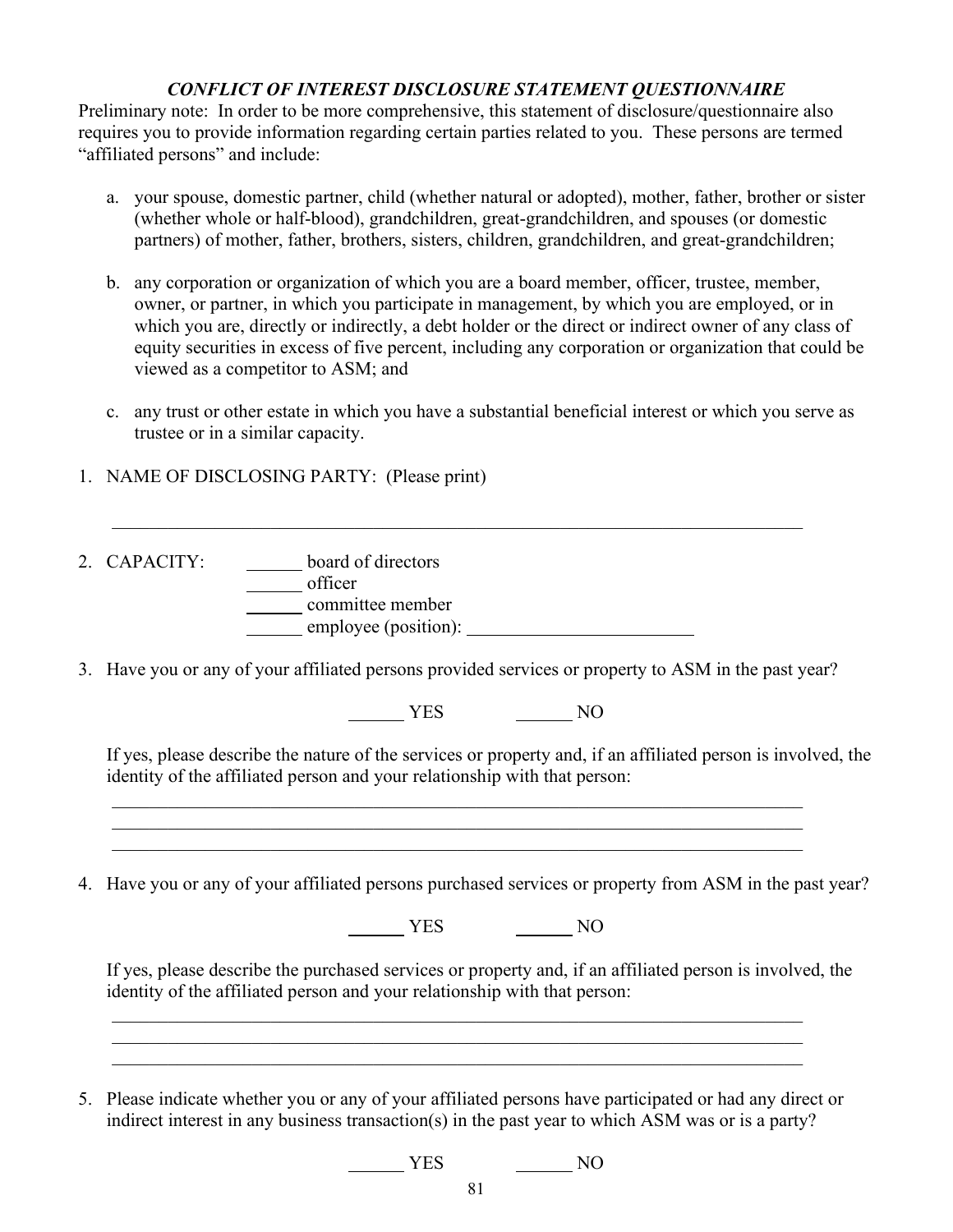### *CONFLICT OF INTEREST DISCLOSURE STATEMENT QUESTIONNAIRE*

Preliminary note: In order to be more comprehensive, this statement of disclosure/questionnaire also requires you to provide information regarding certain parties related to you. These persons are termed "affiliated persons" and include:

a. your spouse, domestic partner, child (whether natural or adopted), mother, father, brother or sister (whether whole or half-blood), grandchildren, great-grandchildren, and spouses (or domestic partners) of mother, father, brothers, sisters, children, grandchildren, and great-grandchildren;

b. any corporation or organization of which you are a board member, officer, trustee, member, owner, or partner, in which you participate in management, by which you are employed, or in which you are, directly or indirectly, a debt holder or the direct or indirect owner of any class of equity securities in excess of five percent, including any corporation or organization that could be viewed as a competitor to ASM; and

c. any trust or other estate in which you have a substantial beneficial interest or which you serve as trustee or in a similar capacity.

1. NAME OF DISCLOSING PARTY: (Please print)

   ______________________________________________________________________________

2. CAPACITY:
   ______ board of directors
   ______ officer
   ______ committee member
   ______ employee (position): ________________________

3. Have you or any of your affiliated persons provided services or property to ASM in the past year?

   ______ YES ______ NO

   If yes, please describe the nature of the services or property and, if an affiliated person is involved, the identity of the affiliated person and your relationship with that person:

   ______________________________________________________________________________
   ______________________________________________________________________________
   ______________________________________________________________________________

4. Have you or any of your affiliated persons purchased services or property from ASM in the past year?

   ______ YES ______ NO

   If yes, please describe the purchased services or property and, if an affiliated person is involved, the identity of the affiliated person and your relationship with that person:

   ______________________________________________________________________________
   ______________________________________________________________________________
   ______________________________________________________________________________

5. Please indicate whether you or any of your affiliated persons have participated or had any direct or indirect interest in any business transaction(s) in the past year to which ASM was or is a party?

   ______ YES ______ NO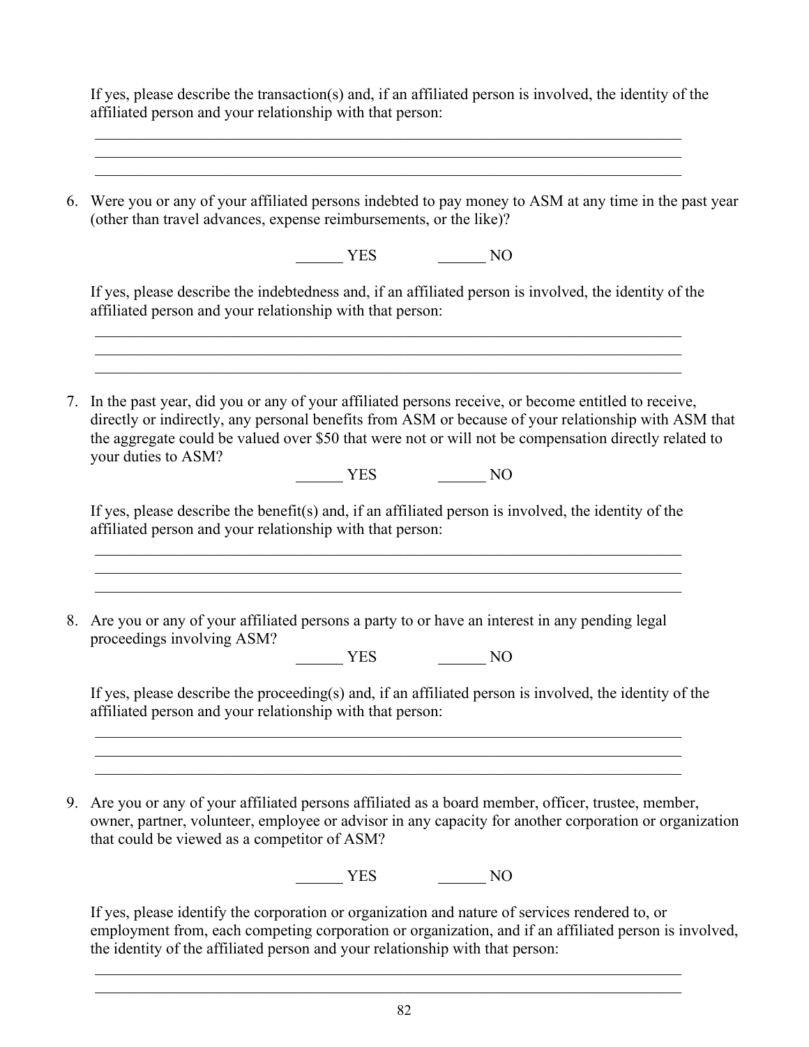If yes, please describe the transaction(s) and, if an affiliated person is involved, the identity of the affiliated person and your relationship with that person:

______________________________________________________________________________
______________________________________________________________________________
______________________________________________________________________________

6. Were you or any of your affiliated persons indebted to pay money to ASM at any time in the past year (other than travel advances, expense reimbursements, or the like)?

   ______ YES          ______ NO

   If yes, please describe the indebtedness and, if an affiliated person is involved, the identity of the affiliated person and your relationship with that person:

   ______________________________________________________________________________
   ______________________________________________________________________________
   ______________________________________________________________________________

7. In the past year, did you or any of your affiliated persons receive, or become entitled to receive, directly or indirectly, any personal benefits from ASM or because of your relationship with ASM that the aggregate could be valued over $50 that were not or will not be compensation directly related to your duties to ASM?

   ______ YES          ______ NO

   If yes, please describe the benefit(s) and, if an affiliated person is involved, the identity of the affiliated person and your relationship with that person:

   ______________________________________________________________________________
   ______________________________________________________________________________
   ______________________________________________________________________________

8. Are you or any of your affiliated persons a party to or have an interest in any pending legal proceedings involving ASM?

   ______ YES          ______ NO

   If yes, please describe the proceeding(s) and, if an affiliated person is involved, the identity of the affiliated person and your relationship with that person:

   ______________________________________________________________________________
   ______________________________________________________________________________
   ______________________________________________________________________________

9. Are you or any of your affiliated persons affiliated as a board member, officer, trustee, member, owner, partner, volunteer, employee or advisor in any capacity for another corporation or organization that could be viewed as a competitor of ASM?

   ______ YES          ______ NO

   If yes, please identify the corporation or organization and nature of services rendered to, or employment from, each competing corporation or organization, and if an affiliated person is involved, the identity of the affiliated person and your relationship with that person:

   ______________________________________________________________________________
   ______________________________________________________________________________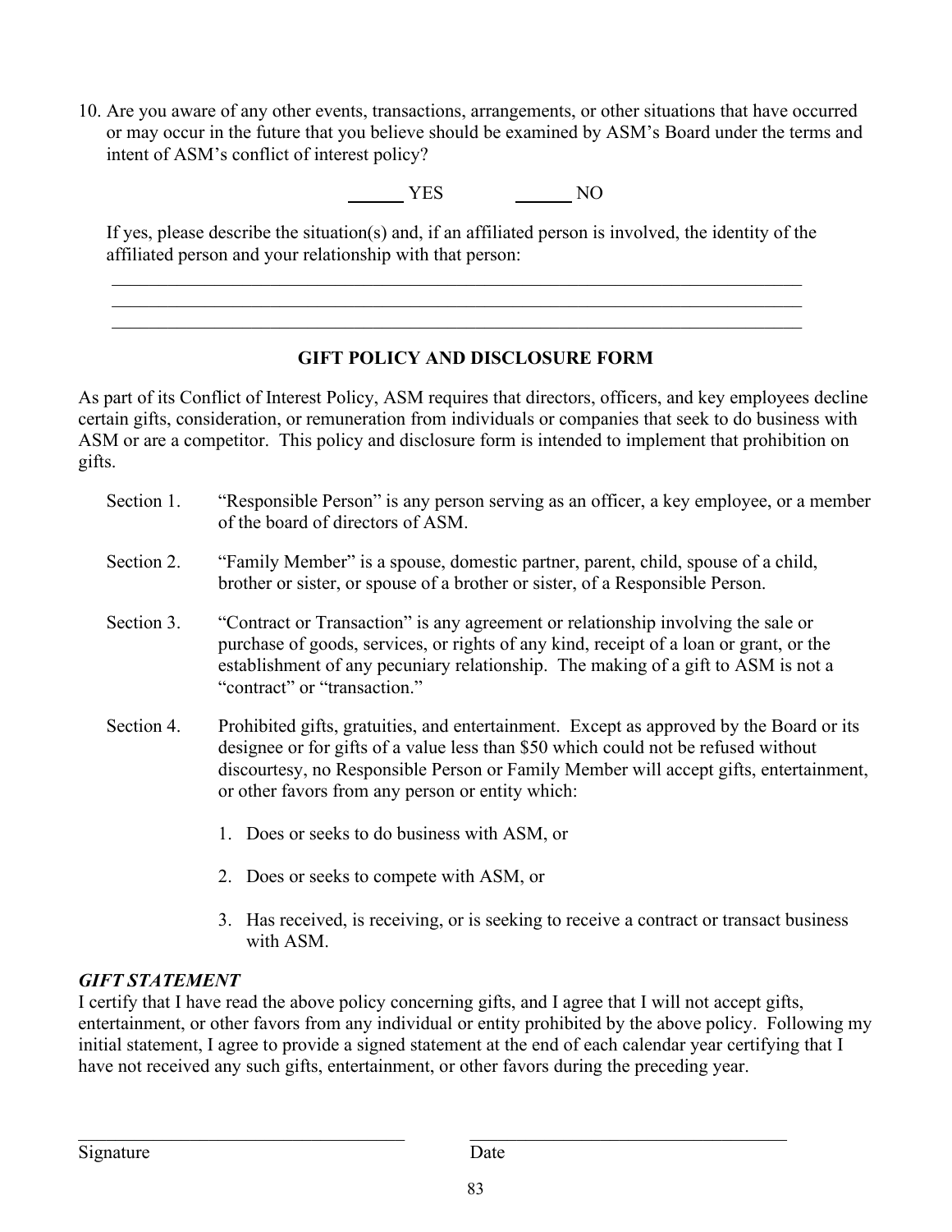10. Are you aware of any other events, transactions, arrangements, or other situations that have occurred or may occur in the future that you believe should be examined by ASM's Board under the terms and intent of ASM's conflict of interest policy?

______ YES ______ NO

If yes, please describe the situation(s) and, if an affiliated person is involved, the identity of the affiliated person and your relationship with that person:

_______________________________________________________________________________
_______________________________________________________________________________
_______________________________________________________________________________

## GIFT POLICY AND DISCLOSURE FORM

As part of its Conflict of Interest Policy, ASM requires that directors, officers, and key employees decline certain gifts, consideration, or remuneration from individuals or companies that seek to do business with ASM or are a competitor. This policy and disclosure form is intended to implement that prohibition on gifts.

Section 1. "Responsible Person" is any person serving as an officer, a key employee, or a member of the board of directors of ASM.

Section 2. "Family Member" is a spouse, domestic partner, parent, child, spouse of a child, brother or sister, or spouse of a brother or sister, of a Responsible Person.

Section 3. "Contract or Transaction" is any agreement or relationship involving the sale or purchase of goods, services, or rights of any kind, receipt of a loan or grant, or the establishment of any pecuniary relationship. The making of a gift to ASM is not a "contract" or "transaction."

Section 4. Prohibited gifts, gratuities, and entertainment. Except as approved by the Board or its designee or for gifts of a value less than $50 which could not be refused without discourtesy, no Responsible Person or Family Member will accept gifts, entertainment, or other favors from any person or entity which:

1. Does or seeks to do business with ASM, or
2. Does or seeks to compete with ASM, or
3. Has received, is receiving, or is seeking to receive a contract or transact business with ASM.

***GIFT STATEMENT***

I certify that I have read the above policy concerning gifts, and I agree that I will not accept gifts, entertainment, or other favors from any individual or entity prohibited by the above policy. Following my initial statement, I agree to provide a signed statement at the end of each calendar year certifying that I have not received any such gifts, entertainment, or other favors during the preceding year.

_________________________________ _________________________________
Signature Date